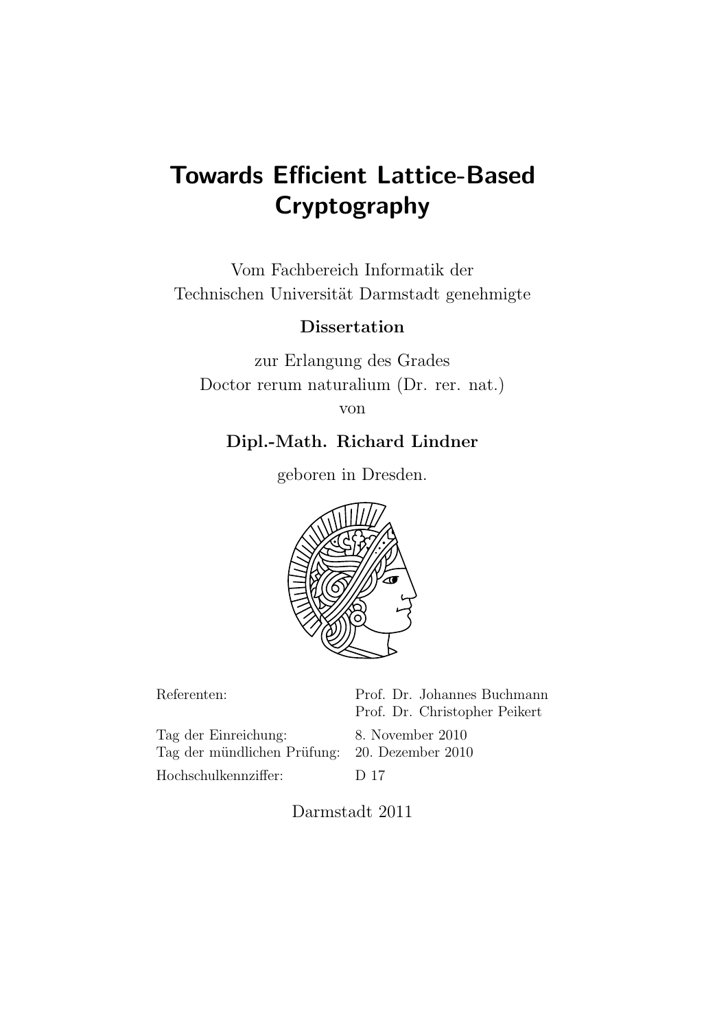# Towards Efficient Lattice-Based Cryptography

Vom Fachbereich Informatik der
Technischen Universität Darmstadt genehmigte

**Dissertation**

zur Erlangung des Grades
Doctor rerum naturalium (Dr. rer. nat.)
von

**Dipl.-Math. Richard Lindner**

geboren in Dresden.

| | |
|---|---|
| Referenten: | Prof. Dr. Johannes Buchmann |
| | Prof. Dr. Christopher Peikert |
| Tag der Einreichung: | 8. November 2010 |
| Tag der mündlichen Prüfung: | 20. Dezember 2010 |
| Hochschulkennziffer: | D 17 |

Darmstadt 2011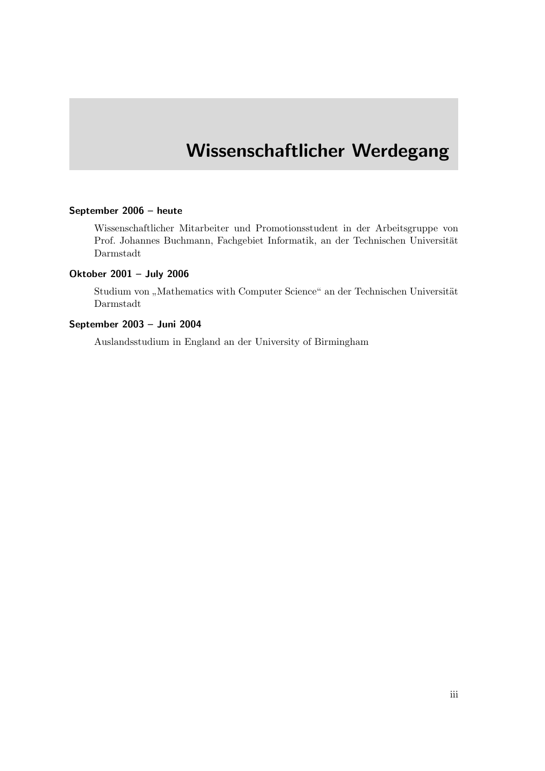# Wissenschaftlicher Werdegang

**September 2006 – heute**

Wissenschaftlicher Mitarbeiter und Promotionsstudent in der Arbeitsgruppe von Prof. Johannes Buchmann, Fachgebiet Informatik, an der Technischen Universität Darmstadt

**Oktober 2001 – July 2006**

Studium von „Mathematics with Computer Science“ an der Technischen Universität Darmstadt

**September 2003 – Juni 2004**

Auslandsstudium in England an der University of Birmingham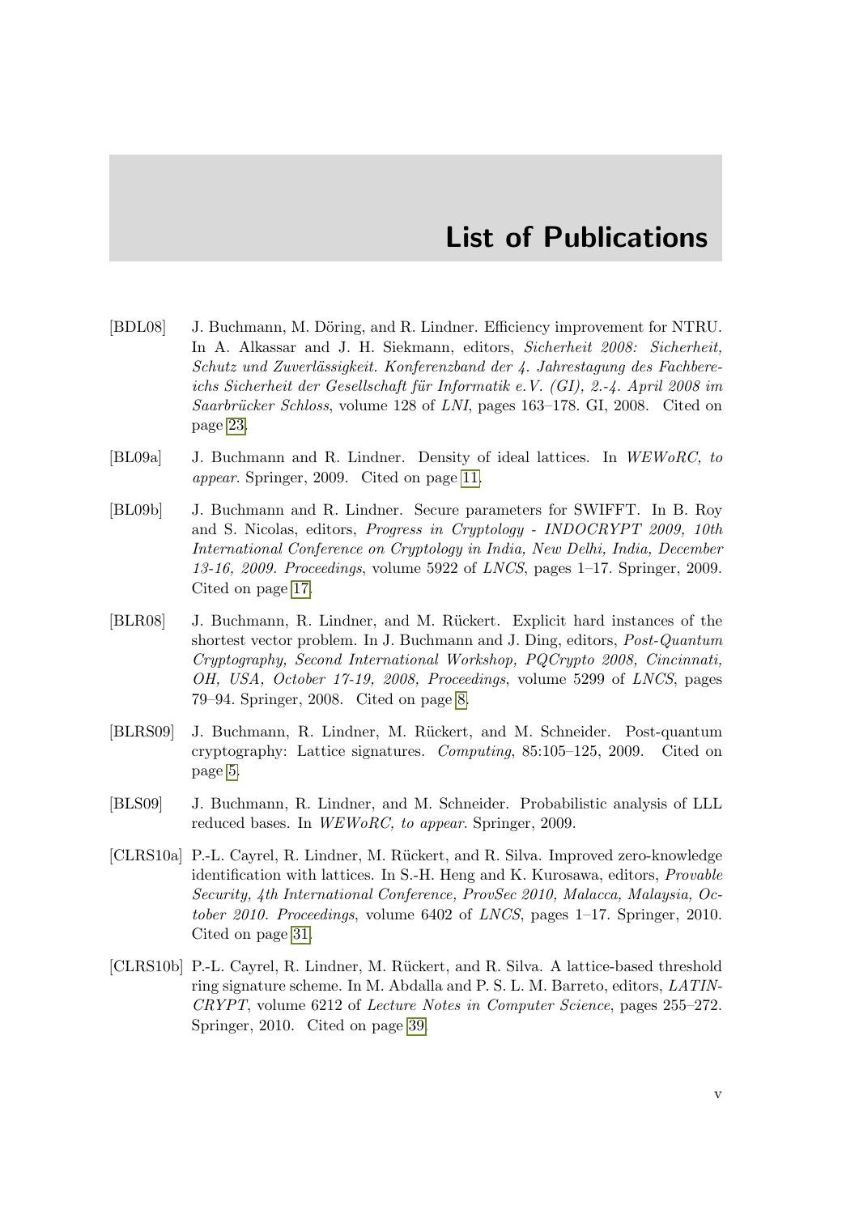# List of Publications

[BDL08] J. Buchmann, M. Döring, and R. Lindner. Efficiency improvement for NTRU. In A. Alkassar and J. H. Siekmann, editors, *Sicherheit 2008: Sicherheit, Schutz und Zuverlässigkeit. Konferenzband der 4. Jahrestagung des Fachbereichs Sicherheit der Gesellschaft für Informatik e.V. (GI), 2.-4. April 2008 im Saarbrücker Schloss*, volume 128 of *LNI*, pages 163–178. GI, 2008. Cited on page 23.

[BL09a] J. Buchmann and R. Lindner. Density of ideal lattices. In *WEWoRC, to appear*. Springer, 2009. Cited on page 11.

[BL09b] J. Buchmann and R. Lindner. Secure parameters for SWIFFT. In B. Roy and S. Nicolas, editors, *Progress in Cryptology - INDOCRYPT 2009, 10th International Conference on Cryptology in India, New Delhi, India, December 13-16, 2009. Proceedings*, volume 5922 of *LNCS*, pages 1–17. Springer, 2009. Cited on page 17.

[BLR08] J. Buchmann, R. Lindner, and M. Rückert. Explicit hard instances of the shortest vector problem. In J. Buchmann and J. Ding, editors, *Post-Quantum Cryptography, Second International Workshop, PQCrypto 2008, Cincinnati, OH, USA, October 17-19, 2008, Proceedings*, volume 5299 of *LNCS*, pages 79–94. Springer, 2008. Cited on page 8.

[BLRS09] J. Buchmann, R. Lindner, M. Rückert, and M. Schneider. Post-quantum cryptography: Lattice signatures. *Computing*, 85:105–125, 2009. Cited on page 5.

[BLS09] J. Buchmann, R. Lindner, and M. Schneider. Probabilistic analysis of LLL reduced bases. In *WEWoRC, to appear*. Springer, 2009.

[CLRS10a] P.-L. Cayrel, R. Lindner, M. Rückert, and R. Silva. Improved zero-knowledge identification with lattices. In S.-H. Heng and K. Kurosawa, editors, *Provable Security, 4th International Conference, ProvSec 2010, Malacca, Malaysia, October 2010. Proceedings*, volume 6402 of *LNCS*, pages 1–17. Springer, 2010. Cited on page 31.

[CLRS10b] P.-L. Cayrel, R. Lindner, M. Rückert, and R. Silva. A lattice-based threshold ring signature scheme. In M. Abdalla and P. S. L. M. Barreto, editors, *LATINCRYPT*, volume 6212 of *Lecture Notes in Computer Science*, pages 255–272. Springer, 2010. Cited on page 39.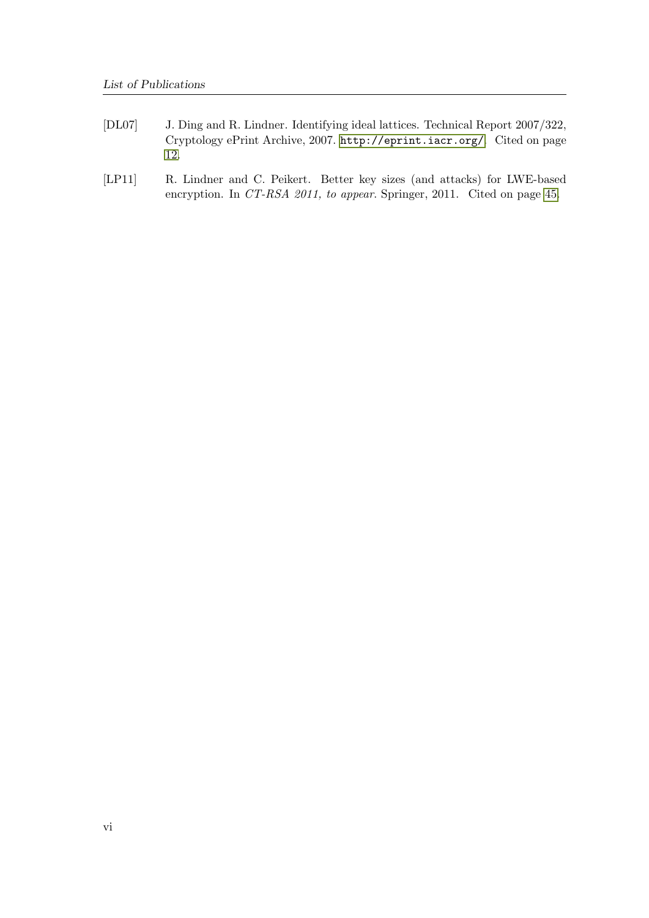[DL07] J. Ding and R. Lindner. Identifying ideal lattices. Technical Report 2007/322, Cryptology ePrint Archive, 2007. http://eprint.iacr.org/. Cited on page 12.

[LP11] R. Lindner and C. Peikert. Better key sizes (and attacks) for LWE-based encryption. In *CT-RSA 2011, to appear*. Springer, 2011. Cited on page 45.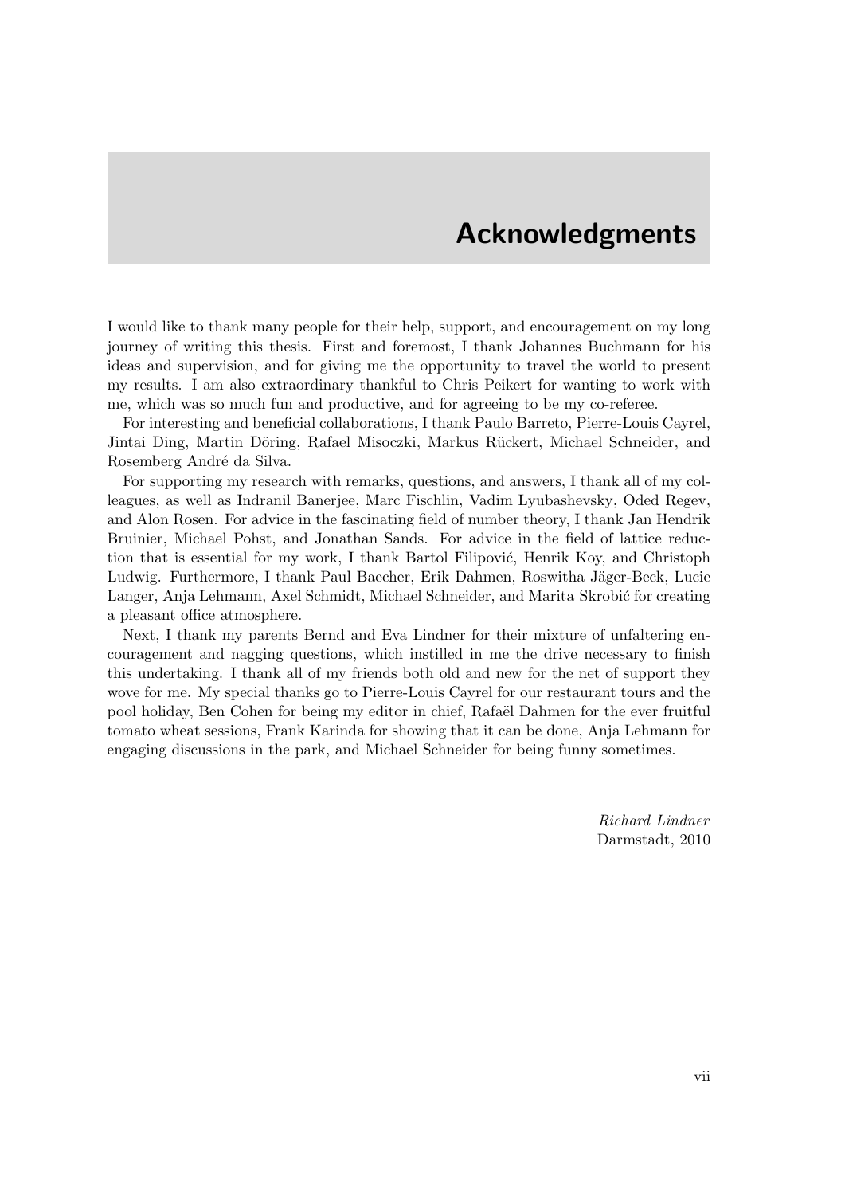# Acknowledgments

I would like to thank many people for their help, support, and encouragement on my long journey of writing this thesis. First and foremost, I thank Johannes Buchmann for his ideas and supervision, and for giving me the opportunity to travel the world to present my results. I am also extraordinary thankful to Chris Peikert for wanting to work with me, which was so much fun and productive, and for agreeing to be my co-referee.

For interesting and beneficial collaborations, I thank Paulo Barreto, Pierre-Louis Cayrel, Jintai Ding, Martin Döring, Rafael Misoczki, Markus Rückert, Michael Schneider, and Rosemberg André da Silva.

For supporting my research with remarks, questions, and answers, I thank all of my colleagues, as well as Indranil Banerjee, Marc Fischlin, Vadim Lyubashevsky, Oded Regev, and Alon Rosen. For advice in the fascinating field of number theory, I thank Jan Hendrik Bruinier, Michael Pohst, and Jonathan Sands. For advice in the field of lattice reduction that is essential for my work, I thank Bartol Filipović, Henrik Koy, and Christoph Ludwig. Furthermore, I thank Paul Baecher, Erik Dahmen, Roswitha Jäger-Beck, Lucie Langer, Anja Lehmann, Axel Schmidt, Michael Schneider, and Marita Skrobić for creating a pleasant office atmosphere.

Next, I thank my parents Bernd and Eva Lindner for their mixture of unfaltering encouragement and nagging questions, which instilled in me the drive necessary to finish this undertaking. I thank all of my friends both old and new for the net of support they wove for me. My special thanks go to Pierre-Louis Cayrel for our restaurant tours and the pool holiday, Ben Cohen for being my editor in chief, Rafaël Dahmen for the ever fruitful tomato wheat sessions, Frank Karinda for showing that it can be done, Anja Lehmann for engaging discussions in the park, and Michael Schneider for being funny sometimes.

*Richard Lindner*
Darmstadt, 2010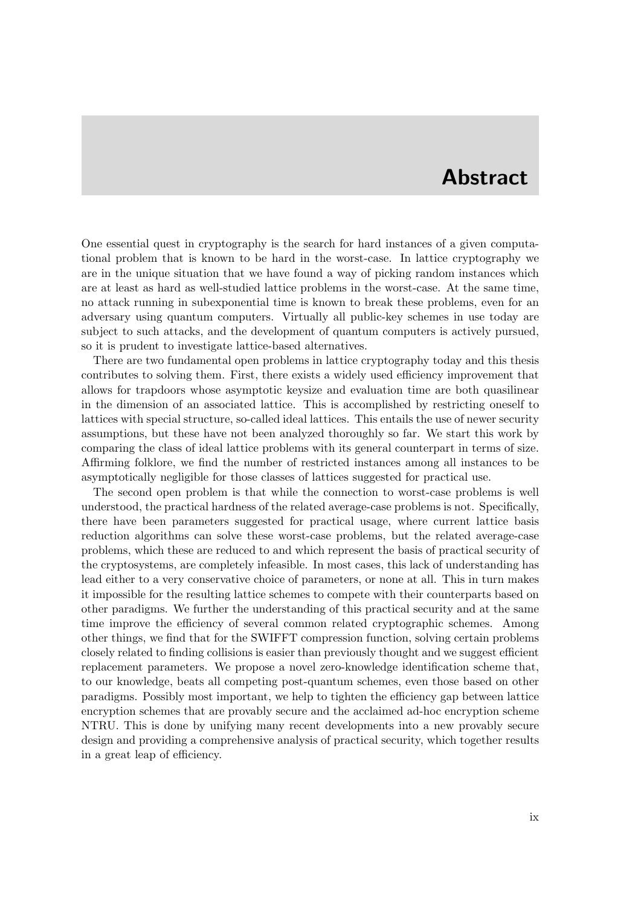# Abstract

One essential quest in cryptography is the search for hard instances of a given computational problem that is known to be hard in the worst-case. In lattice cryptography we are in the unique situation that we have found a way of picking random instances which are at least as hard as well-studied lattice problems in the worst-case. At the same time, no attack running in subexponential time is known to break these problems, even for an adversary using quantum computers. Virtually all public-key schemes in use today are subject to such attacks, and the development of quantum computers is actively pursued, so it is prudent to investigate lattice-based alternatives.

There are two fundamental open problems in lattice cryptography today and this thesis contributes to solving them. First, there exists a widely used efficiency improvement that allows for trapdoors whose asymptotic keysize and evaluation time are both quasilinear in the dimension of an associated lattice. This is accomplished by restricting oneself to lattices with special structure, so-called ideal lattices. This entails the use of newer security assumptions, but these have not been analyzed thoroughly so far. We start this work by comparing the class of ideal lattice problems with its general counterpart in terms of size. Affirming folklore, we find the number of restricted instances among all instances to be asymptotically negligible for those classes of lattices suggested for practical use.

The second open problem is that while the connection to worst-case problems is well understood, the practical hardness of the related average-case problems is not. Specifically, there have been parameters suggested for practical usage, where current lattice basis reduction algorithms can solve these worst-case problems, but the related average-case problems, which these are reduced to and which represent the basis of practical security of the cryptosystems, are completely infeasible. In most cases, this lack of understanding has lead either to a very conservative choice of parameters, or none at all. This in turn makes it impossible for the resulting lattice schemes to compete with their counterparts based on other paradigms. We further the understanding of this practical security and at the same time improve the efficiency of several common related cryptographic schemes. Among other things, we find that for the SWIFFT compression function, solving certain problems closely related to finding collisions is easier than previously thought and we suggest efficient replacement parameters. We propose a novel zero-knowledge identification scheme that, to our knowledge, beats all competing post-quantum schemes, even those based on other paradigms. Possibly most important, we help to tighten the efficiency gap between lattice encryption schemes that are provably secure and the acclaimed ad-hoc encryption scheme NTRU. This is done by unifying many recent developments into a new provably secure design and providing a comprehensive analysis of practical security, which together results in a great leap of efficiency.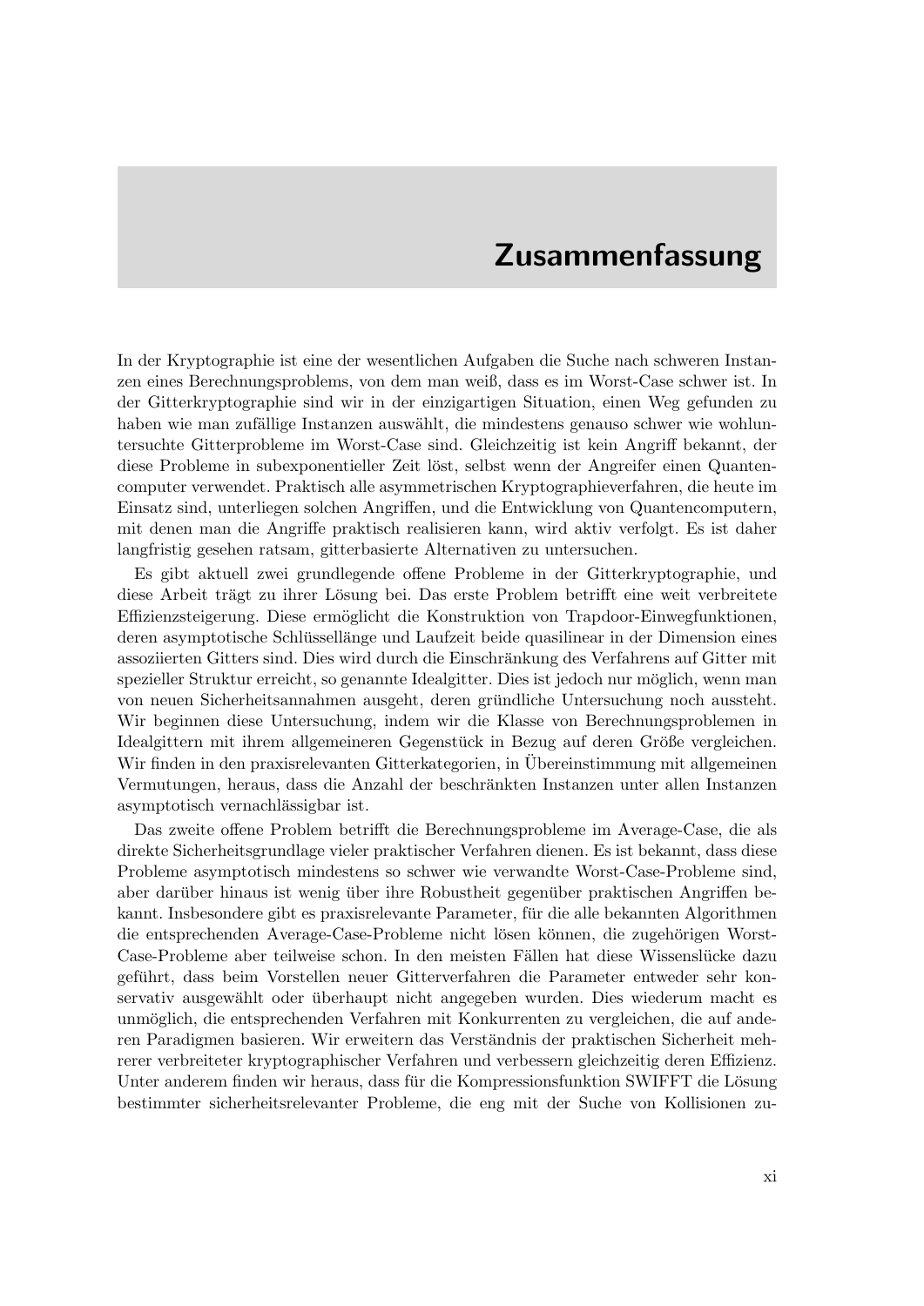# Zusammenfassung

In der Kryptographie ist eine der wesentlichen Aufgaben die Suche nach schweren Instanzen eines Berechnungsproblems, von dem man weiß, dass es im Worst-Case schwer ist. In der Gitterkryptographie sind wir in der einzigartigen Situation, einen Weg gefunden zu haben wie man zufällige Instanzen auswählt, die mindestens genauso schwer wie wohluntersuchte Gitterprobleme im Worst-Case sind. Gleichzeitig ist kein Angriff bekannt, der diese Probleme in subexponentieller Zeit löst, selbst wenn der Angreifer einen Quantencomputer verwendet. Praktisch alle asymmetrischen Kryptographieverfahren, die heute im Einsatz sind, unterliegen solchen Angriffen, und die Entwicklung von Quantencomputern, mit denen man die Angriffe praktisch realisieren kann, wird aktiv verfolgt. Es ist daher langfristig gesehen ratsam, gitterbasierte Alternativen zu untersuchen.

Es gibt aktuell zwei grundlegende offene Probleme in der Gitterkryptographie, und diese Arbeit trägt zu ihrer Lösung bei. Das erste Problem betrifft eine weit verbreitete Effizienzsteigerung. Diese ermöglicht die Konstruktion von Trapdoor-Einwegfunktionen, deren asymptotische Schlüssellänge und Laufzeit beide quasilinear in der Dimension eines assoziierten Gitters sind. Dies wird durch die Einschränkung des Verfahrens auf Gitter mit spezieller Struktur erreicht, so genannte Idealgitter. Dies ist jedoch nur möglich, wenn man von neuen Sicherheitsannahmen ausgeht, deren gründliche Untersuchung noch aussteht. Wir beginnen diese Untersuchung, indem wir die Klasse von Berechnungsproblemen in Idealgittern mit ihrem allgemeineren Gegenstück in Bezug auf deren Größe vergleichen. Wir finden in den praxisrelevanten Gitterkategorien, in Übereinstimmung mit allgemeinen Vermutungen, heraus, dass die Anzahl der beschränkten Instanzen unter allen Instanzen asymptotisch vernachlässigbar ist.

Das zweite offene Problem betrifft die Berechnungsprobleme im Average-Case, die als direkte Sicherheitsgrundlage vieler praktischer Verfahren dienen. Es ist bekannt, dass diese Probleme asymptotisch mindestens so schwer wie verwandte Worst-Case-Probleme sind, aber darüber hinaus ist wenig über ihre Robustheit gegenüber praktischen Angriffen bekannt. Insbesondere gibt es praxisrelevante Parameter, für die alle bekannten Algorithmen die entsprechenden Average-Case-Probleme nicht lösen können, die zugehörigen Worst-Case-Probleme aber teilweise schon. In den meisten Fällen hat diese Wissenslücke dazu geführt, dass beim Vorstellen neuer Gitterverfahren die Parameter entweder sehr konservativ ausgewählt oder überhaupt nicht angegeben wurden. Dies wiederum macht es unmöglich, die entsprechenden Verfahren mit Konkurrenten zu vergleichen, die auf anderen Paradigmen basieren. Wir erweitern das Verständnis der praktischen Sicherheit mehrerer verbreiteter kryptographischer Verfahren und verbessern gleichzeitig deren Effizienz. Unter anderem finden wir heraus, dass für die Kompressionsfunktion SWIFFT die Lösung bestimmter sicherheitsrelevanter Probleme, die eng mit der Suche von Kollisionen zu-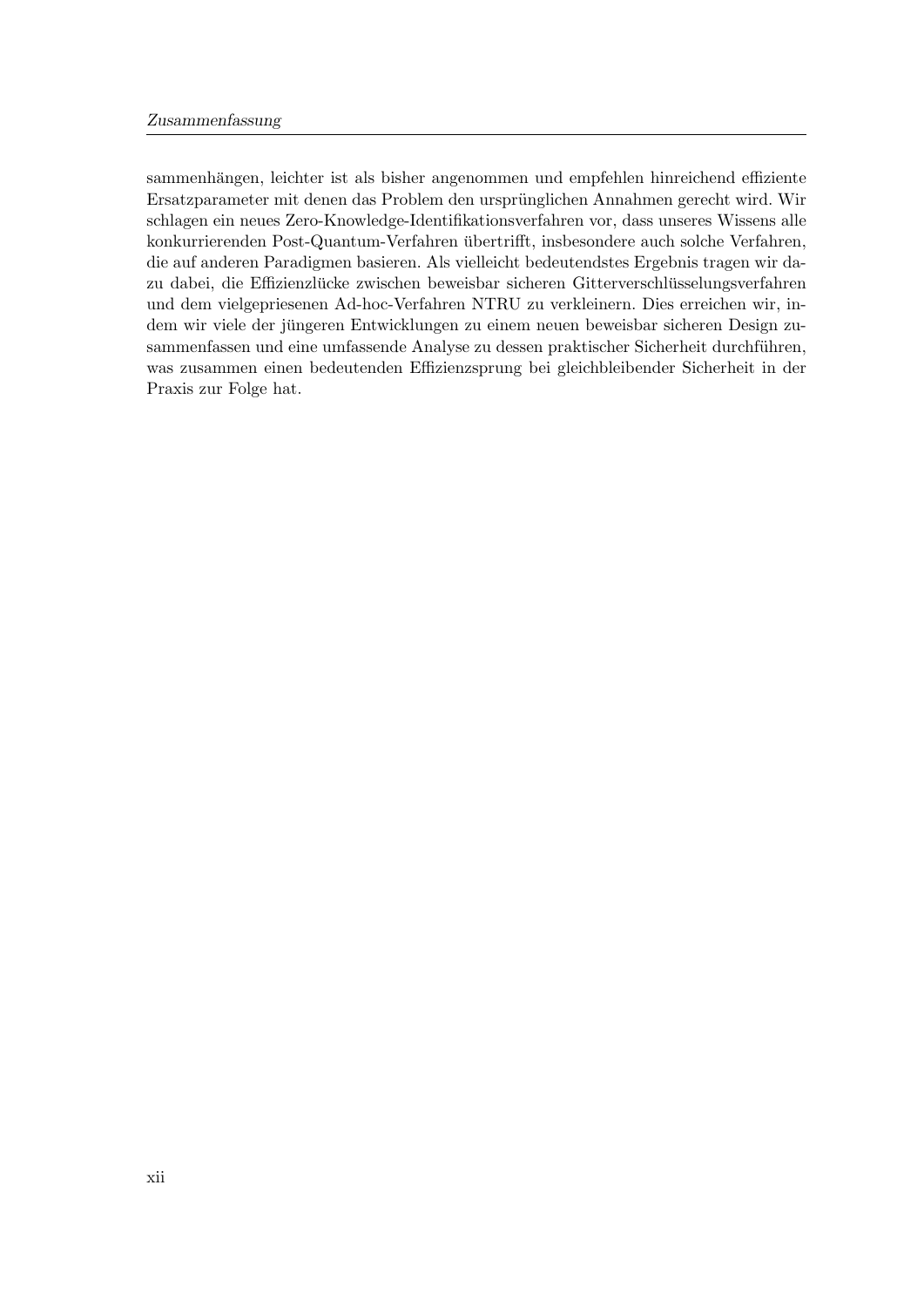sammenhängen, leichter ist als bisher angenommen und empfehlen hinreichend effiziente Ersatzparameter mit denen das Problem den ursprünglichen Annahmen gerecht wird. Wir schlagen ein neues Zero-Knowledge-Identifikationsverfahren vor, dass unseres Wissens alle konkurrierenden Post-Quantum-Verfahren übertrifft, insbesondere auch solche Verfahren, die auf anderen Paradigmen basieren. Als vielleicht bedeutendstes Ergebnis tragen wir dazu dabei, die Effizienzlücke zwischen beweisbar sicheren Gitterverschlüsselungsverfahren und dem vielgepriesenen Ad-hoc-Verfahren NTRU zu verkleinern. Dies erreichen wir, indem wir viele der jüngeren Entwicklungen zu einem neuen beweisbar sicheren Design zusammenfassen und eine umfassende Analyse zu dessen praktischer Sicherheit durchführen, was zusammen einen bedeutenden Effizienzsprung bei gleichbleibender Sicherheit in der Praxis zur Folge hat.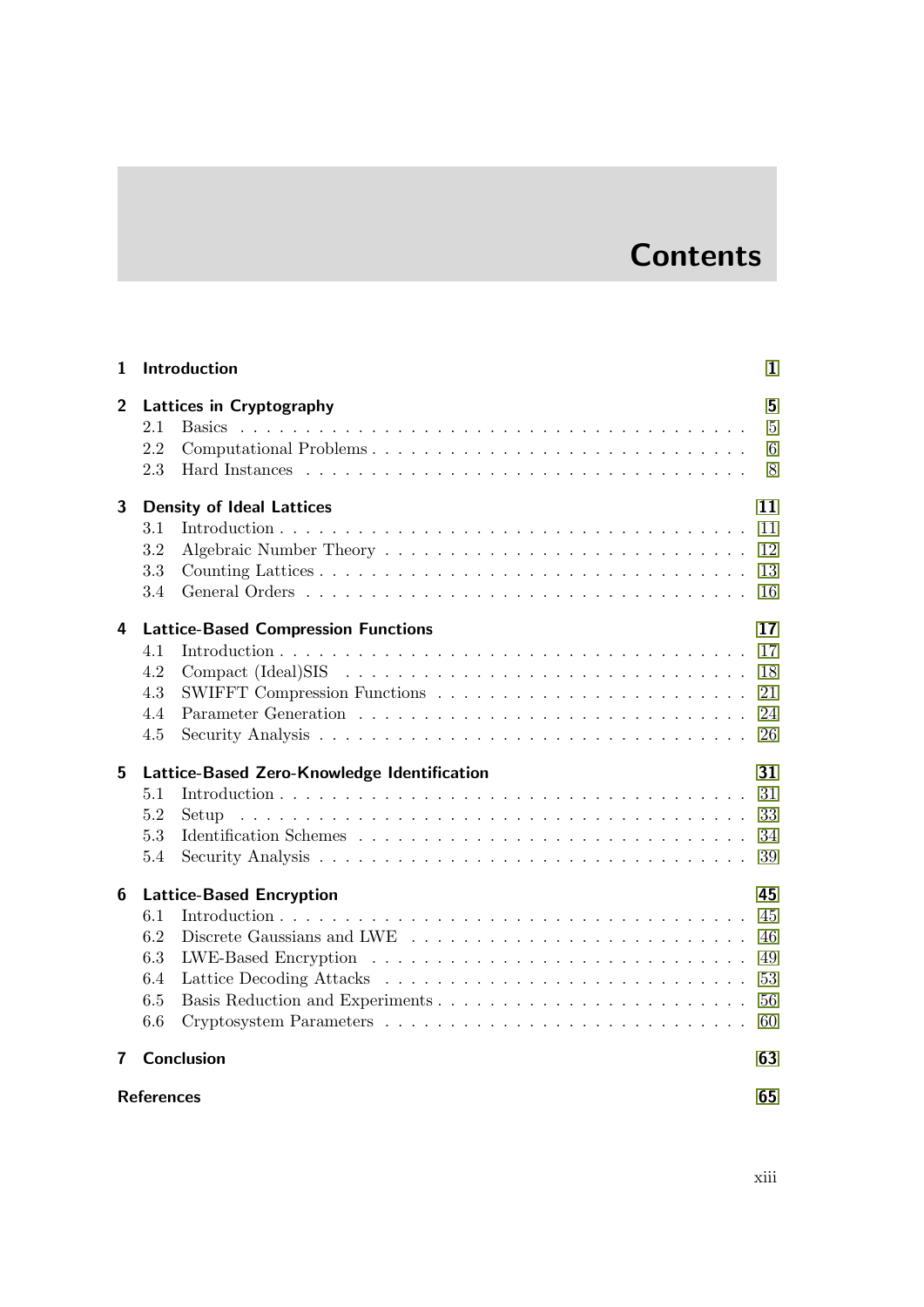# Contents

| | | |
|---|---|---|
| **1** | **Introduction** | **1** |
| **2** | **Lattices in Cryptography** | **5** |
| | 2.1 Basics | 5 |
| | 2.2 Computational Problems | 6 |
| | 2.3 Hard Instances | 8 |
| **3** | **Density of Ideal Lattices** | **11** |
| | 3.1 Introduction | 11 |
| | 3.2 Algebraic Number Theory | 12 |
| | 3.3 Counting Lattices | 13 |
| | 3.4 General Orders | 16 |
| **4** | **Lattice-Based Compression Functions** | **17** |
| | 4.1 Introduction | 17 |
| | 4.2 Compact (Ideal)SIS | 18 |
| | 4.3 SWIFFT Compression Functions | 21 |
| | 4.4 Parameter Generation | 24 |
| | 4.5 Security Analysis | 26 |
| **5** | **Lattice-Based Zero-Knowledge Identification** | **31** |
| | 5.1 Introduction | 31 |
| | 5.2 Setup | 33 |
| | 5.3 Identification Schemes | 34 |
| | 5.4 Security Analysis | 39 |
| **6** | **Lattice-Based Encryption** | **45** |
| | 6.1 Introduction | 45 |
| | 6.2 Discrete Gaussians and LWE | 46 |
| | 6.3 LWE-Based Encryption | 49 |
| | 6.4 Lattice Decoding Attacks | 53 |
| | 6.5 Basis Reduction and Experiments | 56 |
| | 6.6 Cryptosystem Parameters | 60 |
| **7** | **Conclusion** | **63** |
| | **References** | **65** |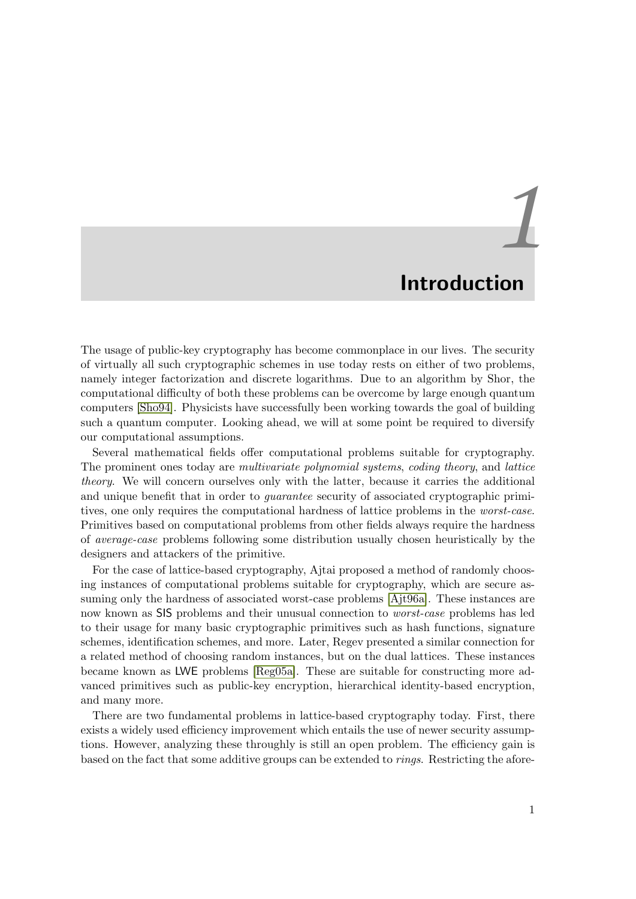# 1 Introduction

The usage of public-key cryptography has become commonplace in our lives. The security of virtually all such cryptographic schemes in use today rests on either of two problems, namely integer factorization and discrete logarithms. Due to an algorithm by Shor, the computational difficulty of both these problems can be overcome by large enough quantum computers [Sho94]. Physicists have successfully been working towards the goal of building such a quantum computer. Looking ahead, we will at some point be required to diversify our computational assumptions.

Several mathematical fields offer computational problems suitable for cryptography. The prominent ones today are *multivariate polynomial systems*, *coding theory*, and *lattice theory*. We will concern ourselves only with the latter, because it carries the additional and unique benefit that in order to *guarantee* security of associated cryptographic primitives, one only requires the computational hardness of lattice problems in the *worst-case*. Primitives based on computational problems from other fields always require the hardness of *average-case* problems following some distribution usually chosen heuristically by the designers and attackers of the primitive.

For the case of lattice-based cryptography, Ajtai proposed a method of randomly choosing instances of computational problems suitable for cryptography, which are secure assuming only the hardness of associated worst-case problems [Ajt96a]. These instances are now known as SIS problems and their unusual connection to *worst-case* problems has led to their usage for many basic cryptographic primitives such as hash functions, signature schemes, identification schemes, and more. Later, Regev presented a similar connection for a related method of choosing random instances, but on the dual lattices. These instances became known as LWE problems [Reg05a]. These are suitable for constructing more advanced primitives such as public-key encryption, hierarchical identity-based encryption, and many more.

There are two fundamental problems in lattice-based cryptography today. First, there exists a widely used efficiency improvement which entails the use of newer security assumptions. However, analyzing these throughly is still an open problem. The efficiency gain is based on the fact that some additive groups can be extended to *rings*. Restricting the afore-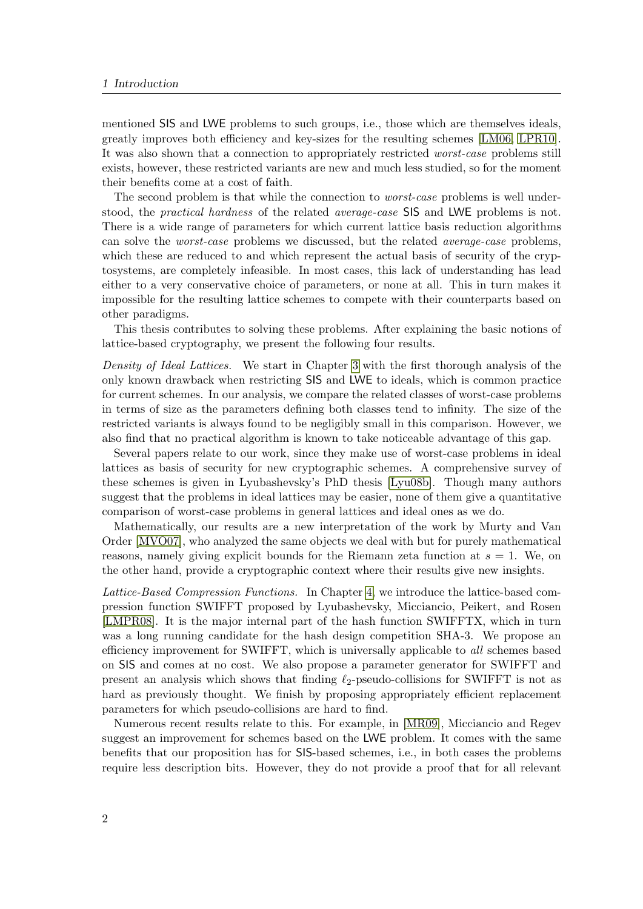mentioned SIS and LWE problems to such groups, i.e., those which are themselves ideals, greatly improves both efficiency and key-sizes for the resulting schemes [LM06, LPR10]. It was also shown that a connection to appropriately restricted *worst-case* problems still exists, however, these restricted variants are new and much less studied, so for the moment their benefits come at a cost of faith.

The second problem is that while the connection to *worst-case* problems is well understood, the *practical hardness* of the related *average-case* SIS and LWE problems is not. There is a wide range of parameters for which current lattice basis reduction algorithms can solve the *worst-case* problems we discussed, but the related *average-case* problems, which these are reduced to and which represent the actual basis of security of the cryptosystems, are completely infeasible. In most cases, this lack of understanding has lead either to a very conservative choice of parameters, or none at all. This in turn makes it impossible for the resulting lattice schemes to compete with their counterparts based on other paradigms.

This thesis contributes to solving these problems. After explaining the basic notions of lattice-based cryptography, we present the following four results.

*Density of Ideal Lattices.* We start in Chapter 3 with the first thorough analysis of the only known drawback when restricting SIS and LWE to ideals, which is common practice for current schemes. In our analysis, we compare the related classes of worst-case problems in terms of size as the parameters defining both classes tend to infinity. The size of the restricted variants is always found to be negligibly small in this comparison. However, we also find that no practical algorithm is known to take noticeable advantage of this gap.

Several papers relate to our work, since they make use of worst-case problems in ideal lattices as basis of security for new cryptographic schemes. A comprehensive survey of these schemes is given in Lyubashevsky's PhD thesis [Lyu08b]. Though many authors suggest that the problems in ideal lattices may be easier, none of them give a quantitative comparison of worst-case problems in general lattices and ideal ones as we do.

Mathematically, our results are a new interpretation of the work by Murty and Van Order [MVO07], who analyzed the same objects we deal with but for purely mathematical reasons, namely giving explicit bounds for the Riemann zeta function at $s = 1$. We, on the other hand, provide a cryptographic context where their results give new insights.

*Lattice-Based Compression Functions.* In Chapter 4, we introduce the lattice-based compression function SWIFFT proposed by Lyubashevsky, Micciancio, Peikert, and Rosen [LMPR08]. It is the major internal part of the hash function SWIFFTX, which in turn was a long running candidate for the hash design competition SHA-3. We propose an efficiency improvement for SWIFFT, which is universally applicable to *all* schemes based on SIS and comes at no cost. We also propose a parameter generator for SWIFFT and present an analysis which shows that finding $\ell_2$-pseudo-collisions for SWIFFT is not as hard as previously thought. We finish by proposing appropriately efficient replacement parameters for which pseudo-collisions are hard to find.

Numerous recent results relate to this. For example, in [MR09], Micciancio and Regev suggest an improvement for schemes based on the LWE problem. It comes with the same benefits that our proposition has for SIS-based schemes, i.e., in both cases the problems require less description bits. However, they do not provide a proof that for all relevant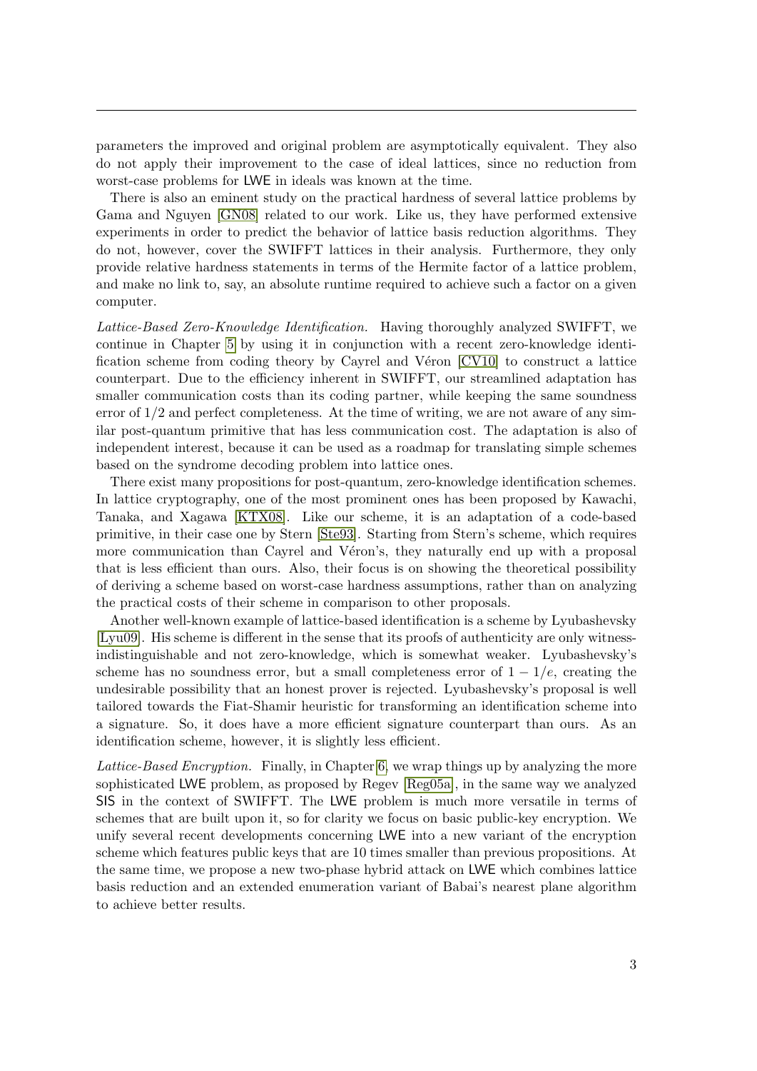parameters the improved and original problem are asymptotically equivalent. They also do not apply their improvement to the case of ideal lattices, since no reduction from worst-case problems for LWE in ideals was known at the time.

There is also an eminent study on the practical hardness of several lattice problems by Gama and Nguyen [GN08] related to our work. Like us, they have performed extensive experiments in order to predict the behavior of lattice basis reduction algorithms. They do not, however, cover the SWIFFT lattices in their analysis. Furthermore, they only provide relative hardness statements in terms of the Hermite factor of a lattice problem, and make no link to, say, an absolute runtime required to achieve such a factor on a given computer.

*Lattice-Based Zero-Knowledge Identification.* Having thoroughly analyzed SWIFFT, we continue in Chapter 5 by using it in conjunction with a recent zero-knowledge identification scheme from coding theory by Cayrel and Véron [CV10] to construct a lattice counterpart. Due to the efficiency inherent in SWIFFT, our streamlined adaptation has smaller communication costs than its coding partner, while keeping the same soundness error of $1/2$ and perfect completeness. At the time of writing, we are not aware of any similar post-quantum primitive that has less communication cost. The adaptation is also of independent interest, because it can be used as a roadmap for translating simple schemes based on the syndrome decoding problem into lattice ones.

There exist many propositions for post-quantum, zero-knowledge identification schemes. In lattice cryptography, one of the most prominent ones has been proposed by Kawachi, Tanaka, and Xagawa [KTX08]. Like our scheme, it is an adaptation of a code-based primitive, in their case one by Stern [Ste93]. Starting from Stern's scheme, which requires more communication than Cayrel and Véron's, they naturally end up with a proposal that is less efficient than ours. Also, their focus is on showing the theoretical possibility of deriving a scheme based on worst-case hardness assumptions, rather than on analyzing the practical costs of their scheme in comparison to other proposals.

Another well-known example of lattice-based identification is a scheme by Lyubashevsky [Lyu09]. His scheme is different in the sense that its proofs of authenticity are only witness-indistinguishable and not zero-knowledge, which is somewhat weaker. Lyubashevsky's scheme has no soundness error, but a small completeness error of $1 - 1/e$, creating the undesirable possibility that an honest prover is rejected. Lyubashevsky's proposal is well tailored towards the Fiat-Shamir heuristic for transforming an identification scheme into a signature. So, it does have a more efficient signature counterpart than ours. As an identification scheme, however, it is slightly less efficient.

*Lattice-Based Encryption.* Finally, in Chapter 6, we wrap things up by analyzing the more sophisticated LWE problem, as proposed by Regev [Reg05a], in the same way we analyzed SIS in the context of SWIFFT. The LWE problem is much more versatile in terms of schemes that are built upon it, so for clarity we focus on basic public-key encryption. We unify several recent developments concerning LWE into a new variant of the encryption scheme which features public keys that are 10 times smaller than previous propositions. At the same time, we propose a new two-phase hybrid attack on LWE which combines lattice basis reduction and an extended enumeration variant of Babai's nearest plane algorithm to achieve better results.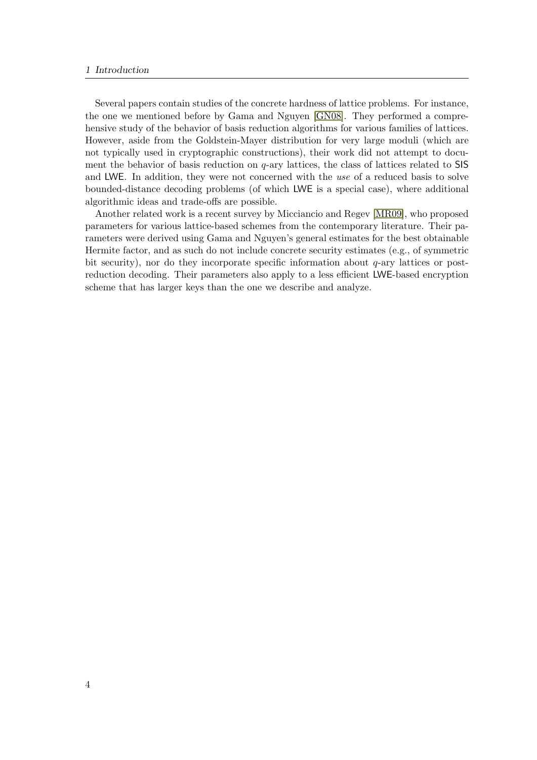Several papers contain studies of the concrete hardness of lattice problems. For instance, the one we mentioned before by Gama and Nguyen [GN08]. They performed a comprehensive study of the behavior of basis reduction algorithms for various families of lattices. However, aside from the Goldstein-Mayer distribution for very large moduli (which are not typically used in cryptographic constructions), their work did not attempt to document the behavior of basis reduction on $q$-ary lattices, the class of lattices related to SIS and LWE. In addition, they were not concerned with the *use* of a reduced basis to solve bounded-distance decoding problems (of which LWE is a special case), where additional algorithmic ideas and trade-offs are possible.

Another related work is a recent survey by Micciancio and Regev [MR09], who proposed parameters for various lattice-based schemes from the contemporary literature. Their parameters were derived using Gama and Nguyen's general estimates for the best obtainable Hermite factor, and as such do not include concrete security estimates (e.g., of symmetric bit security), nor do they incorporate specific information about $q$-ary lattices or post-reduction decoding. Their parameters also apply to a less efficient LWE-based encryption scheme that has larger keys than the one we describe and analyze.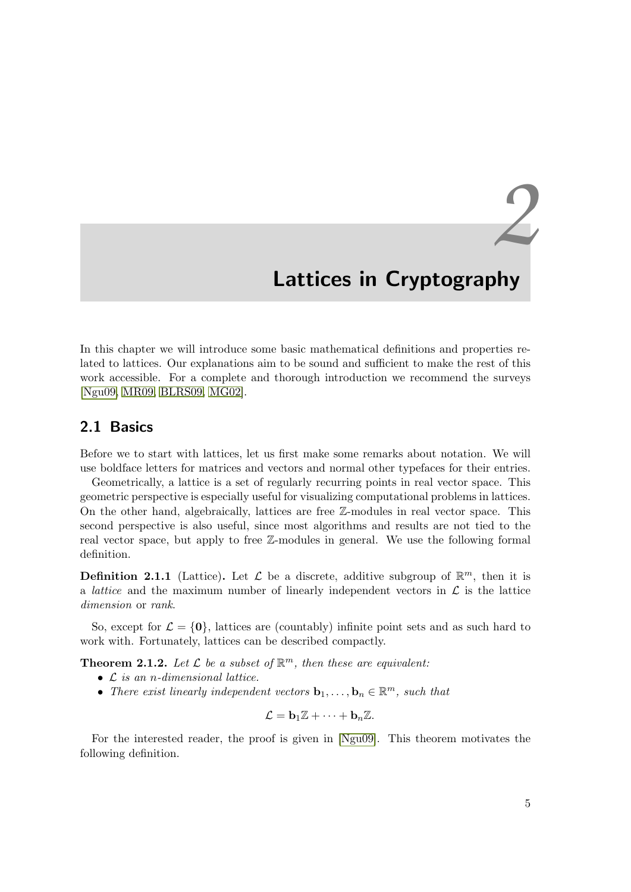# 2 Lattices in Cryptography

In this chapter we will introduce some basic mathematical definitions and properties related to lattices. Our explanations aim to be sound and sufficient to make the rest of this work accessible. For a complete and thorough introduction we recommend the surveys [Ngu09, MR09, BLRS09, MG02].

## 2.1 Basics

Before we to start with lattices, let us first make some remarks about notation. We will use boldface letters for matrices and vectors and normal other typefaces for their entries.

Geometrically, a lattice is a set of regularly recurring points in real vector space. This geometric perspective is especially useful for visualizing computational problems in lattices. On the other hand, algebraically, lattices are free $\mathbb{Z}$-modules in real vector space. This second perspective is also useful, since most algorithms and results are not tied to the real vector space, but apply to free $\mathbb{Z}$-modules in general. We use the following formal definition.

**Definition 2.1.1** (Lattice)**.** Let $\mathcal{L}$ be a discrete, additive subgroup of $\mathbb{R}^m$, then it is a *lattice* and the maximum number of linearly independent vectors in $\mathcal{L}$ is the lattice *dimension* or *rank*.

So, except for $\mathcal{L} = \{\mathbf{0}\}$, lattices are (countably) infinite point sets and as such hard to work with. Fortunately, lattices can be described compactly.

**Theorem 2.1.2.** *Let $\mathcal{L}$ be a subset of $\mathbb{R}^m$, then these are equivalent:*

- *$\mathcal{L}$ is an $n$-dimensional lattice.*
- *There exist linearly independent vectors $\mathbf{b}_1, \ldots, \mathbf{b}_n \in \mathbb{R}^m$, such that*

$$\mathcal{L} = \mathbf{b}_1\mathbb{Z} + \cdots + \mathbf{b}_n\mathbb{Z}.$$

For the interested reader, the proof is given in [Ngu09]. This theorem motivates the following definition.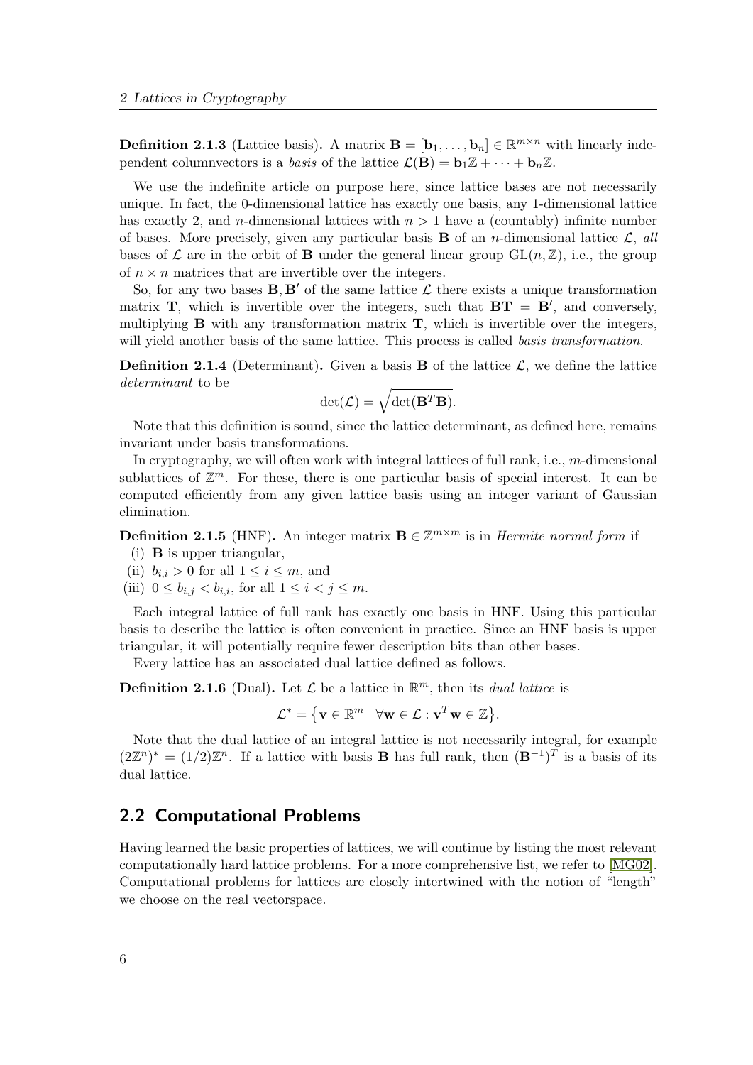**Definition 2.1.3** (Lattice basis)**.** A matrix $\mathbf{B} = [\mathbf{b}_1, \ldots, \mathbf{b}_n] \in \mathbb{R}^{m \times n}$ with linearly independent columnvectors is a *basis* of the lattice $\mathcal{L}(\mathbf{B}) = \mathbf{b}_1\mathbb{Z} + \cdots + \mathbf{b}_n\mathbb{Z}$.

We use the indefinite article on purpose here, since lattice bases are not necessarily unique. In fact, the 0-dimensional lattice has exactly one basis, any 1-dimensional lattice has exactly 2, and $n$-dimensional lattices with $n > 1$ have a (countably) infinite number of bases. More precisely, given any particular basis $\mathbf{B}$ of an $n$-dimensional lattice $\mathcal{L}$, *all* bases of $\mathcal{L}$ are in the orbit of $\mathbf{B}$ under the general linear group $\mathrm{GL}(n, \mathbb{Z})$, i.e., the group of $n \times n$ matrices that are invertible over the integers.

So, for any two bases $\mathbf{B}, \mathbf{B}'$ of the same lattice $\mathcal{L}$ there exists a unique transformation matrix $\mathbf{T}$, which is invertible over the integers, such that $\mathbf{BT} = \mathbf{B}'$, and conversely, multiplying $\mathbf{B}$ with any transformation matrix $\mathbf{T}$, which is invertible over the integers, will yield another basis of the same lattice. This process is called *basis transformation*.

**Definition 2.1.4** (Determinant)**.** Given a basis $\mathbf{B}$ of the lattice $\mathcal{L}$, we define the lattice *determinant* to be

$$\det(\mathcal{L}) = \sqrt{\det(\mathbf{B}^T\mathbf{B})}.$$

Note that this definition is sound, since the lattice determinant, as defined here, remains invariant under basis transformations.

In cryptography, we will often work with integral lattices of full rank, i.e., $m$-dimensional sublattices of $\mathbb{Z}^m$. For these, there is one particular basis of special interest. It can be computed efficiently from any given lattice basis using an integer variant of Gaussian elimination.

**Definition 2.1.5** (HNF)**.** An integer matrix $\mathbf{B} \in \mathbb{Z}^{m \times m}$ is in *Hermite normal form* if

(i) $\mathbf{B}$ is upper triangular,

(ii) $b_{i,i} > 0$ for all $1 \leq i \leq m$, and

(iii) $0 \leq b_{i,j} < b_{i,i}$, for all $1 \leq i < j \leq m$.

Each integral lattice of full rank has exactly one basis in HNF. Using this particular basis to describe the lattice is often convenient in practice. Since an HNF basis is upper triangular, it will potentially require fewer description bits than other bases.

Every lattice has an associated dual lattice defined as follows.

**Definition 2.1.6** (Dual)**.** Let $\mathcal{L}$ be a lattice in $\mathbb{R}^m$, then its *dual lattice* is

$$\mathcal{L}^* = \left\{ \mathbf{v} \in \mathbb{R}^m \mid \forall \mathbf{w} \in \mathcal{L} : \mathbf{v}^T\mathbf{w} \in \mathbb{Z} \right\}.$$

Note that the dual lattice of an integral lattice is not necessarily integral, for example $(2\mathbb{Z}^n)^* = (1/2)\mathbb{Z}^n$. If a lattice with basis $\mathbf{B}$ has full rank, then $(\mathbf{B}^{-1})^T$ is a basis of its dual lattice.

## 2.2 Computational Problems

Having learned the basic properties of lattices, we will continue by listing the most relevant computationally hard lattice problems. For a more comprehensive list, we refer to [MG02]. Computational problems for lattices are closely intertwined with the notion of "length" we choose on the real vectorspace.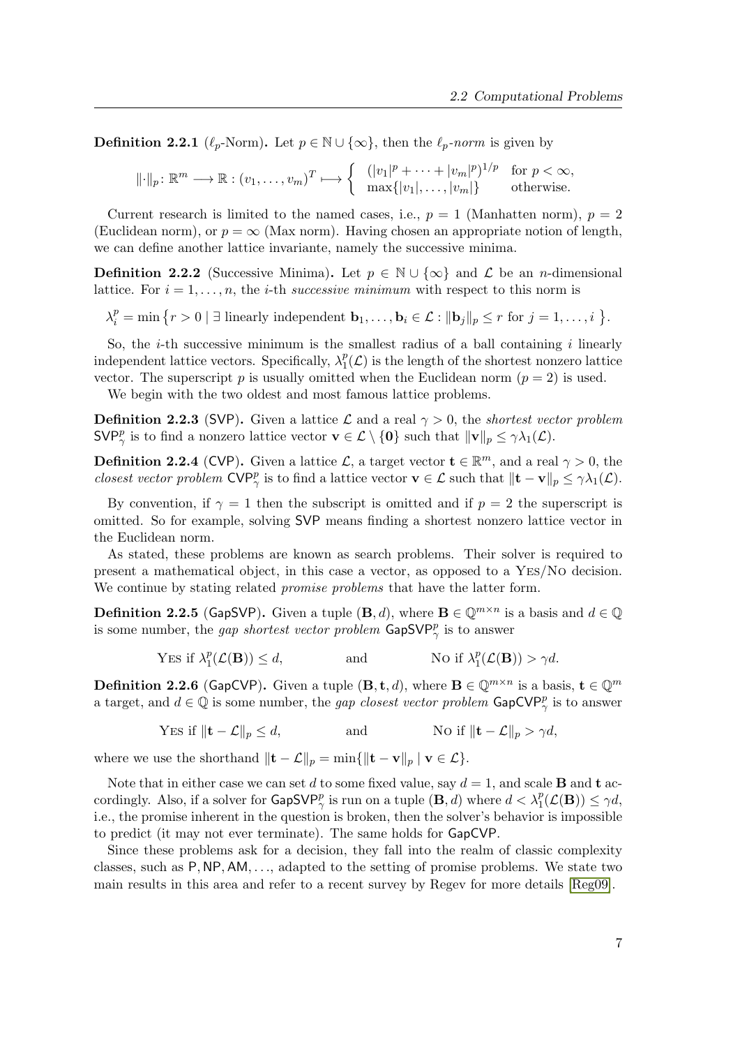**Definition 2.2.1** ($\ell_p$-Norm)**.** Let $p \in \mathbb{N} \cup \{\infty\}$, then the *$\ell_p$-norm* is given by

$$\|\cdot\|_p \colon \mathbb{R}^m \longrightarrow \mathbb{R} : (v_1, \ldots, v_m)^T \longmapsto \begin{cases} (|v_1|^p + \cdots + |v_m|^p)^{1/p} & \text{for } p < \infty, \\ \max\{|v_1|, \ldots, |v_m|\} & \text{otherwise.} \end{cases}$$

Current research is limited to the named cases, i.e., $p = 1$ (Manhatten norm), $p = 2$ (Euclidean norm), or $p = \infty$ (Max norm). Having chosen an appropriate notion of length, we can define another lattice invariante, namely the successive minima.

**Definition 2.2.2** (Successive Minima)**.** Let $p \in \mathbb{N} \cup \{\infty\}$ and $\mathcal{L}$ be an $n$-dimensional lattice. For $i = 1, \ldots, n$, the $i$-th *successive minimum* with respect to this norm is

$$\lambda_i^p = \min \left\{ r > 0 \mid \exists \text{ linearly independent } \mathbf{b}_1, \ldots, \mathbf{b}_i \in \mathcal{L} : \|\mathbf{b}_j\|_p \leq r \text{ for } j = 1, \ldots, i \right\}.$$

So, the $i$-th successive minimum is the smallest radius of a ball containing $i$ linearly independent lattice vectors. Specifically, $\lambda_1^p(\mathcal{L})$ is the length of the shortest nonzero lattice vector. The superscript $p$ is usually omitted when the Euclidean norm ($p = 2$) is used.

We begin with the two oldest and most famous lattice problems.

**Definition 2.2.3** (SVP)**.** Given a lattice $\mathcal{L}$ and a real $\gamma > 0$, the *shortest vector problem* $\mathsf{SVP}_\gamma^p$ is to find a nonzero lattice vector $\mathbf{v} \in \mathcal{L} \setminus \{\mathbf{0}\}$ such that $\|\mathbf{v}\|_p \leq \gamma \lambda_1(\mathcal{L})$.

**Definition 2.2.4** (CVP)**.** Given a lattice $\mathcal{L}$, a target vector $\mathbf{t} \in \mathbb{R}^m$, and a real $\gamma > 0$, the *closest vector problem* $\mathsf{CVP}_\gamma^p$ is to find a lattice vector $\mathbf{v} \in \mathcal{L}$ such that $\|\mathbf{t} - \mathbf{v}\|_p \leq \gamma \lambda_1(\mathcal{L})$.

By convention, if $\gamma = 1$ then the subscript is omitted and if $p = 2$ the superscript is omitted. So for example, solving $\mathsf{SVP}$ means finding a shortest nonzero lattice vector in the Euclidean norm.

As stated, these problems are known as search problems. Their solver is required to present a mathematical object, in this case a vector, as opposed to a YES/NO decision. We continue by stating related *promise problems* that have the latter form.

**Definition 2.2.5** (GapSVP)**.** Given a tuple $(\mathbf{B}, d)$, where $\mathbf{B} \in \mathbb{Q}^{m \times n}$ is a basis and $d \in \mathbb{Q}$ is some number, the *gap shortest vector problem* $\mathsf{GapSVP}_\gamma^p$ is to answer

$$\text{YES if } \lambda_1^p(\mathcal{L}(\mathbf{B})) \leq d, \qquad \text{and} \qquad \text{NO if } \lambda_1^p(\mathcal{L}(\mathbf{B})) > \gamma d.$$

**Definition 2.2.6** (GapCVP)**.** Given a tuple $(\mathbf{B}, \mathbf{t}, d)$, where $\mathbf{B} \in \mathbb{Q}^{m \times n}$ is a basis, $\mathbf{t} \in \mathbb{Q}^m$ a target, and $d \in \mathbb{Q}$ is some number, the *gap closest vector problem* $\mathsf{GapCVP}_\gamma^p$ is to answer

$$\text{YES if } \|\mathbf{t} - \mathcal{L}\|_p \leq d, \qquad \text{and} \qquad \text{NO if } \|\mathbf{t} - \mathcal{L}\|_p > \gamma d,$$

where we use the shorthand $\|\mathbf{t} - \mathcal{L}\|_p = \min\{\|\mathbf{t} - \mathbf{v}\|_p \mid \mathbf{v} \in \mathcal{L}\}$.

Note that in either case we can set $d$ to some fixed value, say $d = 1$, and scale $\mathbf{B}$ and $\mathbf{t}$ accordingly. Also, if a solver for $\mathsf{GapSVP}_\gamma^p$ is run on a tuple $(\mathbf{B}, d)$ where $d < \lambda_1^p(\mathcal{L}(\mathbf{B})) \leq \gamma d$, i.e., the promise inherent in the question is broken, then the solver's behavior is impossible to predict (it may not ever terminate). The same holds for $\mathsf{GapCVP}$.

Since these problems ask for a decision, they fall into the realm of classic complexity classes, such as $\mathsf{P}, \mathsf{NP}, \mathsf{AM}, \ldots$, adapted to the setting of promise problems. We state two main results in this area and refer to a recent survey by Regev for more details [Reg09].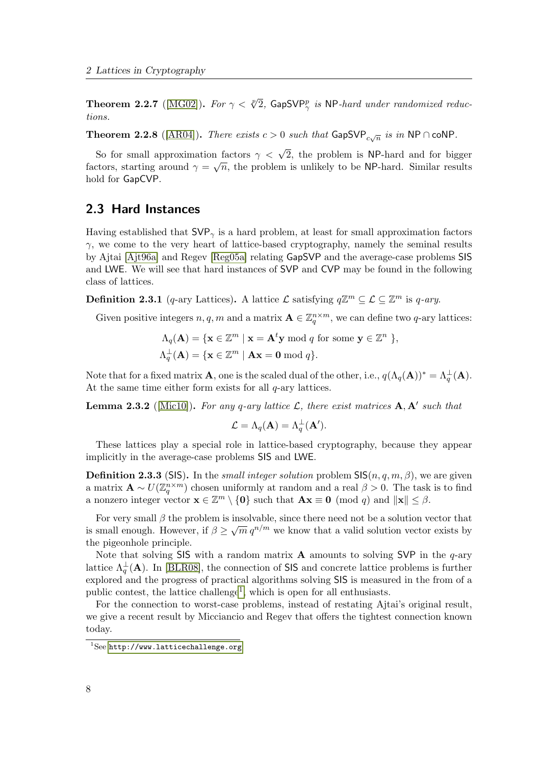**Theorem 2.2.7** ([MG02]). *For $\gamma < \sqrt[p]{2}$, $\mathsf{GapSVP}^p_\gamma$ is* NP*-hard under randomized reductions.*

**Theorem 2.2.8** ([AR04]). *There exists $c > 0$ such that $\mathsf{GapSVP}_{c\sqrt{n}}$ is in* $\mathsf{NP} \cap \mathsf{coNP}$.

So for small approximation factors $\gamma < \sqrt{2}$, the problem is NP-hard and for bigger factors, starting around $\gamma = \sqrt{n}$, the problem is unlikely to be NP-hard. Similar results hold for GapCVP.

## 2.3 Hard Instances

Having established that $\mathsf{SVP}_\gamma$ is a hard problem, at least for small approximation factors $\gamma$, we come to the very heart of lattice-based cryptography, namely the seminal results by Ajtai [Ajt96a] and Regev [Reg05a] relating GapSVP and the average-case problems SIS and LWE. We will see that hard instances of SVP and CVP may be found in the following class of lattices.

**Definition 2.3.1** ($q$-ary Lattices)**.** A lattice $\mathcal{L}$ satisfying $q\mathbb{Z}^m \subseteq \mathcal{L} \subseteq \mathbb{Z}^m$ is *$q$-ary*.

Given positive integers $n, q, m$ and a matrix $\mathbf{A} \in \mathbb{Z}_q^{n\times m}$, we can define two $q$-ary lattices:

$$\Lambda_q(\mathbf{A}) = \{\mathbf{x} \in \mathbb{Z}^m \mid \mathbf{x} = \mathbf{A}^t\mathbf{y} \bmod q \text{ for some } \mathbf{y} \in \mathbb{Z}^n \},$$
$$\Lambda_q^\perp(\mathbf{A}) = \{\mathbf{x} \in \mathbb{Z}^m \mid \mathbf{A}\mathbf{x} = \mathbf{0} \bmod q\}.$$

Note that for a fixed matrix $\mathbf{A}$, one is the scaled dual of the other, i.e., $q(\Lambda_q(\mathbf{A}))^* = \Lambda_q^\perp(\mathbf{A})$. At the same time either form exists for all $q$-ary lattices.

**Lemma 2.3.2** ([Mic10]). *For any $q$-ary lattice $\mathcal{L}$, there exist matrices $\mathbf{A}, \mathbf{A}'$ such that*

$$\mathcal{L} = \Lambda_q(\mathbf{A}) = \Lambda_q^\perp(\mathbf{A}').$$

These lattices play a special role in lattice-based cryptography, because they appear implicitly in the average-case problems SIS and LWE.

**Definition 2.3.3** (SIS)**.** In the *small integer solution* problem $\mathsf{SIS}(n, q, m, \beta)$, we are given a matrix $\mathbf{A} \sim U(\mathbb{Z}_q^{n\times m})$ chosen uniformly at random and a real $\beta > 0$. The task is to find a nonzero integer vector $\mathbf{x} \in \mathbb{Z}^m \setminus \{\mathbf{0}\}$ such that $\mathbf{A}\mathbf{x} \equiv \mathbf{0} \pmod q$ and $\|\mathbf{x}\| \leq \beta$.

For very small $\beta$ the problem is insolvable, since there need not be a solution vector that is small enough. However, if $\beta \geq \sqrt{m}\, q^{n/m}$ we know that a valid solution vector exists by the pigeonhole principle.

Note that solving SIS with a random matrix $\mathbf{A}$ amounts to solving SVP in the $q$-ary lattice $\Lambda_q^\perp(\mathbf{A})$. In [BLR08], the connection of SIS and concrete lattice problems is further explored and the progress of practical algorithms solving SIS is measured in the from of a public contest, the lattice challenge[1], which is open for all enthusiasts.

For the connection to worst-case problems, instead of restating Ajtai's original result, we give a recent result by Micciancio and Regev that offers the tightest connection known today.

[1] See http://www.latticechallenge.org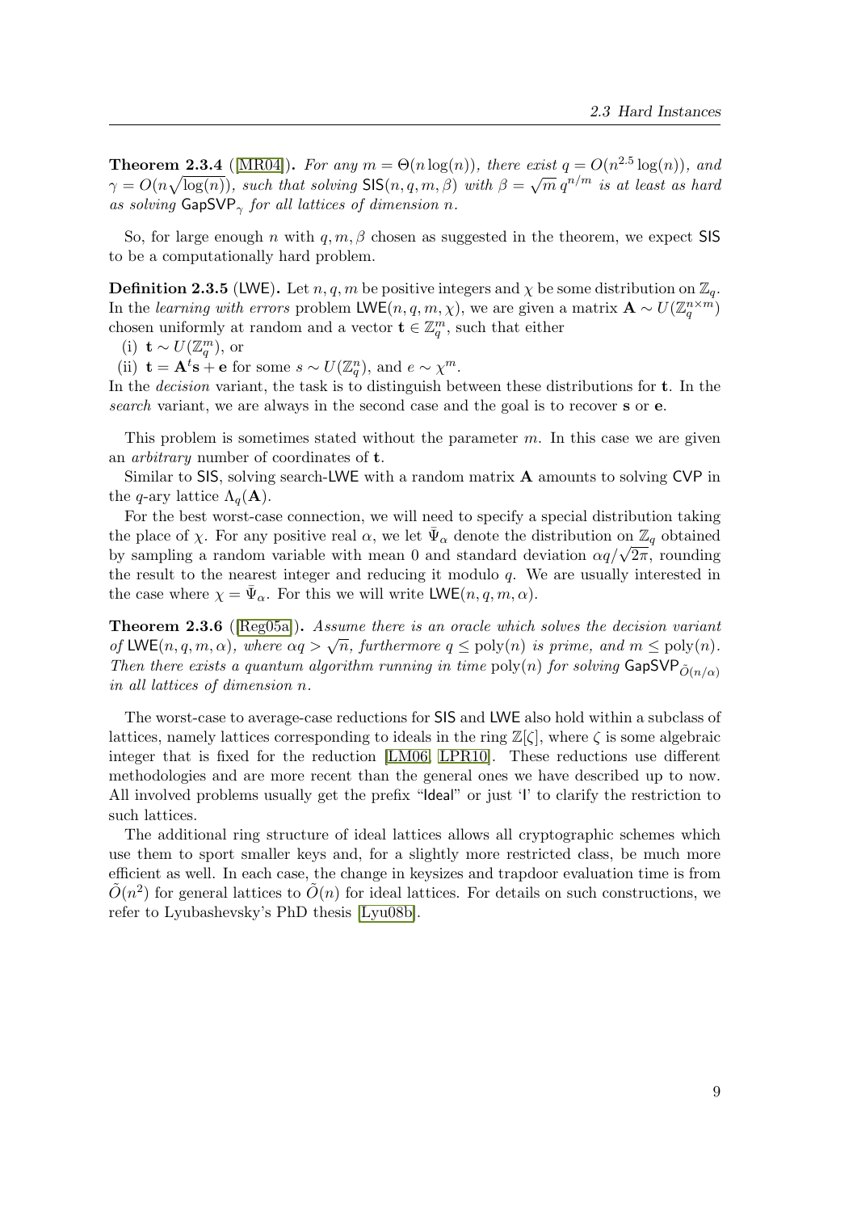**Theorem 2.3.4** ([MR04]). *For any $m = \Theta(n \log(n))$, there exist $q = O(n^{2.5} \log(n))$, and $\gamma = O(n\sqrt{\log(n)})$, such that solving $\mathsf{SIS}(n, q, m, \beta)$ with $\beta = \sqrt{m}\, q^{n/m}$ is at least as hard as solving $\mathsf{GapSVP}_\gamma$ for all lattices of dimension $n$.*

So, for large enough $n$ with $q, m, \beta$ chosen as suggested in the theorem, we expect SIS to be a computationally hard problem.

**Definition 2.3.5** (LWE)**.** Let $n, q, m$ be positive integers and $\chi$ be some distribution on $\mathbb{Z}_q$. In the *learning with errors* problem $\mathsf{LWE}(n, q, m, \chi)$, we are given a matrix $\mathbf{A} \sim U(\mathbb{Z}_q^{n \times m})$ chosen uniformly at random and a vector $\mathbf{t} \in \mathbb{Z}_q^m$, such that either

(i) $\mathbf{t} \sim U(\mathbb{Z}_q^m)$, or
(ii) $\mathbf{t} = \mathbf{A}^t \mathbf{s} + \mathbf{e}$ for some $s \sim U(\mathbb{Z}_q^n)$, and $e \sim \chi^m$.

In the *decision* variant, the task is to distinguish between these distributions for $\mathbf{t}$. In the *search* variant, we are always in the second case and the goal is to recover $\mathbf{s}$ or $\mathbf{e}$.

This problem is sometimes stated without the parameter $m$. In this case we are given an *arbitrary* number of coordinates of $\mathbf{t}$.

Similar to SIS, solving search-LWE with a random matrix $\mathbf{A}$ amounts to solving CVP in the $q$-ary lattice $\Lambda_q(\mathbf{A})$.

For the best worst-case connection, we will need to specify a special distribution taking the place of $\chi$. For any positive real $\alpha$, we let $\bar{\Psi}_\alpha$ denote the distribution on $\mathbb{Z}_q$ obtained by sampling a random variable with mean 0 and standard deviation $\alpha q/\sqrt{2\pi}$, rounding the result to the nearest integer and reducing it modulo $q$. We are usually interested in the case where $\chi = \bar{\Psi}_\alpha$. For this we will write $\mathsf{LWE}(n, q, m, \alpha)$.

**Theorem 2.3.6** ([Reg05a]). *Assume there is an oracle which solves the decision variant of $\mathsf{LWE}(n, q, m, \alpha)$, where $\alpha q > \sqrt{n}$, furthermore $q \leq \mathrm{poly}(n)$ is prime, and $m \leq \mathrm{poly}(n)$. Then there exists a quantum algorithm running in time $\mathrm{poly}(n)$ for solving $\mathsf{GapSVP}_{\tilde{O}(n/\alpha)}$ in all lattices of dimension $n$.*

The worst-case to average-case reductions for SIS and LWE also hold within a subclass of lattices, namely lattices corresponding to ideals in the ring $\mathbb{Z}[\zeta]$, where $\zeta$ is some algebraic integer that is fixed for the reduction [LM06, LPR10]. These reductions use different methodologies and are more recent than the general ones we have described up to now. All involved problems usually get the prefix "Ideal" or just 'I' to clarify the restriction to such lattices.

The additional ring structure of ideal lattices allows all cryptographic schemes which use them to sport smaller keys and, for a slightly more restricted class, be much more efficient as well. In each case, the change in keysizes and trapdoor evaluation time is from $\tilde{O}(n^2)$ for general lattices to $\tilde{O}(n)$ for ideal lattices. For details on such constructions, we refer to Lyubashevsky's PhD thesis [Lyu08b].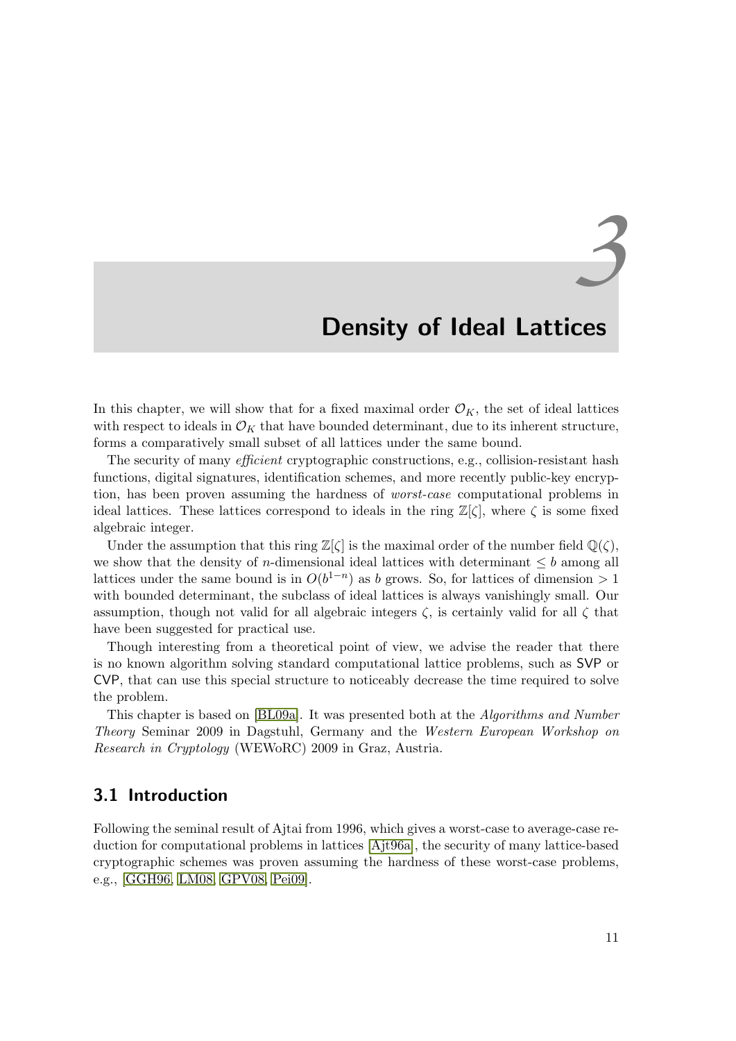# 3 Density of Ideal Lattices

In this chapter, we will show that for a fixed maximal order $\mathcal{O}_K$, the set of ideal lattices with respect to ideals in $\mathcal{O}_K$ that have bounded determinant, due to its inherent structure, forms a comparatively small subset of all lattices under the same bound.

The security of many *efficient* cryptographic constructions, e.g., collision-resistant hash functions, digital signatures, identification schemes, and more recently public-key encryption, has been proven assuming the hardness of *worst-case* computational problems in ideal lattices. These lattices correspond to ideals in the ring $\mathbb{Z}[\zeta]$, where $\zeta$ is some fixed algebraic integer.

Under the assumption that this ring $\mathbb{Z}[\zeta]$ is the maximal order of the number field $\mathbb{Q}(\zeta)$, we show that the density of $n$-dimensional ideal lattices with determinant $\leq b$ among all lattices under the same bound is in $O(b^{1-n})$ as $b$ grows. So, for lattices of dimension $> 1$ with bounded determinant, the subclass of ideal lattices is always vanishingly small. Our assumption, though not valid for all algebraic integers $\zeta$, is certainly valid for all $\zeta$ that have been suggested for practical use.

Though interesting from a theoretical point of view, we advise the reader that there is no known algorithm solving standard computational lattice problems, such as SVP or CVP, that can use this special structure to noticeably decrease the time required to solve the problem.

This chapter is based on [BL09a]. It was presented both at the *Algorithms and Number Theory* Seminar 2009 in Dagstuhl, Germany and the *Western European Workshop on Research in Cryptology* (WEWoRC) 2009 in Graz, Austria.

## 3.1 Introduction

Following the seminal result of Ajtai from 1996, which gives a worst-case to average-case reduction for computational problems in lattices [Ajt96a], the security of many lattice-based cryptographic schemes was proven assuming the hardness of these worst-case problems, e.g., [GGH96, LM08, GPV08, Pei09].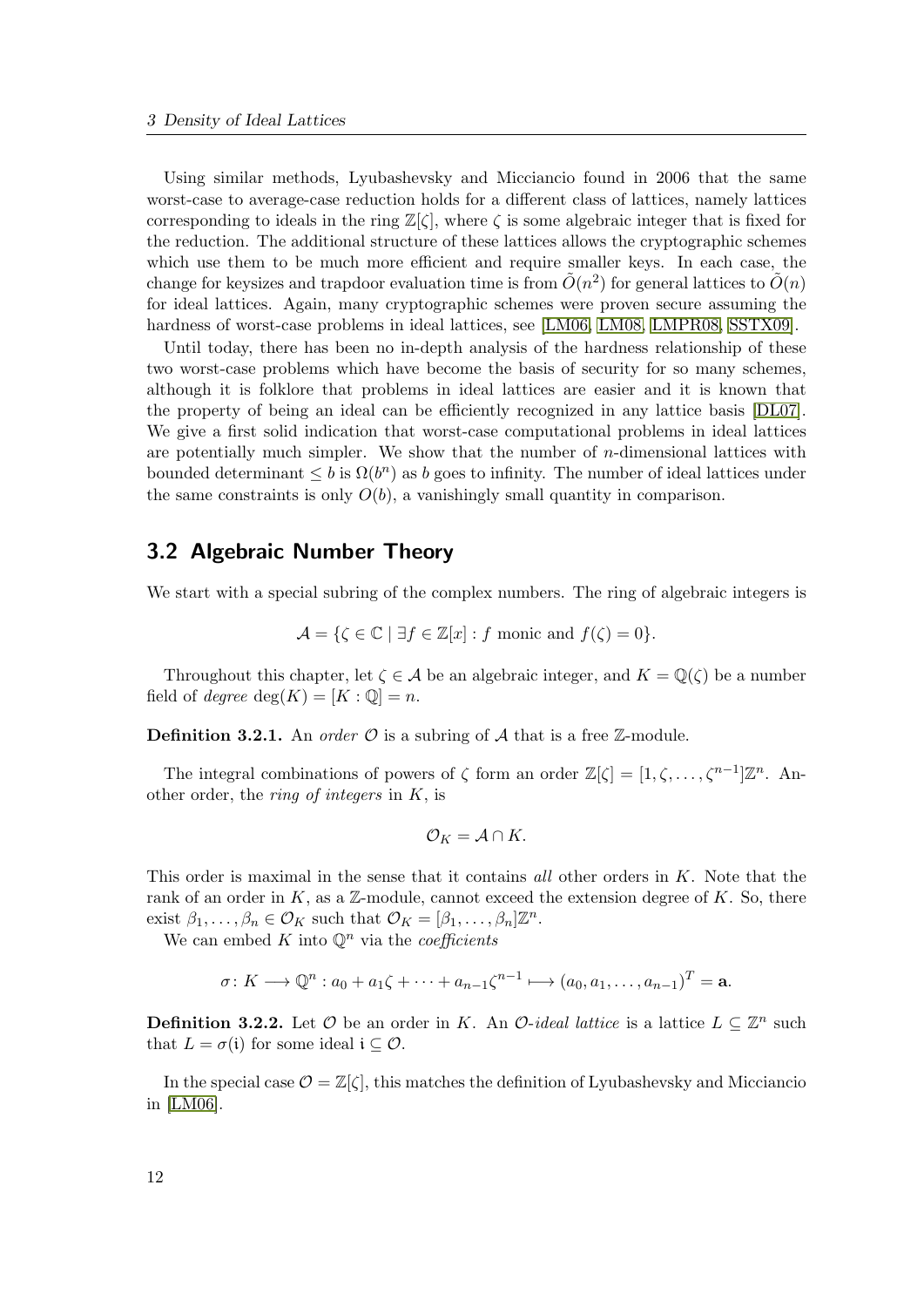Using similar methods, Lyubashevsky and Micciancio found in 2006 that the same worst-case to average-case reduction holds for a different class of lattices, namely lattices corresponding to ideals in the ring $\mathbb{Z}[\zeta]$, where $\zeta$ is some algebraic integer that is fixed for the reduction. The additional structure of these lattices allows the cryptographic schemes which use them to be much more efficient and require smaller keys. In each case, the change for keysizes and trapdoor evaluation time is from $\tilde{O}(n^2)$ for general lattices to $\tilde{O}(n)$ for ideal lattices. Again, many cryptographic schemes were proven secure assuming the hardness of worst-case problems in ideal lattices, see [LM06, LM08, LMPR08, SSTX09].

Until today, there has been no in-depth analysis of the hardness relationship of these two worst-case problems which have become the basis of security for so many schemes, although it is folklore that problems in ideal lattices are easier and it is known that the property of being an ideal can be efficiently recognized in any lattice basis [DL07]. We give a first solid indication that worst-case computational problems in ideal lattices are potentially much simpler. We show that the number of $n$-dimensional lattices with bounded determinant $\leq b$ is $\Omega(b^n)$ as $b$ goes to infinity. The number of ideal lattices under the same constraints is only $O(b)$, a vanishingly small quantity in comparison.

## 3.2 Algebraic Number Theory

We start with a special subring of the complex numbers. The ring of algebraic integers is

$$\mathcal{A} = \{\zeta \in \mathbb{C} \mid \exists f \in \mathbb{Z}[x] : f \text{ monic and } f(\zeta) = 0\}.$$

Throughout this chapter, let $\zeta \in \mathcal{A}$ be an algebraic integer, and $K = \mathbb{Q}(\zeta)$ be a number field of *degree* $\deg(K) = [K : \mathbb{Q}] = n$.

**Definition 3.2.1.** An *order* $\mathcal{O}$ is a subring of $\mathcal{A}$ that is a free $\mathbb{Z}$-module.

The integral combinations of powers of $\zeta$ form an order $\mathbb{Z}[\zeta] = [1, \zeta, \ldots, \zeta^{n-1}]\mathbb{Z}^n$. Another order, the *ring of integers* in $K$, is

$$\mathcal{O}_K = \mathcal{A} \cap K.$$

This order is maximal in the sense that it contains *all* other orders in $K$. Note that the rank of an order in $K$, as a $\mathbb{Z}$-module, cannot exceed the extension degree of $K$. So, there exist $\beta_1, \ldots, \beta_n \in \mathcal{O}_K$ such that $\mathcal{O}_K = [\beta_1, \ldots, \beta_n]\mathbb{Z}^n$.

We can embed $K$ into $\mathbb{Q}^n$ via the *coefficients*

$$\sigma \colon K \longrightarrow \mathbb{Q}^n : a_0 + a_1\zeta + \cdots + a_{n-1}\zeta^{n-1} \longmapsto (a_0, a_1, \ldots, a_{n-1})^T = \mathbf{a}.$$

**Definition 3.2.2.** Let $\mathcal{O}$ be an order in $K$. An *$\mathcal{O}$-ideal lattice* is a lattice $L \subseteq \mathbb{Z}^n$ such that $L = \sigma(\mathfrak{i})$ for some ideal $\mathfrak{i} \subseteq \mathcal{O}$.

In the special case $\mathcal{O} = \mathbb{Z}[\zeta]$, this matches the definition of Lyubashevsky and Micciancio in [LM06].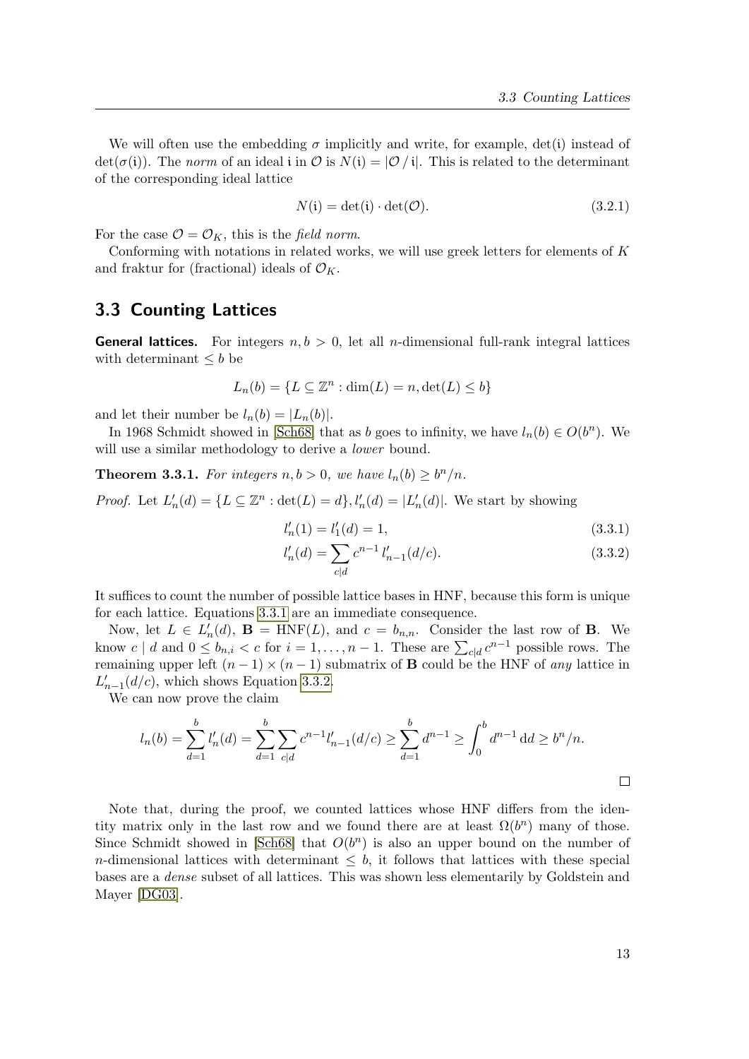We will often use the embedding $\sigma$ implicitly and write, for example, $\det(\mathfrak{i})$ instead of $\det(\sigma(\mathfrak{i}))$. The *norm* of an ideal $\mathfrak{i}$ in $\mathcal{O}$ is $N(\mathfrak{i}) = |\mathcal{O} / \mathfrak{i}|$. This is related to the determinant of the corresponding ideal lattice

$$N(\mathfrak{i}) = \det(\mathfrak{i}) \cdot \det(\mathcal{O}). \tag{3.2.1}$$

For the case $\mathcal{O} = \mathcal{O}_K$, this is the *field norm*.

Conforming with notations in related works, we will use greek letters for elements of $K$ and fraktur for (fractional) ideals of $\mathcal{O}_K$.

## 3.3 Counting Lattices

**General lattices.** For integers $n, b > 0$, let all $n$-dimensional full-rank integral lattices with determinant $\leq b$ be

$$L_n(b) = \{L \subseteq \mathbb{Z}^n : \dim(L) = n, \det(L) \leq b\}$$

and let their number be $l_n(b) = |L_n(b)|$.

In 1968 Schmidt showed in [Sch68] that as $b$ goes to infinity, we have $l_n(b) \in O(b^n)$. We will use a similar methodology to derive a *lower* bound.

**Theorem 3.3.1.** *For integers $n, b > 0$, we have $l_n(b) \geq b^n/n$.*

*Proof.* Let $L'_n(d) = \{L \subseteq \mathbb{Z}^n : \det(L) = d\}, l'_n(d) = |L'_n(d)|$. We start by showing

$$l'_n(1) = l'_1(d) = 1, \tag{3.3.1}$$

$$l'_n(d) = \sum_{c|d} c^{n-1} \, l'_{n-1}(d/c). \tag{3.3.2}$$

It suffices to count the number of possible lattice bases in HNF, because this form is unique for each lattice. Equations 3.3.1 are an immediate consequence.

Now, let $L \in L'_n(d)$, $\mathbf{B} = \mathrm{HNF}(L)$, and $c = b_{n,n}$. Consider the last row of $\mathbf{B}$. We know $c \mid d$ and $0 \leq b_{n,i} < c$ for $i = 1, \ldots, n-1$. These are $\sum_{c|d} c^{n-1}$ possible rows. The remaining upper left $(n-1) \times (n-1)$ submatrix of $\mathbf{B}$ could be the HNF of *any* lattice in $L'_{n-1}(d/c)$, which shows Equation 3.3.2.

We can now prove the claim

$$l_n(b) = \sum_{d=1}^{b} l'_n(d) = \sum_{d=1}^{b} \sum_{c|d} c^{n-1} l'_{n-1}(d/c) \geq \sum_{d=1}^{b} d^{n-1} \geq \int_0^b d^{n-1} \, \mathrm{d}d \geq b^n/n.$$

□

Note that, during the proof, we counted lattices whose HNF differs from the identity matrix only in the last row and we found there are at least $\Omega(b^n)$ many of those. Since Schmidt showed in [Sch68] that $O(b^n)$ is also an upper bound on the number of $n$-dimensional lattices with determinant $\leq b$, it follows that lattices with these special bases are a *dense* subset of all lattices. This was shown less elementarily by Goldstein and Mayer [DG03].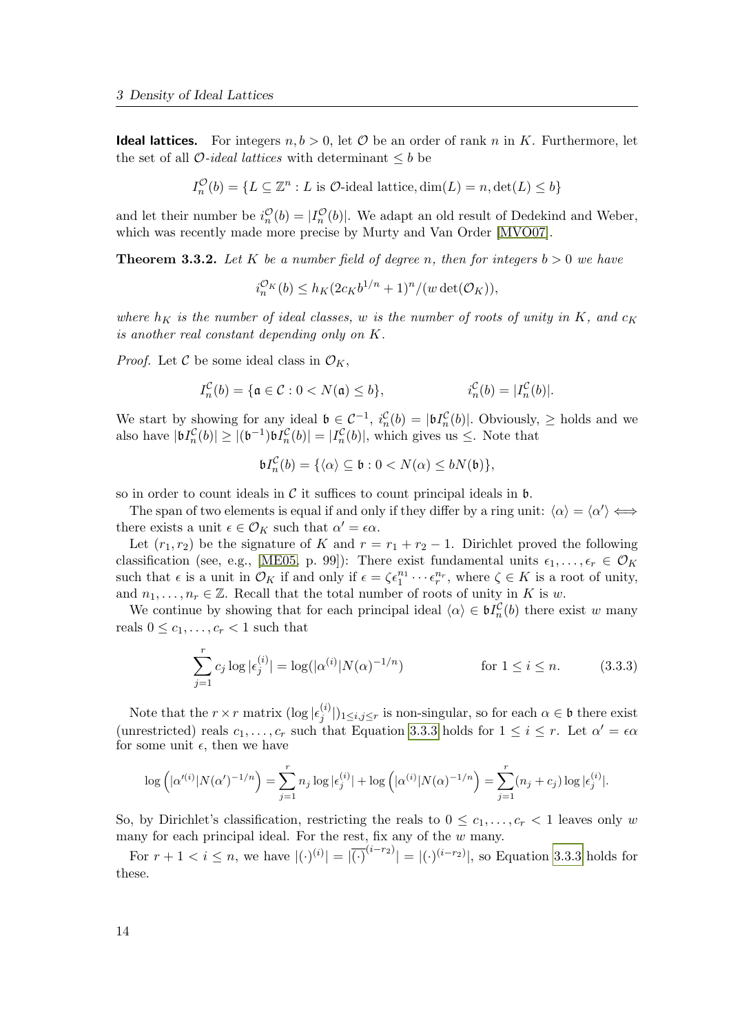**Ideal lattices.** For integers $n, b > 0$, let $\mathcal{O}$ be an order of rank $n$ in $K$. Furthermore, let the set of all $\mathcal{O}$-*ideal lattices* with determinant $\leq b$ be

$$I_n^{\mathcal{O}}(b) = \{L \subseteq \mathbb{Z}^n : L \text{ is } \mathcal{O}\text{-ideal lattice}, \dim(L) = n, \det(L) \leq b\}$$

and let their number be $i_n^{\mathcal{O}}(b) = |I_n^{\mathcal{O}}(b)|$. We adapt an old result of Dedekind and Weber, which was recently made more precise by Murty and Van Order [MVO07].

**Theorem 3.3.2.** *Let $K$ be a number field of degree $n$, then for integers $b > 0$ we have*

$$i_n^{\mathcal{O}_K}(b) \leq h_K(2c_K b^{1/n} + 1)^n/(w \det(\mathcal{O}_K)),$$

*where $h_K$ is the number of ideal classes, $w$ is the number of roots of unity in $K$, and $c_K$ is another real constant depending only on $K$.*

*Proof.* Let $\mathcal{C}$ be some ideal class in $\mathcal{O}_K$,

$$I_n^{\mathcal{C}}(b) = \{\mathfrak{a} \in \mathcal{C} : 0 < N(\mathfrak{a}) \leq b\}, \qquad i_n^{\mathcal{C}}(b) = |I_n^{\mathcal{C}}(b)|.$$

We start by showing for any ideal $\mathfrak{b} \in \mathcal{C}^{-1}$, $i_n^{\mathcal{C}}(b) = |\mathfrak{b} I_n^{\mathcal{C}}(b)|$. Obviously, $\geq$ holds and we also have $|\mathfrak{b} I_n^{\mathcal{C}}(b)| \geq |(\mathfrak{b}^{-1})\mathfrak{b} I_n^{\mathcal{C}}(b)| = |I_n^{\mathcal{C}}(b)|$, which gives us $\leq$. Note that

$$\mathfrak{b} I_n^{\mathcal{C}}(b) = \{\langle \alpha \rangle \subseteq \mathfrak{b} : 0 < N(\alpha) \leq bN(\mathfrak{b})\},$$

so in order to count ideals in $\mathcal{C}$ it suffices to count principal ideals in $\mathfrak{b}$.

The span of two elements is equal if and only if they differ by a ring unit: $\langle \alpha \rangle = \langle \alpha' \rangle \iff$ there exists a unit $\epsilon \in \mathcal{O}_K$ such that $\alpha' = \epsilon \alpha$.

Let $(r_1, r_2)$ be the signature of $K$ and $r = r_1 + r_2 - 1$. Dirichlet proved the following classification (see, e.g., [ME05, p. 99]): There exist fundamental units $\epsilon_1, \ldots, \epsilon_r \in \mathcal{O}_K$ such that $\epsilon$ is a unit in $\mathcal{O}_K$ if and only if $\epsilon = \zeta \epsilon_1^{n_1} \cdots \epsilon_r^{n_r}$, where $\zeta \in K$ is a root of unity, and $n_1, \ldots, n_r \in \mathbb{Z}$. Recall that the total number of roots of unity in $K$ is $w$.

We continue by showing that for each principal ideal $\langle \alpha \rangle \in \mathfrak{b} I_n^{\mathcal{C}}(b)$ there exist $w$ many reals $0 \leq c_1, \ldots, c_r < 1$ such that

$$\sum_{j=1}^{r} c_j \log |\epsilon_j^{(i)}| = \log(|\alpha^{(i)}| N(\alpha)^{-1/n}) \qquad \text{for } 1 \leq i \leq n. \tag{3.3.3}$$

Note that the $r \times r$ matrix $(\log |\epsilon_j^{(i)}|)_{1 \leq i,j \leq r}$ is non-singular, so for each $\alpha \in \mathfrak{b}$ there exist (unrestricted) reals $c_1, \ldots, c_r$ such that Equation 3.3.3 holds for $1 \leq i \leq r$. Let $\alpha' = \epsilon \alpha$ for some unit $\epsilon$, then we have

$$\log\left(|\alpha'^{(i)}| N(\alpha')^{-1/n}\right) = \sum_{j=1}^{r} n_j \log |\epsilon_j^{(i)}| + \log\left(|\alpha^{(i)}| N(\alpha)^{-1/n}\right) = \sum_{j=1}^{r} (n_j + c_j) \log |\epsilon_j^{(i)}|.$$

So, by Dirichlet's classification, restricting the reals to $0 \leq c_1, \ldots, c_r < 1$ leaves only $w$ many for each principal ideal. For the rest, fix any of the $w$ many.

For $r + 1 < i \leq n$, we have $|(\cdot)^{(i)}| = |\overline{(\cdot)}^{(i-r_2)}| = |(\cdot)^{(i-r_2)}|$, so Equation 3.3.3 holds for these.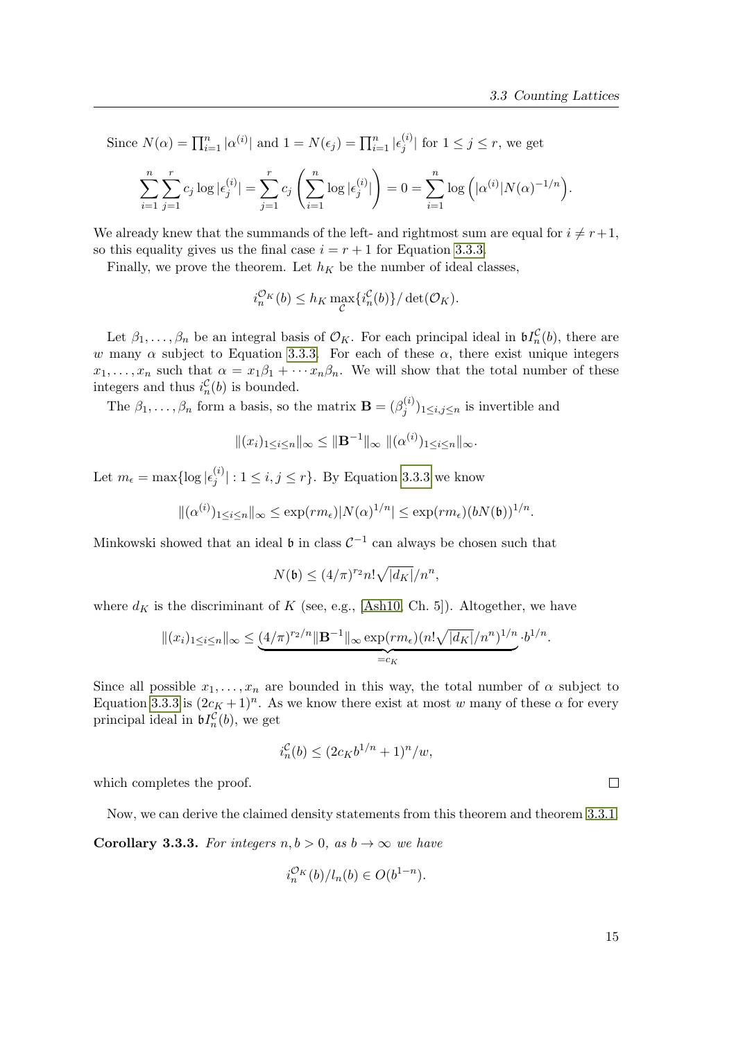Since $N(\alpha) = \prod_{i=1}^n |\alpha^{(i)}|$ and $1 = N(\epsilon_j) = \prod_{i=1}^n |\epsilon_j^{(i)}|$ for $1 \leq j \leq r$, we get

$$\sum_{i=1}^{n}\sum_{j=1}^{r} c_j \log|\epsilon_j^{(i)}| = \sum_{j=1}^{r} c_j \left(\sum_{i=1}^{n} \log|\epsilon_j^{(i)}|\right) = 0 = \sum_{i=1}^{n} \log\left(|\alpha^{(i)}| N(\alpha)^{-1/n}\right).$$

We already knew that the summands of the left- and rightmost sum are equal for $i \neq r+1$, so this equality gives us the final case $i = r+1$ for Equation 3.3.3.

Finally, we prove the theorem. Let $h_K$ be the number of ideal classes,

$$i_n^{\mathcal{O}_K}(b) \leq h_K \max_{\mathcal{C}}\{i_n^{\mathcal{C}}(b)\}/\det(\mathcal{O}_K).$$

Let $\beta_1, \dots, \beta_n$ be an integral basis of $\mathcal{O}_K$. For each principal ideal in $\mathfrak{b}I_n^{\mathcal{C}}(b)$, there are $w$ many $\alpha$ subject to Equation 3.3.3. For each of these $\alpha$, there exist unique integers $x_1, \dots, x_n$ such that $\alpha = x_1\beta_1 + \cdots x_n\beta_n$. We will show that the total number of these integers and thus $i_n^{\mathcal{C}}(b)$ is bounded.

The $\beta_1, \dots, \beta_n$ form a basis, so the matrix $\mathbf{B} = (\beta_j^{(i)})_{1\leq i,j\leq n}$ is invertible and

$$\|(x_i)_{1\leq i\leq n}\|_\infty \leq \|\mathbf{B}^{-1}\|_\infty \, \|(\alpha^{(i)})_{1\leq i\leq n}\|_\infty.$$

Let $m_\epsilon = \max\{\log|\epsilon_j^{(i)}| : 1 \leq i, j \leq r\}$. By Equation 3.3.3 we know

$$\|(\alpha^{(i)})_{1\leq i\leq n}\|_\infty \leq \exp(rm_\epsilon)|N(\alpha)^{1/n}| \leq \exp(rm_\epsilon)(bN(\mathfrak{b}))^{1/n}.$$

Minkowski showed that an ideal $\mathfrak{b}$ in class $\mathcal{C}^{-1}$ can always be chosen such that

$$N(\mathfrak{b}) \leq (4/\pi)^{r_2} n! \sqrt{|d_K|}/n^n,$$

where $d_K$ is the discriminant of $K$ (see, e.g., [Ash10, Ch. 5]). Altogether, we have

$$\|(x_i)_{1\leq i\leq n}\|_\infty \leq \underbrace{(4/\pi)^{r_2/n}\|\mathbf{B}^{-1}\|_\infty \exp(rm_\epsilon)(n!\sqrt{|d_K|}/n^n)^{1/n}}_{=c_K} \cdot b^{1/n}.$$

Since all possible $x_1, \dots, x_n$ are bounded in this way, the total number of $\alpha$ subject to Equation 3.3.3 is $(2c_K + 1)^n$. As we know there exist at most $w$ many of these $\alpha$ for every principal ideal in $\mathfrak{b}I_n^{\mathcal{C}}(b)$, we get

$$i_n^{\mathcal{C}}(b) \leq (2c_K b^{1/n} + 1)^n / w,$$

which completes the proof. □

Now, we can derive the claimed density statements from this theorem and theorem 3.3.1.

**Corollary 3.3.3.** *For integers $n, b > 0$, as $b \to \infty$ we have*

$$i_n^{\mathcal{O}_K}(b)/l_n(b) \in O(b^{1-n}).$$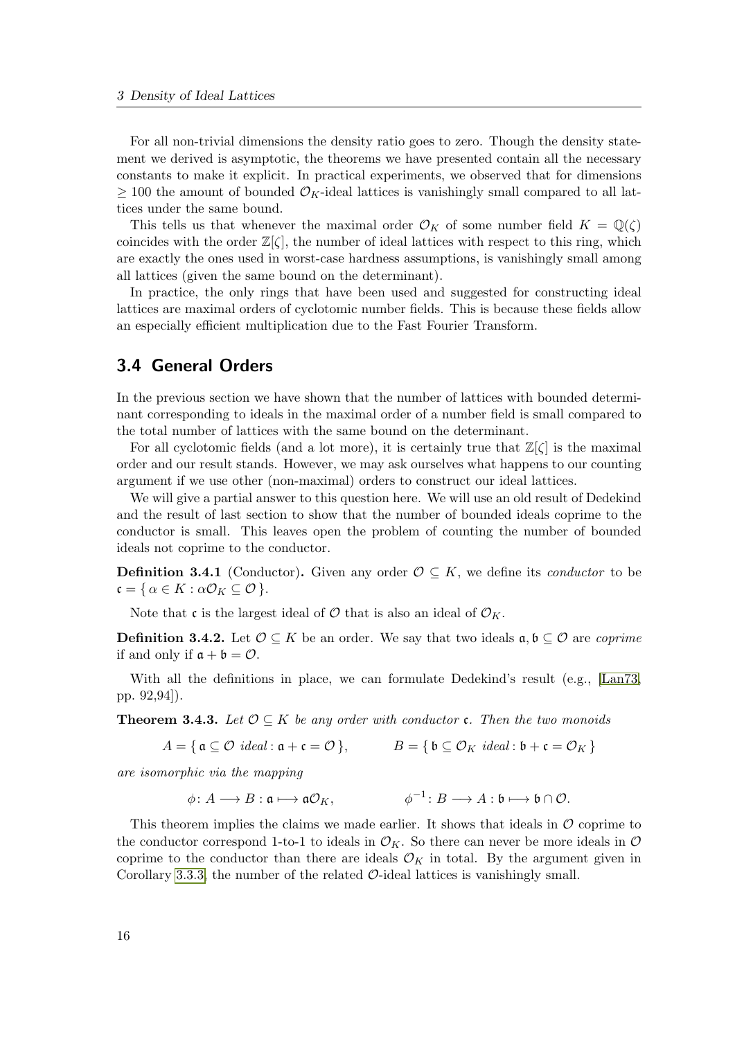For all non-trivial dimensions the density ratio goes to zero. Though the density statement we derived is asymptotic, the theorems we have presented contain all the necessary constants to make it explicit. In practical experiments, we observed that for dimensions $\geq 100$ the amount of bounded $\mathcal{O}_K$-ideal lattices is vanishingly small compared to all lattices under the same bound.

This tells us that whenever the maximal order $\mathcal{O}_K$ of some number field $K = \mathbb{Q}(\zeta)$ coincides with the order $\mathbb{Z}[\zeta]$, the number of ideal lattices with respect to this ring, which are exactly the ones used in worst-case hardness assumptions, is vanishingly small among all lattices (given the same bound on the determinant).

In practice, the only rings that have been used and suggested for constructing ideal lattices are maximal orders of cyclotomic number fields. This is because these fields allow an especially efficient multiplication due to the Fast Fourier Transform.

## 3.4 General Orders

In the previous section we have shown that the number of lattices with bounded determinant corresponding to ideals in the maximal order of a number field is small compared to the total number of lattices with the same bound on the determinant.

For all cyclotomic fields (and a lot more), it is certainly true that $\mathbb{Z}[\zeta]$ is the maximal order and our result stands. However, we may ask ourselves what happens to our counting argument if we use other (non-maximal) orders to construct our ideal lattices.

We will give a partial answer to this question here. We will use an old result of Dedekind and the result of last section to show that the number of bounded ideals coprime to the conductor is small. This leaves open the problem of counting the number of bounded ideals not coprime to the conductor.

**Definition 3.4.1** (Conductor)**.** Given any order $\mathcal{O} \subseteq K$, we define its *conductor* to be $\mathfrak{c} = \{ \alpha \in K : \alpha\mathcal{O}_K \subseteq \mathcal{O} \}$.

Note that $\mathfrak{c}$ is the largest ideal of $\mathcal{O}$ that is also an ideal of $\mathcal{O}_K$.

**Definition 3.4.2.** Let $\mathcal{O} \subseteq K$ be an order. We say that two ideals $\mathfrak{a}, \mathfrak{b} \subseteq \mathcal{O}$ are *coprime* if and only if $\mathfrak{a} + \mathfrak{b} = \mathcal{O}$.

With all the definitions in place, we can formulate Dedekind's result (e.g., [Lan73, pp. 92,94]).

**Theorem 3.4.3.** *Let $\mathcal{O} \subseteq K$ be any order with conductor $\mathfrak{c}$. Then the two monoids*

$$A = \{ \mathfrak{a} \subseteq \mathcal{O} \text{ ideal} : \mathfrak{a} + \mathfrak{c} = \mathcal{O} \}, \qquad B = \{ \mathfrak{b} \subseteq \mathcal{O}_K \text{ ideal} : \mathfrak{b} + \mathfrak{c} = \mathcal{O}_K \}$$

*are isomorphic via the mapping*

$$\phi \colon A \longrightarrow B : \mathfrak{a} \longmapsto \mathfrak{a}\mathcal{O}_K, \qquad \phi^{-1} \colon B \longrightarrow A : \mathfrak{b} \longmapsto \mathfrak{b} \cap \mathcal{O}.$$

This theorem implies the claims we made earlier. It shows that ideals in $\mathcal{O}$ coprime to the conductor correspond 1-to-1 to ideals in $\mathcal{O}_K$. So there can never be more ideals in $\mathcal{O}$ coprime to the conductor than there are ideals $\mathcal{O}_K$ in total. By the argument given in Corollary 3.3.3, the number of the related $\mathcal{O}$-ideal lattices is vanishingly small.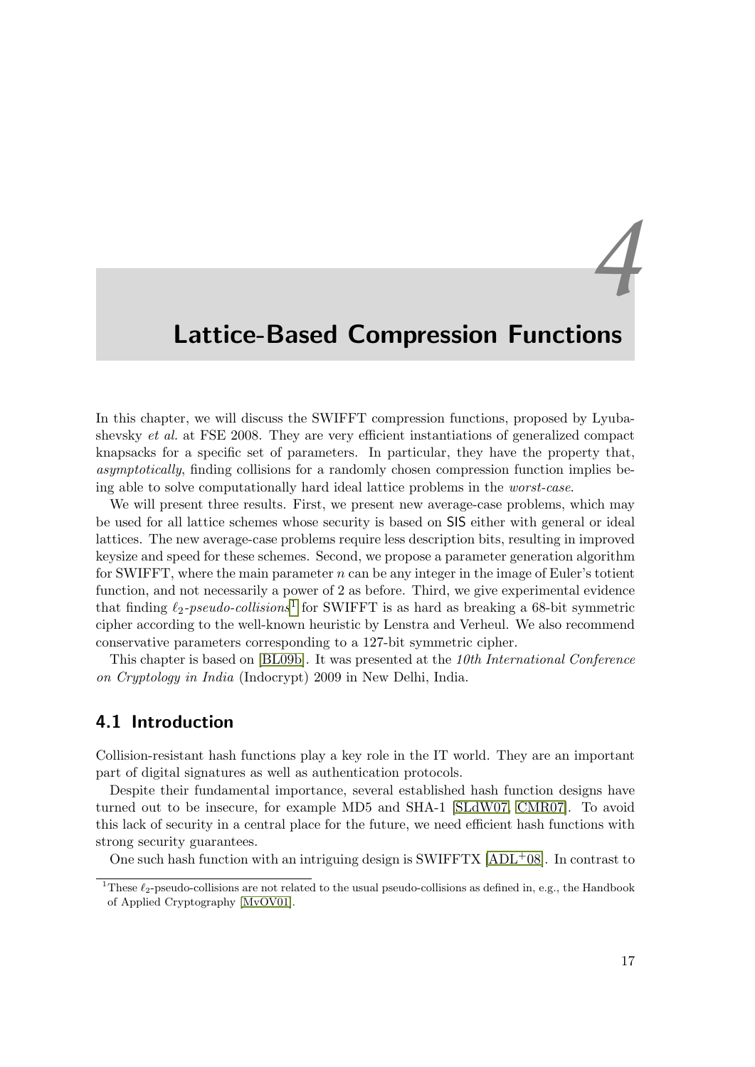# 4 Lattice-Based Compression Functions

In this chapter, we will discuss the SWIFFT compression functions, proposed by Lyubashevsky *et al.* at FSE 2008. They are very efficient instantiations of generalized compact knapsacks for a specific set of parameters. In particular, they have the property that, *asymptotically*, finding collisions for a randomly chosen compression function implies being able to solve computationally hard ideal lattice problems in the *worst-case*.

We will present three results. First, we present new average-case problems, which may be used for all lattice schemes whose security is based on SIS either with general or ideal lattices. The new average-case problems require less description bits, resulting in improved keysize and speed for these schemes. Second, we propose a parameter generation algorithm for SWIFFT, where the main parameter $n$ can be any integer in the image of Euler's totient function, and not necessarily a power of 2 as before. Third, we give experimental evidence that finding $\ell_2$-*pseudo-collisions*[1] for SWIFFT is as hard as breaking a 68-bit symmetric cipher according to the well-known heuristic by Lenstra and Verheul. We also recommend conservative parameters corresponding to a 127-bit symmetric cipher.

This chapter is based on [BL09b]. It was presented at the *10th International Conference on Cryptology in India* (Indocrypt) 2009 in New Delhi, India.

## 4.1 Introduction

Collision-resistant hash functions play a key role in the IT world. They are an important part of digital signatures as well as authentication protocols.

Despite their fundamental importance, several established hash function designs have turned out to be insecure, for example MD5 and SHA-1 [SLdW07, CMR07]. To avoid this lack of security in a central place for the future, we need efficient hash functions with strong security guarantees.

One such hash function with an intriguing design is SWIFFTX [ADL+08]. In contrast to

[1] These $\ell_2$-pseudo-collisions are not related to the usual pseudo-collisions as defined in, e.g., the Handbook of Applied Cryptography [MvOV01].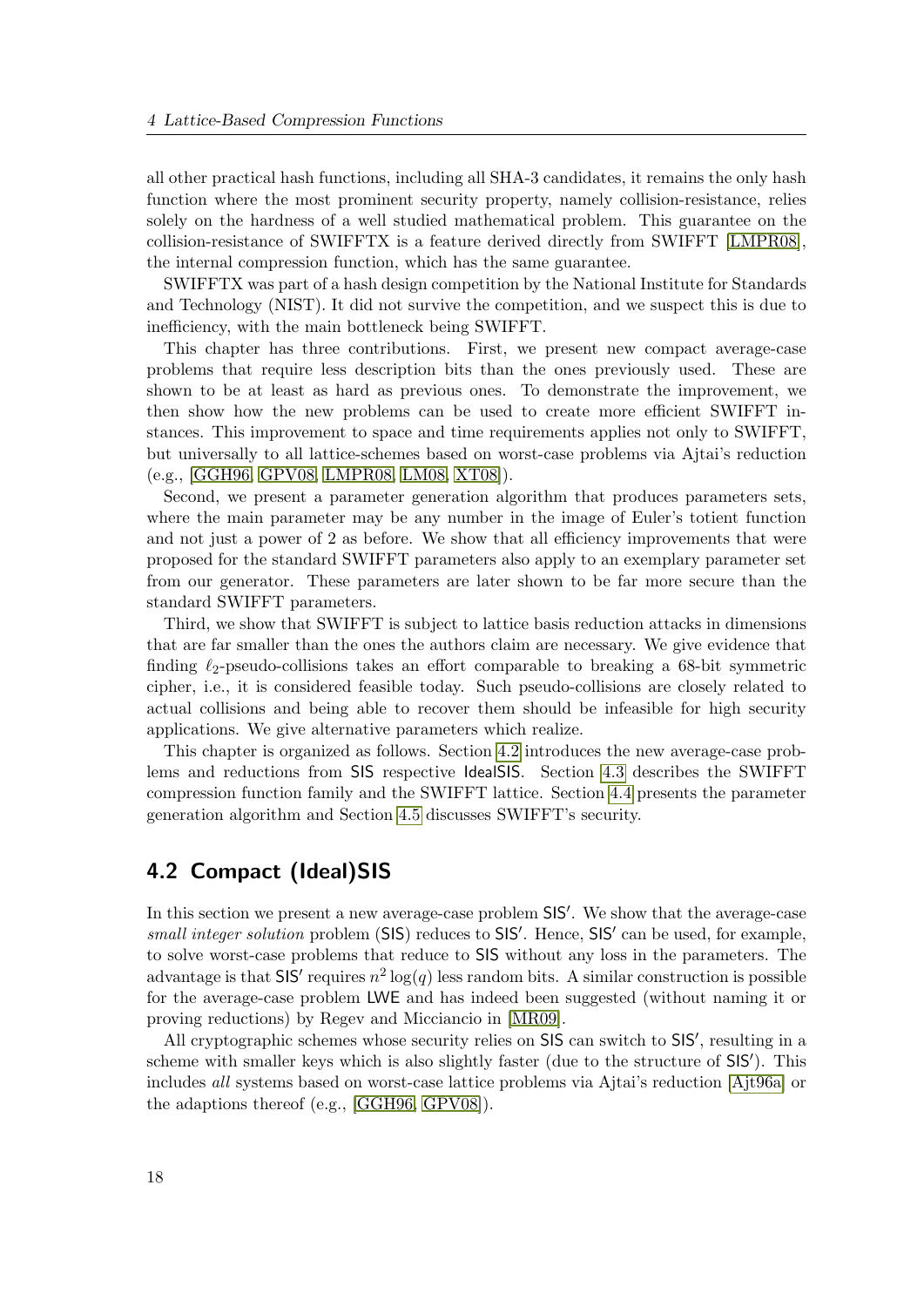all other practical hash functions, including all SHA-3 candidates, it remains the only hash function where the most prominent security property, namely collision-resistance, relies solely on the hardness of a well studied mathematical problem. This guarantee on the collision-resistance of SWIFFTX is a feature derived directly from SWIFFT [LMPR08], the internal compression function, which has the same guarantee.

SWIFFTX was part of a hash design competition by the National Institute for Standards and Technology (NIST). It did not survive the competition, and we suspect this is due to inefficiency, with the main bottleneck being SWIFFT.

This chapter has three contributions. First, we present new compact average-case problems that require less description bits than the ones previously used. These are shown to be at least as hard as previous ones. To demonstrate the improvement, we then show how the new problems can be used to create more efficient SWIFFT instances. This improvement to space and time requirements applies not only to SWIFFT, but universally to all lattice-schemes based on worst-case problems via Ajtai's reduction (e.g., [GGH96, GPV08, LMPR08, LM08, XT08]).

Second, we present a parameter generation algorithm that produces parameters sets, where the main parameter may be any number in the image of Euler's totient function and not just a power of 2 as before. We show that all efficiency improvements that were proposed for the standard SWIFFT parameters also apply to an exemplary parameter set from our generator. These parameters are later shown to be far more secure than the standard SWIFFT parameters.

Third, we show that SWIFFT is subject to lattice basis reduction attacks in dimensions that are far smaller than the ones the authors claim are necessary. We give evidence that finding $\ell_2$-pseudo-collisions takes an effort comparable to breaking a 68-bit symmetric cipher, i.e., it is considered feasible today. Such pseudo-collisions are closely related to actual collisions and being able to recover them should be infeasible for high security applications. We give alternative parameters which realize.

This chapter is organized as follows. Section 4.2 introduces the new average-case problems and reductions from SIS respective IdealSIS. Section 4.3 describes the SWIFFT compression function family and the SWIFFT lattice. Section 4.4 presents the parameter generation algorithm and Section 4.5 discusses SWIFFT's security.

## 4.2 Compact (Ideal)SIS

In this section we present a new average-case problem $\mathsf{SIS}'$. We show that the average-case *small integer solution* problem (SIS) reduces to $\mathsf{SIS}'$. Hence, $\mathsf{SIS}'$ can be used, for example, to solve worst-case problems that reduce to SIS without any loss in the parameters. The advantage is that $\mathsf{SIS}'$ requires $n^2 \log(q)$ less random bits. A similar construction is possible for the average-case problem LWE and has indeed been suggested (without naming it or proving reductions) by Regev and Micciancio in [MR09].

All cryptographic schemes whose security relies on SIS can switch to $\mathsf{SIS}'$, resulting in a scheme with smaller keys which is also slightly faster (due to the structure of $\mathsf{SIS}'$). This includes *all* systems based on worst-case lattice problems via Ajtai's reduction [Ajt96a] or the adaptions thereof (e.g., [GGH96, GPV08]).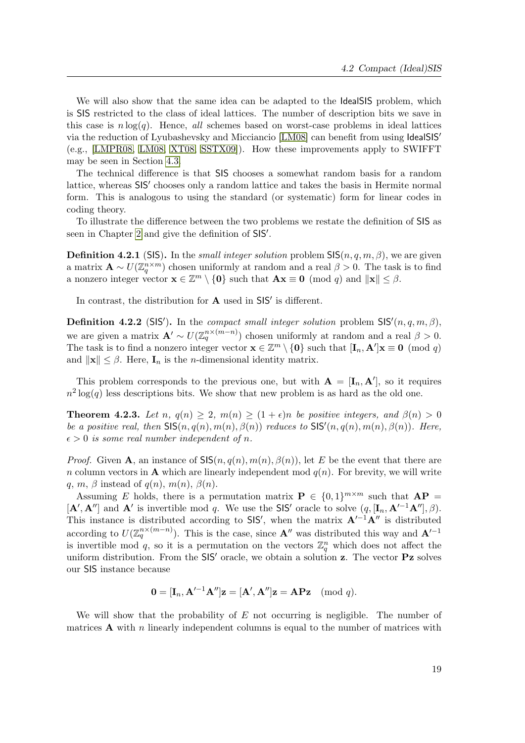We will also show that the same idea can be adapted to the IdealSIS problem, which is SIS restricted to the class of ideal lattices. The number of description bits we save in this case is $n \log(q)$. Hence, *all* schemes based on worst-case problems in ideal lattices via the reduction of Lyubashevsky and Micciancio [LM08] can benefit from using IdealSIS′ (e.g., [LMPR08, LM08, XT08, SSTX09]). How these improvements apply to SWIFFT may be seen in Section 4.3.

The technical difference is that SIS chooses a somewhat random basis for a random lattice, whereas SIS′ chooses only a random lattice and takes the basis in Hermite normal form. This is analogous to using the standard (or systematic) form for linear codes in coding theory.

To illustrate the difference between the two problems we restate the definition of SIS as seen in Chapter 2 and give the definition of SIS′.

**Definition 4.2.1** (SIS)**.** In the *small integer solution* problem $\mathsf{SIS}(n, q, m, \beta)$, we are given a matrix $\mathbf{A} \sim U(\mathbb{Z}_q^{n \times m})$ chosen uniformly at random and a real $\beta > 0$. The task is to find a nonzero integer vector $\mathbf{x} \in \mathbb{Z}^m \setminus \{\mathbf{0}\}$ such that $\mathbf{A}\mathbf{x} \equiv \mathbf{0} \pmod{q}$ and $\|\mathbf{x}\| \leq \beta$.

In contrast, the distribution for $\mathbf{A}$ used in SIS′ is different.

**Definition 4.2.2** (SIS′)**.** In the *compact small integer solution* problem $\mathsf{SIS}'(n, q, m, \beta)$, we are given a matrix $\mathbf{A}' \sim U(\mathbb{Z}_q^{n \times (m-n)})$ chosen uniformly at random and a real $\beta > 0$. The task is to find a nonzero integer vector $\mathbf{x} \in \mathbb{Z}^m \setminus \{\mathbf{0}\}$ such that $[\mathbf{I}_n, \mathbf{A}']\mathbf{x} \equiv \mathbf{0} \pmod{q}$ and $\|\mathbf{x}\| \leq \beta$. Here, $\mathbf{I}_n$ is the $n$-dimensional identity matrix.

This problem corresponds to the previous one, but with $\mathbf{A} = [\mathbf{I}_n, \mathbf{A}']$, so it requires $n^2 \log(q)$ less descriptions bits. We show that new problem is as hard as the old one.

**Theorem 4.2.3.** *Let $n$, $q(n) \geq 2$, $m(n) \geq (1 + \epsilon)n$ be positive integers, and $\beta(n) > 0$ be a positive real, then $\mathsf{SIS}(n, q(n), m(n), \beta(n))$ reduces to $\mathsf{SIS}'(n, q(n), m(n), \beta(n))$. Here, $\epsilon > 0$ is some real number independent of $n$.*

*Proof.* Given $\mathbf{A}$, an instance of $\mathsf{SIS}(n, q(n), m(n), \beta(n))$, let $E$ be the event that there are $n$ column vectors in $\mathbf{A}$ which are linearly independent mod $q(n)$. For brevity, we will write $q$, $m$, $\beta$ instead of $q(n)$, $m(n)$, $\beta(n)$.

Assuming $E$ holds, there is a permutation matrix $\mathbf{P} \in \{0, 1\}^{m \times m}$ such that $\mathbf{AP} = [\mathbf{A}', \mathbf{A}'']$ and $\mathbf{A}'$ is invertible mod $q$. We use the SIS′ oracle to solve $(q, [\mathbf{I}_n, \mathbf{A}'^{-1}\mathbf{A}''], \beta)$. This instance is distributed according to SIS′, when the matrix $\mathbf{A}'^{-1}\mathbf{A}''$ is distributed according to $U(\mathbb{Z}_q^{n \times (m-n)})$. This is the case, since $\mathbf{A}''$ was distributed this way and $\mathbf{A}'^{-1}$ is invertible mod $q$, so it is a permutation on the vectors $\mathbb{Z}_q^n$ which does not affect the uniform distribution. From the SIS′ oracle, we obtain a solution $\mathbf{z}$. The vector $\mathbf{Pz}$ solves our SIS instance because

$$\mathbf{0} = [\mathbf{I}_n, \mathbf{A}'^{-1}\mathbf{A}'']\mathbf{z} = [\mathbf{A}', \mathbf{A}'']\mathbf{z} = \mathbf{APz} \pmod{q}.$$

We will show that the probability of $E$ not occurring is negligible. The number of matrices $\mathbf{A}$ with $n$ linearly independent columns is equal to the number of matrices with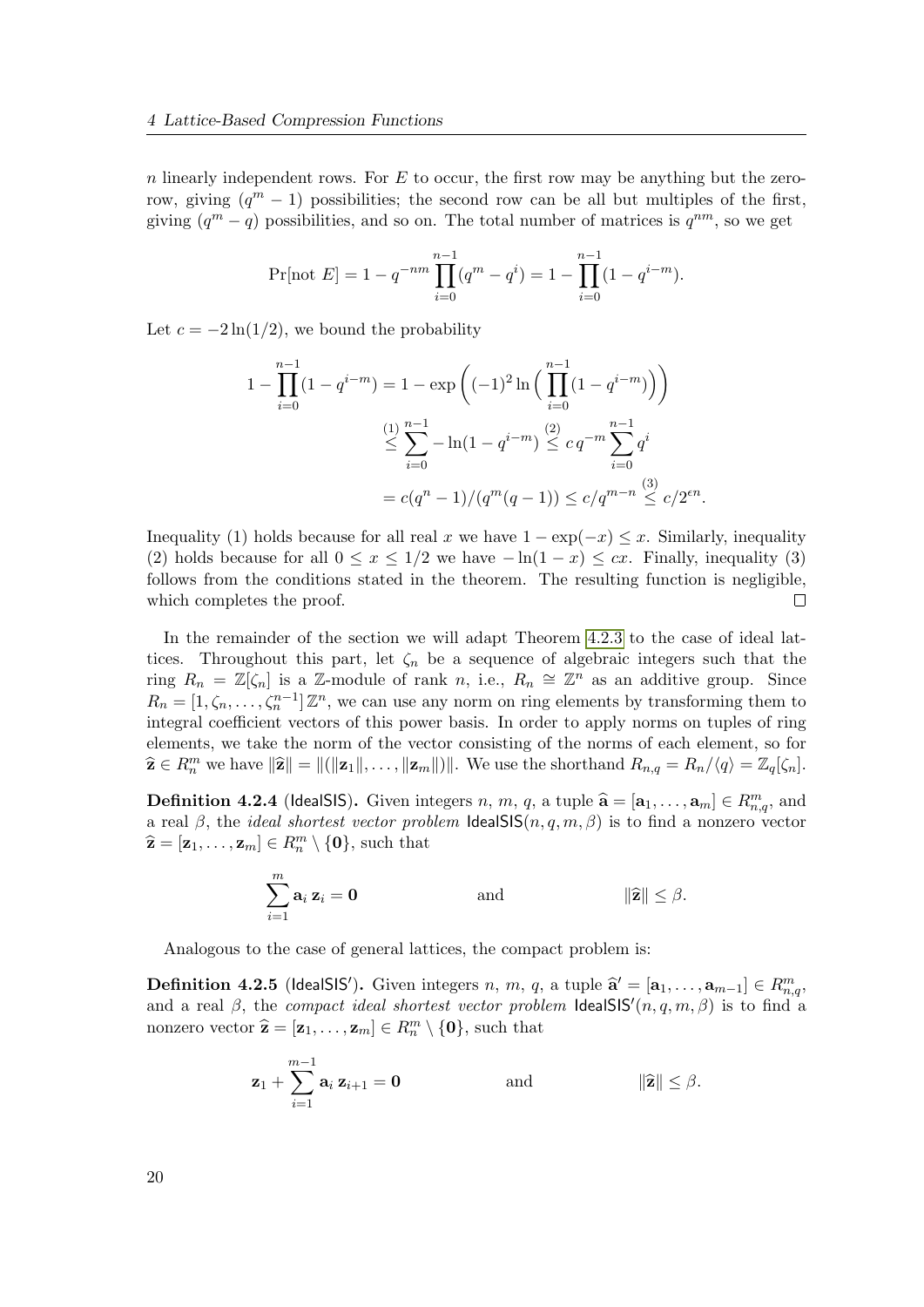$n$ linearly independent rows. For $E$ to occur, the first row may be anything but the zero-row, giving $(q^m - 1)$ possibilities; the second row can be all but multiples of the first, giving $(q^m - q)$ possibilities, and so on. The total number of matrices is $q^{nm}$, so we get

$$\Pr[\text{not } E] = 1 - q^{-nm} \prod_{i=0}^{n-1} (q^m - q^i) = 1 - \prod_{i=0}^{n-1} (1 - q^{i-m}).$$

Let $c = -2\ln(1/2)$, we bound the probability

$$\begin{aligned} 1 - \prod_{i=0}^{n-1} (1 - q^{i-m}) &= 1 - \exp\left( (-1)^2 \ln\Big( \prod_{i=0}^{n-1} (1 - q^{i-m}) \Big) \right) \\ &\overset{(1)}{\leq} \sum_{i=0}^{n-1} - \ln(1 - q^{i-m}) \overset{(2)}{\leq} c\, q^{-m} \sum_{i=0}^{n-1} q^i \\ &= c(q^n - 1)/(q^m(q-1)) \leq c/q^{m-n} \overset{(3)}{\leq} c/2^{\epsilon n}. \end{aligned}$$

Inequality (1) holds because for all real $x$ we have $1 - \exp(-x) \leq x$. Similarly, inequality (2) holds because for all $0 \leq x \leq 1/2$ we have $-\ln(1-x) \leq cx$. Finally, inequality (3) follows from the conditions stated in the theorem. The resulting function is negligible, which completes the proof. □

In the remainder of the section we will adapt Theorem 4.2.3 to the case of ideal lattices. Throughout this part, let $\zeta_n$ be a sequence of algebraic integers such that the ring $R_n = \mathbb{Z}[\zeta_n]$ is a $\mathbb{Z}$-module of rank $n$, i.e., $R_n \cong \mathbb{Z}^n$ as an additive group. Since $R_n = [1, \zeta_n, \ldots, \zeta_n^{n-1}]\,\mathbb{Z}^n$, we can use any norm on ring elements by transforming them to integral coefficient vectors of this power basis. In order to apply norms on tuples of ring elements, we take the norm of the vector consisting of the norms of each element, so for $\widehat{\mathbf{z}} \in R_n^m$ we have $\|\widehat{\mathbf{z}}\| = \|(\|\mathbf{z}_1\|, \ldots, \|\mathbf{z}_m\|)\|$. We use the shorthand $R_{n,q} = R_n/\langle q \rangle = \mathbb{Z}_q[\zeta_n]$.

**Definition 4.2.4** (IdealSIS)**.** Given integers $n$, $m$, $q$, a tuple $\widehat{\mathbf{a}} = [\mathbf{a}_1, \ldots, \mathbf{a}_m] \in R_{n,q}^m$, and a real $\beta$, the *ideal shortest vector problem* $\mathsf{IdealSIS}(n, q, m, \beta)$ is to find a nonzero vector $\widehat{\mathbf{z}} = [\mathbf{z}_1, \ldots, \mathbf{z}_m] \in R_n^m \setminus \{\mathbf{0}\}$, such that

$$\sum_{i=1}^{m} \mathbf{a}_i\, \mathbf{z}_i = \mathbf{0} \qquad \text{and} \qquad \|\widehat{\mathbf{z}}\| \leq \beta.$$

Analogous to the case of general lattices, the compact problem is:

**Definition 4.2.5** (IdealSIS′)**.** Given integers $n$, $m$, $q$, a tuple $\widehat{\mathbf{a}}' = [\mathbf{a}_1, \ldots, \mathbf{a}_{m-1}] \in R_{n,q}^m$, and a real $\beta$, the *compact ideal shortest vector problem* $\mathsf{IdealSIS}'(n, q, m, \beta)$ is to find a nonzero vector $\widehat{\mathbf{z}} = [\mathbf{z}_1, \ldots, \mathbf{z}_m] \in R_n^m \setminus \{\mathbf{0}\}$, such that

$$\mathbf{z}_1 + \sum_{i=1}^{m-1} \mathbf{a}_i\, \mathbf{z}_{i+1} = \mathbf{0} \qquad \text{and} \qquad \|\widehat{\mathbf{z}}\| \leq \beta.$$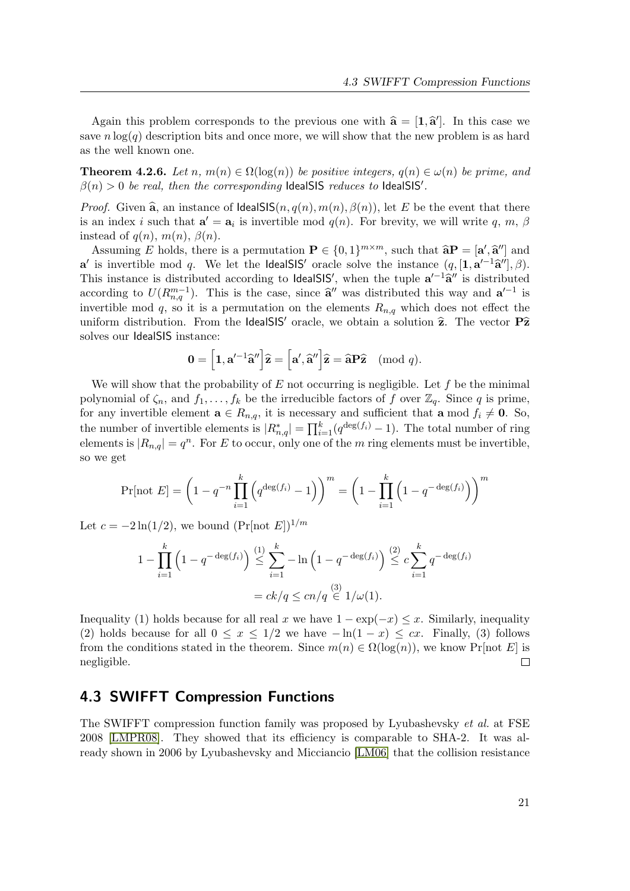Again this problem corresponds to the previous one with $\widehat{\mathbf{a}} = [\mathbf{1}, \widehat{\mathbf{a}}']$. In this case we save $n \log(q)$ description bits and once more, we will show that the new problem is as hard as the well known one.

**Theorem 4.2.6.** *Let $n$, $m(n) \in \Omega(\log(n))$ be positive integers, $q(n) \in \omega(n)$ be prime, and $\beta(n) > 0$ be real, then the corresponding* $\mathsf{IdealSIS}$ *reduces to* $\mathsf{IdealSIS}'$.

*Proof.* Given $\widehat{\mathbf{a}}$, an instance of $\mathsf{IdealSIS}(n, q(n), m(n), \beta(n))$, let $E$ be the event that there is an index $i$ such that $\mathbf{a}' = \mathbf{a}_i$ is invertible mod $q(n)$. For brevity, we will write $q$, $m$, $\beta$ instead of $q(n)$, $m(n)$, $\beta(n)$.

Assuming $E$ holds, there is a permutation $\mathbf{P} \in \{0,1\}^{m \times m}$, such that $\widehat{\mathbf{a}}\mathbf{P} = [\mathbf{a}', \widehat{\mathbf{a}}'']$ and $\mathbf{a}'$ is invertible mod $q$. We let the $\mathsf{IdealSIS}'$ oracle solve the instance $(q, [\mathbf{1}, \mathbf{a}'^{-1}\widehat{\mathbf{a}}''], \beta)$. This instance is distributed according to $\mathsf{IdealSIS}'$, when the tuple $\mathbf{a}'^{-1}\widehat{\mathbf{a}}''$ is distributed according to $U(R_{n,q}^{m-1})$. This is the case, since $\widehat{\mathbf{a}}''$ was distributed this way and $\mathbf{a}'^{-1}$ is invertible mod $q$, so it is a permutation on the elements $R_{n,q}$ which does not effect the uniform distribution. From the $\mathsf{IdealSIS}'$ oracle, we obtain a solution $\widehat{\mathbf{z}}$. The vector $\mathbf{P}\widehat{\mathbf{z}}$ solves our $\mathsf{IdealSIS}$ instance:

$$\mathbf{0} = \left[\mathbf{1}, \mathbf{a}'^{-1}\widehat{\mathbf{a}}''\right]\widehat{\mathbf{z}} = \left[\mathbf{a}', \widehat{\mathbf{a}}''\right]\widehat{\mathbf{z}} = \widehat{\mathbf{a}}\mathbf{P}\widehat{\mathbf{z}} \pmod q.$$

We will show that the probability of $E$ not occurring is negligible. Let $f$ be the minimal polynomial of $\zeta_n$, and $f_1, \ldots, f_k$ be the irreducible factors of $f$ over $\mathbb{Z}_q$. Since $q$ is prime, for any invertible element $\mathbf{a} \in R_{n,q}$, it is necessary and sufficient that $\mathbf{a} \bmod f_i \neq \mathbf{0}$. So, the number of invertible elements is $|R_{n,q}^*| = \prod_{i=1}^k (q^{\deg(f_i)} - 1)$. The total number of ring elements is $|R_{n,q}| = q^n$. For $E$ to occur, only one of the $m$ ring elements must be invertible, so we get

$$\Pr[\text{not } E] = \left(1 - q^{-n}\prod_{i=1}^{k}\left(q^{\deg(f_i)} - 1\right)\right)^m = \left(1 - \prod_{i=1}^{k}\left(1 - q^{-\deg(f_i)}\right)\right)^m$$

Let $c = -2\ln(1/2)$, we bound $(\Pr[\text{not } E])^{1/m}$

$$1 - \prod_{i=1}^{k}\left(1 - q^{-\deg(f_i)}\right) \overset{(1)}{\leq} \sum_{i=1}^{k} -\ln\left(1 - q^{-\deg(f_i)}\right) \overset{(2)}{\leq} c\sum_{i=1}^{k} q^{-\deg(f_i)}$$
$$= ck/q \leq cn/q \overset{(3)}{\in} 1/\omega(1).$$

Inequality (1) holds because for all real $x$ we have $1 - \exp(-x) \leq x$. Similarly, inequality (2) holds because for all $0 \leq x \leq 1/2$ we have $-\ln(1-x) \leq cx$. Finally, (3) follows from the conditions stated in the theorem. Since $m(n) \in \Omega(\log(n))$, we know $\Pr[\text{not } E]$ is negligible. ∎

## 4.3 SWIFFT Compression Functions

The SWIFFT compression function family was proposed by Lyubashevsky *et al.* at FSE 2008 [LMPR08]. They showed that its efficiency is comparable to SHA-2. It was already shown in 2006 by Lyubashevsky and Micciancio [LM06] that the collision resistance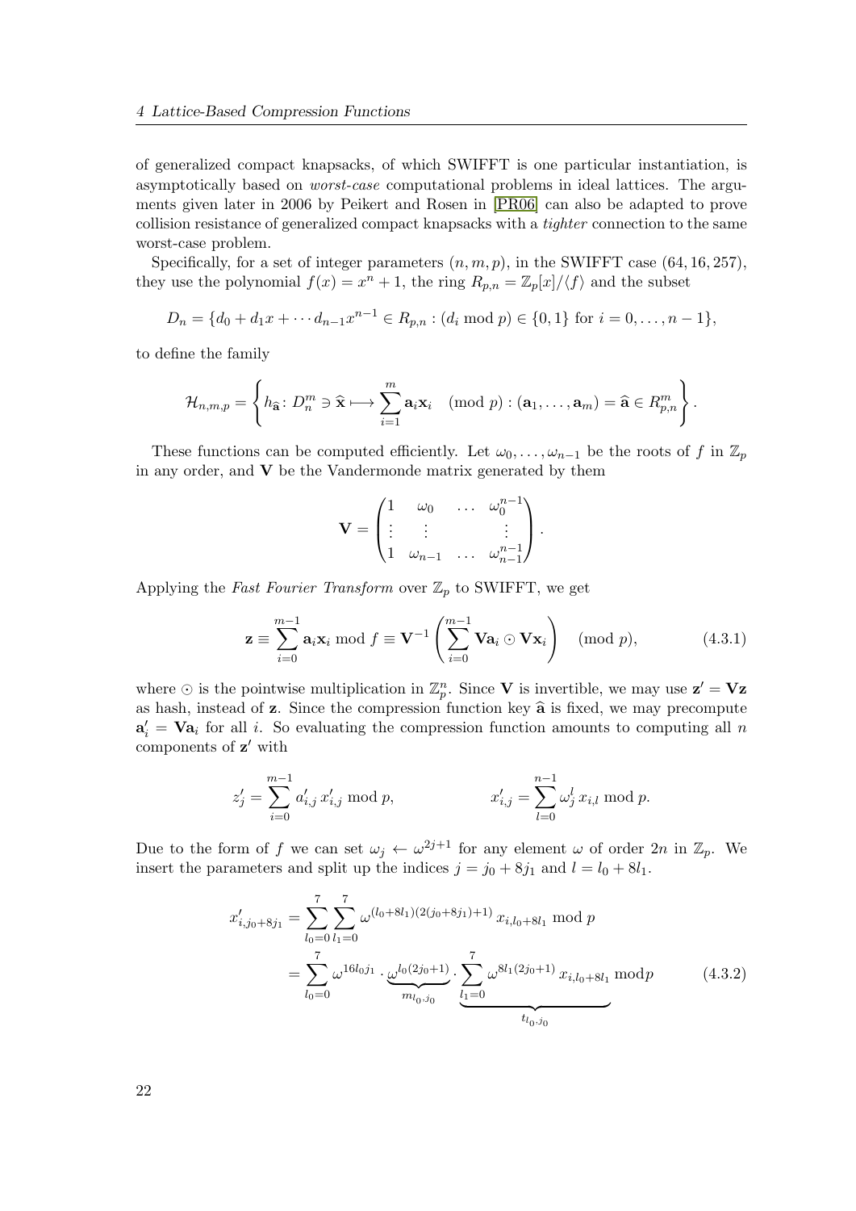of generalized compact knapsacks, of which SWIFFT is one particular instantiation, is asymptotically based on *worst-case* computational problems in ideal lattices. The arguments given later in 2006 by Peikert and Rosen in [PR06] can also be adapted to prove collision resistance of generalized compact knapsacks with a *tighter* connection to the same worst-case problem.

Specifically, for a set of integer parameters $(n, m, p)$, in the SWIFFT case $(64, 16, 257)$, they use the polynomial $f(x) = x^n + 1$, the ring $R_{p,n} = \mathbb{Z}_p[x]/\langle f \rangle$ and the subset

$$D_n = \{d_0 + d_1 x + \cdots d_{n-1}x^{n-1} \in R_{p,n} : (d_i \bmod p) \in \{0, 1\} \text{ for } i = 0, \ldots, n-1\},$$

to define the family

$$\mathcal{H}_{n,m,p} = \left\{ h_{\widehat{\mathbf{a}}} \colon D_n^m \ni \widehat{\mathbf{x}} \longmapsto \sum_{i=1}^{m} \mathbf{a}_i \mathbf{x}_i \pmod p) : (\mathbf{a}_1, \ldots, \mathbf{a}_m) = \widehat{\mathbf{a}} \in R_{p,n}^m \right\}.$$

These functions can be computed efficiently. Let $\omega_0, \ldots, \omega_{n-1}$ be the roots of $f$ in $\mathbb{Z}_p$ in any order, and $\mathbf{V}$ be the Vandermonde matrix generated by them

$$\mathbf{V} = \begin{pmatrix} 1 & \omega_0 & \ldots & \omega_0^{n-1} \\ \vdots & \vdots & & \vdots \\ 1 & \omega_{n-1} & \ldots & \omega_{n-1}^{n-1} \end{pmatrix}.$$

Applying the *Fast Fourier Transform* over $\mathbb{Z}_p$ to SWIFFT, we get

$$\mathbf{z} \equiv \sum_{i=0}^{m-1} \mathbf{a}_i \mathbf{x}_i \bmod f \equiv \mathbf{V}^{-1} \left( \sum_{i=0}^{m-1} \mathbf{V}\mathbf{a}_i \odot \mathbf{V}\mathbf{x}_i \right) \pmod p, \tag{4.3.1}$$

where $\odot$ is the pointwise multiplication in $\mathbb{Z}_p^n$. Since $\mathbf{V}$ is invertible, we may use $\mathbf{z}' = \mathbf{V}\mathbf{z}$ as hash, instead of $\mathbf{z}$. Since the compression function key $\widehat{\mathbf{a}}$ is fixed, we may precompute $\mathbf{a}'_i = \mathbf{V}\mathbf{a}_i$ for all $i$. So evaluating the compression function amounts to computing all $n$ components of $\mathbf{z}'$ with

$$z'_j = \sum_{i=0}^{m-1} a'_{i,j}\, x'_{i,j} \bmod p, \qquad\qquad x'_{i,j} = \sum_{l=0}^{n-1} \omega_j^l\, x_{i,l} \bmod p.$$

Due to the form of $f$ we can set $\omega_j \leftarrow \omega^{2j+1}$ for any element $\omega$ of order $2n$ in $\mathbb{Z}_p$. We insert the parameters and split up the indices $j = j_0 + 8j_1$ and $l = l_0 + 8l_1$.

$$\begin{aligned} x'_{i,j_0+8j_1} &= \sum_{l_0=0}^{7} \sum_{l_1=0}^{7} \omega^{(l_0+8l_1)(2(j_0+8j_1)+1)}\, x_{i,l_0+8l_1} \bmod p \\ &= \sum_{l_0=0}^{7} \omega^{16 l_0 j_1} \cdot \underbrace{\omega^{l_0(2j_0+1)}}_{m_{l_0,j_0}} \cdot \underbrace{\sum_{l_1=0}^{7} \omega^{8l_1(2j_0+1)}\, x_{i,l_0+8l_1}}_{t_{l_0,j_0}} \bmod p \end{aligned} \tag{4.3.2}$$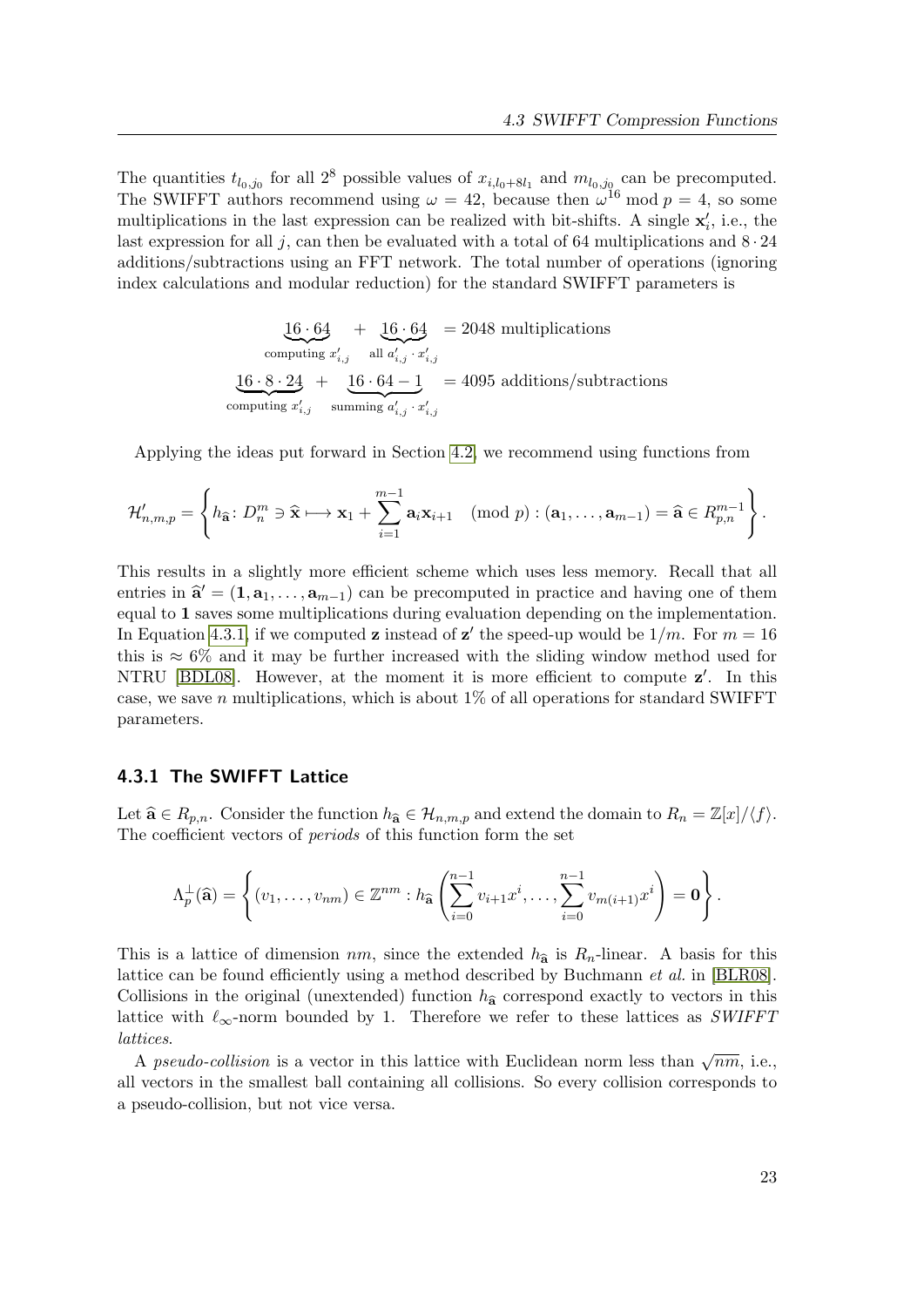The quantities $t_{l_0,j_0}$ for all $2^8$ possible values of $x_{i,l_0+8l_1}$ and $m_{l_0,j_0}$ can be precomputed. The SWIFFT authors recommend using $\omega = 42$, because then $\omega^{16} \bmod p = 4$, so some multiplications in the last expression can be realized with bit-shifts. A single $\mathbf{x}'_i$, i.e., the last expression for all $j$, can then be evaluated with a total of 64 multiplications and $8 \cdot 24$ additions/subtractions using an FFT network. The total number of operations (ignoring index calculations and modular reduction) for the standard SWIFFT parameters is

$$\underbrace{16 \cdot 64}_{\text{computing } x'_{i,j}} + \underbrace{16 \cdot 64}_{\text{all } a'_{i,j} \cdot x'_{i,j}} = 2048 \text{ multiplications}$$

$$\underbrace{16 \cdot 8 \cdot 24}_{\text{computing } x'_{i,j}} + \underbrace{16 \cdot 64 - 1}_{\text{summing } a'_{i,j} \cdot x'_{i,j}} = 4095 \text{ additions/subtractions}$$

Applying the ideas put forward in Section 4.2, we recommend using functions from

$$\mathcal{H}'_{n,m,p} = \left\{ h_{\widehat{\mathbf{a}}} \colon D_n^m \ni \widehat{\mathbf{x}} \longmapsto \mathbf{x}_1 + \sum_{i=1}^{m-1} \mathbf{a}_i \mathbf{x}_{i+1} \pmod{p} : (\mathbf{a}_1, \ldots, \mathbf{a}_{m-1}) = \widehat{\mathbf{a}} \in R_{p,n}^{m-1} \right\}.$$

This results in a slightly more efficient scheme which uses less memory. Recall that all entries in $\widehat{\mathbf{a}}' = (\mathbf{1}, \mathbf{a}_1, \ldots, \mathbf{a}_{m-1})$ can be precomputed in practice and having one of them equal to $\mathbf{1}$ saves some multiplications during evaluation depending on the implementation. In Equation 4.3.1, if we computed $\mathbf{z}$ instead of $\mathbf{z}'$ the speed-up would be $1/m$. For $m = 16$ this is $\approx 6\%$ and it may be further increased with the sliding window method used for NTRU [BDL08]. However, at the moment it is more efficient to compute $\mathbf{z}'$. In this case, we save $n$ multiplications, which is about 1% of all operations for standard SWIFFT parameters.

### 4.3.1 The SWIFFT Lattice

Let $\widehat{\mathbf{a}} \in R_{p,n}$. Consider the function $h_{\widehat{\mathbf{a}}} \in \mathcal{H}_{n,m,p}$ and extend the domain to $R_n = \mathbb{Z}[x]/\langle f \rangle$. The coefficient vectors of *periods* of this function form the set

$$\Lambda_p^{\perp}(\widehat{\mathbf{a}}) = \left\{ (v_1, \ldots, v_{nm}) \in \mathbb{Z}^{nm} : h_{\widehat{\mathbf{a}}} \left( \sum_{i=0}^{n-1} v_{i+1} x^i, \ldots, \sum_{i=0}^{n-1} v_{m(i+1)} x^i \right) = \mathbf{0} \right\}.$$

This is a lattice of dimension $nm$, since the extended $h_{\widehat{\mathbf{a}}}$ is $R_n$-linear. A basis for this lattice can be found efficiently using a method described by Buchmann *et al.* in [BLR08]. Collisions in the original (unextended) function $h_{\widehat{\mathbf{a}}}$ correspond exactly to vectors in this lattice with $\ell_\infty$-norm bounded by 1. Therefore we refer to these lattices as *SWIFFT lattices*.

A *pseudo-collision* is a vector in this lattice with Euclidean norm less than $\sqrt{nm}$, i.e., all vectors in the smallest ball containing all collisions. So every collision corresponds to a pseudo-collision, but not vice versa.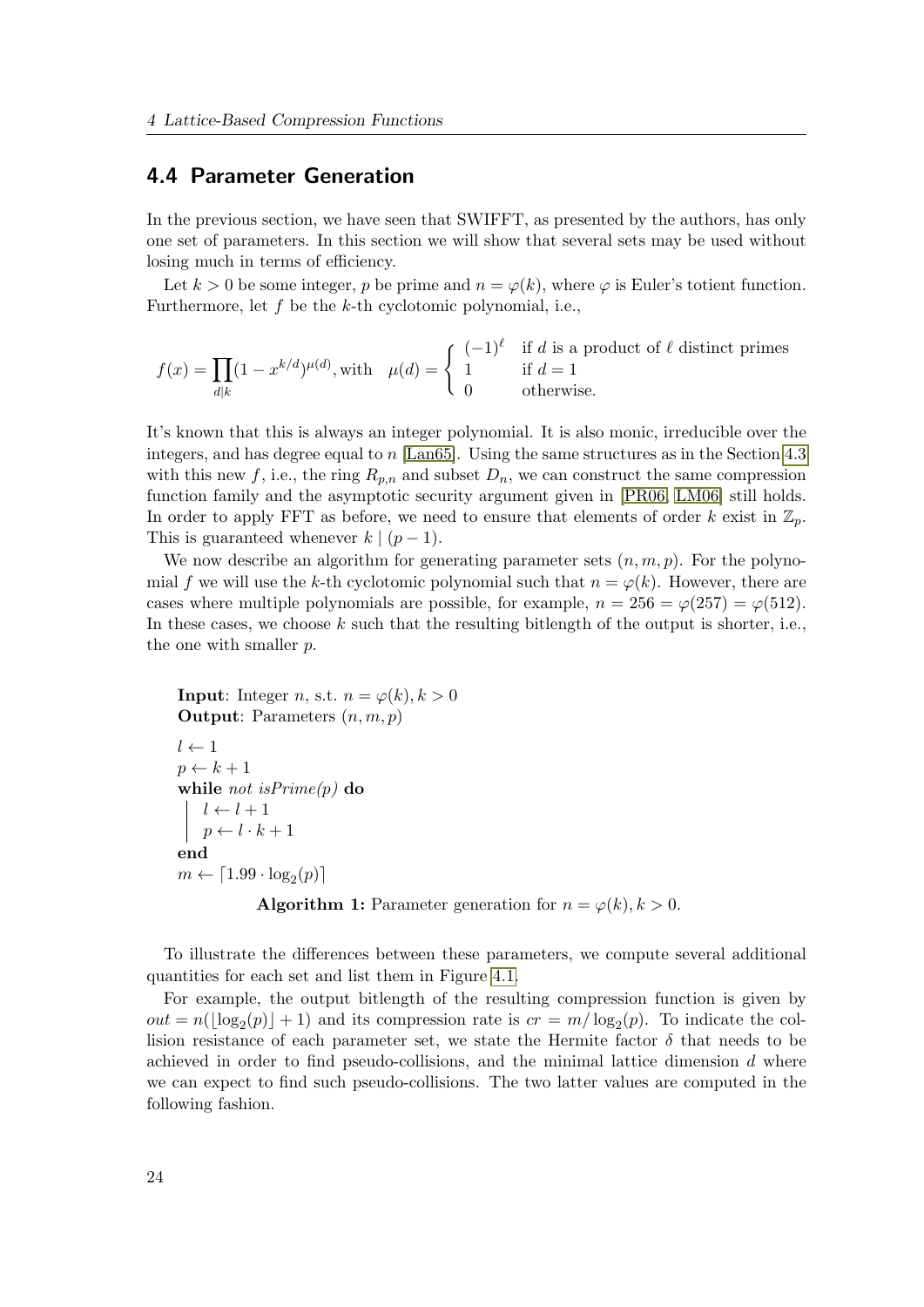## 4.4 Parameter Generation

In the previous section, we have seen that SWIFFT, as presented by the authors, has only one set of parameters. In this section we will show that several sets may be used without losing much in terms of efficiency.

Let $k > 0$ be some integer, $p$ be prime and $n = \varphi(k)$, where $\varphi$ is Euler's totient function. Furthermore, let $f$ be the $k$-th cyclotomic polynomial, i.e.,

$$f(x) = \prod_{d|k} (1 - x^{k/d})^{\mu(d)}, \text{with} \quad \mu(d) = \begin{cases} (-1)^{\ell} & \text{if } d \text{ is a product of } \ell \text{ distinct primes} \\ 1 & \text{if } d = 1 \\ 0 & \text{otherwise.} \end{cases}$$

It's known that this is always an integer polynomial. It is also monic, irreducible over the integers, and has degree equal to $n$ [Lan65]. Using the same structures as in the Section 4.3 with this new $f$, i.e., the ring $R_{p,n}$ and subset $D_n$, we can construct the same compression function family and the asymptotic security argument given in [PR06, LM06] still holds. In order to apply FFT as before, we need to ensure that elements of order $k$ exist in $\mathbb{Z}_p$. This is guaranteed whenever $k \mid (p-1)$.

We now describe an algorithm for generating parameter sets $(n, m, p)$. For the polynomial $f$ we will use the $k$-th cyclotomic polynomial such that $n = \varphi(k)$. However, there are cases where multiple polynomials are possible, for example, $n = 256 = \varphi(257) = \varphi(512)$. In these cases, we choose $k$ such that the resulting bitlength of the output is shorter, i.e., the one with smaller $p$.

**Input**: Integer $n$, s.t. $n = \varphi(k), k > 0$
**Output**: Parameters $(n, m, p)$

$l \leftarrow 1$
$p \leftarrow k + 1$
**while** *not isPrime(p)* **do**
  $l \leftarrow l + 1$
  $p \leftarrow l \cdot k + 1$
**end**
$m \leftarrow \lceil 1.99 \cdot \log_2(p) \rceil$

**Algorithm 1:** Parameter generation for $n = \varphi(k), k > 0$.

To illustrate the differences between these parameters, we compute several additional quantities for each set and list them in Figure 4.1.

For example, the output bitlength of the resulting compression function is given by $out = n(\lfloor \log_2(p) \rfloor + 1)$ and its compression rate is $cr = m/\log_2(p)$. To indicate the collision resistance of each parameter set, we state the Hermite factor $\delta$ that needs to be achieved in order to find pseudo-collisions, and the minimal lattice dimension $d$ where we can expect to find such pseudo-collisions. The two latter values are computed in the following fashion.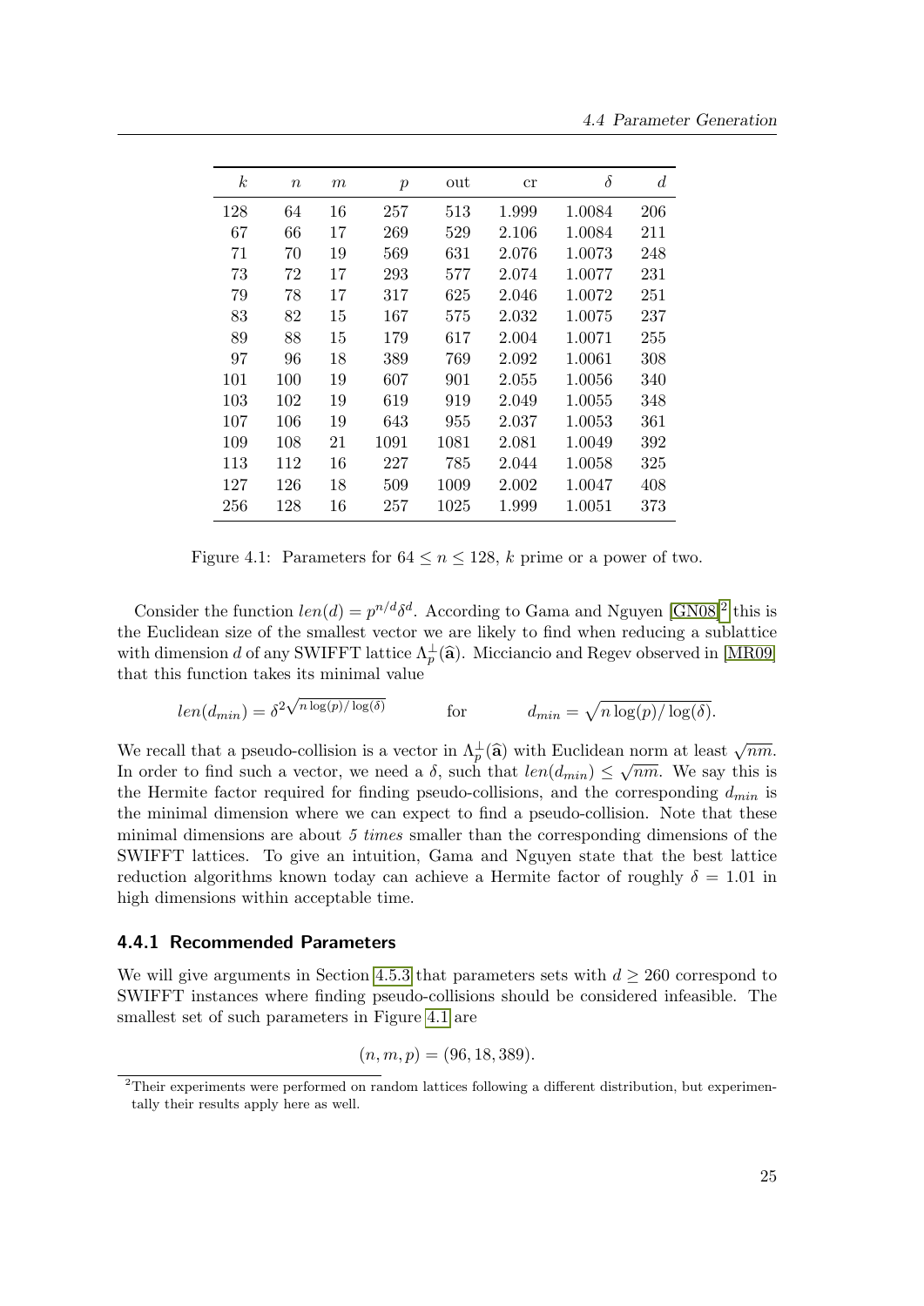| $k$ | $n$ | $m$ | $p$ | out | cr | $\delta$ | $d$ |
|---|---|---|---|---|---|---|---|
| 128 | 64 | 16 | 257 | 513 | 1.999 | 1.0084 | 206 |
| 67 | 66 | 17 | 269 | 529 | 2.106 | 1.0084 | 211 |
| 71 | 70 | 19 | 569 | 631 | 2.076 | 1.0073 | 248 |
| 73 | 72 | 17 | 293 | 577 | 2.074 | 1.0077 | 231 |
| 79 | 78 | 17 | 317 | 625 | 2.046 | 1.0072 | 251 |
| 83 | 82 | 15 | 167 | 575 | 2.032 | 1.0075 | 237 |
| 89 | 88 | 15 | 179 | 617 | 2.004 | 1.0071 | 255 |
| 97 | 96 | 18 | 389 | 769 | 2.092 | 1.0061 | 308 |
| 101 | 100 | 19 | 607 | 901 | 2.055 | 1.0056 | 340 |
| 103 | 102 | 19 | 619 | 919 | 2.049 | 1.0055 | 348 |
| 107 | 106 | 19 | 643 | 955 | 2.037 | 1.0053 | 361 |
| 109 | 108 | 21 | 1091 | 1081 | 2.081 | 1.0049 | 392 |
| 113 | 112 | 16 | 227 | 785 | 2.044 | 1.0058 | 325 |
| 127 | 126 | 18 | 509 | 1009 | 2.002 | 1.0047 | 408 |
| 256 | 128 | 16 | 257 | 1025 | 1.999 | 1.0051 | 373 |

Figure 4.1: Parameters for $64 \leq n \leq 128$, $k$ prime or a power of two.

Consider the function $len(d) = p^{n/d}\delta^d$. According to Gama and Nguyen [GN08][2] this is the Euclidean size of the smallest vector we are likely to find when reducing a sublattice with dimension $d$ of any SWIFFT lattice $\Lambda_p^\perp(\hat{\mathbf{a}})$. Micciancio and Regev observed in [MR09] that this function takes its minimal value

$$len(d_{min}) = \delta^{2\sqrt{n\log(p)/\log(\delta)}} \qquad \text{for} \qquad d_{min} = \sqrt{n\log(p)/\log(\delta)}.$$

We recall that a pseudo-collision is a vector in $\Lambda_p^\perp(\hat{\mathbf{a}})$ with Euclidean norm at least $\sqrt{nm}$. In order to find such a vector, we need a $\delta$, such that $len(d_{min}) \leq \sqrt{nm}$. We say this is the Hermite factor required for finding pseudo-collisions, and the corresponding $d_{min}$ is the minimal dimension where we can expect to find a pseudo-collision. Note that these minimal dimensions are about *5 times* smaller than the corresponding dimensions of the SWIFFT lattices. To give an intuition, Gama and Nguyen state that the best lattice reduction algorithms known today can achieve a Hermite factor of roughly $\delta = 1.01$ in high dimensions within acceptable time.

### 4.4.1 Recommended Parameters

We will give arguments in Section 4.5.3 that parameters sets with $d \geq 260$ correspond to SWIFFT instances where finding pseudo-collisions should be considered infeasible. The smallest set of such parameters in Figure 4.1 are

$$(n, m, p) = (96, 18, 389).$$

[2] Their experiments were performed on random lattices following a different distribution, but experimentally their results apply here as well.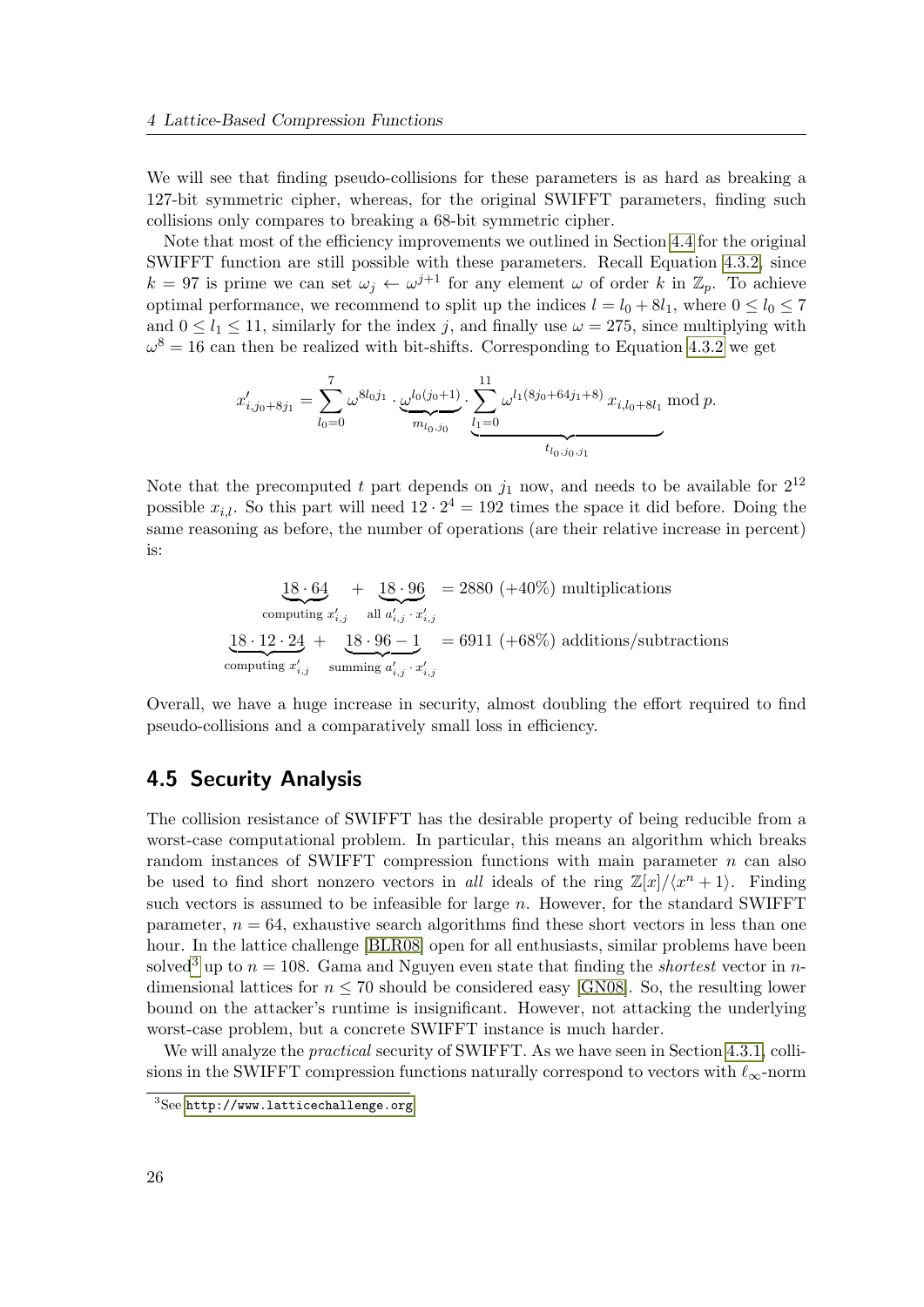We will see that finding pseudo-collisions for these parameters is as hard as breaking a 127-bit symmetric cipher, whereas, for the original SWIFFT parameters, finding such collisions only compares to breaking a 68-bit symmetric cipher.

Note that most of the efficiency improvements we outlined in Section 4.4 for the original SWIFFT function are still possible with these parameters. Recall Equation 4.3.2, since $k = 97$ is prime we can set $\omega_j \leftarrow \omega^{j+1}$ for any element $\omega$ of order $k$ in $\mathbb{Z}_p$. To achieve optimal performance, we recommend to split up the indices $l = l_0 + 8l_1$, where $0 \leq l_0 \leq 7$ and $0 \leq l_1 \leq 11$, similarly for the index $j$, and finally use $\omega = 275$, since multiplying with $\omega^8 = 16$ can then be realized with bit-shifts. Corresponding to Equation 4.3.2 we get

$$x'_{i,j_0+8j_1} = \sum_{l_0=0}^{7} \omega^{8l_0 j_1} \cdot \underbrace{\omega^{l_0(j_0+1)}}_{m_{l_0,j_0}} \cdot \underbrace{\sum_{l_1=0}^{11} \omega^{l_1(8j_0+64j_1+8)} \, x_{i,l_0+8l_1}}_{t_{l_0,j_0,j_1}} \bmod p.$$

Note that the precomputed $t$ part depends on $j_1$ now, and needs to be available for $2^{12}$ possible $x_{i,l}$. So this part will need $12 \cdot 2^4 = 192$ times the space it did before. Doing the same reasoning as before, the number of operations (are their relative increase in percent) is:

$$\underbrace{18 \cdot 64}_{\text{computing } x'_{i,j}} + \underbrace{18 \cdot 96}_{\text{all } a'_{i,j} \cdot x'_{i,j}} = 2880 \ (+40\%) \text{ multiplications}$$

$$\underbrace{18 \cdot 12 \cdot 24}_{\text{computing } x'_{i,j}} + \underbrace{18 \cdot 96 - 1}_{\text{summing } a'_{i,j} \cdot x'_{i,j}} = 6911 \ (+68\%) \text{ additions/subtractions}$$

Overall, we have a huge increase in security, almost doubling the effort required to find pseudo-collisions and a comparatively small loss in efficiency.

## 4.5 Security Analysis

The collision resistance of SWIFFT has the desirable property of being reducible from a worst-case computational problem. In particular, this means an algorithm which breaks random instances of SWIFFT compression functions with main parameter $n$ can also be used to find short nonzero vectors in *all* ideals of the ring $\mathbb{Z}[x]/\langle x^n + 1\rangle$. Finding such vectors is assumed to be infeasible for large $n$. However, for the standard SWIFFT parameter, $n = 64$, exhaustive search algorithms find these short vectors in less than one hour. In the lattice challenge [BLR08] open for all enthusiasts, similar problems have been solved[3] up to $n = 108$. Gama and Nguyen even state that finding the *shortest* vector in $n$-dimensional lattices for $n \leq 70$ should be considered easy [GN08]. So, the resulting lower bound on the attacker's runtime is insignificant. However, not attacking the underlying worst-case problem, but a concrete SWIFFT instance is much harder.

We will analyze the *practical* security of SWIFFT. As we have seen in Section 4.3.1, collisions in the SWIFFT compression functions naturally correspond to vectors with $\ell_\infty$-norm

[3] See http://www.latticechallenge.org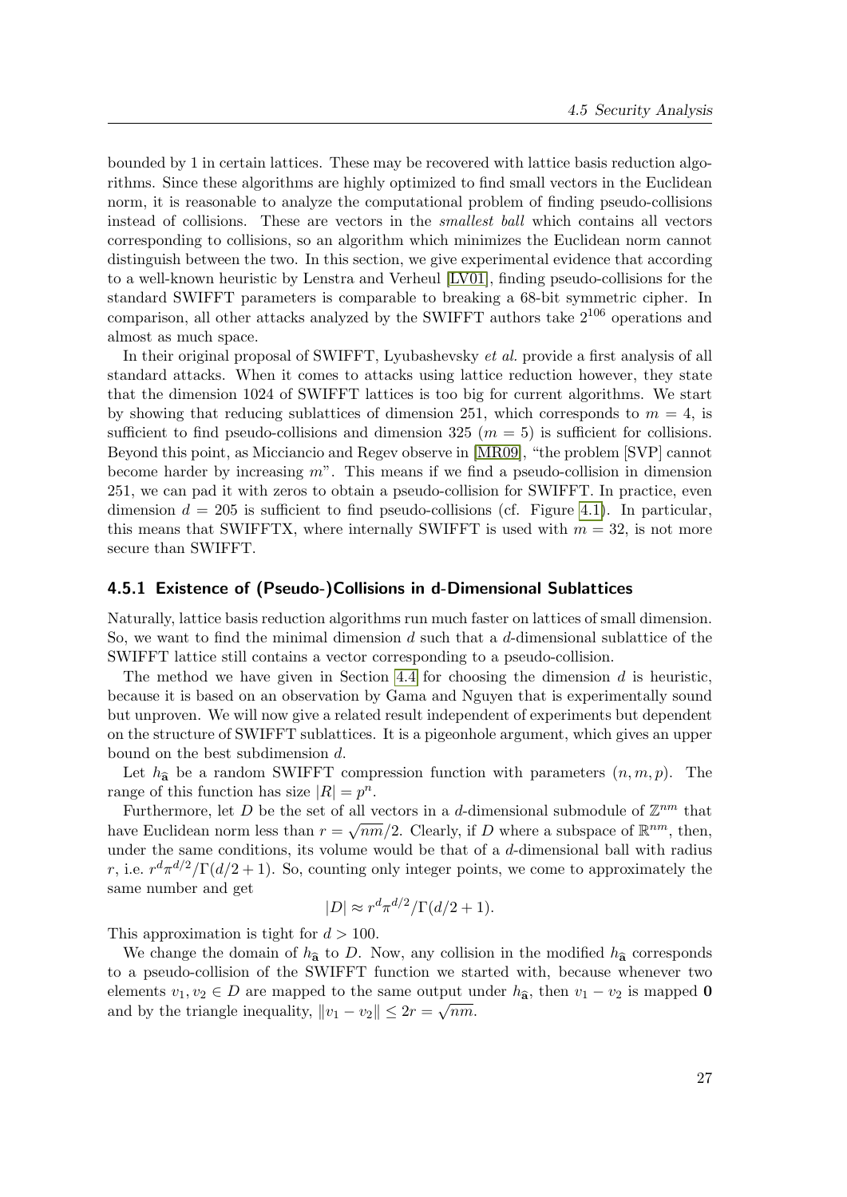bounded by 1 in certain lattices. These may be recovered with lattice basis reduction algorithms. Since these algorithms are highly optimized to find small vectors in the Euclidean norm, it is reasonable to analyze the computational problem of finding pseudo-collisions instead of collisions. These are vectors in the *smallest ball* which contains all vectors corresponding to collisions, so an algorithm which minimizes the Euclidean norm cannot distinguish between the two. In this section, we give experimental evidence that according to a well-known heuristic by Lenstra and Verheul [LV01], finding pseudo-collisions for the standard SWIFFT parameters is comparable to breaking a 68-bit symmetric cipher. In comparison, all other attacks analyzed by the SWIFFT authors take $2^{106}$ operations and almost as much space.

In their original proposal of SWIFFT, Lyubashevsky *et al.* provide a first analysis of all standard attacks. When it comes to attacks using lattice reduction however, they state that the dimension 1024 of SWIFFT lattices is too big for current algorithms. We start by showing that reducing sublattices of dimension 251, which corresponds to $m = 4$, is sufficient to find pseudo-collisions and dimension 325 ($m = 5$) is sufficient for collisions. Beyond this point, as Micciancio and Regev observe in [MR09], "the problem [SVP] cannot become harder by increasing $m$". This means if we find a pseudo-collision in dimension 251, we can pad it with zeros to obtain a pseudo-collision for SWIFFT. In practice, even dimension $d = 205$ is sufficient to find pseudo-collisions (cf. Figure 4.1). In particular, this means that SWIFFTX, where internally SWIFFT is used with $m = 32$, is not more secure than SWIFFT.

### 4.5.1 Existence of (Pseudo-)Collisions in d-Dimensional Sublattices

Naturally, lattice basis reduction algorithms run much faster on lattices of small dimension. So, we want to find the minimal dimension $d$ such that a $d$-dimensional sublattice of the SWIFFT lattice still contains a vector corresponding to a pseudo-collision.

The method we have given in Section 4.4 for choosing the dimension $d$ is heuristic, because it is based on an observation by Gama and Nguyen that is experimentally sound but unproven. We will now give a related result independent of experiments but dependent on the structure of SWIFFT sublattices. It is a pigeonhole argument, which gives an upper bound on the best subdimension $d$.

Let $h_{\widehat{\mathbf{a}}}$ be a random SWIFFT compression function with parameters $(n, m, p)$. The range of this function has size $|R| = p^n$.

Furthermore, let $D$ be the set of all vectors in a $d$-dimensional submodule of $\mathbb{Z}^{nm}$ that have Euclidean norm less than $r = \sqrt{nm}/2$. Clearly, if $D$ where a subspace of $\mathbb{R}^{nm}$, then, under the same conditions, its volume would be that of a $d$-dimensional ball with radius $r$, i.e. $r^d \pi^{d/2}/\Gamma(d/2+1)$. So, counting only integer points, we come to approximately the same number and get

$$|D| \approx r^d \pi^{d/2}/\Gamma(d/2+1).$$

This approximation is tight for $d > 100$.

We change the domain of $h_{\widehat{\mathbf{a}}}$ to $D$. Now, any collision in the modified $h_{\widehat{\mathbf{a}}}$ corresponds to a pseudo-collision of the SWIFFT function we started with, because whenever two elements $v_1, v_2 \in D$ are mapped to the same output under $h_{\widehat{\mathbf{a}}}$, then $v_1 - v_2$ is mapped $\mathbf{0}$ and by the triangle inequality, $\|v_1 - v_2\| \leq 2r = \sqrt{nm}$.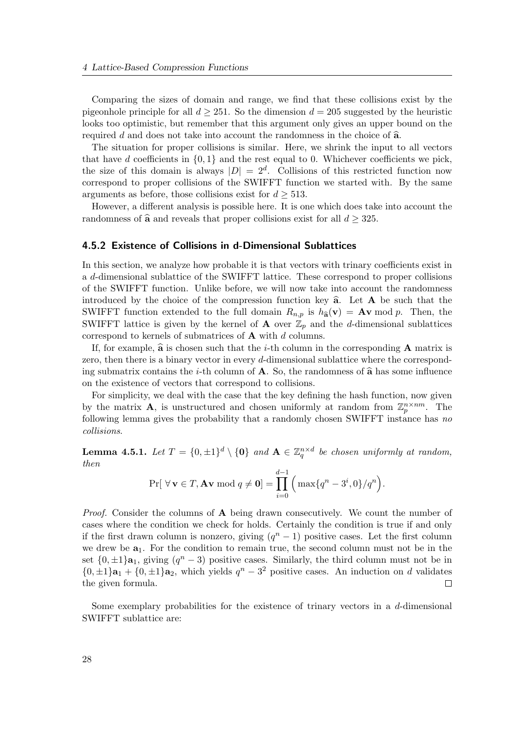Comparing the sizes of domain and range, we find that these collisions exist by the pigeonhole principle for all $d \geq 251$. So the dimension $d = 205$ suggested by the heuristic looks too optimistic, but remember that this argument only gives an upper bound on the required $d$ and does not take into account the randomness in the choice of $\widehat{\mathbf{a}}$.

The situation for proper collisions is similar. Here, we shrink the input to all vectors that have $d$ coefficients in $\{0, 1\}$ and the rest equal to 0. Whichever coefficients we pick, the size of this domain is always $|D| = 2^d$. Collisions of this restricted function now correspond to proper collisions of the SWIFFT function we started with. By the same arguments as before, those collisions exist for $d \geq 513$.

However, a different analysis is possible here. It is one which does take into account the randomness of $\widehat{\mathbf{a}}$ and reveals that proper collisions exist for all $d \geq 325$.

### 4.5.2 Existence of Collisions in d-Dimensional Sublattices

In this section, we analyze how probable it is that vectors with trinary coefficients exist in a $d$-dimensional sublattice of the SWIFFT lattice. These correspond to proper collisions of the SWIFFT function. Unlike before, we will now take into account the randomness introduced by the choice of the compression function key $\widehat{\mathbf{a}}$. Let $\mathbf{A}$ be such that the SWIFFT function extended to the full domain $R_{n,p}$ is $h_{\widehat{\mathbf{a}}}(\mathbf{v}) = \mathbf{A}\mathbf{v} \bmod p$. Then, the SWIFFT lattice is given by the kernel of $\mathbf{A}$ over $\mathbb{Z}_p$ and the $d$-dimensional sublattices correspond to kernels of submatrices of $\mathbf{A}$ with $d$ columns.

If, for example, $\widehat{\mathbf{a}}$ is chosen such that the $i$-th column in the corresponding $\mathbf{A}$ matrix is zero, then there is a binary vector in every $d$-dimensional sublattice where the corresponding submatrix contains the $i$-th column of $\mathbf{A}$. So, the randomness of $\widehat{\mathbf{a}}$ has some influence on the existence of vectors that correspond to collisions.

For simplicity, we deal with the case that the key defining the hash function, now given by the matrix $\mathbf{A}$, is unstructured and chosen uniformly at random from $\mathbb{Z}_p^{n \times nm}$. The following lemma gives the probability that a randomly chosen SWIFFT instance has *no collisions*.

**Lemma 4.5.1.** *Let $T = \{0, \pm 1\}^d \setminus \{\mathbf{0}\}$ and $\mathbf{A} \in \mathbb{Z}_q^{n \times d}$ be chosen uniformly at random, then*

$$\Pr[\, \forall\, \mathbf{v} \in T, \mathbf{A}\mathbf{v} \bmod q \neq \mathbf{0}] = \prod_{i=0}^{d-1} \Big( \max\{q^n - 3^i, 0\}/q^n \Big).$$

*Proof.* Consider the columns of $\mathbf{A}$ being drawn consecutively. We count the number of cases where the condition we check for holds. Certainly the condition is true if and only if the first drawn column is nonzero, giving $(q^n - 1)$ positive cases. Let the first column we drew be $\mathbf{a}_1$. For the condition to remain true, the second column must not be in the set $\{0, \pm 1\}\mathbf{a}_1$, giving $(q^n - 3)$ positive cases. Similarly, the third column must not be in $\{0, \pm 1\}\mathbf{a}_1 + \{0, \pm 1\}\mathbf{a}_2$, which yields $q^n - 3^2$ positive cases. An induction on $d$ validates the given formula. $\square$

Some exemplary probabilities for the existence of trinary vectors in a $d$-dimensional SWIFFT sublattice are: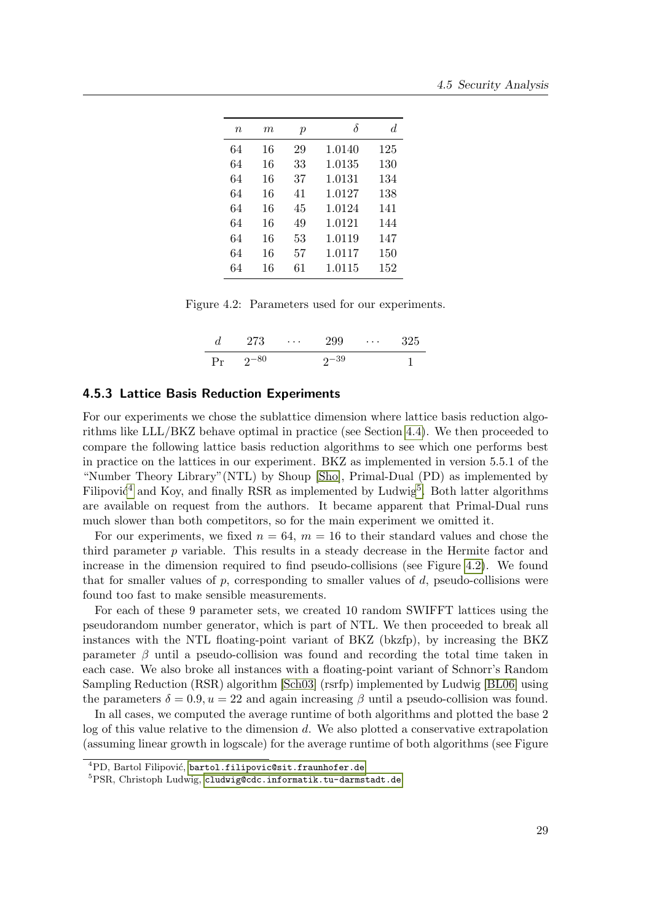| $n$ | $m$ | $p$ | $\delta$ | $d$ |
|---|---|---|---|---|
| 64 | 16 | 29 | 1.0140 | 125 |
| 64 | 16 | 33 | 1.0135 | 130 |
| 64 | 16 | 37 | 1.0131 | 134 |
| 64 | 16 | 41 | 1.0127 | 138 |
| 64 | 16 | 45 | 1.0124 | 141 |
| 64 | 16 | 49 | 1.0121 | 144 |
| 64 | 16 | 53 | 1.0119 | 147 |
| 64 | 16 | 57 | 1.0117 | 150 |
| 64 | 16 | 61 | 1.0115 | 152 |

Figure 4.2: Parameters used for our experiments.

| $d$ | 273 | $\cdots$ | 299 | $\cdots$ | 325 |
|---|---|---|---|---|---|
| Pr | $2^{-80}$ | | $2^{-39}$ | | 1 |

### 4.5.3 Lattice Basis Reduction Experiments

For our experiments we chose the sublattice dimension where lattice basis reduction algorithms like LLL/BKZ behave optimal in practice (see Section 4.4). We then proceeded to compare the following lattice basis reduction algorithms to see which one performs best in practice on the lattices in our experiment. BKZ as implemented in version 5.5.1 of the "Number Theory Library"(NTL) by Shoup [Sho], Primal-Dual (PD) as implemented by Filipović[4] and Koy, and finally RSR as implemented by Ludwig[5]. Both latter algorithms are available on request from the authors. It became apparent that Primal-Dual runs much slower than both competitors, so for the main experiment we omitted it.

For our experiments, we fixed $n = 64$, $m = 16$ to their standard values and chose the third parameter $p$ variable. This results in a steady decrease in the Hermite factor and increase in the dimension required to find pseudo-collisions (see Figure 4.2). We found that for smaller values of $p$, corresponding to smaller values of $d$, pseudo-collisions were found too fast to make sensible measurements.

For each of these 9 parameter sets, we created 10 random SWIFFT lattices using the pseudorandom number generator, which is part of NTL. We then proceeded to break all instances with the NTL floating-point variant of BKZ (bkzfp), by increasing the BKZ parameter $\beta$ until a pseudo-collision was found and recording the total time taken in each case. We also broke all instances with a floating-point variant of Schnorr's Random Sampling Reduction (RSR) algorithm [Sch03] (rsrfp) implemented by Ludwig [BL06] using the parameters $\delta = 0.9, u = 22$ and again increasing $\beta$ until a pseudo-collision was found.

In all cases, we computed the average runtime of both algorithms and plotted the base 2 log of this value relative to the dimension $d$. We also plotted a conservative extrapolation (assuming linear growth in logscale) for the average runtime of both algorithms (see Figure

[4] PD, Bartol Filipović, bartol.filipovic@sit.fraunhofer.de

[5] PSR, Christoph Ludwig, cludwig@cdc.informatik.tu-darmstadt.de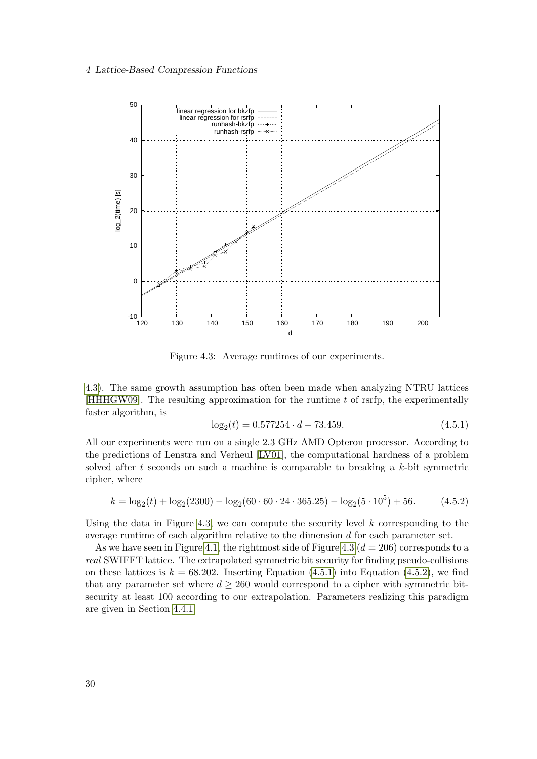Figure 4.3: Average runtimes of our experiments.

4.3). The same growth assumption has often been made when analyzing NTRU lattices [HHHGW09]. The resulting approximation for the runtime $t$ of rsrfp, the experimentally faster algorithm, is

$$\log_2(t) = 0.577254 \cdot d - 73.459. \tag{4.5.1}$$

All our experiments were run on a single 2.3 GHz AMD Opteron processor. According to the predictions of Lenstra and Verheul [LV01], the computational hardness of a problem solved after $t$ seconds on such a machine is comparable to breaking a $k$-bit symmetric cipher, where

$$k = \log_2(t) + \log_2(2300) - \log_2(60 \cdot 60 \cdot 24 \cdot 365.25) - \log_2(5 \cdot 10^5) + 56. \tag{4.5.2}$$

Using the data in Figure 4.3, we can compute the security level $k$ corresponding to the average runtime of each algorithm relative to the dimension $d$ for each parameter set.

As we have seen in Figure 4.1, the rightmost side of Figure 4.3 ($d = 206$) corresponds to a *real* SWIFFT lattice. The extrapolated symmetric bit security for finding pseudo-collisions on these lattices is $k = 68.202$. Inserting Equation (4.5.1) into Equation (4.5.2), we find that any parameter set where $d \geq 260$ would correspond to a cipher with symmetric bit-security at least 100 according to our extrapolation. Parameters realizing this paradigm are given in Section 4.4.1.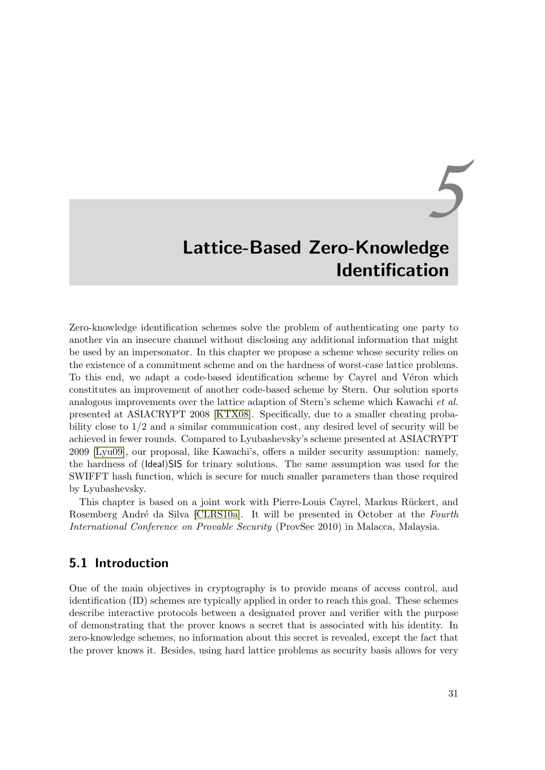# 5 Lattice-Based Zero-Knowledge Identification

Zero-knowledge identification schemes solve the problem of authenticating one party to another via an insecure channel without disclosing any additional information that might be used by an impersonator. In this chapter we propose a scheme whose security relies on the existence of a commitment scheme and on the hardness of worst-case lattice problems. To this end, we adapt a code-based identification scheme by Cayrel and Véron which constitutes an improvement of another code-based scheme by Stern. Our solution sports analogous improvements over the lattice adaption of Stern's scheme which Kawachi *et al.* presented at ASIACRYPT 2008 [KTX08]. Specifically, due to a smaller cheating probability close to 1/2 and a similar communication cost, any desired level of security will be achieved in fewer rounds. Compared to Lyubashevsky's scheme presented at ASIACRYPT 2009 [Lyu09], our proposal, like Kawachi's, offers a milder security assumption: namely, the hardness of (Ideal)SIS for trinary solutions. The same assumption was used for the SWIFFT hash function, which is secure for much smaller parameters than those required by Lyubashevsky.

This chapter is based on a joint work with Pierre-Louis Cayrel, Markus Rückert, and Rosemberg André da Silva [CLRS10a]. It will be presented in October at the *Fourth International Conference on Provable Security* (ProvSec 2010) in Malacca, Malaysia.

## 5.1 Introduction

One of the main objectives in cryptography is to provide means of access control, and identification (ID) schemes are typically applied in order to reach this goal. These schemes describe interactive protocols between a designated prover and verifier with the purpose of demonstrating that the prover knows a secret that is associated with his identity. In zero-knowledge schemes, no information about this secret is revealed, except the fact that the prover knows it. Besides, using hard lattice problems as security basis allows for very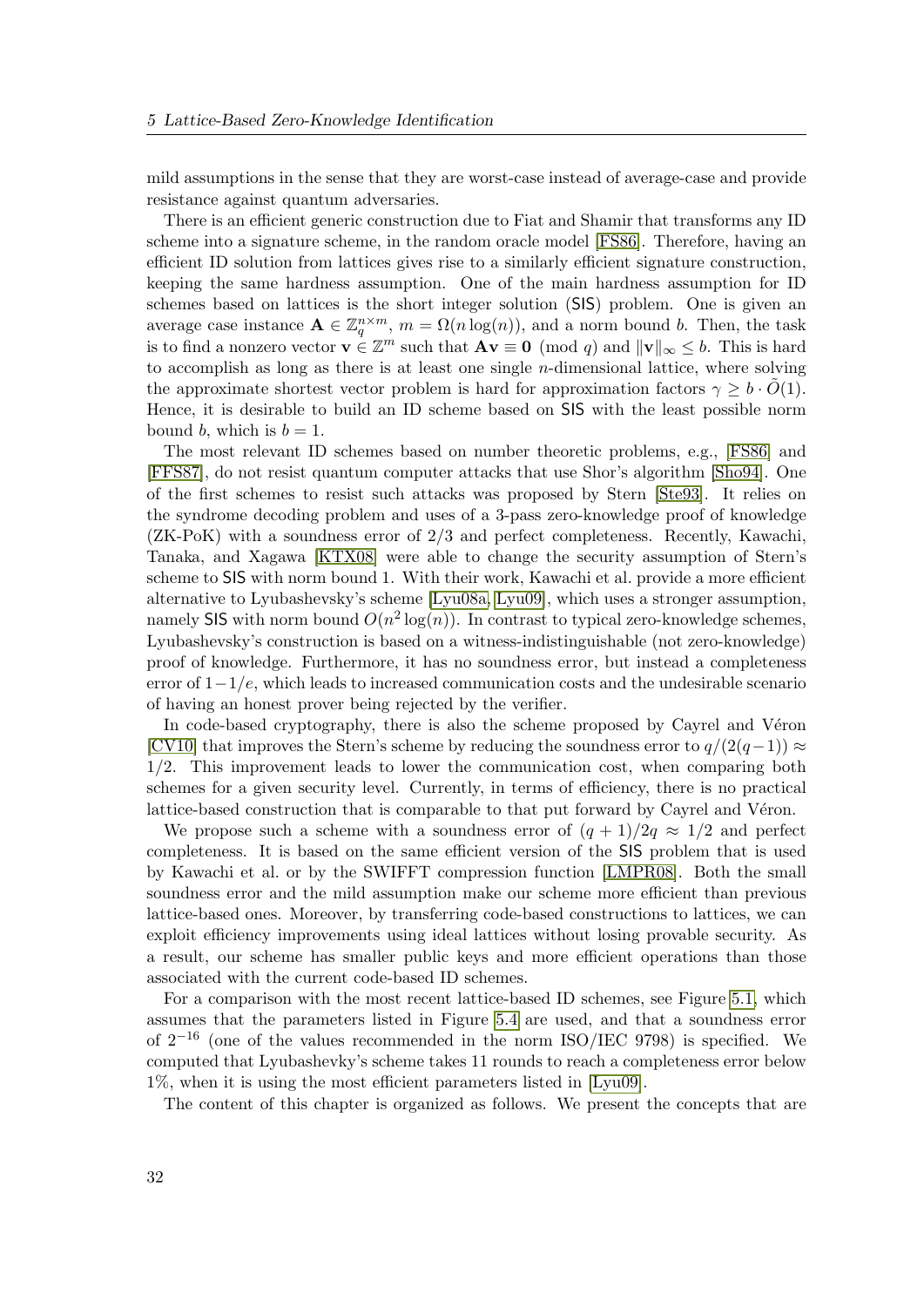mild assumptions in the sense that they are worst-case instead of average-case and provide resistance against quantum adversaries.

There is an efficient generic construction due to Fiat and Shamir that transforms any ID scheme into a signature scheme, in the random oracle model [FS86]. Therefore, having an efficient ID solution from lattices gives rise to a similarly efficient signature construction, keeping the same hardness assumption. One of the main hardness assumption for ID schemes based on lattices is the short integer solution (SIS) problem. One is given an average case instance $\mathbf{A} \in \mathbb{Z}_q^{n \times m}$, $m = \Omega(n \log(n))$, and a norm bound $b$. Then, the task is to find a nonzero vector $\mathbf{v} \in \mathbb{Z}^m$ such that $\mathbf{A}\mathbf{v} \equiv \mathbf{0} \pmod{q}$ and $\|\mathbf{v}\|_\infty \leq b$. This is hard to accomplish as long as there is at least one single $n$-dimensional lattice, where solving the approximate shortest vector problem is hard for approximation factors $\gamma \geq b \cdot \tilde{O}(1)$. Hence, it is desirable to build an ID scheme based on SIS with the least possible norm bound $b$, which is $b = 1$.

The most relevant ID schemes based on number theoretic problems, e.g., [FS86] and [FFS87], do not resist quantum computer attacks that use Shor's algorithm [Sho94]. One of the first schemes to resist such attacks was proposed by Stern [Ste93]. It relies on the syndrome decoding problem and uses of a 3-pass zero-knowledge proof of knowledge (ZK-PoK) with a soundness error of 2/3 and perfect completeness. Recently, Kawachi, Tanaka, and Xagawa [KTX08] were able to change the security assumption of Stern's scheme to SIS with norm bound 1. With their work, Kawachi et al. provide a more efficient alternative to Lyubashevsky's scheme [Lyu08a, Lyu09], which uses a stronger assumption, namely SIS with norm bound $O(n^2 \log(n))$. In contrast to typical zero-knowledge schemes, Lyubashevsky's construction is based on a witness-indistinguishable (not zero-knowledge) proof of knowledge. Furthermore, it has no soundness error, but instead a completeness error of $1 - 1/e$, which leads to increased communication costs and the undesirable scenario of having an honest prover being rejected by the verifier.

In code-based cryptography, there is also the scheme proposed by Cayrel and Véron [CV10] that improves the Stern's scheme by reducing the soundness error to $q/(2(q-1)) \approx 1/2$. This improvement leads to lower the communication cost, when comparing both schemes for a given security level. Currently, in terms of efficiency, there is no practical lattice-based construction that is comparable to that put forward by Cayrel and Véron.

We propose such a scheme with a soundness error of $(q+1)/2q \approx 1/2$ and perfect completeness. It is based on the same efficient version of the SIS problem that is used by Kawachi et al. or by the SWIFFT compression function [LMPR08]. Both the small soundness error and the mild assumption make our scheme more efficient than previous lattice-based ones. Moreover, by transferring code-based constructions to lattices, we can exploit efficiency improvements using ideal lattices without losing provable security. As a result, our scheme has smaller public keys and more efficient operations than those associated with the current code-based ID schemes.

For a comparison with the most recent lattice-based ID schemes, see Figure 5.1, which assumes that the parameters listed in Figure 5.4 are used, and that a soundness error of $2^{-16}$ (one of the values recommended in the norm ISO/IEC 9798) is specified. We computed that Lyubashevky's scheme takes 11 rounds to reach a completeness error below 1%, when it is using the most efficient parameters listed in [Lyu09].

The content of this chapter is organized as follows. We present the concepts that are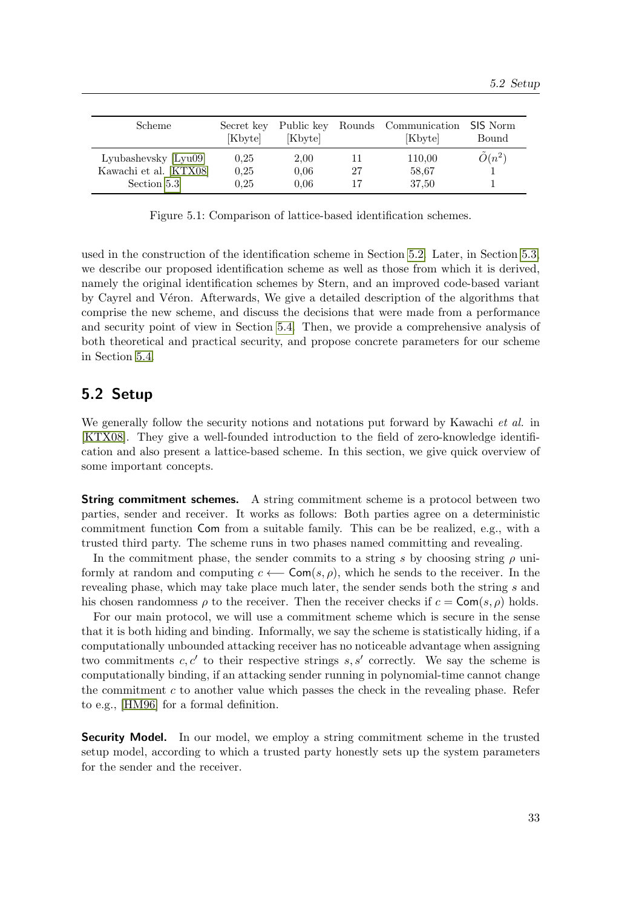| Scheme | Secret key [Kbyte] | Public key [Kbyte] | Rounds | Communication [Kbyte] | SIS Norm Bound |
|---|---|---|---|---|---|
| Lyubashevsky [Lyu09] | 0,25 | 2,00 | 11 | 110,00 | $\tilde{O}(n^2)$ |
| Kawachi et al. [KTX08] | 0,25 | 0,06 | 27 | 58,67 | 1 |
| Section 5.3 | 0,25 | 0,06 | 17 | 37,50 | 1 |

Figure 5.1: Comparison of lattice-based identification schemes.

used in the construction of the identification scheme in Section 5.2. Later, in Section 5.3, we describe our proposed identification scheme as well as those from which it is derived, namely the original identification schemes by Stern, and an improved code-based variant by Cayrel and Véron. Afterwards, We give a detailed description of the algorithms that comprise the new scheme, and discuss the decisions that were made from a performance and security point of view in Section 5.4. Then, we provide a comprehensive analysis of both theoretical and practical security, and propose concrete parameters for our scheme in Section 5.4.

## 5.2 Setup

We generally follow the security notions and notations put forward by Kawachi *et al.* in [KTX08]. They give a well-founded introduction to the field of zero-knowledge identification and also present a lattice-based scheme. In this section, we give quick overview of some important concepts.

**String commitment schemes.** A string commitment scheme is a protocol between two parties, sender and receiver. It works as follows: Both parties agree on a deterministic commitment function Com from a suitable family. This can be be realized, e.g., with a trusted third party. The scheme runs in two phases named committing and revealing.

In the commitment phase, the sender commits to a string $s$ by choosing string $\rho$ uniformly at random and computing $c \longleftarrow \mathsf{Com}(s, \rho)$, which he sends to the receiver. In the revealing phase, which may take place much later, the sender sends both the string $s$ and his chosen randomness $\rho$ to the receiver. Then the receiver checks if $c = \mathsf{Com}(s, \rho)$ holds.

For our main protocol, we will use a commitment scheme which is secure in the sense that it is both hiding and binding. Informally, we say the scheme is statistically hiding, if a computationally unbounded attacking receiver has no noticeable advantage when assigning two commitments $c, c'$ to their respective strings $s, s'$ correctly. We say the scheme is computationally binding, if an attacking sender running in polynomial-time cannot change the commitment $c$ to another value which passes the check in the revealing phase. Refer to e.g., [HM96] for a formal definition.

**Security Model.** In our model, we employ a string commitment scheme in the trusted setup model, according to which a trusted party honestly sets up the system parameters for the sender and the receiver.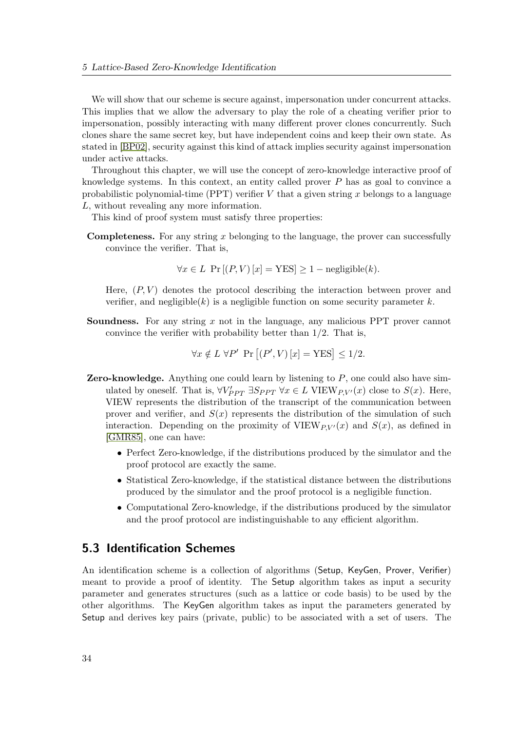We will show that our scheme is secure against, impersonation under concurrent attacks. This implies that we allow the adversary to play the role of a cheating verifier prior to impersonation, possibly interacting with many different prover clones concurrently. Such clones share the same secret key, but have independent coins and keep their own state. As stated in [BP02], security against this kind of attack implies security against impersonation under active attacks.

Throughout this chapter, we will use the concept of zero-knowledge interactive proof of knowledge systems. In this context, an entity called prover $P$ has as goal to convince a probabilistic polynomial-time (PPT) verifier $V$ that a given string $x$ belongs to a language $L$, without revealing any more information.

This kind of proof system must satisfy three properties:

**Completeness.** For any string $x$ belonging to the language, the prover can successfully convince the verifier. That is,

$$\forall x \in L \;\; \Pr\left[(P, V)\,[x] = \text{YES}\right] \geq 1 - \text{negligible}(k).$$

Here, $(P, V)$ denotes the protocol describing the interaction between prover and verifier, and negligible$(k)$ is a negligible function on some security parameter $k$.

**Soundness.** For any string $x$ not in the language, any malicious PPT prover cannot convince the verifier with probability better than $1/2$. That is,

$$\forall x \notin L \; \forall P' \;\; \Pr\left[(P', V)\,[x] = \text{YES}\right] \leq 1/2.$$

**Zero-knowledge.** Anything one could learn by listening to $P$, one could also have simulated by oneself. That is, $\forall V'_{PPT} \; \exists S_{PPT} \; \forall x \in L \; \text{VIEW}_{P,V'}(x)$ close to $S(x)$. Here, VIEW represents the distribution of the transcript of the communication between prover and verifier, and $S(x)$ represents the distribution of the simulation of such interaction. Depending on the proximity of $\text{VIEW}_{P,V'}(x)$ and $S(x)$, as defined in [GMR85], one can have:

- Perfect Zero-knowledge, if the distributions produced by the simulator and the proof protocol are exactly the same.
- Statistical Zero-knowledge, if the statistical distance between the distributions produced by the simulator and the proof protocol is a negligible function.
- Computational Zero-knowledge, if the distributions produced by the simulator and the proof protocol are indistinguishable to any efficient algorithm.

## 5.3 Identification Schemes

An identification scheme is a collection of algorithms (Setup, KeyGen, Prover, Verifier) meant to provide a proof of identity. The Setup algorithm takes as input a security parameter and generates structures (such as a lattice or code basis) to be used by the other algorithms. The KeyGen algorithm takes as input the parameters generated by Setup and derives key pairs (private, public) to be associated with a set of users. The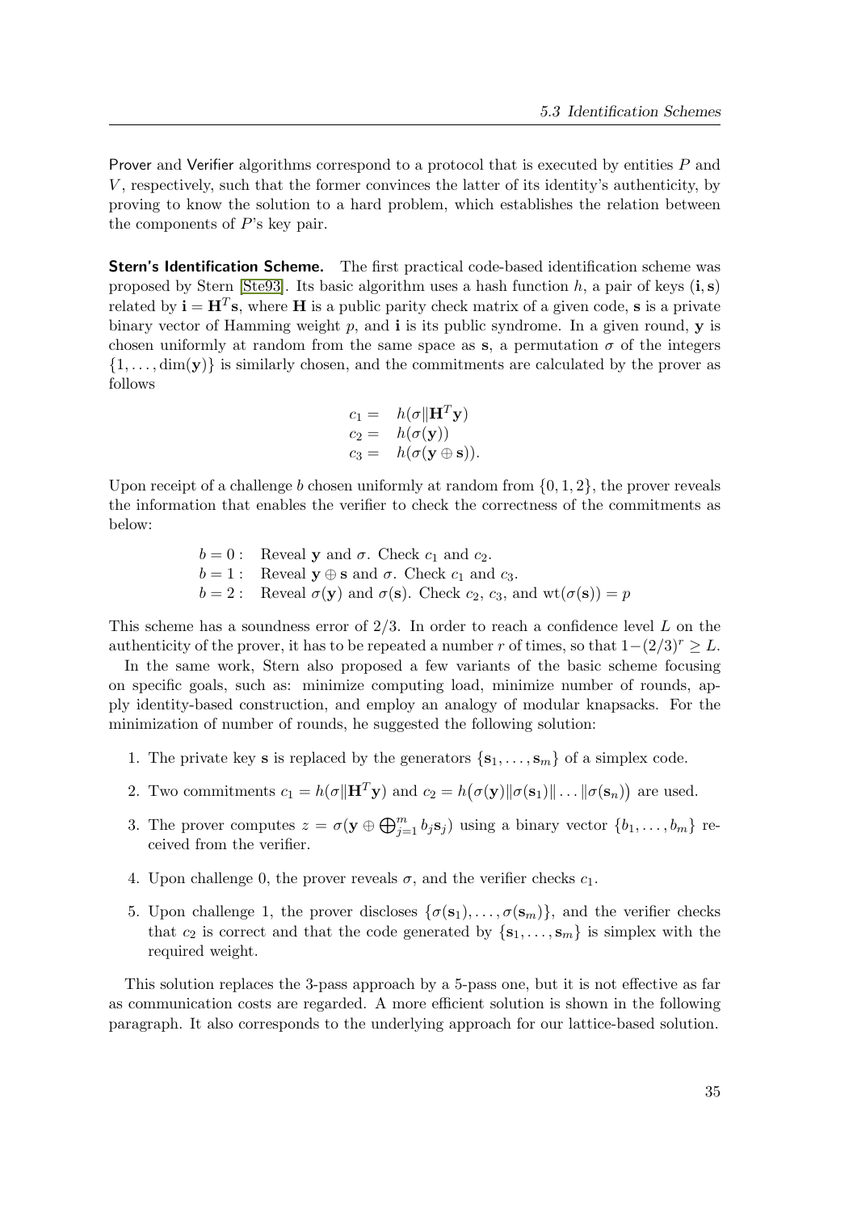Prover and Verifier algorithms correspond to a protocol that is executed by entities $P$ and $V$, respectively, such that the former convinces the latter of its identity's authenticity, by proving to know the solution to a hard problem, which establishes the relation between the components of $P$'s key pair.

**Stern's Identification Scheme.** The first practical code-based identification scheme was proposed by Stern [Ste93]. Its basic algorithm uses a hash function $h$, a pair of keys $(\mathbf{i}, \mathbf{s})$ related by $\mathbf{i} = \mathbf{H}^T\mathbf{s}$, where $\mathbf{H}$ is a public parity check matrix of a given code, $\mathbf{s}$ is a private binary vector of Hamming weight $p$, and $\mathbf{i}$ is its public syndrome. In a given round, $\mathbf{y}$ is chosen uniformly at random from the same space as $\mathbf{s}$, a permutation $\sigma$ of the integers $\{1, \ldots, \dim(\mathbf{y})\}$ is similarly chosen, and the commitments are calculated by the prover as follows

$$
\begin{aligned}
c_1 &= \quad h(\sigma \| \mathbf{H}^T\mathbf{y}) \\
c_2 &= \quad h(\sigma(\mathbf{y})) \\
c_3 &= \quad h(\sigma(\mathbf{y} \oplus \mathbf{s})).
\end{aligned}
$$

Upon receipt of a challenge $b$ chosen uniformly at random from $\{0, 1, 2\}$, the prover reveals the information that enables the verifier to check the correctness of the commitments as below:

$b = 0:$ Reveal $\mathbf{y}$ and $\sigma$. Check $c_1$ and $c_2$.
$b = 1:$ Reveal $\mathbf{y} \oplus \mathbf{s}$ and $\sigma$. Check $c_1$ and $c_3$.
$b = 2:$ Reveal $\sigma(\mathbf{y})$ and $\sigma(\mathbf{s})$. Check $c_2$, $c_3$, and $\mathrm{wt}(\sigma(\mathbf{s})) = p$

This scheme has a soundness error of $2/3$. In order to reach a confidence level $L$ on the authenticity of the prover, it has to be repeated a number $r$ of times, so that $1-(2/3)^r \geq L$.

In the same work, Stern also proposed a few variants of the basic scheme focusing on specific goals, such as: minimize computing load, minimize number of rounds, apply identity-based construction, and employ an analogy of modular knapsacks. For the minimization of number of rounds, he suggested the following solution:

1. The private key $\mathbf{s}$ is replaced by the generators $\{\mathbf{s}_1, \ldots, \mathbf{s}_m\}$ of a simplex code.
2. Two commitments $c_1 = h(\sigma \| \mathbf{H}^T\mathbf{y})$ and $c_2 = h\big(\sigma(\mathbf{y}) \| \sigma(\mathbf{s}_1) \| \ldots \| \sigma(\mathbf{s}_n)\big)$ are used.
3. The prover computes $z = \sigma(\mathbf{y} \oplus \bigoplus_{j=1}^{m} b_j\mathbf{s}_j)$ using a binary vector $\{b_1, \ldots, b_m\}$ received from the verifier.
4. Upon challenge 0, the prover reveals $\sigma$, and the verifier checks $c_1$.
5. Upon challenge 1, the prover discloses $\{\sigma(\mathbf{s}_1), \ldots, \sigma(\mathbf{s}_m)\}$, and the verifier checks that $c_2$ is correct and that the code generated by $\{\mathbf{s}_1, \ldots, \mathbf{s}_m\}$ is simplex with the required weight.

This solution replaces the 3-pass approach by a 5-pass one, but it is not effective as far as communication costs are regarded. A more efficient solution is shown in the following paragraph. It also corresponds to the underlying approach for our lattice-based solution.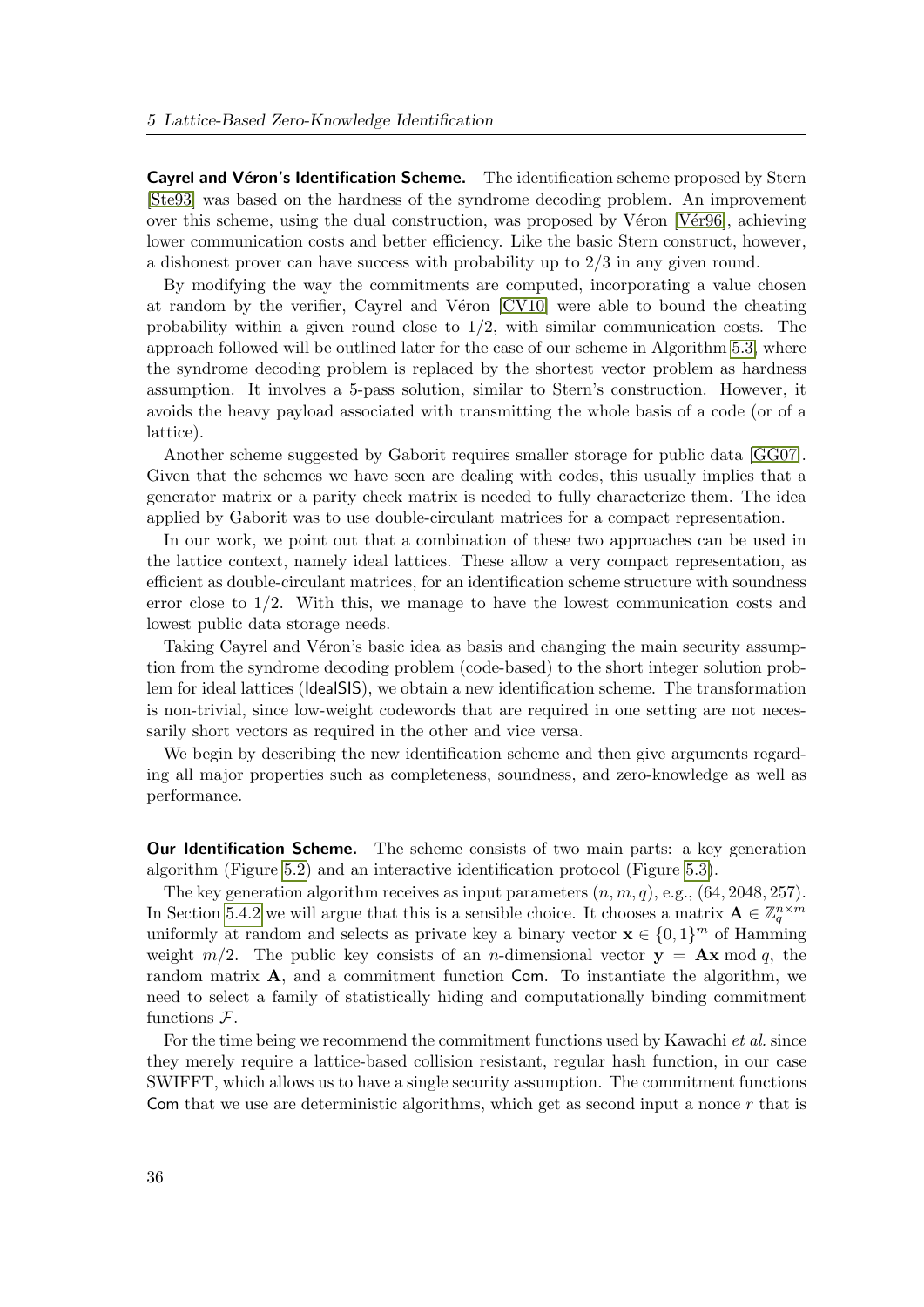**Cayrel and Véron's Identification Scheme.** The identification scheme proposed by Stern [Ste93] was based on the hardness of the syndrome decoding problem. An improvement over this scheme, using the dual construction, was proposed by Véron [Vér96], achieving lower communication costs and better efficiency. Like the basic Stern construct, however, a dishonest prover can have success with probability up to $2/3$ in any given round.

By modifying the way the commitments are computed, incorporating a value chosen at random by the verifier, Cayrel and Véron [CV10] were able to bound the cheating probability within a given round close to $1/2$, with similar communication costs. The approach followed will be outlined later for the case of our scheme in Algorithm 5.3, where the syndrome decoding problem is replaced by the shortest vector problem as hardness assumption. It involves a 5-pass solution, similar to Stern's construction. However, it avoids the heavy payload associated with transmitting the whole basis of a code (or of a lattice).

Another scheme suggested by Gaborit requires smaller storage for public data [GG07]. Given that the schemes we have seen are dealing with codes, this usually implies that a generator matrix or a parity check matrix is needed to fully characterize them. The idea applied by Gaborit was to use double-circulant matrices for a compact representation.

In our work, we point out that a combination of these two approaches can be used in the lattice context, namely ideal lattices. These allow a very compact representation, as efficient as double-circulant matrices, for an identification scheme structure with soundness error close to $1/2$. With this, we manage to have the lowest communication costs and lowest public data storage needs.

Taking Cayrel and Véron's basic idea as basis and changing the main security assumption from the syndrome decoding problem (code-based) to the short integer solution problem for ideal lattices (IdealSIS), we obtain a new identification scheme. The transformation is non-trivial, since low-weight codewords that are required in one setting are not necessarily short vectors as required in the other and vice versa.

We begin by describing the new identification scheme and then give arguments regarding all major properties such as completeness, soundness, and zero-knowledge as well as performance.

**Our Identification Scheme.** The scheme consists of two main parts: a key generation algorithm (Figure 5.2) and an interactive identification protocol (Figure 5.3).

The key generation algorithm receives as input parameters $(n, m, q)$, e.g., $(64, 2048, 257)$. In Section 5.4.2 we will argue that this is a sensible choice. It chooses a matrix $\mathbf{A} \in \mathbb{Z}_q^{n \times m}$ uniformly at random and selects as private key a binary vector $\mathbf{x} \in \{0,1\}^m$ of Hamming weight $m/2$. The public key consists of an $n$-dimensional vector $\mathbf{y} = \mathbf{A}\mathbf{x} \bmod q$, the random matrix $\mathbf{A}$, and a commitment function $\mathsf{Com}$. To instantiate the algorithm, we need to select a family of statistically hiding and computationally binding commitment functions $\mathcal{F}$.

For the time being we recommend the commitment functions used by Kawachi *et al.* since they merely require a lattice-based collision resistant, regular hash function, in our case SWIFFT, which allows us to have a single security assumption. The commitment functions $\mathsf{Com}$ that we use are deterministic algorithms, which get as second input a nonce $r$ that is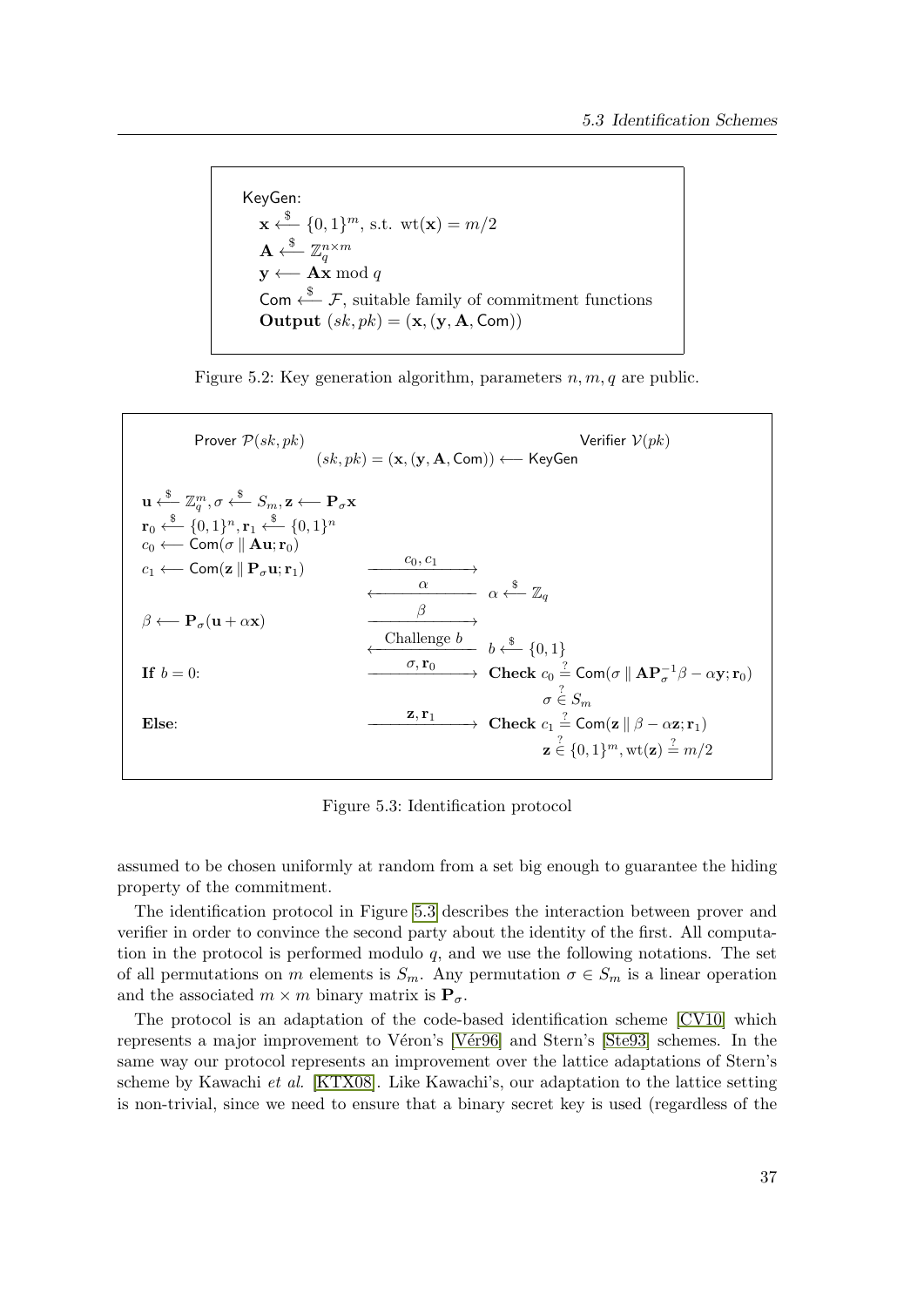KeyGen:

$\mathbf{x} \xleftarrow{\$} \{0,1\}^m$, s.t. $\text{wt}(\mathbf{x}) = m/2$

$\mathbf{A} \xleftarrow{\$} \mathbb{Z}_q^{n \times m}$

$\mathbf{y} \longleftarrow \mathbf{Ax} \bmod q$

$\mathsf{Com} \xleftarrow{\$} \mathcal{F}$, suitable family of commitment functions

**Output** $(sk, pk) = (\mathbf{x}, (\mathbf{y}, \mathbf{A}, \mathsf{Com}))$

Figure 5.2: Key generation algorithm, parameters $n, m, q$ are public.

Prover $\mathcal{P}(sk, pk)$ — Verifier $\mathcal{V}(pk)$

$(sk, pk) = (\mathbf{x}, (\mathbf{y}, \mathbf{A}, \mathsf{Com})) \longleftarrow \mathsf{KeyGen}$

$\mathbf{u} \xleftarrow{\$} \mathbb{Z}_q^m, \sigma \xleftarrow{\$} S_m, \mathbf{z} \longleftarrow \mathbf{P}_\sigma \mathbf{x}$

$\mathbf{r}_0 \xleftarrow{\$} \{0,1\}^n, \mathbf{r}_1 \xleftarrow{\$} \{0,1\}^n$

$c_0 \longleftarrow \mathsf{Com}(\sigma \parallel \mathbf{Au}; \mathbf{r}_0)$

$c_1 \longleftarrow \mathsf{Com}(\mathbf{z} \parallel \mathbf{P}_\sigma \mathbf{u}; \mathbf{r}_1)$ $\xrightarrow{\quad c_0, c_1 \quad}$

$\xleftarrow{\quad \alpha \quad}$ $\alpha \xleftarrow{\$} \mathbb{Z}_q$

$\beta \longleftarrow \mathbf{P}_\sigma(\mathbf{u} + \alpha \mathbf{x})$ $\xrightarrow{\quad \beta \quad}$

$\xleftarrow{\quad \text{Challenge } b \quad}$ $b \xleftarrow{\$} \{0,1\}$

**If** $b = 0$: $\xrightarrow{\quad \sigma, \mathbf{r}_0 \quad}$ **Check** $c_0 \stackrel{?}{=} \mathsf{Com}(\sigma \parallel \mathbf{AP}_\sigma^{-1}\beta - \alpha \mathbf{y}; \mathbf{r}_0)$

$\sigma \stackrel{?}{\in} S_m$

**Else**: $\xrightarrow{\quad \mathbf{z}, \mathbf{r}_1 \quad}$ **Check** $c_1 \stackrel{?}{=} \mathsf{Com}(\mathbf{z} \parallel \beta - \alpha \mathbf{z}; \mathbf{r}_1)$

$\mathbf{z} \stackrel{?}{\in} \{0,1\}^m, \text{wt}(\mathbf{z}) \stackrel{?}{=} m/2$

Figure 5.3: Identification protocol

assumed to be chosen uniformly at random from a set big enough to guarantee the hiding property of the commitment.

The identification protocol in Figure 5.3 describes the interaction between prover and verifier in order to convince the second party about the identity of the first. All computation in the protocol is performed modulo $q$, and we use the following notations. The set of all permutations on $m$ elements is $S_m$. Any permutation $\sigma \in S_m$ is a linear operation and the associated $m \times m$ binary matrix is $\mathbf{P}_\sigma$.

The protocol is an adaptation of the code-based identification scheme [CV10] which represents a major improvement to Véron's [Vér96] and Stern's [Ste93] schemes. In the same way our protocol represents an improvement over the lattice adaptations of Stern's scheme by Kawachi *et al.* [KTX08]. Like Kawachi's, our adaptation to the lattice setting is non-trivial, since we need to ensure that a binary secret key is used (regardless of the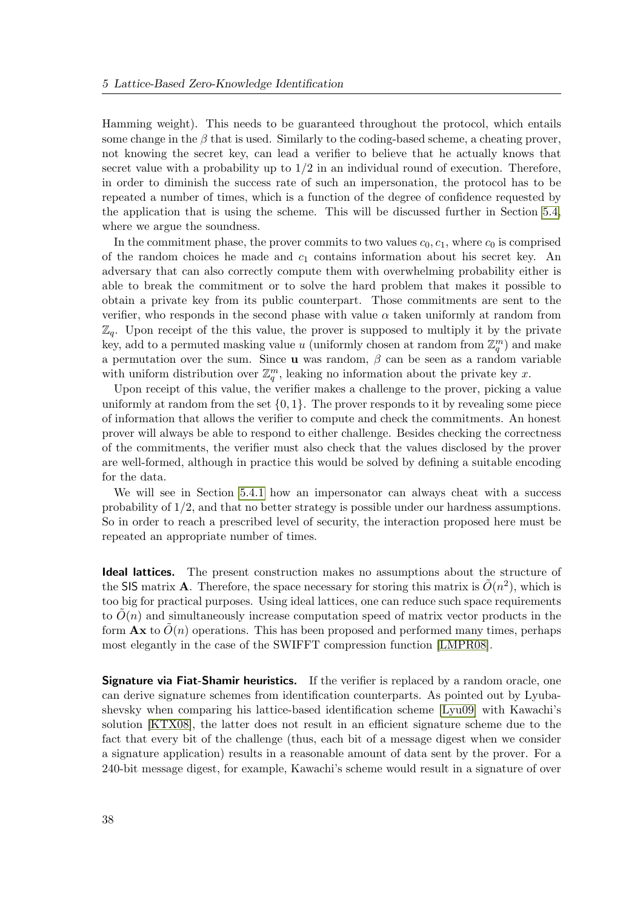Hamming weight). This needs to be guaranteed throughout the protocol, which entails some change in the $\beta$ that is used. Similarly to the coding-based scheme, a cheating prover, not knowing the secret key, can lead a verifier to believe that he actually knows that secret value with a probability up to $1/2$ in an individual round of execution. Therefore, in order to diminish the success rate of such an impersonation, the protocol has to be repeated a number of times, which is a function of the degree of confidence requested by the application that is using the scheme. This will be discussed further in Section 5.4, where we argue the soundness.

In the commitment phase, the prover commits to two values $c_0, c_1$, where $c_0$ is comprised of the random choices he made and $c_1$ contains information about his secret key. An adversary that can also correctly compute them with overwhelming probability either is able to break the commitment or to solve the hard problem that makes it possible to obtain a private key from its public counterpart. Those commitments are sent to the verifier, who responds in the second phase with value $\alpha$ taken uniformly at random from $\mathbb{Z}_q$. Upon receipt of the this value, the prover is supposed to multiply it by the private key, add to a permuted masking value $u$ (uniformly chosen at random from $\mathbb{Z}_q^m$) and make a permutation over the sum. Since $\mathbf{u}$ was random, $\beta$ can be seen as a random variable with uniform distribution over $\mathbb{Z}_q^m$, leaking no information about the private key $x$.

Upon receipt of this value, the verifier makes a challenge to the prover, picking a value uniformly at random from the set $\{0, 1\}$. The prover responds to it by revealing some piece of information that allows the verifier to compute and check the commitments. An honest prover will always be able to respond to either challenge. Besides checking the correctness of the commitments, the verifier must also check that the values disclosed by the prover are well-formed, although in practice this would be solved by defining a suitable encoding for the data.

We will see in Section 5.4.1 how an impersonator can always cheat with a success probability of $1/2$, and that no better strategy is possible under our hardness assumptions. So in order to reach a prescribed level of security, the interaction proposed here must be repeated an appropriate number of times.

**Ideal lattices.** The present construction makes no assumptions about the structure of the SIS matrix $\mathbf{A}$. Therefore, the space necessary for storing this matrix is $\tilde{O}(n^2)$, which is too big for practical purposes. Using ideal lattices, one can reduce such space requirements to $\tilde{O}(n)$ and simultaneously increase computation speed of matrix vector products in the form $\mathbf{Ax}$ to $\tilde{O}(n)$ operations. This has been proposed and performed many times, perhaps most elegantly in the case of the SWIFFT compression function [LMPR08].

**Signature via Fiat-Shamir heuristics.** If the verifier is replaced by a random oracle, one can derive signature schemes from identification counterparts. As pointed out by Lyubashevsky when comparing his lattice-based identification scheme [Lyu09] with Kawachi's solution [KTX08], the latter does not result in an efficient signature scheme due to the fact that every bit of the challenge (thus, each bit of a message digest when we consider a signature application) results in a reasonable amount of data sent by the prover. For a 240-bit message digest, for example, Kawachi's scheme would result in a signature of over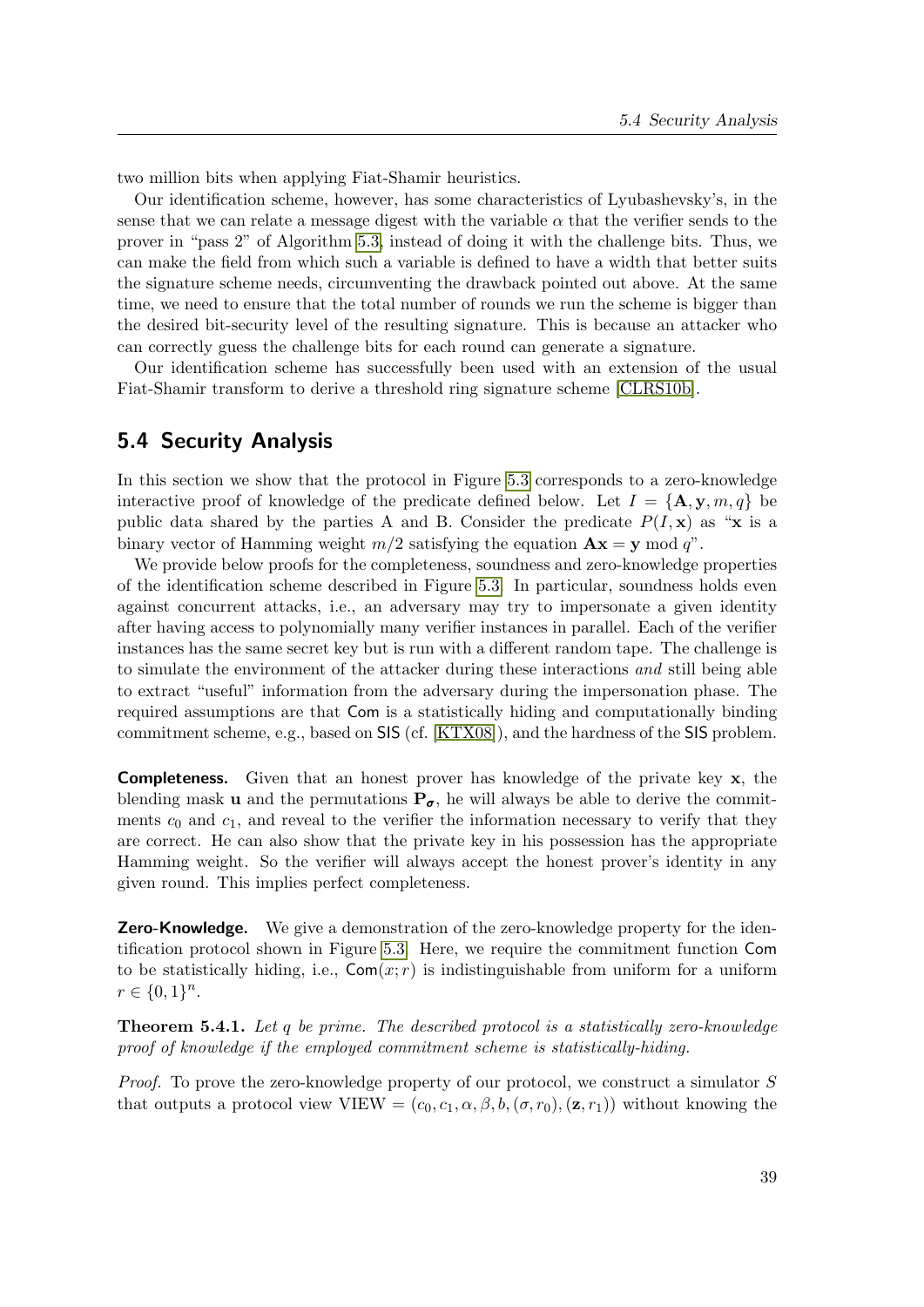two million bits when applying Fiat-Shamir heuristics.

Our identification scheme, however, has some characteristics of Lyubashevsky's, in the sense that we can relate a message digest with the variable $\alpha$ that the verifier sends to the prover in "pass 2" of Algorithm 5.3, instead of doing it with the challenge bits. Thus, we can make the field from which such a variable is defined to have a width that better suits the signature scheme needs, circumventing the drawback pointed out above. At the same time, we need to ensure that the total number of rounds we run the scheme is bigger than the desired bit-security level of the resulting signature. This is because an attacker who can correctly guess the challenge bits for each round can generate a signature.

Our identification scheme has successfully been used with an extension of the usual Fiat-Shamir transform to derive a threshold ring signature scheme [CLRS10b].

## 5.4 Security Analysis

In this section we show that the protocol in Figure 5.3 corresponds to a zero-knowledge interactive proof of knowledge of the predicate defined below. Let $I = \{\mathbf{A}, \mathbf{y}, m, q\}$ be public data shared by the parties A and B. Consider the predicate $P(I, \mathbf{x})$ as "$\mathbf{x}$ is a binary vector of Hamming weight $m/2$ satisfying the equation $\mathbf{A}\mathbf{x} = \mathbf{y} \bmod q$".

We provide below proofs for the completeness, soundness and zero-knowledge properties of the identification scheme described in Figure 5.3. In particular, soundness holds even against concurrent attacks, i.e., an adversary may try to impersonate a given identity after having access to polynomially many verifier instances in parallel. Each of the verifier instances has the same secret key but is run with a different random tape. The challenge is to simulate the environment of the attacker during these interactions *and* still being able to extract "useful" information from the adversary during the impersonation phase. The required assumptions are that Com is a statistically hiding and computationally binding commitment scheme, e.g., based on SIS (cf. [KTX08]), and the hardness of the SIS problem.

**Completeness.** Given that an honest prover has knowledge of the private key $\mathbf{x}$, the blending mask $\mathbf{u}$ and the permutations $\mathbf{P}_{\boldsymbol{\sigma}}$, he will always be able to derive the commitments $c_0$ and $c_1$, and reveal to the verifier the information necessary to verify that they are correct. He can also show that the private key in his possession has the appropriate Hamming weight. So the verifier will always accept the honest prover's identity in any given round. This implies perfect completeness.

**Zero-Knowledge.** We give a demonstration of the zero-knowledge property for the identification protocol shown in Figure 5.3. Here, we require the commitment function Com to be statistically hiding, i.e., $\mathsf{Com}(x; r)$ is indistinguishable from uniform for a uniform $r \in \{0, 1\}^n$.

**Theorem 5.4.1.** *Let $q$ be prime. The described protocol is a statistically zero-knowledge proof of knowledge if the employed commitment scheme is statistically-hiding.*

*Proof.* To prove the zero-knowledge property of our protocol, we construct a simulator $S$ that outputs a protocol view $\text{VIEW} = (c_0, c_1, \alpha, \beta, b, (\sigma, r_0), (\mathbf{z}, r_1))$ without knowing the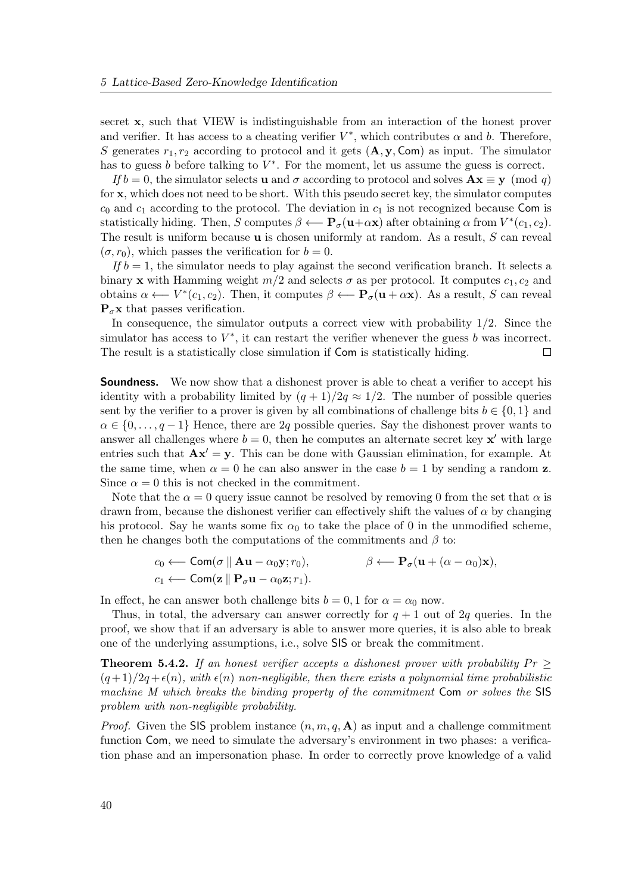secret $\mathbf{x}$, such that VIEW is indistinguishable from an interaction of the honest prover and verifier. It has access to a cheating verifier $V^*$, which contributes $\alpha$ and $b$. Therefore, $S$ generates $r_1, r_2$ according to protocol and it gets $(\mathbf{A}, \mathbf{y}, \mathsf{Com})$ as input. The simulator has to guess $b$ before talking to $V^*$. For the moment, let us assume the guess is correct.

*If* $b = 0$, the simulator selects $\mathbf{u}$ and $\sigma$ according to protocol and solves $\mathbf{A}\mathbf{x} \equiv \mathbf{y} \pmod{q}$ for $\mathbf{x}$, which does not need to be short. With this pseudo secret key, the simulator computes $c_0$ and $c_1$ according to the protocol. The deviation in $c_1$ is not recognized because $\mathsf{Com}$ is statistically hiding. Then, $S$ computes $\beta \longleftarrow \mathbf{P}_\sigma(\mathbf{u}+\alpha\mathbf{x})$ after obtaining $\alpha$ from $V^*(c_1, c_2)$. The result is uniform because $\mathbf{u}$ is chosen uniformly at random. As a result, $S$ can reveal $(\sigma, r_0)$, which passes the verification for $b = 0$.

*If* $b = 1$, the simulator needs to play against the second verification branch. It selects a binary $\mathbf{x}$ with Hamming weight $m/2$ and selects $\sigma$ as per protocol. It computes $c_1, c_2$ and obtains $\alpha \longleftarrow V^*(c_1, c_2)$. Then, it computes $\beta \longleftarrow \mathbf{P}_\sigma(\mathbf{u} + \alpha\mathbf{x})$. As a result, $S$ can reveal $\mathbf{P}_\sigma\mathbf{x}$ that passes verification.

In consequence, the simulator outputs a correct view with probability $1/2$. Since the simulator has access to $V^*$, it can restart the verifier whenever the guess $b$ was incorrect. The result is a statistically close simulation if $\mathsf{Com}$ is statistically hiding. □

**Soundness.** We now show that a dishonest prover is able to cheat a verifier to accept his identity with a probability limited by $(q+1)/2q \approx 1/2$. The number of possible queries sent by the verifier to a prover is given by all combinations of challenge bits $b \in \{0, 1\}$ and $\alpha \in \{0, \dots, q-1\}$ Hence, there are $2q$ possible queries. Say the dishonest prover wants to answer all challenges where $b = 0$, then he computes an alternate secret key $\mathbf{x}'$ with large entries such that $\mathbf{A}\mathbf{x}' = \mathbf{y}$. This can be done with Gaussian elimination, for example. At the same time, when $\alpha = 0$ he can also answer in the case $b = 1$ by sending a random $\mathbf{z}$. Since $\alpha = 0$ this is not checked in the commitment.

Note that the $\alpha = 0$ query issue cannot be resolved by removing 0 from the set that $\alpha$ is drawn from, because the dishonest verifier can effectively shift the values of $\alpha$ by changing his protocol. Say he wants some fix $\alpha_0$ to take the place of 0 in the unmodified scheme, then he changes both the computations of the commitments and $\beta$ to:

$$
\begin{aligned}
&c_0 \longleftarrow \mathsf{Com}(\sigma \parallel \mathbf{A}\mathbf{u} - \alpha_0\mathbf{y}; r_0), \qquad\qquad \beta \longleftarrow \mathbf{P}_\sigma(\mathbf{u} + (\alpha - \alpha_0)\mathbf{x}),\\
&c_1 \longleftarrow \mathsf{Com}(\mathbf{z} \parallel \mathbf{P}_\sigma\mathbf{u} - \alpha_0\mathbf{z}; r_1).
\end{aligned}
$$

In effect, he can answer both challenge bits $b = 0, 1$ for $\alpha = \alpha_0$ now.

Thus, in total, the adversary can answer correctly for $q + 1$ out of $2q$ queries. In the proof, we show that if an adversary is able to answer more queries, it is also able to break one of the underlying assumptions, i.e., solve $\mathsf{SIS}$ or break the commitment.

**Theorem 5.4.2.** *If an honest verifier accepts a dishonest prover with probability $Pr \geq (q+1)/2q + \epsilon(n)$, with $\epsilon(n)$ non-negligible, then there exists a polynomial time probabilistic machine $M$ which breaks the binding property of the commitment $\mathsf{Com}$ or solves the $\mathsf{SIS}$ problem with non-negligible probability.*

*Proof.* Given the $\mathsf{SIS}$ problem instance $(n, m, q, \mathbf{A})$ as input and a challenge commitment function $\mathsf{Com}$, we need to simulate the adversary's environment in two phases: a verification phase and an impersonation phase. In order to correctly prove knowledge of a valid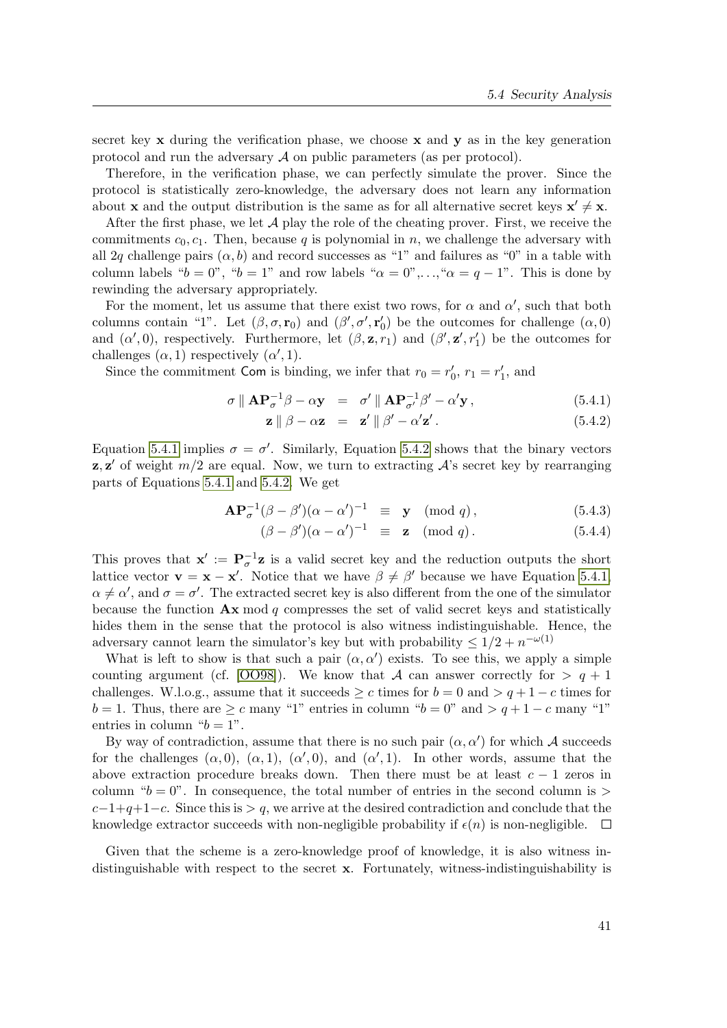secret key $\mathbf{x}$ during the verification phase, we choose $\mathbf{x}$ and $\mathbf{y}$ as in the key generation protocol and run the adversary $\mathcal{A}$ on public parameters (as per protocol).

Therefore, in the verification phase, we can perfectly simulate the prover. Since the protocol is statistically zero-knowledge, the adversary does not learn any information about $\mathbf{x}$ and the output distribution is the same as for all alternative secret keys $\mathbf{x}' \neq \mathbf{x}$.

After the first phase, we let $\mathcal{A}$ play the role of the cheating prover. First, we receive the commitments $c_0, c_1$. Then, because $q$ is polynomial in $n$, we challenge the adversary with all $2q$ challenge pairs $(\alpha, b)$ and record successes as "1" and failures as "0" in a table with column labels "$b = 0$", "$b = 1$" and row labels "$\alpha = 0$",…,"$\alpha = q - 1$". This is done by rewinding the adversary appropriately.

For the moment, let us assume that there exist two rows, for $\alpha$ and $\alpha'$, such that both columns contain "1". Let $(\beta, \sigma, \mathbf{r}_0)$ and $(\beta', \sigma', \mathbf{r}_0')$ be the outcomes for challenge $(\alpha, 0)$ and $(\alpha', 0)$, respectively. Furthermore, let $(\beta, \mathbf{z}, r_1)$ and $(\beta', \mathbf{z}', r_1')$ be the outcomes for challenges $(\alpha, 1)$ respectively $(\alpha', 1)$.

Since the commitment $\mathsf{Com}$ is binding, we infer that $r_0 = r_0'$, $r_1 = r_1'$, and

$$\sigma \parallel \mathbf{A}\mathbf{P}_\sigma^{-1}\beta - \alpha\mathbf{y} \;\;=\;\; \sigma' \parallel \mathbf{A}\mathbf{P}_{\sigma'}^{-1}\beta' - \alpha'\mathbf{y}\,, \tag{5.4.1}$$

$$\mathbf{z} \parallel \beta - \alpha\mathbf{z} \;\;=\;\; \mathbf{z}' \parallel \beta' - \alpha'\mathbf{z}'\,. \tag{5.4.2}$$

Equation 5.4.1 implies $\sigma = \sigma'$. Similarly, Equation 5.4.2 shows that the binary vectors $\mathbf{z}, \mathbf{z}'$ of weight $m/2$ are equal. Now, we turn to extracting $\mathcal{A}$'s secret key by rearranging parts of Equations 5.4.1 and 5.4.2. We get

$$\mathbf{A}\mathbf{P}_\sigma^{-1}(\beta - \beta')(\alpha - \alpha')^{-1} \;\;\equiv\;\; \mathbf{y} \pmod{q}\,, \tag{5.4.3}$$

$$(\beta - \beta')(\alpha - \alpha')^{-1} \;\;\equiv\;\; \mathbf{z} \pmod{q}\,. \tag{5.4.4}$$

This proves that $\mathbf{x}' := \mathbf{P}_\sigma^{-1}\mathbf{z}$ is a valid secret key and the reduction outputs the short lattice vector $\mathbf{v} = \mathbf{x} - \mathbf{x}'$. Notice that we have $\beta \neq \beta'$ because we have Equation 5.4.1, $\alpha \neq \alpha'$, and $\sigma = \sigma'$. The extracted secret key is also different from the one of the simulator because the function $\mathbf{A}\mathbf{x} \bmod q$ compresses the set of valid secret keys and statistically hides them in the sense that the protocol is also witness indistinguishable. Hence, the adversary cannot learn the simulator's key but with probability $\leq 1/2 + n^{-\omega(1)}$

What is left to show is that such a pair $(\alpha, \alpha')$ exists. To see this, we apply a simple counting argument (cf. [OO98]). We know that $\mathcal{A}$ can answer correctly for $> q + 1$ challenges. W.l.o.g., assume that it succeeds $\geq c$ times for $b = 0$ and $> q + 1 - c$ times for $b = 1$. Thus, there are $\geq c$ many "1" entries in column "$b = 0$" and $> q + 1 - c$ many "1" entries in column "$b = 1$".

By way of contradiction, assume that there is no such pair $(\alpha, \alpha')$ for which $\mathcal{A}$ succeeds for the challenges $(\alpha, 0)$, $(\alpha, 1)$, $(\alpha', 0)$, and $(\alpha', 1)$. In other words, assume that the above extraction procedure breaks down. Then there must be at least $c - 1$ zeros in column "$b = 0$". In consequence, the total number of entries in the second column is $> c - 1 + q + 1 - c$. Since this is $> q$, we arrive at the desired contradiction and conclude that the knowledge extractor succeeds with non-negligible probability if $\epsilon(n)$ is non-negligible. □

Given that the scheme is a zero-knowledge proof of knowledge, it is also witness indistinguishable with respect to the secret $\mathbf{x}$. Fortunately, witness-indistinguishability is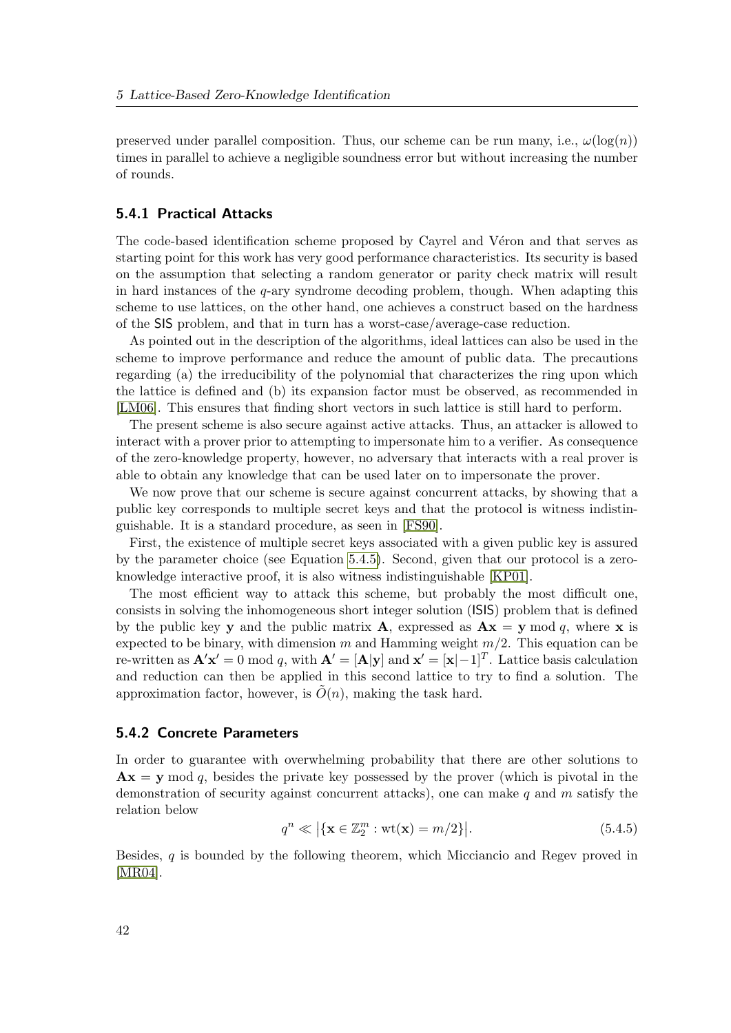preserved under parallel composition. Thus, our scheme can be run many, i.e., $\omega(\log(n))$ times in parallel to achieve a negligible soundness error but without increasing the number of rounds.

### 5.4.1 Practical Attacks

The code-based identification scheme proposed by Cayrel and Véron and that serves as starting point for this work has very good performance characteristics. Its security is based on the assumption that selecting a random generator or parity check matrix will result in hard instances of the $q$-ary syndrome decoding problem, though. When adapting this scheme to use lattices, on the other hand, one achieves a construct based on the hardness of the SIS problem, and that in turn has a worst-case/average-case reduction.

As pointed out in the description of the algorithms, ideal lattices can also be used in the scheme to improve performance and reduce the amount of public data. The precautions regarding (a) the irreducibility of the polynomial that characterizes the ring upon which the lattice is defined and (b) its expansion factor must be observed, as recommended in [LM06]. This ensures that finding short vectors in such lattice is still hard to perform.

The present scheme is also secure against active attacks. Thus, an attacker is allowed to interact with a prover prior to attempting to impersonate him to a verifier. As consequence of the zero-knowledge property, however, no adversary that interacts with a real prover is able to obtain any knowledge that can be used later on to impersonate the prover.

We now prove that our scheme is secure against concurrent attacks, by showing that a public key corresponds to multiple secret keys and that the protocol is witness indistinguishable. It is a standard procedure, as seen in [FS90].

First, the existence of multiple secret keys associated with a given public key is assured by the parameter choice (see Equation 5.4.5). Second, given that our protocol is a zero-knowledge interactive proof, it is also witness indistinguishable [KP01].

The most efficient way to attack this scheme, but probably the most difficult one, consists in solving the inhomogeneous short integer solution (ISIS) problem that is defined by the public key $\mathbf{y}$ and the public matrix $\mathbf{A}$, expressed as $\mathbf{A}\mathbf{x} = \mathbf{y} \bmod q$, where $\mathbf{x}$ is expected to be binary, with dimension $m$ and Hamming weight $m/2$. This equation can be re-written as $\mathbf{A}'\mathbf{x}' = 0 \bmod q$, with $\mathbf{A}' = [\mathbf{A}|\mathbf{y}]$ and $\mathbf{x}' = [\mathbf{x}|-1]^T$. Lattice basis calculation and reduction can then be applied in this second lattice to try to find a solution. The approximation factor, however, is $\tilde{O}(n)$, making the task hard.

### 5.4.2 Concrete Parameters

In order to guarantee with overwhelming probability that there are other solutions to $\mathbf{A}\mathbf{x} = \mathbf{y} \bmod q$, besides the private key possessed by the prover (which is pivotal in the demonstration of security against concurrent attacks), one can make $q$ and $m$ satisfy the relation below

$$q^n \ll \left|\{\mathbf{x} \in \mathbb{Z}_2^m : \mathrm{wt}(\mathbf{x}) = m/2\}\right|. \tag{5.4.5}$$

Besides, $q$ is bounded by the following theorem, which Micciancio and Regev proved in [MR04].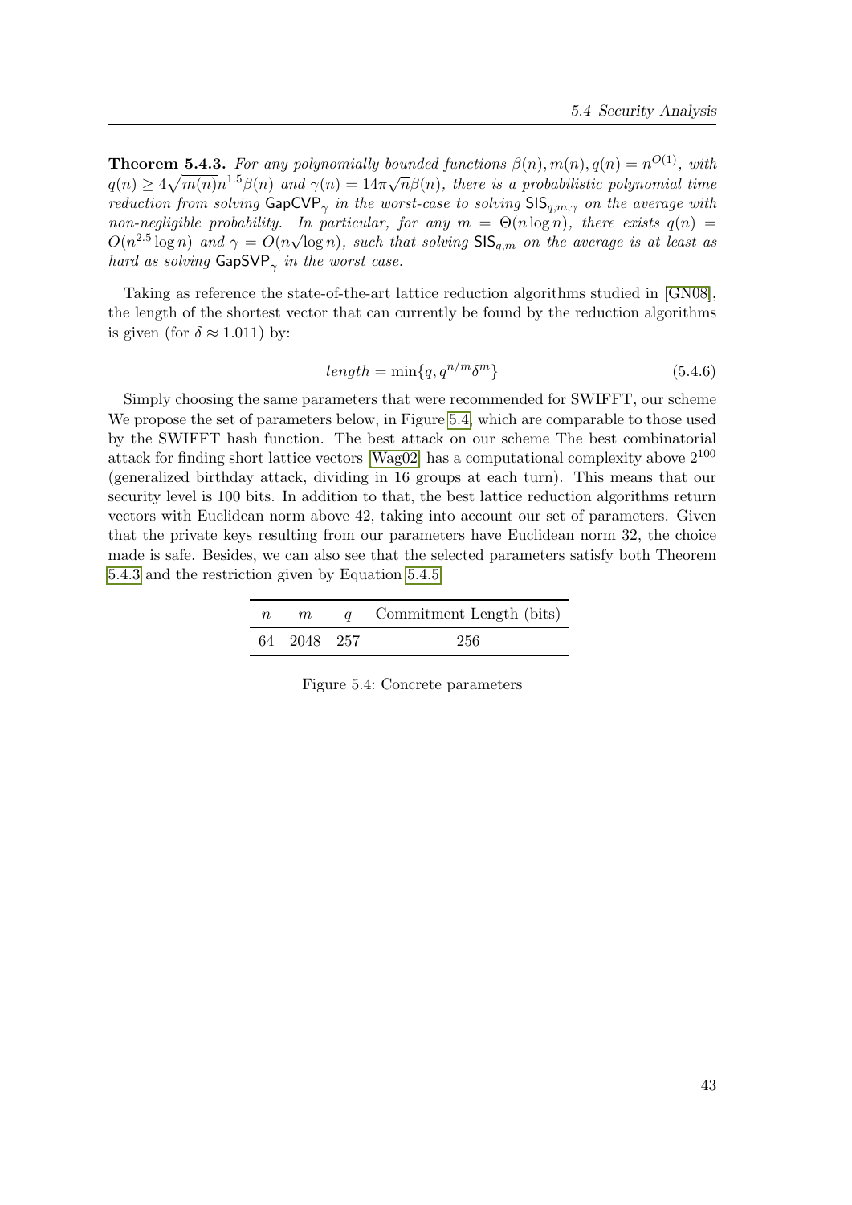**Theorem 5.4.3.** *For any polynomially bounded functions $\beta(n), m(n), q(n) = n^{O(1)}$, with $q(n) \geq 4\sqrt{m(n)}n^{1.5}\beta(n)$ and $\gamma(n) = 14\pi\sqrt{n}\beta(n)$, there is a probabilistic polynomial time reduction from solving $\mathsf{GapCVP}_\gamma$ in the worst-case to solving $\mathsf{SIS}_{q,m,\gamma}$ on the average with non-negligible probability. In particular, for any $m = \Theta(n \log n)$, there exists $q(n) = O(n^{2.5} \log n)$ and $\gamma = O(n\sqrt{\log n})$, such that solving $\mathsf{SIS}_{q,m}$ on the average is at least as hard as solving $\mathsf{GapSVP}_\gamma$ in the worst case.*

Taking as reference the state-of-the-art lattice reduction algorithms studied in [GN08], the length of the shortest vector that can currently be found by the reduction algorithms is given (for $\delta \approx 1.011$) by:

$$length = \min\{q, q^{n/m}\delta^m\} \tag{5.4.6}$$

Simply choosing the same parameters that were recommended for SWIFFT, our scheme We propose the set of parameters below, in Figure 5.4, which are comparable to those used by the SWIFFT hash function. The best attack on our scheme The best combinatorial attack for finding short lattice vectors [Wag02] has a computational complexity above $2^{100}$ (generalized birthday attack, dividing in 16 groups at each turn). This means that our security level is 100 bits. In addition to that, the best lattice reduction algorithms return vectors with Euclidean norm above 42, taking into account our set of parameters. Given that the private keys resulting from our parameters have Euclidean norm 32, the choice made is safe. Besides, we can also see that the selected parameters satisfy both Theorem 5.4.3 and the restriction given by Equation 5.4.5.

| $n$ | $m$ | $q$ | Commitment Length (bits) |
|---|---|---|---|
| 64 | 2048 | 257 | 256 |

Figure 5.4: Concrete parameters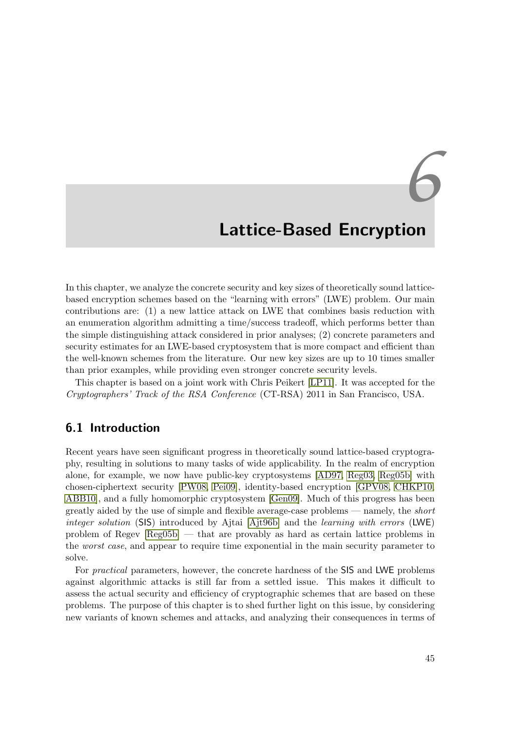# 6 Lattice-Based Encryption

In this chapter, we analyze the concrete security and key sizes of theoretically sound lattice-based encryption schemes based on the "learning with errors" (LWE) problem. Our main contributions are: (1) a new lattice attack on LWE that combines basis reduction with an enumeration algorithm admitting a time/success tradeoff, which performs better than the simple distinguishing attack considered in prior analyses; (2) concrete parameters and security estimates for an LWE-based cryptosystem that is more compact and efficient than the well-known schemes from the literature. Our new key sizes are up to 10 times smaller than prior examples, while providing even stronger concrete security levels.

This chapter is based on a joint work with Chris Peikert [LP11]. It was accepted for the *Cryptographers' Track of the RSA Conference* (CT-RSA) 2011 in San Francisco, USA.

## 6.1 Introduction

Recent years have seen significant progress in theoretically sound lattice-based cryptography, resulting in solutions to many tasks of wide applicability. In the realm of encryption alone, for example, we now have public-key cryptosystems [AD97, Reg03, Reg05b] with chosen-ciphertext security [PW08, Pei09], identity-based encryption [GPV08, CHKP10, ABB10], and a fully homomorphic cryptosystem [Gen09]. Much of this progress has been greatly aided by the use of simple and flexible average-case problems — namely, the *short integer solution* (SIS) introduced by Ajtai [Ajt96b] and the *learning with errors* (LWE) problem of Regev [Reg05b] — that are provably as hard as certain lattice problems in the *worst case*, and appear to require time exponential in the main security parameter to solve.

For *practical* parameters, however, the concrete hardness of the SIS and LWE problems against algorithmic attacks is still far from a settled issue. This makes it difficult to assess the actual security and efficiency of cryptographic schemes that are based on these problems. The purpose of this chapter is to shed further light on this issue, by considering new variants of known schemes and attacks, and analyzing their consequences in terms of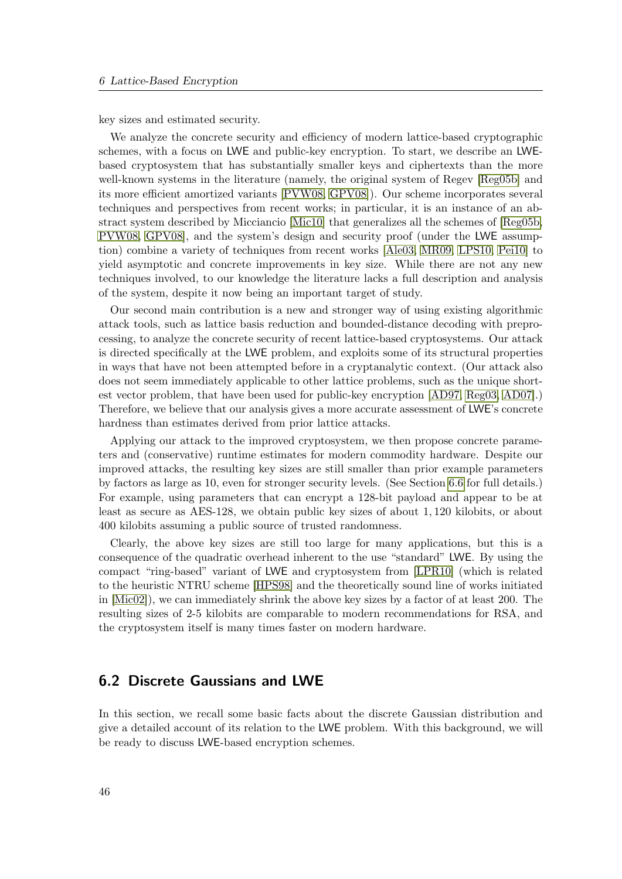key sizes and estimated security.

We analyze the concrete security and efficiency of modern lattice-based cryptographic schemes, with a focus on LWE and public-key encryption. To start, we describe an LWE-based cryptosystem that has substantially smaller keys and ciphertexts than the more well-known systems in the literature (namely, the original system of Regev [Reg05b] and its more efficient amortized variants [PVW08, GPV08]). Our scheme incorporates several techniques and perspectives from recent works; in particular, it is an instance of an abstract system described by Micciancio [Mic10] that generalizes all the schemes of [Reg05b, PVW08, GPV08], and the system's design and security proof (under the LWE assumption) combine a variety of techniques from recent works [Ale03, MR09, LPS10, Pei10] to yield asymptotic and concrete improvements in key size. While there are not any new techniques involved, to our knowledge the literature lacks a full description and analysis of the system, despite it now being an important target of study.

Our second main contribution is a new and stronger way of using existing algorithmic attack tools, such as lattice basis reduction and bounded-distance decoding with preprocessing, to analyze the concrete security of recent lattice-based cryptosystems. Our attack is directed specifically at the LWE problem, and exploits some of its structural properties in ways that have not been attempted before in a cryptanalytic context. (Our attack also does not seem immediately applicable to other lattice problems, such as the unique shortest vector problem, that have been used for public-key encryption [AD97, Reg03, AD07].) Therefore, we believe that our analysis gives a more accurate assessment of LWE's concrete hardness than estimates derived from prior lattice attacks.

Applying our attack to the improved cryptosystem, we then propose concrete parameters and (conservative) runtime estimates for modern commodity hardware. Despite our improved attacks, the resulting key sizes are still smaller than prior example parameters by factors as large as 10, even for stronger security levels. (See Section 6.6 for full details.) For example, using parameters that can encrypt a 128-bit payload and appear to be at least as secure as AES-128, we obtain public key sizes of about 1,120 kilobits, or about 400 kilobits assuming a public source of trusted randomness.

Clearly, the above key sizes are still too large for many applications, but this is a consequence of the quadratic overhead inherent to the use "standard" LWE. By using the compact "ring-based" variant of LWE and cryptosystem from [LPR10] (which is related to the heuristic NTRU scheme [HPS98] and the theoretically sound line of works initiated in [Mic02]), we can immediately shrink the above key sizes by a factor of at least 200. The resulting sizes of 2-5 kilobits are comparable to modern recommendations for RSA, and the cryptosystem itself is many times faster on modern hardware.

## 6.2 Discrete Gaussians and LWE

In this section, we recall some basic facts about the discrete Gaussian distribution and give a detailed account of its relation to the LWE problem. With this background, we will be ready to discuss LWE-based encryption schemes.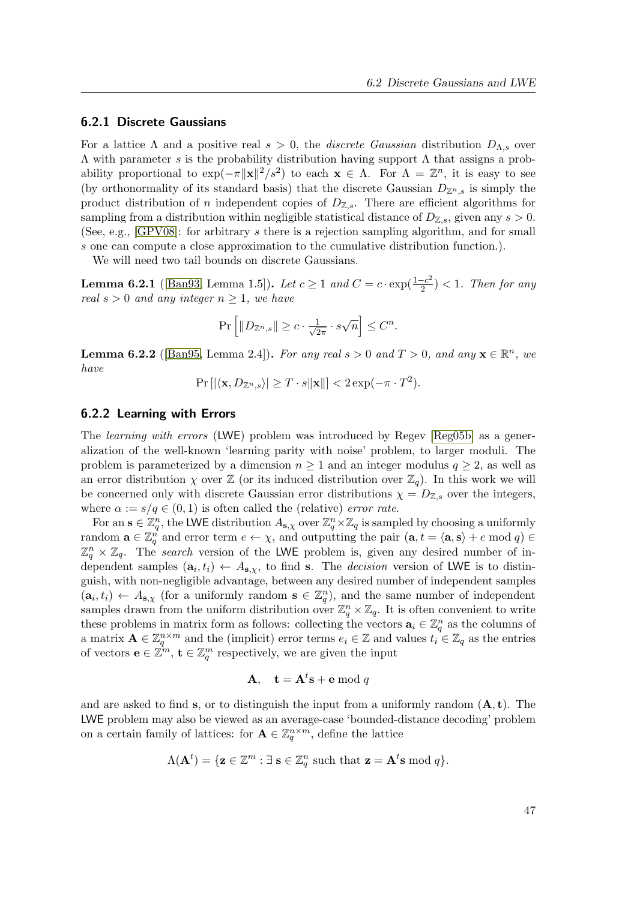### 6.2.1 Discrete Gaussians

For a lattice $\Lambda$ and a positive real $s > 0$, the *discrete Gaussian* distribution $D_{\Lambda,s}$ over $\Lambda$ with parameter $s$ is the probability distribution having support $\Lambda$ that assigns a probability proportional to $\exp(-\pi\|\mathbf{x}\|^2/s^2)$ to each $\mathbf{x} \in \Lambda$. For $\Lambda = \mathbb{Z}^n$, it is easy to see (by orthonormality of its standard basis) that the discrete Gaussian $D_{\mathbb{Z}^n,s}$ is simply the product distribution of $n$ independent copies of $D_{\mathbb{Z},s}$. There are efficient algorithms for sampling from a distribution within negligible statistical distance of $D_{\mathbb{Z},s}$, given any $s > 0$. (See, e.g., [GPV08]: for arbitrary $s$ there is a rejection sampling algorithm, and for small $s$ one can compute a close approximation to the cumulative distribution function.).

We will need two tail bounds on discrete Gaussians.

**Lemma 6.2.1** ([Ban93, Lemma 1.5])**.** *Let $c \geq 1$ and $C = c \cdot \exp(\frac{1-c^2}{2}) < 1$. Then for any real $s > 0$ and any integer $n \geq 1$, we have*

$$\Pr\left[\|D_{\mathbb{Z}^n,s}\| \geq c \cdot \tfrac{1}{\sqrt{2\pi}} \cdot s\sqrt{n}\right] \leq C^n.$$

**Lemma 6.2.2** ([Ban95, Lemma 2.4])**.** *For any real $s > 0$ and $T > 0$, and any $\mathbf{x} \in \mathbb{R}^n$, we have*

$$\Pr\left[|\langle \mathbf{x}, D_{\mathbb{Z}^n,s}\rangle| \geq T \cdot s\|\mathbf{x}\|\right] < 2\exp(-\pi \cdot T^2).$$

### 6.2.2 Learning with Errors

The *learning with errors* (LWE) problem was introduced by Regev [Reg05b] as a generalization of the well-known 'learning parity with noise' problem, to larger moduli. The problem is parameterized by a dimension $n \geq 1$ and an integer modulus $q \geq 2$, as well as an error distribution $\chi$ over $\mathbb{Z}$ (or its induced distribution over $\mathbb{Z}_q$). In this work we will be concerned only with discrete Gaussian error distributions $\chi = D_{\mathbb{Z},s}$ over the integers, where $\alpha := s/q \in (0, 1)$ is often called the (relative) *error rate*.

For an $\mathbf{s} \in \mathbb{Z}_q^n$, the LWE distribution $A_{\mathbf{s},\chi}$ over $\mathbb{Z}_q^n \times \mathbb{Z}_q$ is sampled by choosing a uniformly random $\mathbf{a} \in \mathbb{Z}_q^n$ and error term $e \leftarrow \chi$, and outputting the pair $(\mathbf{a}, t = \langle \mathbf{a}, \mathbf{s}\rangle + e \bmod q) \in \mathbb{Z}_q^n \times \mathbb{Z}_q$. The *search* version of the LWE problem is, given any desired number of independent samples $(\mathbf{a}_i, t_i) \leftarrow A_{\mathbf{s},\chi}$, to find $\mathbf{s}$. The *decision* version of LWE is to distinguish, with non-negligible advantage, between any desired number of independent samples $(\mathbf{a}_i, t_i) \leftarrow A_{\mathbf{s},\chi}$ (for a uniformly random $\mathbf{s} \in \mathbb{Z}_q^n$), and the same number of independent samples drawn from the uniform distribution over $\mathbb{Z}_q^n \times \mathbb{Z}_q$. It is often convenient to write these problems in matrix form as follows: collecting the vectors $\mathbf{a}_i \in \mathbb{Z}_q^n$ as the columns of a matrix $\mathbf{A} \in \mathbb{Z}_q^{n\times m}$ and the (implicit) error terms $e_i \in \mathbb{Z}$ and values $t_i \in \mathbb{Z}_q$ as the entries of vectors $\mathbf{e} \in \mathbb{Z}^m$, $\mathbf{t} \in \mathbb{Z}_q^m$ respectively, we are given the input

$$\mathbf{A}, \quad \mathbf{t} = \mathbf{A}^t\mathbf{s} + \mathbf{e} \bmod q$$

and are asked to find $\mathbf{s}$, or to distinguish the input from a uniformly random $(\mathbf{A}, \mathbf{t})$. The LWE problem may also be viewed as an average-case 'bounded-distance decoding' problem on a certain family of lattices: for $\mathbf{A} \in \mathbb{Z}_q^{n\times m}$, define the lattice

$$\Lambda(\mathbf{A}^t) = \{\mathbf{z} \in \mathbb{Z}^m : \exists\, \mathbf{s} \in \mathbb{Z}_q^n \text{ such that } \mathbf{z} = \mathbf{A}^t\mathbf{s} \bmod q\}.$$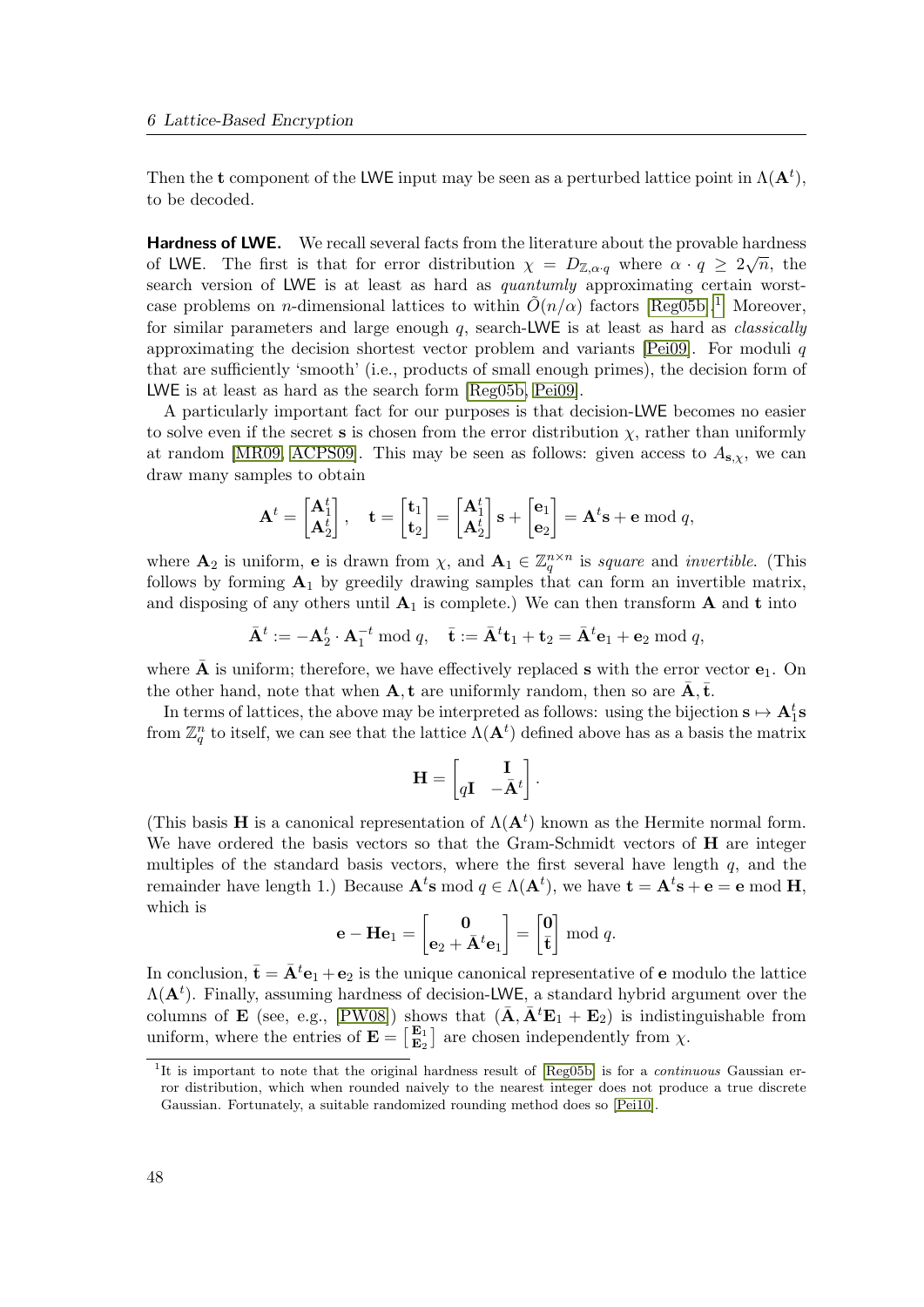Then the $\mathbf{t}$ component of the LWE input may be seen as a perturbed lattice point in $\Lambda(\mathbf{A}^t)$, to be decoded.

**Hardness of LWE.** We recall several facts from the literature about the provable hardness of LWE. The first is that for error distribution $\chi = D_{\mathbb{Z},\alpha \cdot q}$ where $\alpha \cdot q \geq 2\sqrt{n}$, the search version of LWE is at least as hard as *quantumly* approximating certain worst-case problems on $n$-dimensional lattices to within $\tilde{O}(n/\alpha)$ factors [Reg05b].[1] Moreover, for similar parameters and large enough $q$, search-LWE is at least as hard as *classically* approximating the decision shortest vector problem and variants [Pei09]. For moduli $q$ that are sufficiently 'smooth' (i.e., products of small enough primes), the decision form of LWE is at least as hard as the search form [Reg05b, Pei09].

A particularly important fact for our purposes is that decision-LWE becomes no easier to solve even if the secret $\mathbf{s}$ is chosen from the error distribution $\chi$, rather than uniformly at random [MR09, ACPS09]. This may be seen as follows: given access to $A_{\mathbf{s},\chi}$, we can draw many samples to obtain

$$\mathbf{A}^t = \begin{bmatrix} \mathbf{A}_1^t \\ \mathbf{A}_2^t \end{bmatrix}, \quad \mathbf{t} = \begin{bmatrix} \mathbf{t}_1 \\ \mathbf{t}_2 \end{bmatrix} = \begin{bmatrix} \mathbf{A}_1^t \\ \mathbf{A}_2^t \end{bmatrix} \mathbf{s} + \begin{bmatrix} \mathbf{e}_1 \\ \mathbf{e}_2 \end{bmatrix} = \mathbf{A}^t\mathbf{s} + \mathbf{e} \bmod q,$$

where $\mathbf{A}_2$ is uniform, $\mathbf{e}$ is drawn from $\chi$, and $\mathbf{A}_1 \in \mathbb{Z}_q^{n \times n}$ is *square* and *invertible*. (This follows by forming $\mathbf{A}_1$ by greedily drawing samples that can form an invertible matrix, and disposing of any others until $\mathbf{A}_1$ is complete.) We can then transform $\mathbf{A}$ and $\mathbf{t}$ into

$$\bar{\mathbf{A}}^t := -\mathbf{A}_2^t \cdot \mathbf{A}_1^{-t} \bmod q, \quad \bar{\mathbf{t}} := \bar{\mathbf{A}}^t\mathbf{t}_1 + \mathbf{t}_2 = \bar{\mathbf{A}}^t\mathbf{e}_1 + \mathbf{e}_2 \bmod q,$$

where $\bar{\mathbf{A}}$ is uniform; therefore, we have effectively replaced $\mathbf{s}$ with the error vector $\mathbf{e}_1$. On the other hand, note that when $\mathbf{A}, \mathbf{t}$ are uniformly random, then so are $\bar{\mathbf{A}}, \bar{\mathbf{t}}$.

In terms of lattices, the above may be interpreted as follows: using the bijection $\mathbf{s} \mapsto \mathbf{A}_1^t\mathbf{s}$ from $\mathbb{Z}_q^n$ to itself, we can see that the lattice $\Lambda(\mathbf{A}^t)$ defined above has as a basis the matrix

$$\mathbf{H} = \begin{bmatrix} & \mathbf{I} \\ q\mathbf{I} & -\bar{\mathbf{A}}^t \end{bmatrix}.$$

(This basis $\mathbf{H}$ is a canonical representation of $\Lambda(\mathbf{A}^t)$ known as the Hermite normal form. We have ordered the basis vectors so that the Gram-Schmidt vectors of $\mathbf{H}$ are integer multiples of the standard basis vectors, where the first several have length $q$, and the remainder have length 1.) Because $\mathbf{A}^t\mathbf{s} \bmod q \in \Lambda(\mathbf{A}^t)$, we have $\mathbf{t} = \mathbf{A}^t\mathbf{s} + \mathbf{e} = \mathbf{e} \bmod \mathbf{H}$, which is

$$\mathbf{e} - \mathbf{H}\mathbf{e}_1 = \begin{bmatrix} \mathbf{0} \\ \mathbf{e}_2 + \bar{\mathbf{A}}^t\mathbf{e}_1 \end{bmatrix} = \begin{bmatrix} \mathbf{0} \\ \bar{\mathbf{t}} \end{bmatrix} \bmod q.$$

In conclusion, $\bar{\mathbf{t}} = \bar{\mathbf{A}}^t\mathbf{e}_1 + \mathbf{e}_2$ is the unique canonical representative of $\mathbf{e}$ modulo the lattice $\Lambda(\mathbf{A}^t)$. Finally, assuming hardness of decision-LWE, a standard hybrid argument over the columns of $\mathbf{E}$ (see, e.g., [PW08]) shows that $(\bar{\mathbf{A}}, \bar{\mathbf{A}}^t\mathbf{E}_1 + \mathbf{E}_2)$ is indistinguishable from uniform, where the entries of $\mathbf{E} = \left[\begin{smallmatrix} \mathbf{E}_1 \\ \mathbf{E}_2 \end{smallmatrix}\right]$ are chosen independently from $\chi$.

[1] It is important to note that the original hardness result of [Reg05b] is for a *continuous* Gaussian error distribution, which when rounded naively to the nearest integer does not produce a true discrete Gaussian. Fortunately, a suitable randomized rounding method does so [Pei10].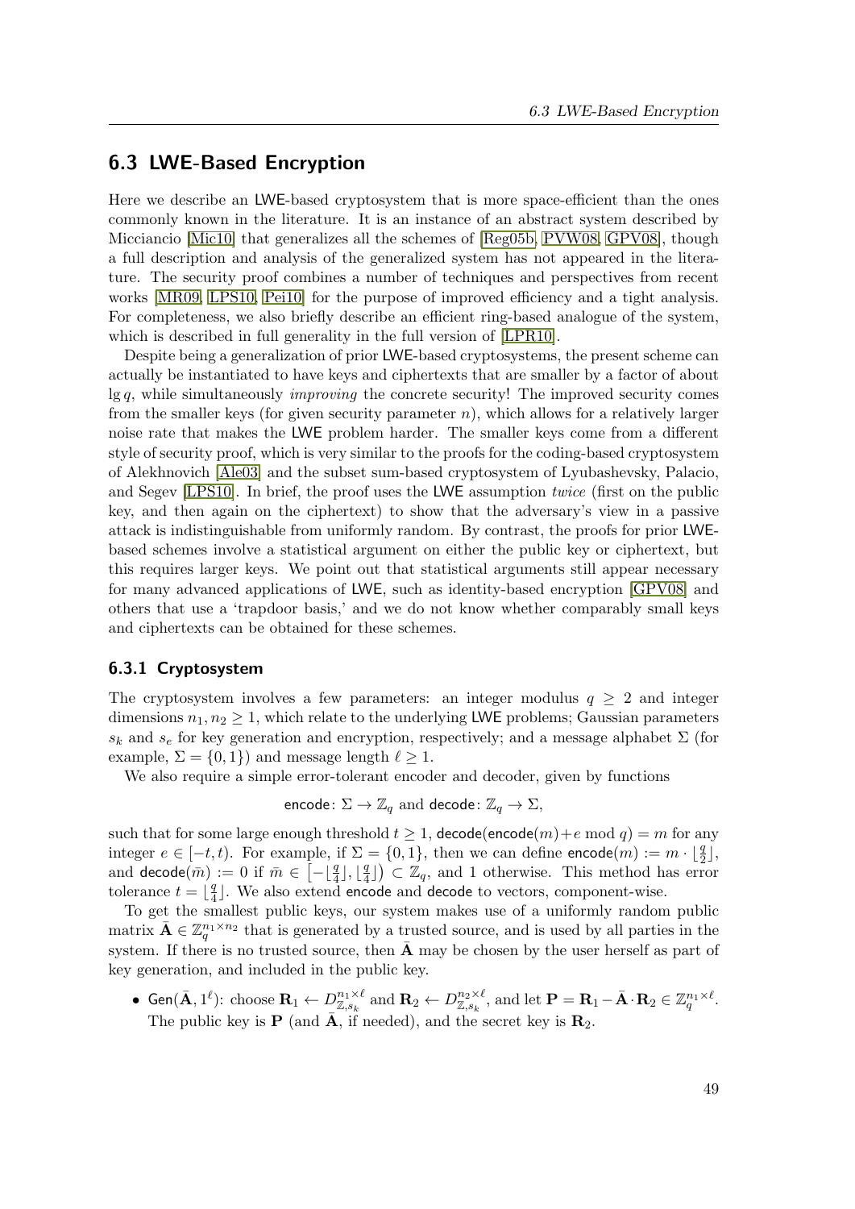## 6.3 LWE-Based Encryption

Here we describe an LWE-based cryptosystem that is more space-efficient than the ones commonly known in the literature. It is an instance of an abstract system described by Micciancio [Mic10] that generalizes all the schemes of [Reg05b, PVW08, GPV08], though a full description and analysis of the generalized system has not appeared in the literature. The security proof combines a number of techniques and perspectives from recent works [MR09, LPS10, Pei10] for the purpose of improved efficiency and a tight analysis. For completeness, we also briefly describe an efficient ring-based analogue of the system, which is described in full generality in the full version of [LPR10].

Despite being a generalization of prior LWE-based cryptosystems, the present scheme can actually be instantiated to have keys and ciphertexts that are smaller by a factor of about $\lg q$, while simultaneously *improving* the concrete security! The improved security comes from the smaller keys (for given security parameter $n$), which allows for a relatively larger noise rate that makes the LWE problem harder. The smaller keys come from a different style of security proof, which is very similar to the proofs for the coding-based cryptosystem of Alekhnovich [Ale03] and the subset sum-based cryptosystem of Lyubashevsky, Palacio, and Segev [LPS10]. In brief, the proof uses the LWE assumption *twice* (first on the public key, and then again on the ciphertext) to show that the adversary's view in a passive attack is indistinguishable from uniformly random. By contrast, the proofs for prior LWE-based schemes involve a statistical argument on either the public key or ciphertext, but this requires larger keys. We point out that statistical arguments still appear necessary for many advanced applications of LWE, such as identity-based encryption [GPV08] and others that use a 'trapdoor basis,' and we do not know whether comparably small keys and ciphertexts can be obtained for these schemes.

### 6.3.1 Cryptosystem

The cryptosystem involves a few parameters: an integer modulus $q \geq 2$ and integer dimensions $n_1, n_2 \geq 1$, which relate to the underlying LWE problems; Gaussian parameters $s_k$ and $s_e$ for key generation and encryption, respectively; and a message alphabet $\Sigma$ (for example, $\Sigma = \{0, 1\}$) and message length $\ell \geq 1$.

We also require a simple error-tolerant encoder and decoder, given by functions

$$\mathsf{encode}\colon \Sigma \to \mathbb{Z}_q \text{ and } \mathsf{decode}\colon \mathbb{Z}_q \to \Sigma,$$

such that for some large enough threshold $t \geq 1$, $\mathsf{decode}(\mathsf{encode}(m) + e \bmod q) = m$ for any integer $e \in [-t, t)$. For example, if $\Sigma = \{0, 1\}$, then we can define $\mathsf{encode}(m) := m \cdot \lfloor \frac{q}{2} \rfloor$, and $\mathsf{decode}(\bar{m}) := 0$ if $\bar{m} \in \left[-\lfloor \frac{q}{4} \rfloor, \lfloor \frac{q}{4} \rfloor\right) \subset \mathbb{Z}_q$, and 1 otherwise. This method has error tolerance $t = \lfloor \frac{q}{4} \rfloor$. We also extend $\mathsf{encode}$ and $\mathsf{decode}$ to vectors, component-wise.

To get the smallest public keys, our system makes use of a uniformly random public matrix $\bar{\mathbf{A}} \in \mathbb{Z}_q^{n_1 \times n_2}$ that is generated by a trusted source, and is used by all parties in the system. If there is no trusted source, then $\bar{\mathbf{A}}$ may be chosen by the user herself as part of key generation, and included in the public key.

- $\mathsf{Gen}(\bar{\mathbf{A}}, 1^\ell)$: choose $\mathbf{R}_1 \leftarrow D_{\mathbb{Z},s_k}^{n_1 \times \ell}$ and $\mathbf{R}_2 \leftarrow D_{\mathbb{Z},s_k}^{n_2 \times \ell}$, and let $\mathbf{P} = \mathbf{R}_1 - \bar{\mathbf{A}} \cdot \mathbf{R}_2 \in \mathbb{Z}_q^{n_1 \times \ell}$. The public key is $\mathbf{P}$ (and $\bar{\mathbf{A}}$, if needed), and the secret key is $\mathbf{R}_2$.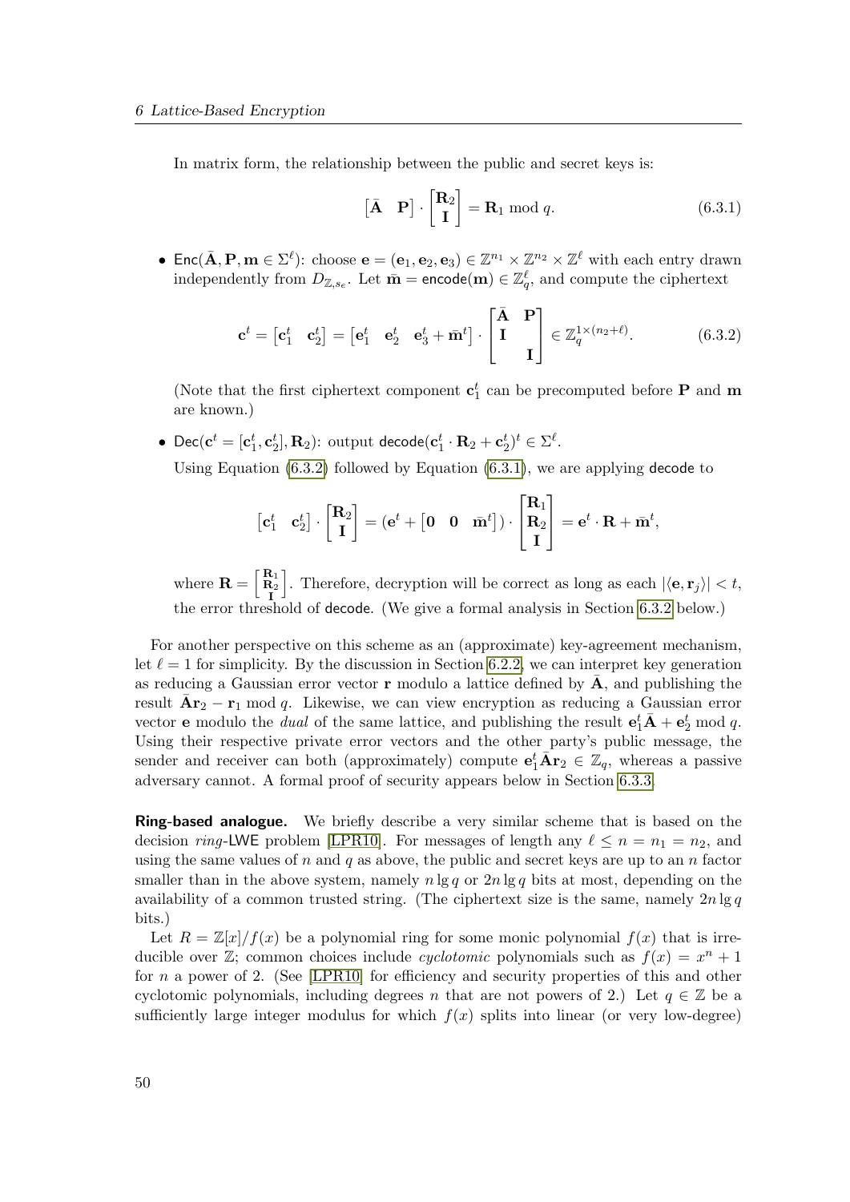In matrix form, the relationship between the public and secret keys is:

$$\begin{bmatrix} \bar{\mathbf{A}} & \mathbf{P} \end{bmatrix} \cdot \begin{bmatrix} \mathbf{R}_2 \\ \mathbf{I} \end{bmatrix} = \mathbf{R}_1 \bmod q. \tag{6.3.1}$$

- $\mathsf{Enc}(\bar{\mathbf{A}}, \mathbf{P}, \mathbf{m} \in \Sigma^\ell)$: choose $\mathbf{e} = (\mathbf{e}_1, \mathbf{e}_2, \mathbf{e}_3) \in \mathbb{Z}^{n_1} \times \mathbb{Z}^{n_2} \times \mathbb{Z}^\ell$ with each entry drawn independently from $D_{\mathbb{Z},s_e}$. Let $\bar{\mathbf{m}} = \mathsf{encode}(\mathbf{m}) \in \mathbb{Z}_q^\ell$, and compute the ciphertext

$$\mathbf{c}^t = \begin{bmatrix} \mathbf{c}_1^t & \mathbf{c}_2^t \end{bmatrix} = \begin{bmatrix} \mathbf{e}_1^t & \mathbf{e}_2^t & \mathbf{e}_3^t + \bar{\mathbf{m}}^t \end{bmatrix} \cdot \begin{bmatrix} \bar{\mathbf{A}} & \mathbf{P} \\ \mathbf{I} & \\ & \mathbf{I} \end{bmatrix} \in \mathbb{Z}_q^{1 \times (n_2 + \ell)}. \tag{6.3.2}$$

  (Note that the first ciphertext component $\mathbf{c}_1^t$ can be precomputed before $\mathbf{P}$ and $\mathbf{m}$ are known.)

- $\mathsf{Dec}(\mathbf{c}^t = [\mathbf{c}_1^t, \mathbf{c}_2^t], \mathbf{R}_2)$: output $\mathsf{decode}(\mathbf{c}_1^t \cdot \mathbf{R}_2 + \mathbf{c}_2^t)^t \in \Sigma^\ell$.

  Using Equation (6.3.2) followed by Equation (6.3.1), we are applying $\mathsf{decode}$ to

$$\begin{bmatrix} \mathbf{c}_1^t & \mathbf{c}_2^t \end{bmatrix} \cdot \begin{bmatrix} \mathbf{R}_2 \\ \mathbf{I} \end{bmatrix} = (\mathbf{e}^t + \begin{bmatrix} \mathbf{0} & \mathbf{0} & \bar{\mathbf{m}}^t \end{bmatrix}) \cdot \begin{bmatrix} \mathbf{R}_1 \\ \mathbf{R}_2 \\ \mathbf{I} \end{bmatrix} = \mathbf{e}^t \cdot \mathbf{R} + \bar{\mathbf{m}}^t,$$

  where $\mathbf{R} = \left[\begin{smallmatrix} \mathbf{R}_1 \\ \mathbf{R}_2 \\ \mathbf{I} \end{smallmatrix}\right]$. Therefore, decryption will be correct as long as each $|\langle \mathbf{e}, \mathbf{r}_j \rangle| < t$, the error threshold of $\mathsf{decode}$. (We give a formal analysis in Section 6.3.2 below.)

For another perspective on this scheme as an (approximate) key-agreement mechanism, let $\ell = 1$ for simplicity. By the discussion in Section 6.2.2, we can interpret key generation as reducing a Gaussian error vector $\mathbf{r}$ modulo a lattice defined by $\bar{\mathbf{A}}$, and publishing the result $\bar{\mathbf{A}}\mathbf{r}_2 - \mathbf{r}_1 \bmod q$. Likewise, we can view encryption as reducing a Gaussian error vector $\mathbf{e}$ modulo the *dual* of the same lattice, and publishing the result $\mathbf{e}_1^t \bar{\mathbf{A}} + \mathbf{e}_2^t \bmod q$. Using their respective private error vectors and the other party's public message, the sender and receiver can both (approximately) compute $\mathbf{e}_1^t \bar{\mathbf{A}} \mathbf{r}_2 \in \mathbb{Z}_q$, whereas a passive adversary cannot. A formal proof of security appears below in Section 6.3.3.

**Ring-based analogue.** We briefly describe a very similar scheme that is based on the decision *ring*-LWE problem [LPR10]. For messages of length any $\ell \leq n = n_1 = n_2$, and using the same values of $n$ and $q$ as above, the public and secret keys are up to an $n$ factor smaller than in the above system, namely $n \lg q$ or $2n \lg q$ bits at most, depending on the availability of a common trusted string. (The ciphertext size is the same, namely $2n \lg q$ bits.)

Let $R = \mathbb{Z}[x]/f(x)$ be a polynomial ring for some monic polynomial $f(x)$ that is irreducible over $\mathbb{Z}$; common choices include *cyclotomic* polynomials such as $f(x) = x^n + 1$ for $n$ a power of 2. (See [LPR10] for efficiency and security properties of this and other cyclotomic polynomials, including degrees $n$ that are not powers of 2.) Let $q \in \mathbb{Z}$ be a sufficiently large integer modulus for which $f(x)$ splits into linear (or very low-degree)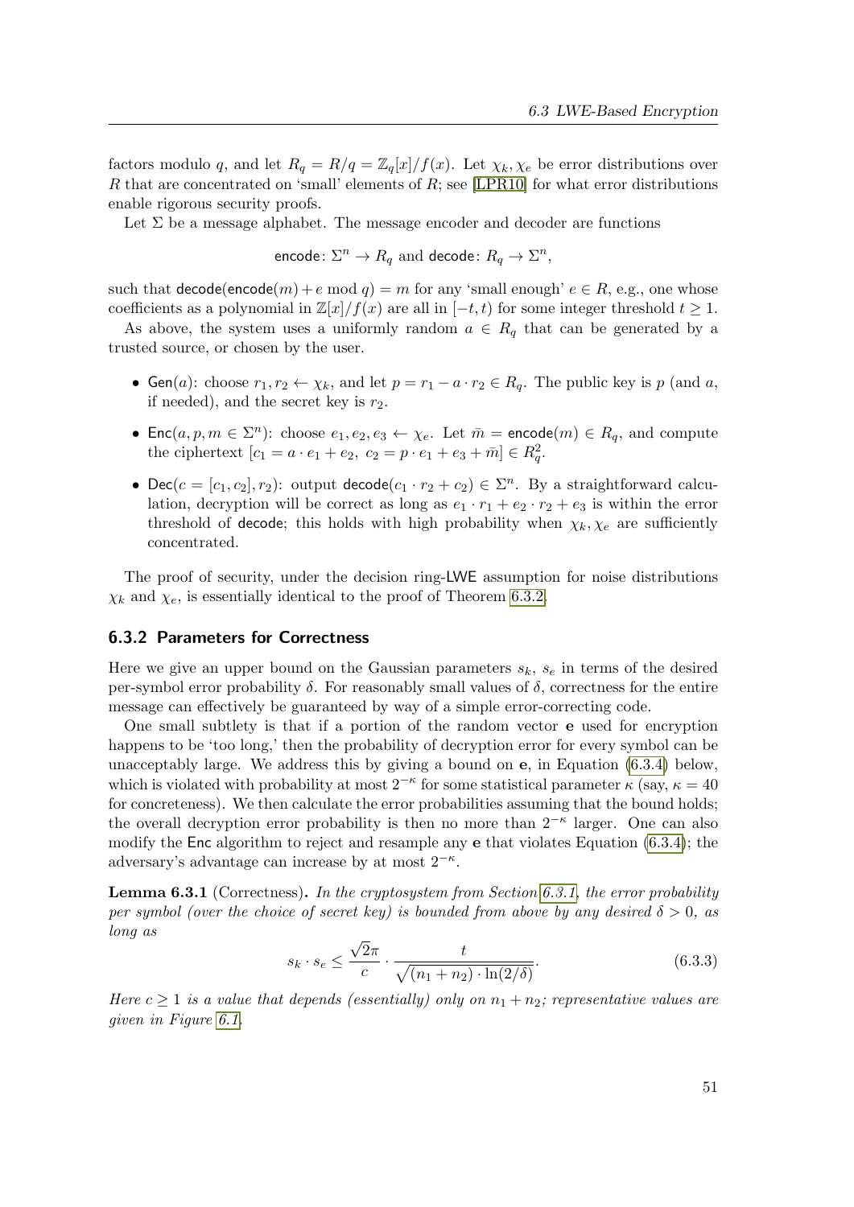factors modulo $q$, and let $R_q = R/q = \mathbb{Z}_q[x]/f(x)$. Let $\chi_k, \chi_e$ be error distributions over $R$ that are concentrated on 'small' elements of $R$; see [LPR10] for what error distributions enable rigorous security proofs.

Let $\Sigma$ be a message alphabet. The message encoder and decoder are functions

$$\mathsf{encode}\colon \Sigma^n \to R_q \text{ and } \mathsf{decode}\colon R_q \to \Sigma^n,$$

such that $\mathsf{decode}(\mathsf{encode}(m) + e \bmod q) = m$ for any 'small enough' $e \in R$, e.g., one whose coefficients as a polynomial in $\mathbb{Z}[x]/f(x)$ are all in $[-t, t)$ for some integer threshold $t \geq 1$.

As above, the system uses a uniformly random $a \in R_q$ that can be generated by a trusted source, or chosen by the user.

- $\mathsf{Gen}(a)$: choose $r_1, r_2 \leftarrow \chi_k$, and let $p = r_1 - a \cdot r_2 \in R_q$. The public key is $p$ (and $a$, if needed), and the secret key is $r_2$.
- $\mathsf{Enc}(a, p, m \in \Sigma^n)$: choose $e_1, e_2, e_3 \leftarrow \chi_e$. Let $\bar{m} = \mathsf{encode}(m) \in R_q$, and compute the ciphertext $[c_1 = a \cdot e_1 + e_2,\ c_2 = p \cdot e_1 + e_3 + \bar{m}] \in R_q^2$.
- $\mathsf{Dec}(c = [c_1, c_2], r_2)$: output $\mathsf{decode}(c_1 \cdot r_2 + c_2) \in \Sigma^n$. By a straightforward calculation, decryption will be correct as long as $e_1 \cdot r_1 + e_2 \cdot r_2 + e_3$ is within the error threshold of $\mathsf{decode}$; this holds with high probability when $\chi_k, \chi_e$ are sufficiently concentrated.

The proof of security, under the decision ring-$\mathsf{LWE}$ assumption for noise distributions $\chi_k$ and $\chi_e$, is essentially identical to the proof of Theorem 6.3.2.

### 6.3.2 Parameters for Correctness

Here we give an upper bound on the Gaussian parameters $s_k$, $s_e$ in terms of the desired per-symbol error probability $\delta$. For reasonably small values of $\delta$, correctness for the entire message can effectively be guaranteed by way of a simple error-correcting code.

One small subtlety is that if a portion of the random vector $\mathbf{e}$ used for encryption happens to be 'too long,' then the probability of decryption error for every symbol can be unacceptably large. We address this by giving a bound on $\mathbf{e}$, in Equation (6.3.4) below, which is violated with probability at most $2^{-\kappa}$ for some statistical parameter $\kappa$ (say, $\kappa = 40$ for concreteness). We then calculate the error probabilities assuming that the bound holds; the overall decryption error probability is then no more than $2^{-\kappa}$ larger. One can also modify the $\mathsf{Enc}$ algorithm to reject and resample any $\mathbf{e}$ that violates Equation (6.3.4); the adversary's advantage can increase by at most $2^{-\kappa}$.

**Lemma 6.3.1** (Correctness)**.** *In the cryptosystem from Section 6.3.1, the error probability per symbol (over the choice of secret key) is bounded from above by any desired $\delta > 0$, as long as*

$$s_k \cdot s_e \leq \frac{\sqrt{2}\pi}{c} \cdot \frac{t}{\sqrt{(n_1 + n_2) \cdot \ln(2/\delta)}}. \tag{6.3.3}$$

*Here $c \geq 1$ is a value that depends (essentially) only on $n_1 + n_2$; representative values are given in Figure 6.1.*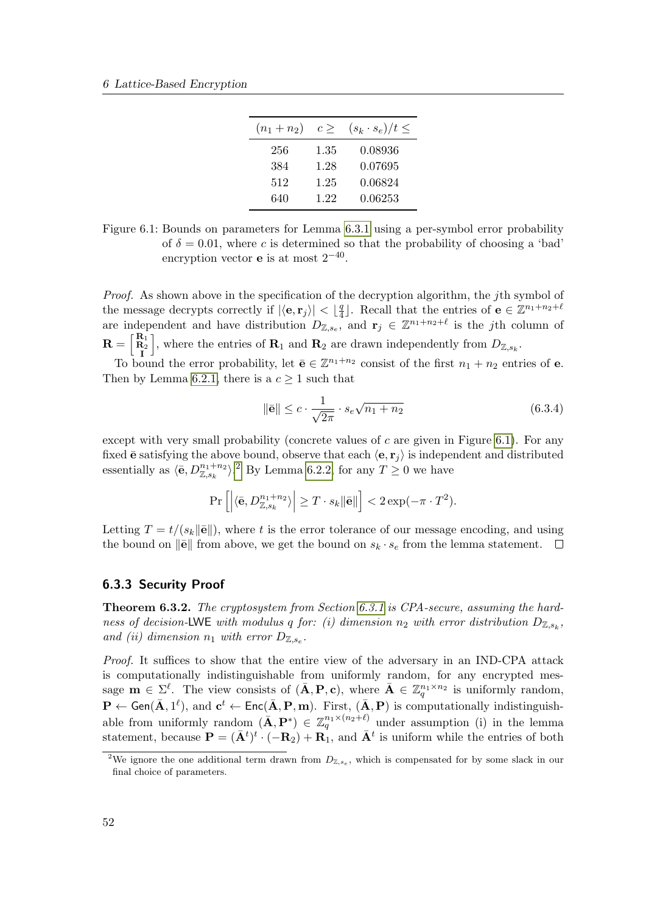| $(n_1 + n_2)$ | $c \geq$ | $(s_k \cdot s_e)/t \leq$ |
|---|---|---|
| 256 | 1.35 | 0.08936 |
| 384 | 1.28 | 0.07695 |
| 512 | 1.25 | 0.06824 |
| 640 | 1.22 | 0.06253 |

Figure 6.1: Bounds on parameters for Lemma 6.3.1 using a per-symbol error probability of $\delta = 0.01$, where $c$ is determined so that the probability of choosing a 'bad' encryption vector $\mathbf{e}$ is at most $2^{-40}$.

*Proof.* As shown above in the specification of the decryption algorithm, the $j$th symbol of the message decrypts correctly if $|\langle \mathbf{e}, \mathbf{r}_j \rangle| < \lfloor \frac{q}{4} \rfloor$. Recall that the entries of $\mathbf{e} \in \mathbb{Z}^{n_1+n_2+\ell}$ are independent and have distribution $D_{\mathbb{Z},s_e}$, and $\mathbf{r}_j \in \mathbb{Z}^{n_1+n_2+\ell}$ is the $j$th column of $\mathbf{R} = \left[ \begin{smallmatrix} \mathbf{R}_1 \\ \mathbf{R}_2 \\ \mathbf{I} \end{smallmatrix} \right]$, where the entries of $\mathbf{R}_1$ and $\mathbf{R}_2$ are drawn independently from $D_{\mathbb{Z},s_k}$.

To bound the error probability, let $\bar{\mathbf{e}} \in \mathbb{Z}^{n_1+n_2}$ consist of the first $n_1 + n_2$ entries of $\mathbf{e}$. Then by Lemma 6.2.1, there is a $c \geq 1$ such that

$$\|\bar{\mathbf{e}}\| \leq c \cdot \frac{1}{\sqrt{2\pi}} \cdot s_e \sqrt{n_1 + n_2} \tag{6.3.4}$$

except with very small probability (concrete values of $c$ are given in Figure 6.1). For any fixed $\bar{\mathbf{e}}$ satisfying the above bound, observe that each $\langle \mathbf{e}, \mathbf{r}_j \rangle$ is independent and distributed essentially as $\langle \bar{\mathbf{e}}, D_{\mathbb{Z},s_k}^{n_1+n_2} \rangle$.[2] By Lemma 6.2.2, for any $T \geq 0$ we have

$$\Pr\left[ \left| \langle \bar{\mathbf{e}}, D_{\mathbb{Z},s_k}^{n_1+n_2} \rangle \right| \geq T \cdot s_k \|\bar{\mathbf{e}}\| \right] < 2\exp(-\pi \cdot T^2).$$

Letting $T = t/(s_k \|\bar{\mathbf{e}}\|)$, where $t$ is the error tolerance of our message encoding, and using the bound on $\|\bar{\mathbf{e}}\|$ from above, we get the bound on $s_k \cdot s_e$ from the lemma statement. $\square$

### 6.3.3 Security Proof

**Theorem 6.3.2.** *The cryptosystem from Section 6.3.1 is CPA-secure, assuming the hardness of decision-*$\mathsf{LWE}$ *with modulus $q$ for: (i) dimension $n_2$ with error distribution $D_{\mathbb{Z},s_k}$, and (ii) dimension $n_1$ with error $D_{\mathbb{Z},s_e}$.*

*Proof.* It suffices to show that the entire view of the adversary in an IND-CPA attack is computationally indistinguishable from uniformly random, for any encrypted message $\mathbf{m} \in \Sigma^\ell$. The view consists of $(\bar{\mathbf{A}}, \mathbf{P}, \mathbf{c})$, where $\bar{\mathbf{A}} \in \mathbb{Z}_q^{n_1 \times n_2}$ is uniformly random, $\mathbf{P} \leftarrow \mathsf{Gen}(\bar{\mathbf{A}}, 1^\ell)$, and $\mathbf{c}^t \leftarrow \mathsf{Enc}(\bar{\mathbf{A}}, \mathbf{P}, \mathbf{m})$. First, $(\bar{\mathbf{A}}, \mathbf{P})$ is computationally indistinguishable from uniformly random $(\bar{\mathbf{A}}, \mathbf{P}^*) \in \mathbb{Z}_q^{n_1 \times (n_2+\ell)}$ under assumption (i) in the lemma statement, because $\mathbf{P} = (\bar{\mathbf{A}}^t)^t \cdot (-\mathbf{R}_2) + \mathbf{R}_1$, and $\bar{\mathbf{A}}^t$ is uniform while the entries of both

[2] We ignore the one additional term drawn from $D_{\mathbb{Z},s_e}$, which is compensated for by some slack in our final choice of parameters.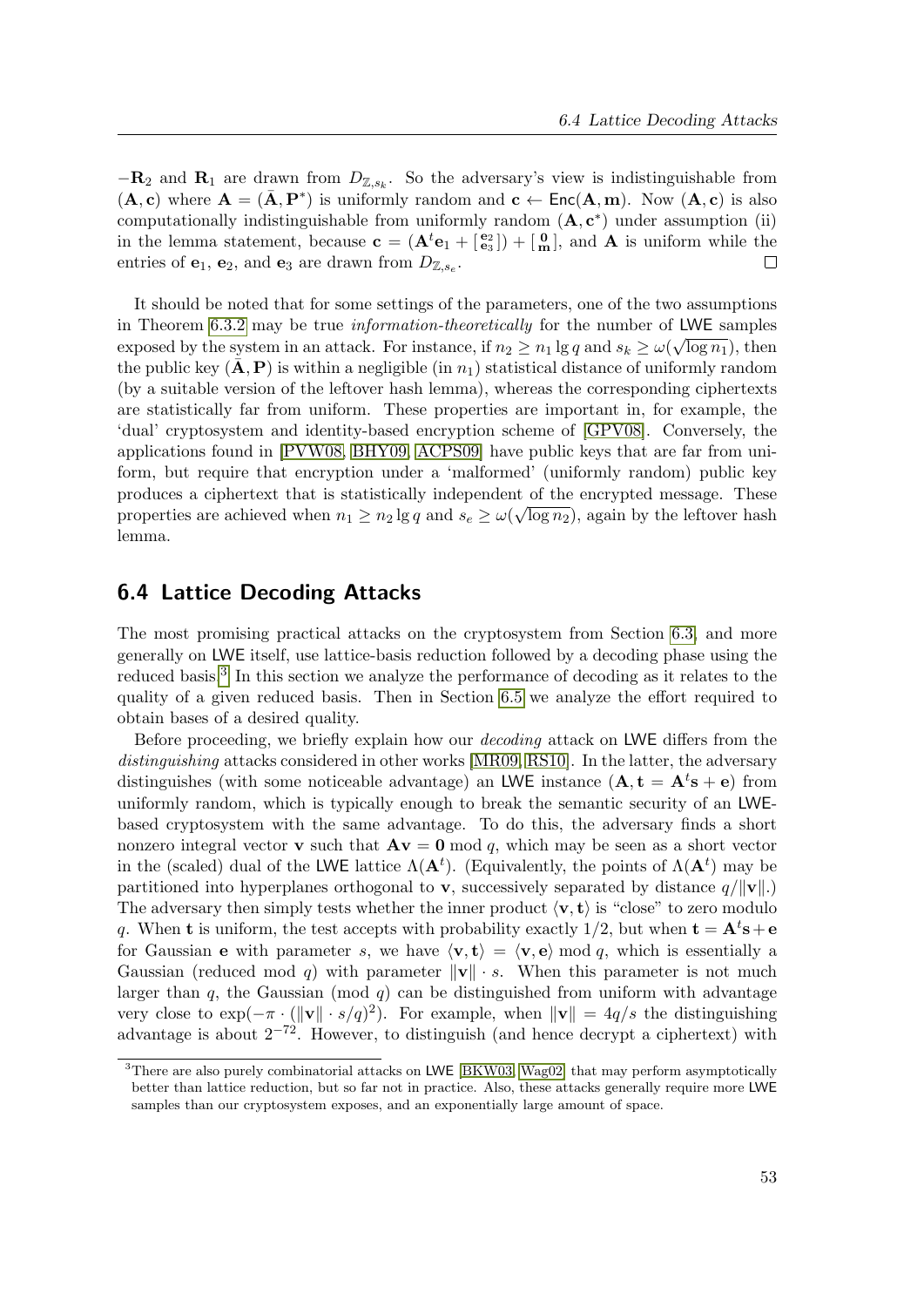$-\mathbf{R}_2$ and $\mathbf{R}_1$ are drawn from $D_{\mathbb{Z},s_k}$. So the adversary's view is indistinguishable from $(\mathbf{A}, \mathbf{c})$ where $\mathbf{A} = (\bar{\mathbf{A}}, \mathbf{P}^*)$ is uniformly random and $\mathbf{c} \leftarrow \mathsf{Enc}(\mathbf{A}, \mathbf{m})$. Now $(\mathbf{A}, \mathbf{c})$ is also computationally indistinguishable from uniformly random $(\mathbf{A}, \mathbf{c}^*)$ under assumption (ii) in the lemma statement, because $\mathbf{c} = (\mathbf{A}^t\mathbf{e}_1 + [\begin{smallmatrix}\mathbf{e}_2\\ \mathbf{e}_3\end{smallmatrix}]) + [\begin{smallmatrix}\mathbf{0}\\ \mathbf{m}\end{smallmatrix}]$, and $\mathbf{A}$ is uniform while the entries of $\mathbf{e}_1$, $\mathbf{e}_2$, and $\mathbf{e}_3$ are drawn from $D_{\mathbb{Z},s_e}$. □

It should be noted that for some settings of the parameters, one of the two assumptions in Theorem 6.3.2 may be true *information-theoretically* for the number of LWE samples exposed by the system in an attack. For instance, if $n_2 \geq n_1 \lg q$ and $s_k \geq \omega(\sqrt{\log n_1})$, then the public key $(\bar{\mathbf{A}}, \mathbf{P})$ is within a negligible (in $n_1$) statistical distance of uniformly random (by a suitable version of the leftover hash lemma), whereas the corresponding ciphertexts are statistically far from uniform. These properties are important in, for example, the 'dual' cryptosystem and identity-based encryption scheme of [GPV08]. Conversely, the applications found in [PVW08, BHY09, ACPS09] have public keys that are far from uniform, but require that encryption under a 'malformed' (uniformly random) public key produces a ciphertext that is statistically independent of the encrypted message. These properties are achieved when $n_1 \geq n_2 \lg q$ and $s_e \geq \omega(\sqrt{\log n_2})$, again by the leftover hash lemma.

## 6.4 Lattice Decoding Attacks

The most promising practical attacks on the cryptosystem from Section 6.3, and more generally on LWE itself, use lattice-basis reduction followed by a decoding phase using the reduced basis.[3] In this section we analyze the performance of decoding as it relates to the quality of a given reduced basis. Then in Section 6.5 we analyze the effort required to obtain bases of a desired quality.

Before proceeding, we briefly explain how our *decoding* attack on LWE differs from the *distinguishing* attacks considered in other works [MR09, RS10]. In the latter, the adversary distinguishes (with some noticeable advantage) an LWE instance $(\mathbf{A}, \mathbf{t} = \mathbf{A}^t\mathbf{s} + \mathbf{e})$ from uniformly random, which is typically enough to break the semantic security of an LWE-based cryptosystem with the same advantage. To do this, the adversary finds a short nonzero integral vector $\mathbf{v}$ such that $\mathbf{A}\mathbf{v} = \mathbf{0} \bmod q$, which may be seen as a short vector in the (scaled) dual of the LWE lattice $\Lambda(\mathbf{A}^t)$. (Equivalently, the points of $\Lambda(\mathbf{A}^t)$ may be partitioned into hyperplanes orthogonal to $\mathbf{v}$, successively separated by distance $q/\|\mathbf{v}\|$.) The adversary then simply tests whether the inner product $\langle \mathbf{v}, \mathbf{t} \rangle$ is "close" to zero modulo $q$. When $\mathbf{t}$ is uniform, the test accepts with probability exactly $1/2$, but when $\mathbf{t} = \mathbf{A}^t\mathbf{s} + \mathbf{e}$ for Gaussian $\mathbf{e}$ with parameter $s$, we have $\langle \mathbf{v}, \mathbf{t} \rangle = \langle \mathbf{v}, \mathbf{e} \rangle \bmod q$, which is essentially a Gaussian (reduced mod $q$) with parameter $\|\mathbf{v}\| \cdot s$. When this parameter is not much larger than $q$, the Gaussian (mod $q$) can be distinguished from uniform with advantage very close to $\exp(-\pi \cdot (\|\mathbf{v}\| \cdot s/q)^2)$. For example, when $\|\mathbf{v}\| = 4q/s$ the distinguishing advantage is about $2^{-72}$. However, to distinguish (and hence decrypt a ciphertext) with

[3] There are also purely combinatorial attacks on LWE [BKW03, Wag02] that may perform asymptotically better than lattice reduction, but so far not in practice. Also, these attacks generally require more LWE samples than our cryptosystem exposes, and an exponentially large amount of space.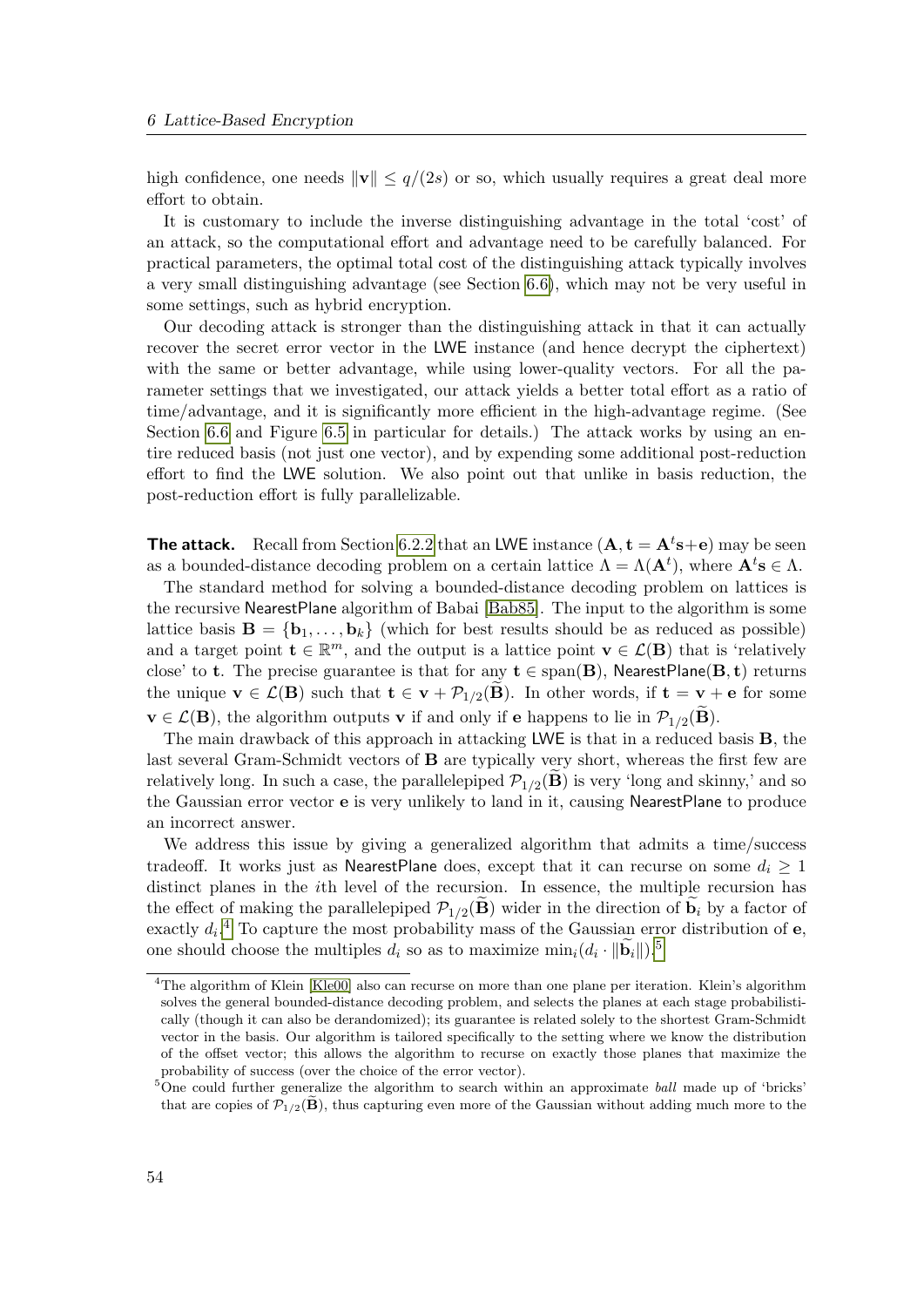high confidence, one needs $\|\mathbf{v}\| \leq q/(2s)$ or so, which usually requires a great deal more effort to obtain.

It is customary to include the inverse distinguishing advantage in the total 'cost' of an attack, so the computational effort and advantage need to be carefully balanced. For practical parameters, the optimal total cost of the distinguishing attack typically involves a very small distinguishing advantage (see Section 6.6), which may not be very useful in some settings, such as hybrid encryption.

Our decoding attack is stronger than the distinguishing attack in that it can actually recover the secret error vector in the LWE instance (and hence decrypt the ciphertext) with the same or better advantage, while using lower-quality vectors. For all the parameter settings that we investigated, our attack yields a better total effort as a ratio of time/advantage, and it is significantly more efficient in the high-advantage regime. (See Section 6.6 and Figure 6.5 in particular for details.) The attack works by using an entire reduced basis (not just one vector), and by expending some additional post-reduction effort to find the LWE solution. We also point out that unlike in basis reduction, the post-reduction effort is fully parallelizable.

**The attack.** Recall from Section 6.2.2 that an LWE instance $(\mathbf{A}, \mathbf{t} = \mathbf{A}^t\mathbf{s} + \mathbf{e})$ may be seen as a bounded-distance decoding problem on a certain lattice $\Lambda = \Lambda(\mathbf{A}^t)$, where $\mathbf{A}^t\mathbf{s} \in \Lambda$.

The standard method for solving a bounded-distance decoding problem on lattices is the recursive NearestPlane algorithm of Babai [Bab85]. The input to the algorithm is some lattice basis $\mathbf{B} = \{\mathbf{b}_1, \ldots, \mathbf{b}_k\}$ (which for best results should be as reduced as possible) and a target point $\mathbf{t} \in \mathbb{R}^m$, and the output is a lattice point $\mathbf{v} \in \mathcal{L}(\mathbf{B})$ that is 'relatively close' to $\mathbf{t}$. The precise guarantee is that for any $\mathbf{t} \in \text{span}(\mathbf{B})$, NearestPlane$(\mathbf{B}, \mathbf{t})$ returns the unique $\mathbf{v} \in \mathcal{L}(\mathbf{B})$ such that $\mathbf{t} \in \mathbf{v} + \mathcal{P}_{1/2}(\widetilde{\mathbf{B}})$. In other words, if $\mathbf{t} = \mathbf{v} + \mathbf{e}$ for some $\mathbf{v} \in \mathcal{L}(\mathbf{B})$, the algorithm outputs $\mathbf{v}$ if and only if $\mathbf{e}$ happens to lie in $\mathcal{P}_{1/2}(\widetilde{\mathbf{B}})$.

The main drawback of this approach in attacking LWE is that in a reduced basis $\mathbf{B}$, the last several Gram-Schmidt vectors of $\mathbf{B}$ are typically very short, whereas the first few are relatively long. In such a case, the parallelepiped $\mathcal{P}_{1/2}(\widetilde{\mathbf{B}})$ is very 'long and skinny,' and so the Gaussian error vector $\mathbf{e}$ is very unlikely to land in it, causing NearestPlane to produce an incorrect answer.

We address this issue by giving a generalized algorithm that admits a time/success tradeoff. It works just as NearestPlane does, except that it can recurse on some $d_i \geq 1$ distinct planes in the $i$th level of the recursion. In essence, the multiple recursion has the effect of making the parallelepiped $\mathcal{P}_{1/2}(\widetilde{\mathbf{B}})$ wider in the direction of $\widetilde{\mathbf{b}}_i$ by a factor of exactly $d_i$.[4] To capture the most probability mass of the Gaussian error distribution of $\mathbf{e}$, one should choose the multiples $d_i$ so as to maximize $\min_i(d_i \cdot \|\widetilde{\mathbf{b}}_i\|)$.[5]

[4] The algorithm of Klein [Kle00] also can recurse on more than one plane per iteration. Klein's algorithm solves the general bounded-distance decoding problem, and selects the planes at each stage probabilistically (though it can also be derandomized); its guarantee is related solely to the shortest Gram-Schmidt vector in the basis. Our algorithm is tailored specifically to the setting where we know the distribution of the offset vector; this allows the algorithm to recurse on exactly those planes that maximize the probability of success (over the choice of the error vector).

[5] One could further generalize the algorithm to search within an approximate *ball* made up of 'bricks' that are copies of $\mathcal{P}_{1/2}(\widetilde{\mathbf{B}})$, thus capturing even more of the Gaussian without adding much more to the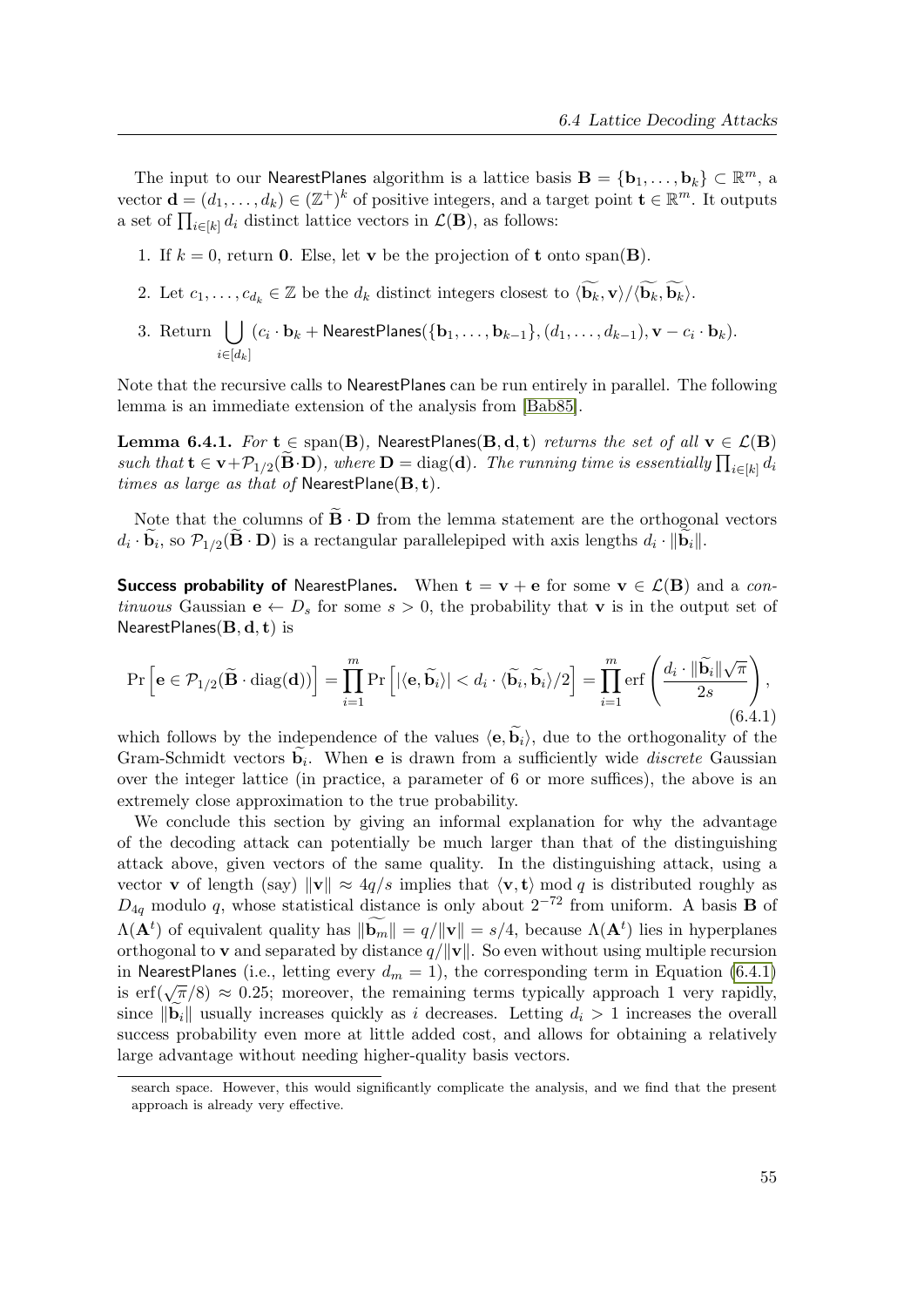The input to our NearestPlanes algorithm is a lattice basis $\mathbf{B} = \{\mathbf{b}_1, \ldots, \mathbf{b}_k\} \subset \mathbb{R}^m$, a vector $\mathbf{d} = (d_1, \ldots, d_k) \in (\mathbb{Z}^+)^k$ of positive integers, and a target point $\mathbf{t} \in \mathbb{R}^m$. It outputs a set of $\prod_{i \in [k]} d_i$ distinct lattice vectors in $\mathcal{L}(\mathbf{B})$, as follows:

1. If $k = 0$, return $\mathbf{0}$. Else, let $\mathbf{v}$ be the projection of $\mathbf{t}$ onto $\mathrm{span}(\mathbf{B})$.
2. Let $c_1, \ldots, c_{d_k} \in \mathbb{Z}$ be the $d_k$ distinct integers closest to $\langle \widetilde{\mathbf{b}}_k, \mathbf{v} \rangle / \langle \widetilde{\mathbf{b}}_k, \widetilde{\mathbf{b}}_k \rangle$.
3. Return $\bigcup_{i \in [d_k]} (c_i \cdot \mathbf{b}_k + \mathsf{NearestPlanes}(\{\mathbf{b}_1, \ldots, \mathbf{b}_{k-1}\}, (d_1, \ldots, d_{k-1}), \mathbf{v} - c_i \cdot \mathbf{b}_k)$.

Note that the recursive calls to NearestPlanes can be run entirely in parallel. The following lemma is an immediate extension of the analysis from [Bab85].

**Lemma 6.4.1.** *For $\mathbf{t} \in \mathrm{span}(\mathbf{B})$, $\mathsf{NearestPlanes}(\mathbf{B}, \mathbf{d}, \mathbf{t})$ returns the set of all $\mathbf{v} \in \mathcal{L}(\mathbf{B})$ such that $\mathbf{t} \in \mathbf{v} + \mathcal{P}_{1/2}(\widetilde{\mathbf{B}} \cdot \mathbf{D})$, where $\mathbf{D} = \mathrm{diag}(\mathbf{d})$. The running time is essentially $\prod_{i \in [k]} d_i$ times as large as that of $\mathsf{NearestPlane}(\mathbf{B}, \mathbf{t})$.*

Note that the columns of $\widetilde{\mathbf{B}} \cdot \mathbf{D}$ from the lemma statement are the orthogonal vectors $d_i \cdot \widetilde{\mathbf{b}}_i$, so $\mathcal{P}_{1/2}(\widetilde{\mathbf{B}} \cdot \mathbf{D})$ is a rectangular parallelepiped with axis lengths $d_i \cdot \|\widetilde{\mathbf{b}}_i\|$.

**Success probability of NearestPlanes.** When $\mathbf{t} = \mathbf{v} + \mathbf{e}$ for some $\mathbf{v} \in \mathcal{L}(\mathbf{B})$ and a *continuous* Gaussian $\mathbf{e} \leftarrow D_s$ for some $s > 0$, the probability that $\mathbf{v}$ is in the output set of $\mathsf{NearestPlanes}(\mathbf{B}, \mathbf{d}, \mathbf{t})$ is

$$\Pr\left[\mathbf{e} \in \mathcal{P}_{1/2}(\widetilde{\mathbf{B}} \cdot \mathrm{diag}(\mathbf{d}))\right] = \prod_{i=1}^{m} \Pr\left[|\langle \mathbf{e}, \widetilde{\mathbf{b}}_i \rangle| < d_i \cdot \langle \widetilde{\mathbf{b}}_i, \widetilde{\mathbf{b}}_i \rangle / 2\right] = \prod_{i=1}^{m} \mathrm{erf}\left(\frac{d_i \cdot \|\widetilde{\mathbf{b}}_i\| \sqrt{\pi}}{2s}\right), \tag{6.4.1}$$

which follows by the independence of the values $\langle \mathbf{e}, \widetilde{\mathbf{b}}_i \rangle$, due to the orthogonality of the Gram-Schmidt vectors $\widetilde{\mathbf{b}}_i$. When $\mathbf{e}$ is drawn from a sufficiently wide *discrete* Gaussian over the integer lattice (in practice, a parameter of 6 or more suffices), the above is an extremely close approximation to the true probability.

We conclude this section by giving an informal explanation for why the advantage of the decoding attack can potentially be much larger than that of the distinguishing attack above, given vectors of the same quality. In the distinguishing attack, using a vector $\mathbf{v}$ of length (say) $\|\mathbf{v}\| \approx 4q/s$ implies that $\langle \mathbf{v}, \mathbf{t} \rangle \bmod q$ is distributed roughly as $D_{4q}$ modulo $q$, whose statistical distance is only about $2^{-72}$ from uniform. A basis $\mathbf{B}$ of $\Lambda(\mathbf{A}^t)$ of equivalent quality has $\|\widetilde{\mathbf{b}_m}\| = q/\|\mathbf{v}\| = s/4$, because $\Lambda(\mathbf{A}^t)$ lies in hyperplanes orthogonal to $\mathbf{v}$ and separated by distance $q/\|\mathbf{v}\|$. So even without using multiple recursion in NearestPlanes (i.e., letting every $d_m = 1$), the corresponding term in Equation (6.4.1) is $\mathrm{erf}(\sqrt{\pi}/8) \approx 0.25$; moreover, the remaining terms typically approach 1 very rapidly, since $\|\widetilde{\mathbf{b}}_i\|$ usually increases quickly as $i$ decreases. Letting $d_i > 1$ increases the overall success probability even more at little added cost, and allows for obtaining a relatively large advantage without needing higher-quality basis vectors.

search space. However, this would significantly complicate the analysis, and we find that the present approach is already very effective.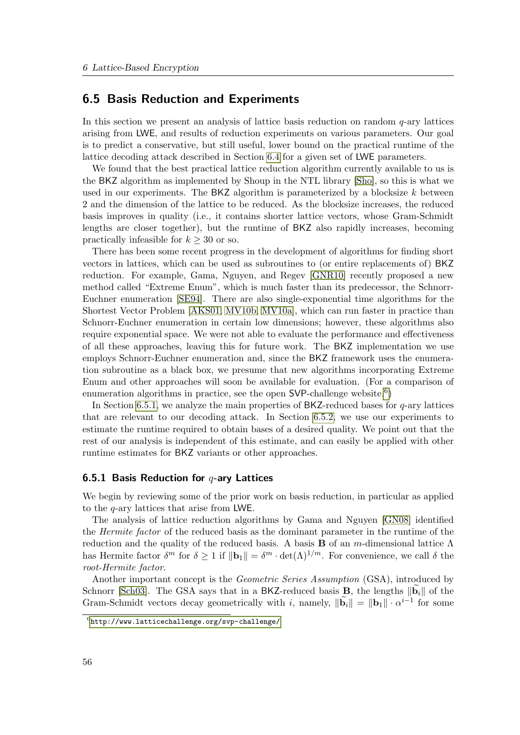## 6.5 Basis Reduction and Experiments

In this section we present an analysis of lattice basis reduction on random $q$-ary lattices arising from LWE, and results of reduction experiments on various parameters. Our goal is to predict a conservative, but still useful, lower bound on the practical runtime of the lattice decoding attack described in Section 6.4 for a given set of LWE parameters.

We found that the best practical lattice reduction algorithm currently available to us is the BKZ algorithm as implemented by Shoup in the NTL library [Sho], so this is what we used in our experiments. The BKZ algorithm is parameterized by a blocksize $k$ between 2 and the dimension of the lattice to be reduced. As the blocksize increases, the reduced basis improves in quality (i.e., it contains shorter lattice vectors, whose Gram-Schmidt lengths are closer together), but the runtime of BKZ also rapidly increases, becoming practically infeasible for $k \geq 30$ or so.

There has been some recent progress in the development of algorithms for finding short vectors in lattices, which can be used as subroutines to (or entire replacements of) BKZ reduction. For example, Gama, Nguyen, and Regev [GNR10] recently proposed a new method called "Extreme Enum", which is much faster than its predecessor, the Schnorr-Euchner enumeration [SE94]. There are also single-exponential time algorithms for the Shortest Vector Problem [AKS01, MV10b, MV10a], which can run faster in practice than Schnorr-Euchner enumeration in certain low dimensions; however, these algorithms also require exponential space. We were not able to evaluate the performance and effectiveness of all these approaches, leaving this for future work. The BKZ implementation we use employs Schnorr-Euchner enumeration and, since the BKZ framework uses the enumeration subroutine as a black box, we presume that new algorithms incorporating Extreme Enum and other approaches will soon be available for evaluation. (For a comparison of enumeration algorithms in practice, see the open SVP-challenge website.[6])

In Section 6.5.1, we analyze the main properties of BKZ-reduced bases for $q$-ary lattices that are relevant to our decoding attack. In Section 6.5.2, we use our experiments to estimate the runtime required to obtain bases of a desired quality. We point out that the rest of our analysis is independent of this estimate, and can easily be applied with other runtime estimates for BKZ variants or other approaches.

### 6.5.1 Basis Reduction for $q$-ary Lattices

We begin by reviewing some of the prior work on basis reduction, in particular as applied to the $q$-ary lattices that arise from LWE.

The analysis of lattice reduction algorithms by Gama and Nguyen [GN08] identified the *Hermite factor* of the reduced basis as the dominant parameter in the runtime of the reduction and the quality of the reduced basis. A basis $\mathbf{B}$ of an $m$-dimensional lattice $\Lambda$ has Hermite factor $\delta^m$ for $\delta \geq 1$ if $\|\mathbf{b}_1\| = \delta^m \cdot \det(\Lambda)^{1/m}$. For convenience, we call $\delta$ the *root-Hermite factor*.

Another important concept is the *Geometric Series Assumption* (GSA), introduced by Schnorr [Sch03]. The GSA says that in a BKZ-reduced basis $\mathbf{B}$, the lengths $\|\widetilde{\mathbf{b}}_i\|$ of the Gram-Schmidt vectors decay geometrically with $i$, namely, $\|\widetilde{\mathbf{b}}_i\| = \|\mathbf{b}_1\| \cdot \alpha^{i-1}$ for some

[6] http://www.latticechallenge.org/svp-challenge/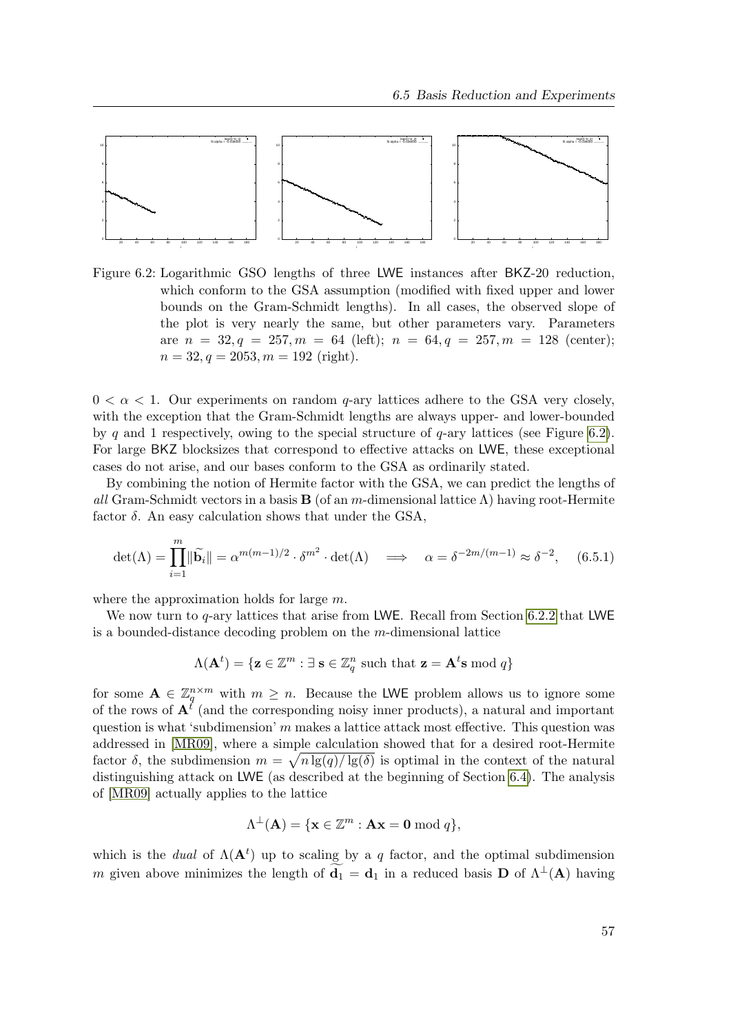Figure 6.2: Logarithmic GSO lengths of three LWE instances after BKZ-20 reduction, which conform to the GSA assumption (modified with fixed upper and lower bounds on the Gram-Schmidt lengths). In all cases, the observed slope of the plot is very nearly the same, but other parameters vary. Parameters are $n = 32, q = 257, m = 64$ (left); $n = 64, q = 257, m = 128$ (center); $n = 32, q = 2053, m = 192$ (right).

$0 < \alpha < 1$. Our experiments on random $q$-ary lattices adhere to the GSA very closely, with the exception that the Gram-Schmidt lengths are always upper- and lower-bounded by $q$ and 1 respectively, owing to the special structure of $q$-ary lattices (see Figure 6.2). For large BKZ blocksizes that correspond to effective attacks on LWE, these exceptional cases do not arise, and our bases conform to the GSA as ordinarily stated.

By combining the notion of Hermite factor with the GSA, we can predict the lengths of *all* Gram-Schmidt vectors in a basis $\mathbf{B}$ (of an $m$-dimensional lattice $\Lambda$) having root-Hermite factor $\delta$. An easy calculation shows that under the GSA,

$$\det(\Lambda) = \prod_{i=1}^{m} \|\widetilde{\mathbf{b}}_i\| = \alpha^{m(m-1)/2} \cdot \delta^{m^2} \cdot \det(\Lambda) \quad \Longrightarrow \quad \alpha = \delta^{-2m/(m-1)} \approx \delta^{-2}, \qquad (6.5.1)$$

where the approximation holds for large $m$.

We now turn to $q$-ary lattices that arise from LWE. Recall from Section 6.2.2 that LWE is a bounded-distance decoding problem on the $m$-dimensional lattice

$$\Lambda(\mathbf{A}^t) = \{\mathbf{z} \in \mathbb{Z}^m : \exists\, \mathbf{s} \in \mathbb{Z}_q^n \text{ such that } \mathbf{z} = \mathbf{A}^t\mathbf{s} \bmod q\}$$

for some $\mathbf{A} \in \mathbb{Z}_q^{n \times m}$ with $m \geq n$. Because the LWE problem allows us to ignore some of the rows of $\mathbf{A}^t$ (and the corresponding noisy inner products), a natural and important question is what 'subdimension' $m$ makes a lattice attack most effective. This question was addressed in [MR09], where a simple calculation showed that for a desired root-Hermite factor $\delta$, the subdimension $m = \sqrt{n \lg(q)/\lg(\delta)}$ is optimal in the context of the natural distinguishing attack on LWE (as described at the beginning of Section 6.4). The analysis of [MR09] actually applies to the lattice

$$\Lambda^{\perp}(\mathbf{A}) = \{\mathbf{x} \in \mathbb{Z}^m : \mathbf{A}\mathbf{x} = \mathbf{0} \bmod q\},$$

which is the *dual* of $\Lambda(\mathbf{A}^t)$ up to scaling by a $q$ factor, and the optimal subdimension $m$ given above minimizes the length of $\widetilde{\mathbf{d}_1} = \mathbf{d}_1$ in a reduced basis $\mathbf{D}$ of $\Lambda^{\perp}(\mathbf{A})$ having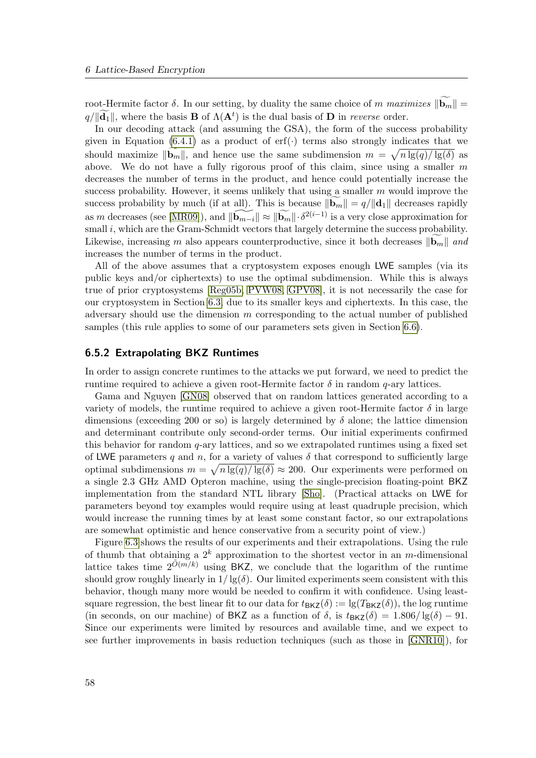root-Hermite factor $\delta$. In our setting, by duality the same choice of $m$ *maximizes* $\|\widetilde{\mathbf{b}_m}\| = q/\|\widetilde{\mathbf{d}_1}\|$, where the basis $\mathbf{B}$ of $\Lambda(\mathbf{A}^t)$ is the dual basis of $\mathbf{D}$ in *reverse* order.

In our decoding attack (and assuming the GSA), the form of the success probability given in Equation (6.4.1) as a product of $\operatorname{erf}(\cdot)$ terms also strongly indicates that we should maximize $\|\widetilde{\mathbf{b}_m}\|$, and hence use the same subdimension $m = \sqrt{n \lg(q)/\lg(\delta)}$ as above. We do not have a fully rigorous proof of this claim, since using a smaller $m$ decreases the number of terms in the product, and hence could potentially increase the success probability. However, it seems unlikely that using a smaller $m$ would improve the success probability by much (if at all). This is because $\|\widetilde{\mathbf{b}_m}\| = q/\|\mathbf{d}_1\|$ decreases rapidly as $m$ decreases (see [MR09]), and $\|\widetilde{\mathbf{b}_{m-i}}\| \approx \|\widetilde{\mathbf{b}_m}\| \cdot \delta^{2(i-1)}$ is a very close approximation for small $i$, which are the Gram-Schmidt vectors that largely determine the success probability. Likewise, increasing $m$ also appears counterproductive, since it both decreases $\|\widetilde{\mathbf{b}_m}\|$ *and* increases the number of terms in the product.

All of the above assumes that a cryptosystem exposes enough LWE samples (via its public keys and/or ciphertexts) to use the optimal subdimension. While this is always true of prior cryptosystems [Reg05b, PVW08, GPV08], it is not necessarily the case for our cryptosystem in Section 6.3, due to its smaller keys and ciphertexts. In this case, the adversary should use the dimension $m$ corresponding to the actual number of published samples (this rule applies to some of our parameters sets given in Section 6.6).

### 6.5.2 Extrapolating BKZ Runtimes

In order to assign concrete runtimes to the attacks we put forward, we need to predict the runtime required to achieve a given root-Hermite factor $\delta$ in random $q$-ary lattices.

Gama and Nguyen [GN08] observed that on random lattices generated according to a variety of models, the runtime required to achieve a given root-Hermite factor $\delta$ in large dimensions (exceeding 200 or so) is largely determined by $\delta$ alone; the lattice dimension and determinant contribute only second-order terms. Our initial experiments confirmed this behavior for random $q$-ary lattices, and so we extrapolated runtimes using a fixed set of LWE parameters $q$ and $n$, for a variety of values $\delta$ that correspond to sufficiently large optimal subdimensions $m = \sqrt{n \lg(q)/\lg(\delta)} \approx 200$. Our experiments were performed on a single 2.3 GHz AMD Opteron machine, using the single-precision floating-point BKZ implementation from the standard NTL library [Sho]. (Practical attacks on LWE for parameters beyond toy examples would require using at least quadruple precision, which would increase the running times by at least some constant factor, so our extrapolations are somewhat optimistic and hence conservative from a security point of view.)

Figure 6.3 shows the results of our experiments and their extrapolations. Using the rule of thumb that obtaining a $2^k$ approximation to the shortest vector in an $m$-dimensional lattice takes time $2^{\tilde{O}(m/k)}$ using BKZ, we conclude that the logarithm of the runtime should grow roughly linearly in $1/\lg(\delta)$. Our limited experiments seem consistent with this behavior, though many more would be needed to confirm it with confidence. Using least-square regression, the best linear fit to our data for $t_{\mathsf{BKZ}}(\delta) := \lg(T_{\mathsf{BKZ}}(\delta))$, the log runtime (in seconds, on our machine) of BKZ as a function of $\delta$, is $t_{\mathsf{BKZ}}(\delta) = 1.806/\lg(\delta) - 91$. Since our experiments were limited by resources and available time, and we expect to see further improvements in basis reduction techniques (such as those in [GNR10]), for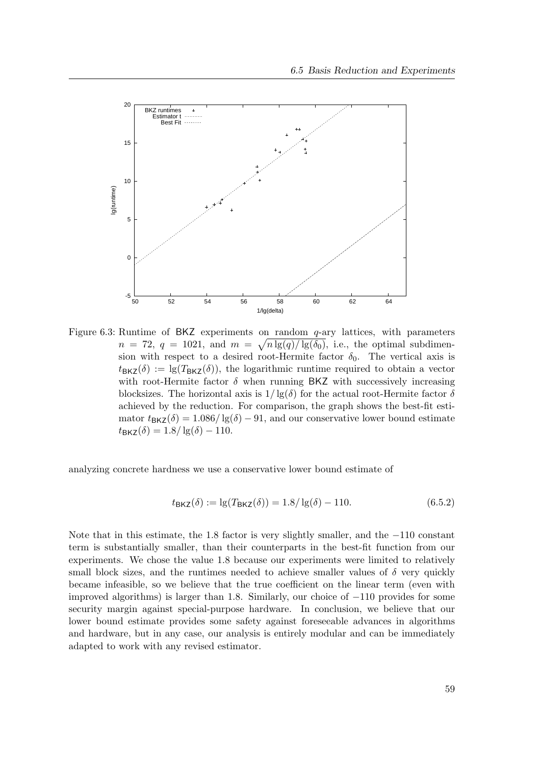Figure 6.3: Runtime of BKZ experiments on random $q$-ary lattices, with parameters $n = 72$, $q = 1021$, and $m = \sqrt{n \lg(q)/\lg(\delta_0)}$, i.e., the optimal subdimension with respect to a desired root-Hermite factor $\delta_0$. The vertical axis is $t_{\mathsf{BKZ}}(\delta) := \lg(T_{\mathsf{BKZ}}(\delta))$, the logarithmic runtime required to obtain a vector with root-Hermite factor $\delta$ when running BKZ with successively increasing blocksizes. The horizontal axis is $1/\lg(\delta)$ for the actual root-Hermite factor $\delta$ achieved by the reduction. For comparison, the graph shows the best-fit estimator $t_{\mathsf{BKZ}}(\delta) = 1.086/\lg(\delta) - 91$, and our conservative lower bound estimate $t_{\mathsf{BKZ}}(\delta) = 1.8/\lg(\delta) - 110$.

analyzing concrete hardness we use a conservative lower bound estimate of

$$t_{\mathsf{BKZ}}(\delta) := \lg(T_{\mathsf{BKZ}}(\delta)) = 1.8/\lg(\delta) - 110. \tag{6.5.2}$$

Note that in this estimate, the 1.8 factor is very slightly smaller, and the $-110$ constant term is substantially smaller, than their counterparts in the best-fit function from our experiments. We chose the value 1.8 because our experiments were limited to relatively small block sizes, and the runtimes needed to achieve smaller values of $\delta$ very quickly became infeasible, so we believe that the true coefficient on the linear term (even with improved algorithms) is larger than 1.8. Similarly, our choice of $-110$ provides for some security margin against special-purpose hardware. In conclusion, we believe that our lower bound estimate provides some safety against foreseeable advances in algorithms and hardware, but in any case, our analysis is entirely modular and can be immediately adapted to work with any revised estimator.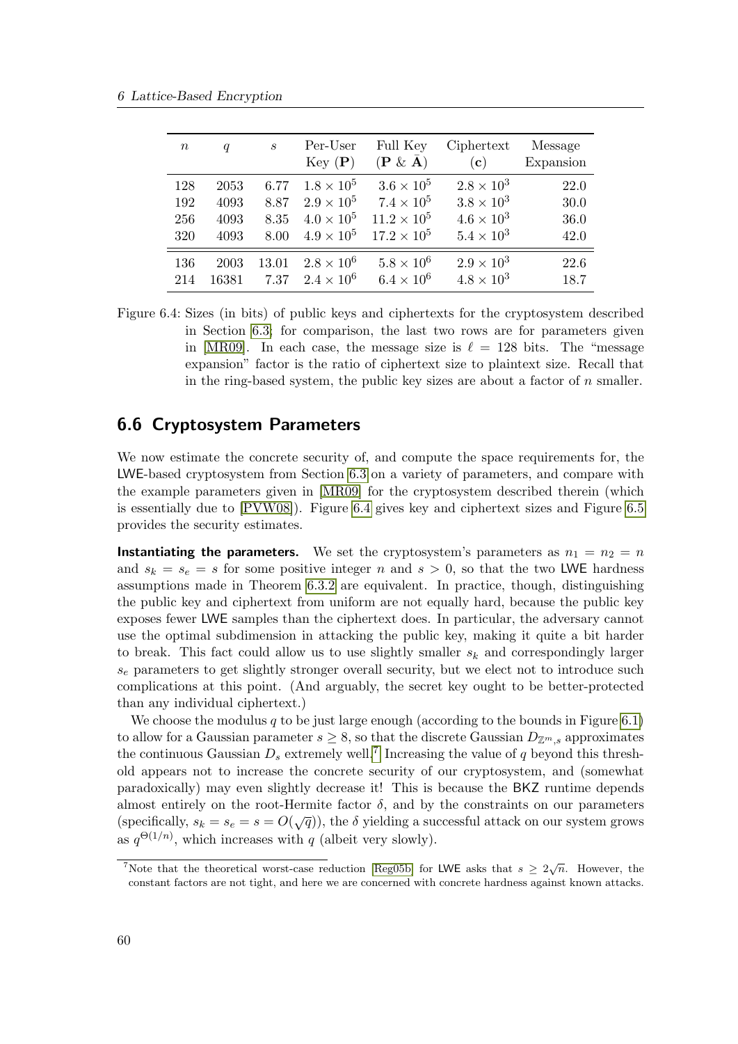| $n$ | $q$ | $s$ | Per-User Key ($\mathbf{P}$) | Full Key ($\mathbf{P}$ & $\bar{\mathbf{A}}$) | Ciphertext ($\mathbf{c}$) | Message Expansion |
|---|---|---|---|---|---|---|
| 128 | 2053 | 6.77 | $1.8 \times 10^5$ | $3.6 \times 10^5$ | $2.8 \times 10^3$ | 22.0 |
| 192 | 4093 | 8.87 | $2.9 \times 10^5$ | $7.4 \times 10^5$ | $3.8 \times 10^3$ | 30.0 |
| 256 | 4093 | 8.35 | $4.0 \times 10^5$ | $11.2 \times 10^5$ | $4.6 \times 10^3$ | 36.0 |
| 320 | 4093 | 8.00 | $4.9 \times 10^5$ | $17.2 \times 10^5$ | $5.4 \times 10^3$ | 42.0 |
| 136 | 2003 | 13.01 | $2.8 \times 10^6$ | $5.8 \times 10^6$ | $2.9 \times 10^3$ | 22.6 |
| 214 | 16381 | 7.37 | $2.4 \times 10^6$ | $6.4 \times 10^6$ | $4.8 \times 10^3$ | 18.7 |

Figure 6.4: Sizes (in bits) of public keys and ciphertexts for the cryptosystem described in Section 6.3; for comparison, the last two rows are for parameters given in [MR09]. In each case, the message size is $\ell = 128$ bits. The "message expansion" factor is the ratio of ciphertext size to plaintext size. Recall that in the ring-based system, the public key sizes are about a factor of $n$ smaller.

## 6.6 Cryptosystem Parameters

We now estimate the concrete security of, and compute the space requirements for, the LWE-based cryptosystem from Section 6.3 on a variety of parameters, and compare with the example parameters given in [MR09] for the cryptosystem described therein (which is essentially due to [PVW08]). Figure 6.4 gives key and ciphertext sizes and Figure 6.5 provides the security estimates.

**Instantiating the parameters.** We set the cryptosystem's parameters as $n_1 = n_2 = n$ and $s_k = s_e = s$ for some positive integer $n$ and $s > 0$, so that the two LWE hardness assumptions made in Theorem 6.3.2 are equivalent. In practice, though, distinguishing the public key and ciphertext from uniform are not equally hard, because the public key exposes fewer LWE samples than the ciphertext does. In particular, the adversary cannot use the optimal subdimension in attacking the public key, making it quite a bit harder to break. This fact could allow us to use slightly smaller $s_k$ and correspondingly larger $s_e$ parameters to get slightly stronger overall security, but we elect not to introduce such complications at this point. (And arguably, the secret key ought to be better-protected than any individual ciphertext.)

We choose the modulus $q$ to be just large enough (according to the bounds in Figure 6.1) to allow for a Gaussian parameter $s \geq 8$, so that the discrete Gaussian $D_{\mathbb{Z}^m,s}$ approximates the continuous Gaussian $D_s$ extremely well.[7] Increasing the value of $q$ beyond this threshold appears not to increase the concrete security of our cryptosystem, and (somewhat paradoxically) may even slightly decrease it! This is because the BKZ runtime depends almost entirely on the root-Hermite factor $\delta$, and by the constraints on our parameters (specifically, $s_k = s_e = s = O(\sqrt{q})$), the $\delta$ yielding a successful attack on our system grows as $q^{\Theta(1/n)}$, which increases with $q$ (albeit very slowly).

[7] Note that the theoretical worst-case reduction [Reg05b] for LWE asks that $s \geq 2\sqrt{n}$. However, the constant factors are not tight, and here we are concerned with concrete hardness against known attacks.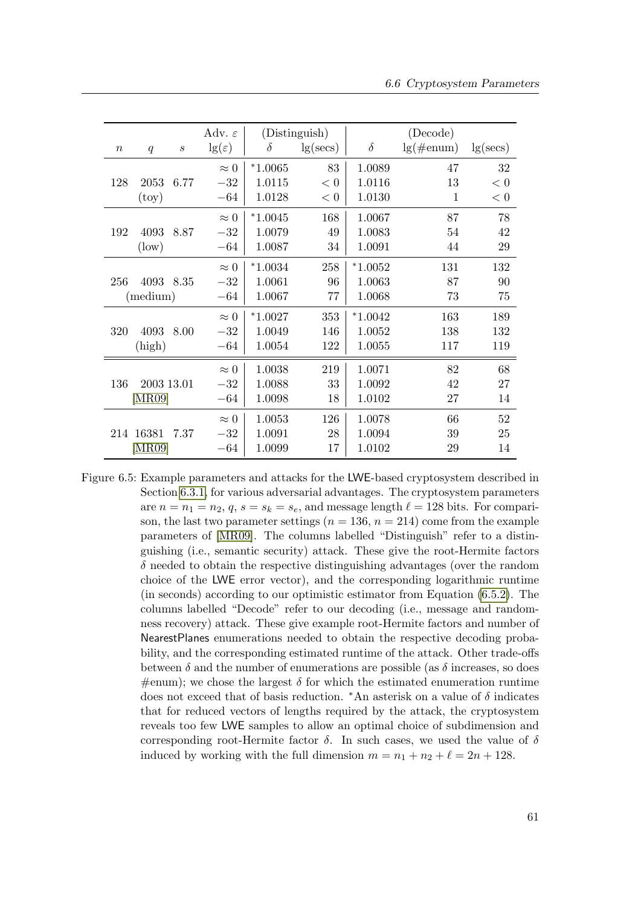| $n$ | $q$ | $s$ | Adv. $\varepsilon$ $\lg(\varepsilon)$ | (Distinguish) $\delta$ | $\lg(\text{secs})$ | (Decode) $\delta$ | $\lg(\#\text{enum})$ | $\lg(\text{secs})$ |
|---|---|---|---|---|---|---|---|---|
| | | | $\approx 0$ | *1.0065 | 83 | 1.0089 | 47 | 32 |
| 128 | 2053 | 6.77 | $-32$ | 1.0115 | $< 0$ | 1.0116 | 13 | $< 0$ |
| | (toy) | | $-64$ | 1.0128 | $< 0$ | 1.0130 | 1 | $< 0$ |
| | | | $\approx 0$ | *1.0045 | 168 | 1.0067 | 87 | 78 |
| 192 | 4093 | 8.87 | $-32$ | 1.0079 | 49 | 1.0083 | 54 | 42 |
| | (low) | | $-64$ | 1.0087 | 34 | 1.0091 | 44 | 29 |
| | | | $\approx 0$ | *1.0034 | 258 | *1.0052 | 131 | 132 |
| 256 | 4093 | 8.35 | $-32$ | 1.0061 | 96 | 1.0063 | 87 | 90 |
| | (medium) | | $-64$ | 1.0067 | 77 | 1.0068 | 73 | 75 |
| | | | $\approx 0$ | *1.0027 | 353 | *1.0042 | 163 | 189 |
| 320 | 4093 | 8.00 | $-32$ | 1.0049 | 146 | 1.0052 | 138 | 132 |
| | (high) | | $-64$ | 1.0054 | 122 | 1.0055 | 117 | 119 |
| | | | $\approx 0$ | 1.0038 | 219 | 1.0071 | 82 | 68 |
| 136 | 2003 | 13.01 | $-32$ | 1.0088 | 33 | 1.0092 | 42 | 27 |
| | [MR09] | | $-64$ | 1.0098 | 18 | 1.0102 | 27 | 14 |
| | | | $\approx 0$ | 1.0053 | 126 | 1.0078 | 66 | 52 |
| 214 | 16381 | 7.37 | $-32$ | 1.0091 | 28 | 1.0094 | 39 | 25 |
| | [MR09] | | $-64$ | 1.0099 | 17 | 1.0102 | 29 | 14 |

Figure 6.5: Example parameters and attacks for the LWE-based cryptosystem described in Section 6.3.1, for various adversarial advantages. The cryptosystem parameters are $n = n_1 = n_2$, $q$, $s = s_k = s_e$, and message length $\ell = 128$ bits. For comparison, the last two parameter settings ($n = 136$, $n = 214$) come from the example parameters of [MR09]. The columns labelled "Distinguish" refer to a distinguishing (i.e., semantic security) attack. These give the root-Hermite factors $\delta$ needed to obtain the respective distinguishing advantages (over the random choice of the LWE error vector), and the corresponding logarithmic runtime (in seconds) according to our optimistic estimator from Equation (6.5.2). The columns labelled "Decode" refer to our decoding (i.e., message and randomness recovery) attack. These give example root-Hermite factors and number of NearestPlanes enumerations needed to obtain the respective decoding probability, and the corresponding estimated runtime of the attack. Other trade-offs between $\delta$ and the number of enumerations are possible (as $\delta$ increases, so does #enum); we chose the largest $\delta$ for which the estimated enumeration runtime does not exceed that of basis reduction. *An asterisk on a value of $\delta$ indicates that for reduced vectors of lengths required by the attack, the cryptosystem reveals too few LWE samples to allow an optimal choice of subdimension and corresponding root-Hermite factor $\delta$. In such cases, we used the value of $\delta$ induced by working with the full dimension $m = n_1 + n_2 + \ell = 2n + 128$.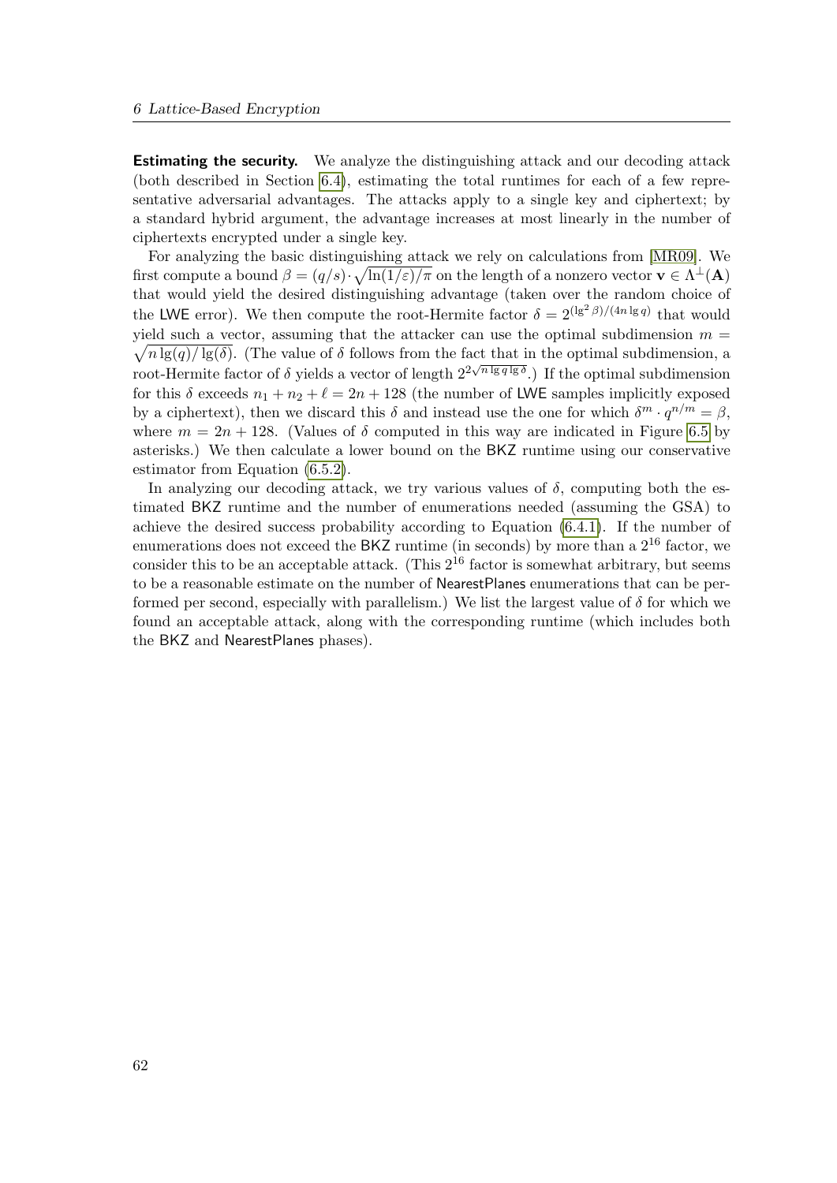**Estimating the security.** We analyze the distinguishing attack and our decoding attack (both described in Section 6.4), estimating the total runtimes for each of a few representative adversarial advantages. The attacks apply to a single key and ciphertext; by a standard hybrid argument, the advantage increases at most linearly in the number of ciphertexts encrypted under a single key.

For analyzing the basic distinguishing attack we rely on calculations from [MR09]. We first compute a bound $\beta = (q/s) \cdot \sqrt{\ln(1/\varepsilon)/\pi}$ on the length of a nonzero vector $\mathbf{v} \in \Lambda^{\perp}(\mathbf{A})$ that would yield the desired distinguishing advantage (taken over the random choice of the LWE error). We then compute the root-Hermite factor $\delta = 2^{(\lg^2 \beta)/(4n \lg q)}$ that would yield such a vector, assuming that the attacker can use the optimal subdimension $m = \sqrt{n \lg(q) / \lg(\delta)}$. (The value of $\delta$ follows from the fact that in the optimal subdimension, a root-Hermite factor of $\delta$ yields a vector of length $2^{2\sqrt{n \lg q \lg \delta}}$.) If the optimal subdimension for this $\delta$ exceeds $n_1 + n_2 + \ell = 2n + 128$ (the number of LWE samples implicitly exposed by a ciphertext), then we discard this $\delta$ and instead use the one for which $\delta^m \cdot q^{n/m} = \beta$, where $m = 2n + 128$. (Values of $\delta$ computed in this way are indicated in Figure 6.5 by asterisks.) We then calculate a lower bound on the BKZ runtime using our conservative estimator from Equation (6.5.2).

In analyzing our decoding attack, we try various values of $\delta$, computing both the estimated BKZ runtime and the number of enumerations needed (assuming the GSA) to achieve the desired success probability according to Equation (6.4.1). If the number of enumerations does not exceed the BKZ runtime (in seconds) by more than a $2^{16}$ factor, we consider this to be an acceptable attack. (This $2^{16}$ factor is somewhat arbitrary, but seems to be a reasonable estimate on the number of NearestPlanes enumerations that can be performed per second, especially with parallelism.) We list the largest value of $\delta$ for which we found an acceptable attack, along with the corresponding runtime (which includes both the BKZ and NearestPlanes phases).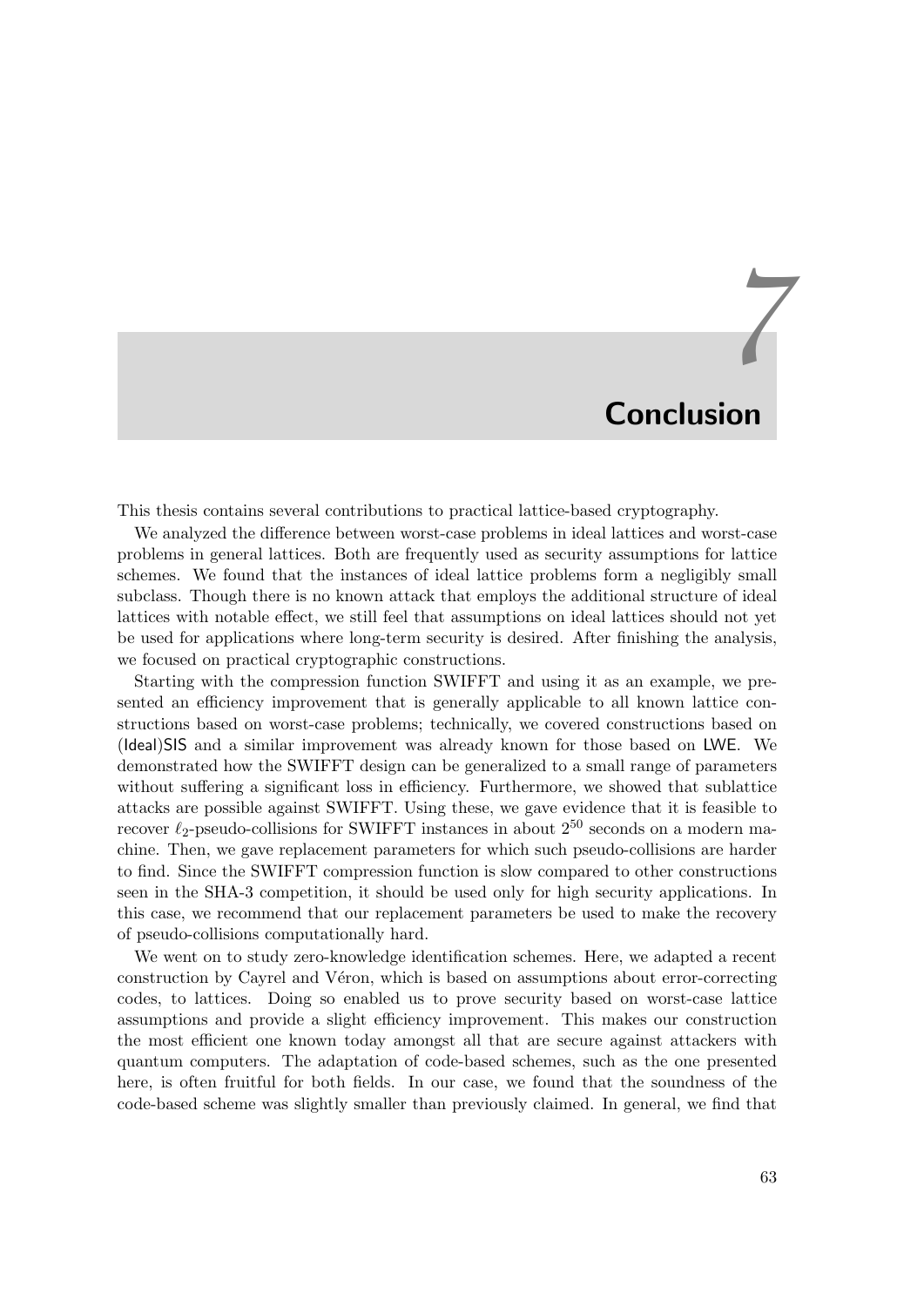# 7 Conclusion

This thesis contains several contributions to practical lattice-based cryptography.

We analyzed the difference between worst-case problems in ideal lattices and worst-case problems in general lattices. Both are frequently used as security assumptions for lattice schemes. We found that the instances of ideal lattice problems form a negligibly small subclass. Though there is no known attack that employs the additional structure of ideal lattices with notable effect, we still feel that assumptions on ideal lattices should not yet be used for applications where long-term security is desired. After finishing the analysis, we focused on practical cryptographic constructions.

Starting with the compression function SWIFFT and using it as an example, we presented an efficiency improvement that is generally applicable to all known lattice constructions based on worst-case problems; technically, we covered constructions based on (Ideal)SIS and a similar improvement was already known for those based on LWE. We demonstrated how the SWIFFT design can be generalized to a small range of parameters without suffering a significant loss in efficiency. Furthermore, we showed that sublattice attacks are possible against SWIFFT. Using these, we gave evidence that it is feasible to recover $\ell_2$-pseudo-collisions for SWIFFT instances in about $2^{50}$ seconds on a modern machine. Then, we gave replacement parameters for which such pseudo-collisions are harder to find. Since the SWIFFT compression function is slow compared to other constructions seen in the SHA-3 competition, it should be used only for high security applications. In this case, we recommend that our replacement parameters be used to make the recovery of pseudo-collisions computationally hard.

We went on to study zero-knowledge identification schemes. Here, we adapted a recent construction by Cayrel and Véron, which is based on assumptions about error-correcting codes, to lattices. Doing so enabled us to prove security based on worst-case lattice assumptions and provide a slight efficiency improvement. This makes our construction the most efficient one known today amongst all that are secure against attackers with quantum computers. The adaptation of code-based schemes, such as the one presented here, is often fruitful for both fields. In our case, we found that the soundness of the code-based scheme was slightly smaller than previously claimed. In general, we find that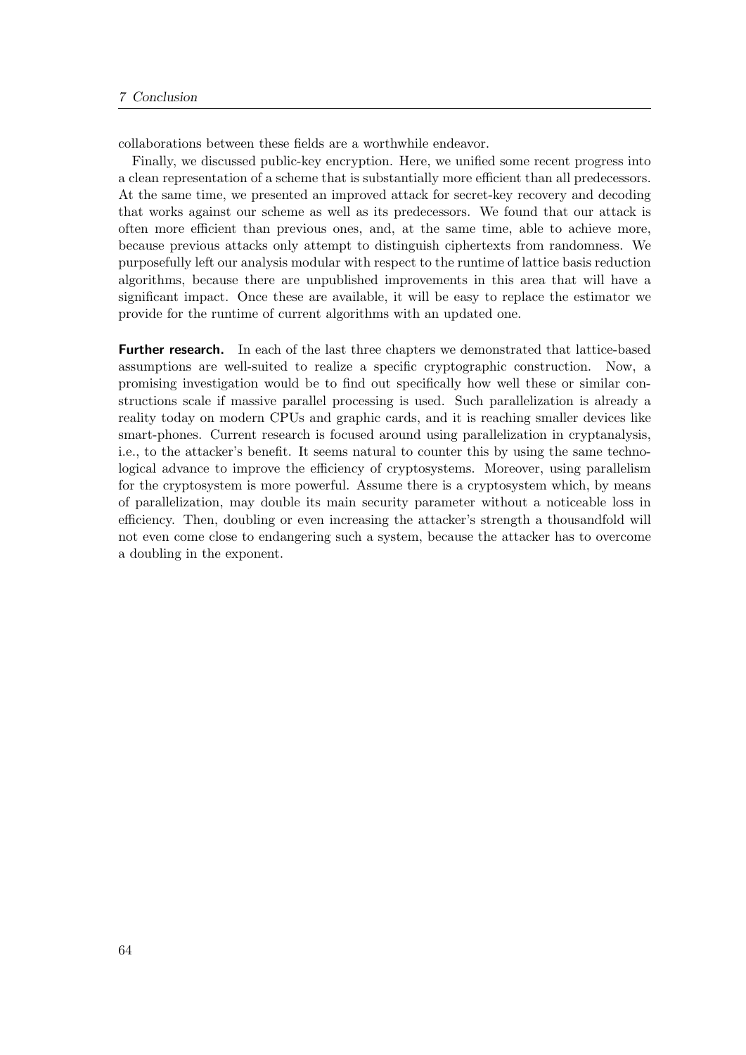collaborations between these fields are a worthwhile endeavor.

Finally, we discussed public-key encryption. Here, we unified some recent progress into a clean representation of a scheme that is substantially more efficient than all predecessors. At the same time, we presented an improved attack for secret-key recovery and decoding that works against our scheme as well as its predecessors. We found that our attack is often more efficient than previous ones, and, at the same time, able to achieve more, because previous attacks only attempt to distinguish ciphertexts from randomness. We purposefully left our analysis modular with respect to the runtime of lattice basis reduction algorithms, because there are unpublished improvements in this area that will have a significant impact. Once these are available, it will be easy to replace the estimator we provide for the runtime of current algorithms with an updated one.

**Further research.** In each of the last three chapters we demonstrated that lattice-based assumptions are well-suited to realize a specific cryptographic construction. Now, a promising investigation would be to find out specifically how well these or similar constructions scale if massive parallel processing is used. Such parallelization is already a reality today on modern CPUs and graphic cards, and it is reaching smaller devices like smart-phones. Current research is focused around using parallelization in cryptanalysis, i.e., to the attacker's benefit. It seems natural to counter this by using the same technological advance to improve the efficiency of cryptosystems. Moreover, using parallelism for the cryptosystem is more powerful. Assume there is a cryptosystem which, by means of parallelization, may double its main security parameter without a noticeable loss in efficiency. Then, doubling or even increasing the attacker's strength a thousandfold will not even come close to endangering such a system, because the attacker has to overcome a doubling in the exponent.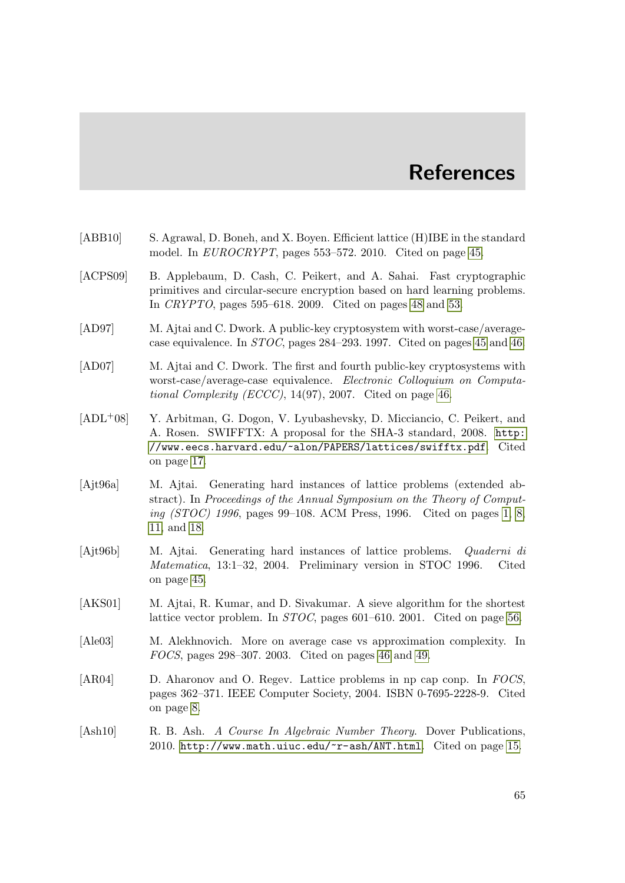# References

[ABB10] S. Agrawal, D. Boneh, and X. Boyen. Efficient lattice (H)IBE in the standard model. In *EUROCRYPT*, pages 553–572. 2010. Cited on page 45.

[ACPS09] B. Applebaum, D. Cash, C. Peikert, and A. Sahai. Fast cryptographic primitives and circular-secure encryption based on hard learning problems. In *CRYPTO*, pages 595–618. 2009. Cited on pages 48 and 53.

[AD97] M. Ajtai and C. Dwork. A public-key cryptosystem with worst-case/average-case equivalence. In *STOC*, pages 284–293. 1997. Cited on pages 45 and 46.

[AD07] M. Ajtai and C. Dwork. The first and fourth public-key cryptosystems with worst-case/average-case equivalence. *Electronic Colloquium on Computational Complexity (ECCC)*, 14(97), 2007. Cited on page 46.

[ADL+08] Y. Arbitman, G. Dogon, V. Lyubashevsky, D. Micciancio, C. Peikert, and A. Rosen. SWIFFTX: A proposal for the SHA-3 standard, 2008. `http://www.eecs.harvard.edu/~alon/PAPERS/lattices/swifftx.pdf`. Cited on page 17.

[Ajt96a] M. Ajtai. Generating hard instances of lattice problems (extended abstract). In *Proceedings of the Annual Symposium on the Theory of Computing (STOC) 1996*, pages 99–108. ACM Press, 1996. Cited on pages 1, 8, 11, and 18.

[Ajt96b] M. Ajtai. Generating hard instances of lattice problems. *Quaderni di Matematica*, 13:1–32, 2004. Preliminary version in STOC 1996. Cited on page 45.

[AKS01] M. Ajtai, R. Kumar, and D. Sivakumar. A sieve algorithm for the shortest lattice vector problem. In *STOC*, pages 601–610. 2001. Cited on page 56.

[Ale03] M. Alekhnovich. More on average case vs approximation complexity. In *FOCS*, pages 298–307. 2003. Cited on pages 46 and 49.

[AR04] D. Aharonov and O. Regev. Lattice problems in np cap conp. In *FOCS*, pages 362–371. IEEE Computer Society, 2004. ISBN 0-7695-2228-9. Cited on page 8.

[Ash10] R. B. Ash. *A Course In Algebraic Number Theory*. Dover Publications, 2010. `http://www.math.uiuc.edu/~r-ash/ANT.html`. Cited on page 15.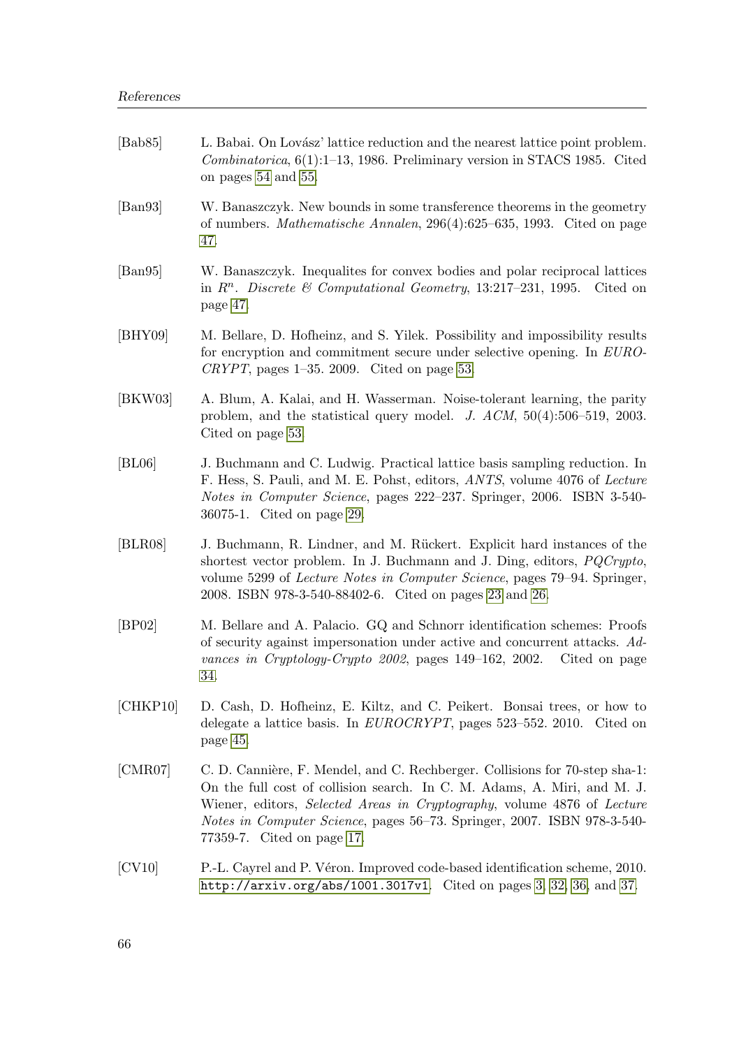[Bab85] L. Babai. On Lovász' lattice reduction and the nearest lattice point problem. *Combinatorica*, 6(1):1–13, 1986. Preliminary version in STACS 1985. Cited on pages 54 and 55.

[Ban93] W. Banaszczyk. New bounds in some transference theorems in the geometry of numbers. *Mathematische Annalen*, 296(4):625–635, 1993. Cited on page 47.

[Ban95] W. Banaszczyk. Inequalites for convex bodies and polar reciprocal lattices in $R^n$. *Discrete & Computational Geometry*, 13:217–231, 1995. Cited on page 47.

[BHY09] M. Bellare, D. Hofheinz, and S. Yilek. Possibility and impossibility results for encryption and commitment secure under selective opening. In *EUROCRYPT*, pages 1–35. 2009. Cited on page 53.

[BKW03] A. Blum, A. Kalai, and H. Wasserman. Noise-tolerant learning, the parity problem, and the statistical query model. *J. ACM*, 50(4):506–519, 2003. Cited on page 53.

[BL06] J. Buchmann and C. Ludwig. Practical lattice basis sampling reduction. In F. Hess, S. Pauli, and M. E. Pohst, editors, *ANTS*, volume 4076 of *Lecture Notes in Computer Science*, pages 222–237. Springer, 2006. ISBN 3-540-36075-1. Cited on page 29.

[BLR08] J. Buchmann, R. Lindner, and M. Rückert. Explicit hard instances of the shortest vector problem. In J. Buchmann and J. Ding, editors, *PQCrypto*, volume 5299 of *Lecture Notes in Computer Science*, pages 79–94. Springer, 2008. ISBN 978-3-540-88402-6. Cited on pages 23 and 26.

[BP02] M. Bellare and A. Palacio. GQ and Schnorr identification schemes: Proofs of security against impersonation under active and concurrent attacks. *Advances in Cryptology-Crypto 2002*, pages 149–162, 2002. Cited on page 34.

[CHKP10] D. Cash, D. Hofheinz, E. Kiltz, and C. Peikert. Bonsai trees, or how to delegate a lattice basis. In *EUROCRYPT*, pages 523–552. 2010. Cited on page 45.

[CMR07] C. D. Cannière, F. Mendel, and C. Rechberger. Collisions for 70-step sha-1: On the full cost of collision search. In C. M. Adams, A. Miri, and M. J. Wiener, editors, *Selected Areas in Cryptography*, volume 4876 of *Lecture Notes in Computer Science*, pages 56–73. Springer, 2007. ISBN 978-3-540-77359-7. Cited on page 17.

[CV10] P.-L. Cayrel and P. Véron. Improved code-based identification scheme, 2010. `http://arxiv.org/abs/1001.3017v1`. Cited on pages 3, 32, 36, and 37.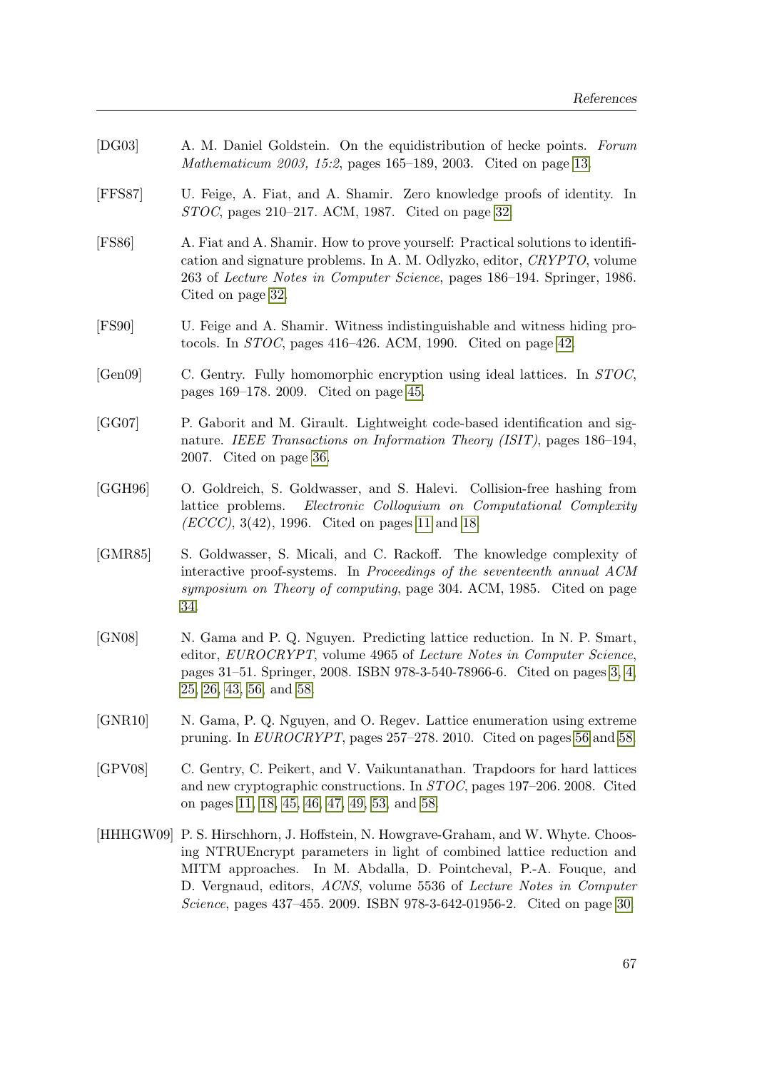[DG03] A. M. Daniel Goldstein. On the equidistribution of hecke points. *Forum Mathematicum 2003, 15:2*, pages 165–189, 2003. Cited on page 13.

[FFS87] U. Feige, A. Fiat, and A. Shamir. Zero knowledge proofs of identity. In *STOC*, pages 210–217. ACM, 1987. Cited on page 32.

[FS86] A. Fiat and A. Shamir. How to prove yourself: Practical solutions to identification and signature problems. In A. M. Odlyzko, editor, *CRYPTO*, volume 263 of *Lecture Notes in Computer Science*, pages 186–194. Springer, 1986. Cited on page 32.

[FS90] U. Feige and A. Shamir. Witness indistinguishable and witness hiding protocols. In *STOC*, pages 416–426. ACM, 1990. Cited on page 42.

[Gen09] C. Gentry. Fully homomorphic encryption using ideal lattices. In *STOC*, pages 169–178. 2009. Cited on page 45.

[GG07] P. Gaborit and M. Girault. Lightweight code-based identification and signature. *IEEE Transactions on Information Theory (ISIT)*, pages 186–194, 2007. Cited on page 36.

[GGH96] O. Goldreich, S. Goldwasser, and S. Halevi. Collision-free hashing from lattice problems. *Electronic Colloquium on Computational Complexity (ECCC)*, 3(42), 1996. Cited on pages 11 and 18.

[GMR85] S. Goldwasser, S. Micali, and C. Rackoff. The knowledge complexity of interactive proof-systems. In *Proceedings of the seventeenth annual ACM symposium on Theory of computing*, page 304. ACM, 1985. Cited on page 34.

[GN08] N. Gama and P. Q. Nguyen. Predicting lattice reduction. In N. P. Smart, editor, *EUROCRYPT*, volume 4965 of *Lecture Notes in Computer Science*, pages 31–51. Springer, 2008. ISBN 978-3-540-78966-6. Cited on pages 3, 4, 25, 26, 43, 56, and 58.

[GNR10] N. Gama, P. Q. Nguyen, and O. Regev. Lattice enumeration using extreme pruning. In *EUROCRYPT*, pages 257–278. 2010. Cited on pages 56 and 58.

[GPV08] C. Gentry, C. Peikert, and V. Vaikuntanathan. Trapdoors for hard lattices and new cryptographic constructions. In *STOC*, pages 197–206. 2008. Cited on pages 11, 18, 45, 46, 47, 49, 53, and 58.

[HHHGW09] P. S. Hirschhorn, J. Hoffstein, N. Howgrave-Graham, and W. Whyte. Choosing NTRUEncrypt parameters in light of combined lattice reduction and MITM approaches. In M. Abdalla, D. Pointcheval, P.-A. Fouque, and D. Vergnaud, editors, *ACNS*, volume 5536 of *Lecture Notes in Computer Science*, pages 437–455. 2009. ISBN 978-3-642-01956-2. Cited on page 30.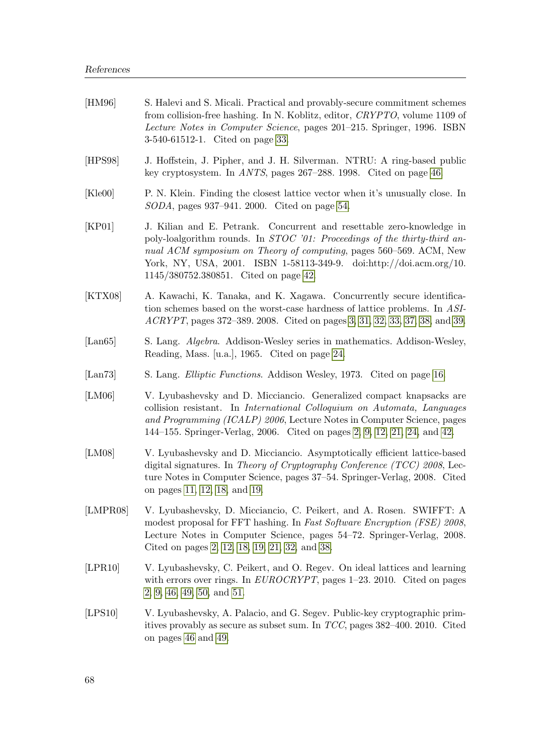[HM96] S. Halevi and S. Micali. Practical and provably-secure commitment schemes from collision-free hashing. In N. Koblitz, editor, *CRYPTO*, volume 1109 of *Lecture Notes in Computer Science*, pages 201–215. Springer, 1996. ISBN 3-540-61512-1. Cited on page 33.

[HPS98] J. Hoffstein, J. Pipher, and J. H. Silverman. NTRU: A ring-based public key cryptosystem. In *ANTS*, pages 267–288. 1998. Cited on page 46.

[Kle00] P. N. Klein. Finding the closest lattice vector when it's unusually close. In *SODA*, pages 937–941. 2000. Cited on page 54.

[KP01] J. Kilian and E. Petrank. Concurrent and resettable zero-knowledge in poly-loalgorithm rounds. In *STOC '01: Proceedings of the thirty-third annual ACM symposium on Theory of computing*, pages 560–569. ACM, New York, NY, USA, 2001. ISBN 1-58113-349-9. doi:http://doi.acm.org/10.1145/380752.380851. Cited on page 42.

[KTX08] A. Kawachi, K. Tanaka, and K. Xagawa. Concurrently secure identification schemes based on the worst-case hardness of lattice problems. In *ASIACRYPT*, pages 372–389. 2008. Cited on pages 3, 31, 32, 33, 37, 38, and 39.

[Lan65] S. Lang. *Algebra*. Addison-Wesley series in mathematics. Addison-Wesley, Reading, Mass. [u.a.], 1965. Cited on page 24.

[Lan73] S. Lang. *Elliptic Functions*. Addison Wesley, 1973. Cited on page 16.

[LM06] V. Lyubashevsky and D. Micciancio. Generalized compact knapsacks are collision resistant. In *International Colloquium on Automata, Languages and Programming (ICALP) 2006*, Lecture Notes in Computer Science, pages 144–155. Springer-Verlag, 2006. Cited on pages 2, 9, 12, 21, 24, and 42.

[LM08] V. Lyubashevsky and D. Micciancio. Asymptotically efficient lattice-based digital signatures. In *Theory of Cryptography Conference (TCC) 2008*, Lecture Notes in Computer Science, pages 37–54. Springer-Verlag, 2008. Cited on pages 11, 12, 18, and 19.

[LMPR08] V. Lyubashevsky, D. Micciancio, C. Peikert, and A. Rosen. SWIFFT: A modest proposal for FFT hashing. In *Fast Software Encryption (FSE) 2008*, Lecture Notes in Computer Science, pages 54–72. Springer-Verlag, 2008. Cited on pages 2, 12, 18, 19, 21, 32, and 38.

[LPR10] V. Lyubashevsky, C. Peikert, and O. Regev. On ideal lattices and learning with errors over rings. In *EUROCRYPT*, pages 1–23. 2010. Cited on pages 2, 9, 46, 49, 50, and 51.

[LPS10] V. Lyubashevsky, A. Palacio, and G. Segev. Public-key cryptographic primitives provably as secure as subset sum. In *TCC*, pages 382–400. 2010. Cited on pages 46 and 49.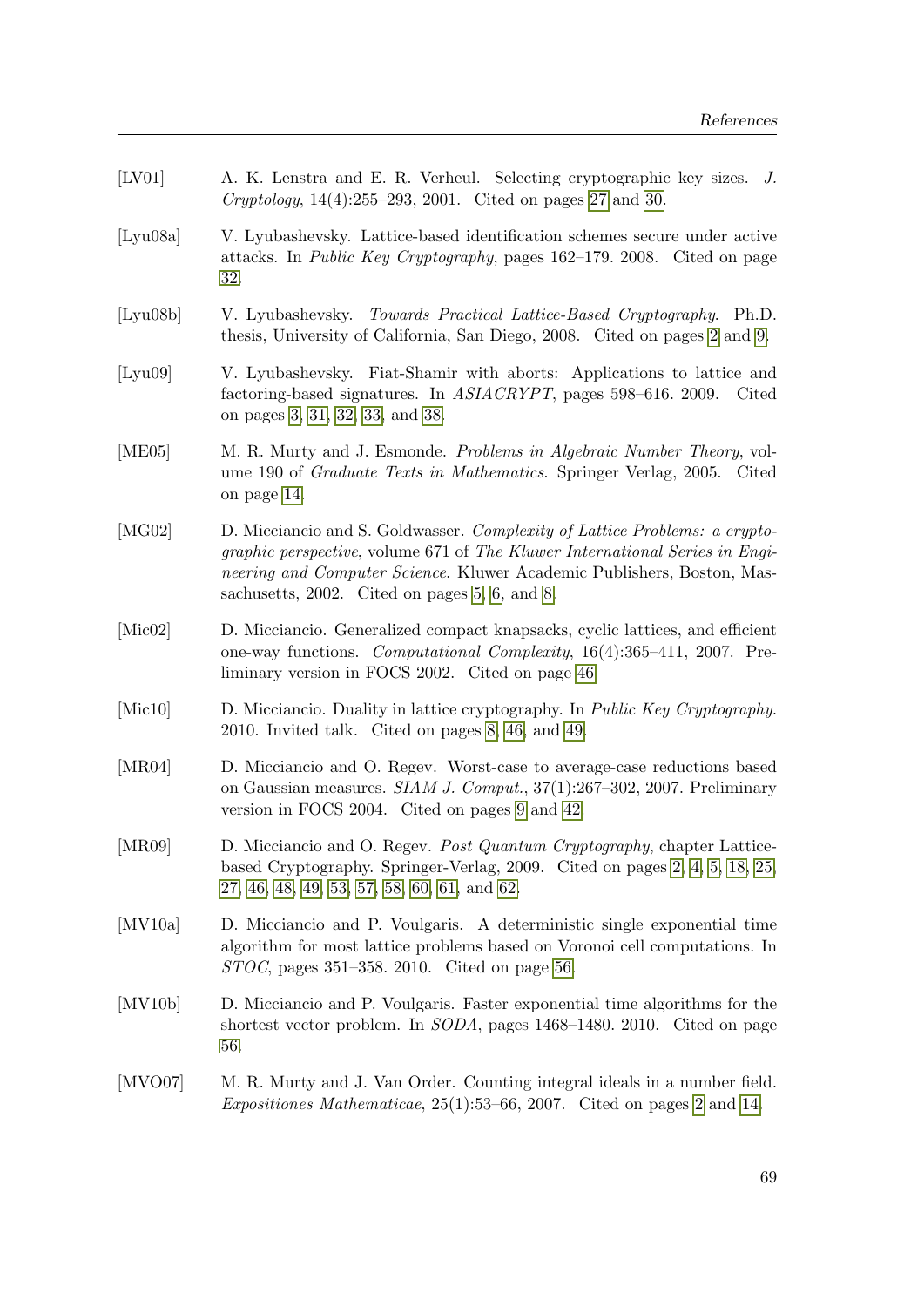[LV01] A. K. Lenstra and E. R. Verheul. Selecting cryptographic key sizes. *J. Cryptology*, 14(4):255–293, 2001. Cited on pages 27 and 30.

[Lyu08a] V. Lyubashevsky. Lattice-based identification schemes secure under active attacks. In *Public Key Cryptography*, pages 162–179. 2008. Cited on page 32.

[Lyu08b] V. Lyubashevsky. *Towards Practical Lattice-Based Cryptography*. Ph.D. thesis, University of California, San Diego, 2008. Cited on pages 2 and 9.

[Lyu09] V. Lyubashevsky. Fiat-Shamir with aborts: Applications to lattice and factoring-based signatures. In *ASIACRYPT*, pages 598–616. 2009. Cited on pages 3, 31, 32, 33, and 38.

[ME05] M. R. Murty and J. Esmonde. *Problems in Algebraic Number Theory*, volume 190 of *Graduate Texts in Mathematics*. Springer Verlag, 2005. Cited on page 14.

[MG02] D. Micciancio and S. Goldwasser. *Complexity of Lattice Problems: a cryptographic perspective*, volume 671 of *The Kluwer International Series in Engineering and Computer Science*. Kluwer Academic Publishers, Boston, Massachusetts, 2002. Cited on pages 5, 6, and 8.

[Mic02] D. Micciancio. Generalized compact knapsacks, cyclic lattices, and efficient one-way functions. *Computational Complexity*, 16(4):365–411, 2007. Preliminary version in FOCS 2002. Cited on page 46.

[Mic10] D. Micciancio. Duality in lattice cryptography. In *Public Key Cryptography*. 2010. Invited talk. Cited on pages 8, 46, and 49.

[MR04] D. Micciancio and O. Regev. Worst-case to average-case reductions based on Gaussian measures. *SIAM J. Comput.*, 37(1):267–302, 2007. Preliminary version in FOCS 2004. Cited on pages 9 and 42.

[MR09] D. Micciancio and O. Regev. *Post Quantum Cryptography*, chapter Lattice-based Cryptography. Springer-Verlag, 2009. Cited on pages 2, 4, 5, 18, 25, 27, 46, 48, 49, 53, 57, 58, 60, 61, and 62.

[MV10a] D. Micciancio and P. Voulgaris. A deterministic single exponential time algorithm for most lattice problems based on Voronoi cell computations. In *STOC*, pages 351–358. 2010. Cited on page 56.

[MV10b] D. Micciancio and P. Voulgaris. Faster exponential time algorithms for the shortest vector problem. In *SODA*, pages 1468–1480. 2010. Cited on page 56.

[MVO07] M. R. Murty and J. Van Order. Counting integral ideals in a number field. *Expositiones Mathematicae*, 25(1):53–66, 2007. Cited on pages 2 and 14.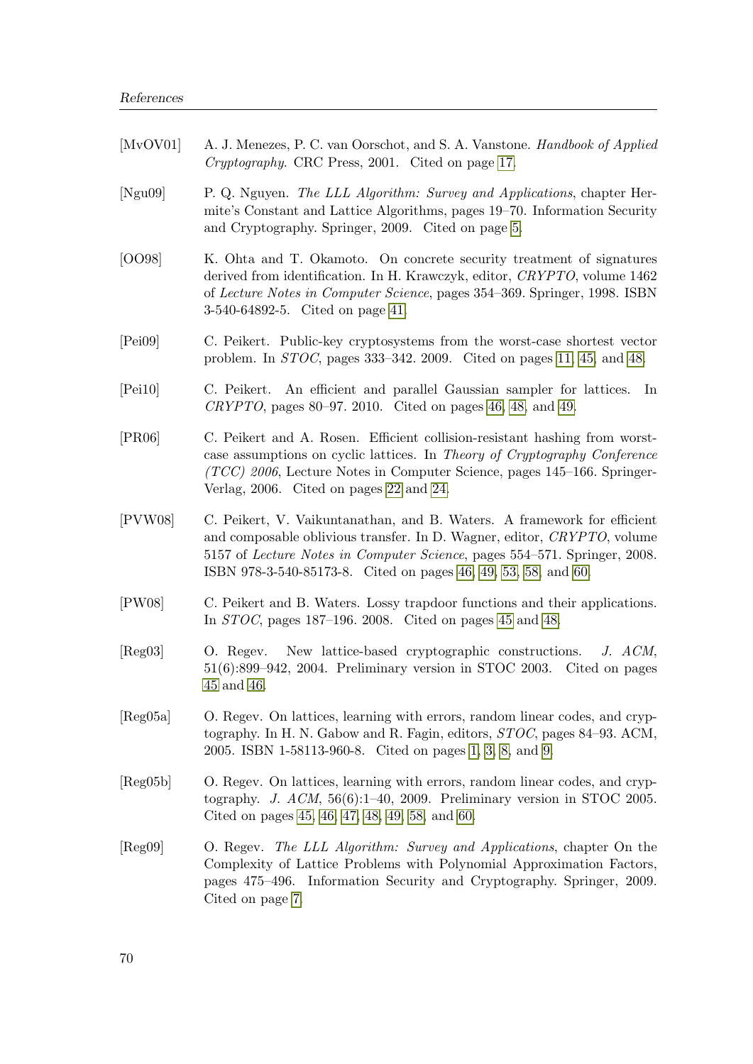[MvOV01] A. J. Menezes, P. C. van Oorschot, and S. A. Vanstone. *Handbook of Applied Cryptography*. CRC Press, 2001. Cited on page 17.

[Ngu09] P. Q. Nguyen. *The LLL Algorithm: Survey and Applications*, chapter Hermite's Constant and Lattice Algorithms, pages 19–70. Information Security and Cryptography. Springer, 2009. Cited on page 5.

[OO98] K. Ohta and T. Okamoto. On concrete security treatment of signatures derived from identification. In H. Krawczyk, editor, *CRYPTO*, volume 1462 of *Lecture Notes in Computer Science*, pages 354–369. Springer, 1998. ISBN 3-540-64892-5. Cited on page 41.

[Pei09] C. Peikert. Public-key cryptosystems from the worst-case shortest vector problem. In *STOC*, pages 333–342. 2009. Cited on pages 11, 45, and 48.

[Pei10] C. Peikert. An efficient and parallel Gaussian sampler for lattices. In *CRYPTO*, pages 80–97. 2010. Cited on pages 46, 48, and 49.

[PR06] C. Peikert and A. Rosen. Efficient collision-resistant hashing from worst-case assumptions on cyclic lattices. In *Theory of Cryptography Conference (TCC) 2006*, Lecture Notes in Computer Science, pages 145–166. Springer-Verlag, 2006. Cited on pages 22 and 24.

[PVW08] C. Peikert, V. Vaikuntanathan, and B. Waters. A framework for efficient and composable oblivious transfer. In D. Wagner, editor, *CRYPTO*, volume 5157 of *Lecture Notes in Computer Science*, pages 554–571. Springer, 2008. ISBN 978-3-540-85173-8. Cited on pages 46, 49, 53, 58, and 60.

[PW08] C. Peikert and B. Waters. Lossy trapdoor functions and their applications. In *STOC*, pages 187–196. 2008. Cited on pages 45 and 48.

[Reg03] O. Regev. New lattice-based cryptographic constructions. *J. ACM*, 51(6):899–942, 2004. Preliminary version in STOC 2003. Cited on pages 45 and 46.

[Reg05a] O. Regev. On lattices, learning with errors, random linear codes, and cryptography. In H. N. Gabow and R. Fagin, editors, *STOC*, pages 84–93. ACM, 2005. ISBN 1-58113-960-8. Cited on pages 1, 3, 8, and 9.

[Reg05b] O. Regev. On lattices, learning with errors, random linear codes, and cryptography. *J. ACM*, 56(6):1–40, 2009. Preliminary version in STOC 2005. Cited on pages 45, 46, 47, 48, 49, 58, and 60.

[Reg09] O. Regev. *The LLL Algorithm: Survey and Applications*, chapter On the Complexity of Lattice Problems with Polynomial Approximation Factors, pages 475–496. Information Security and Cryptography. Springer, 2009. Cited on page 7.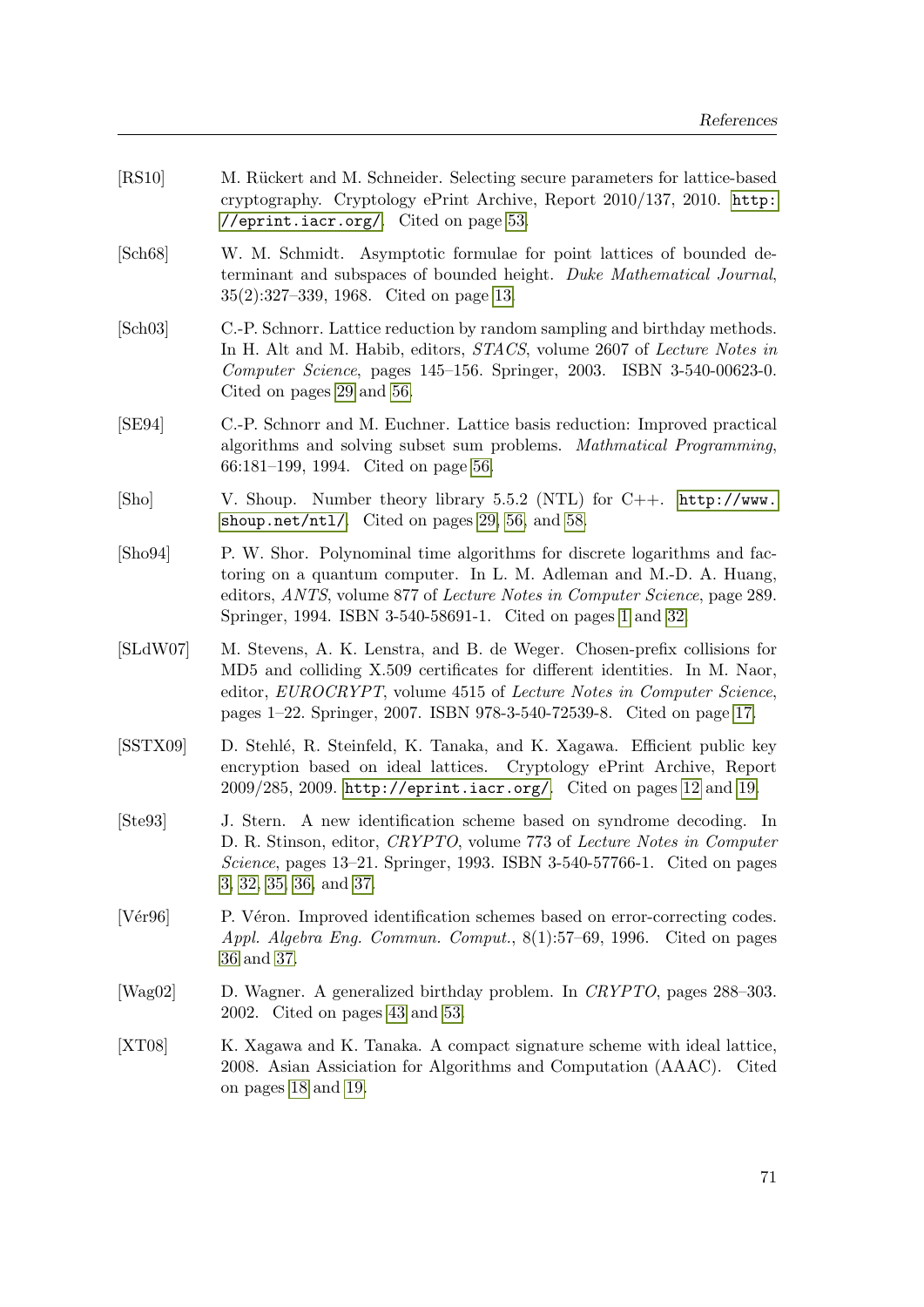[RS10] M. Rückert and M. Schneider. Selecting secure parameters for lattice-based cryptography. Cryptology ePrint Archive, Report 2010/137, 2010. http://eprint.iacr.org/. Cited on page 53.

[Sch68] W. M. Schmidt. Asymptotic formulae for point lattices of bounded determinant and subspaces of bounded height. *Duke Mathematical Journal*, 35(2):327–339, 1968. Cited on page 13.

[Sch03] C.-P. Schnorr. Lattice reduction by random sampling and birthday methods. In H. Alt and M. Habib, editors, *STACS*, volume 2607 of *Lecture Notes in Computer Science*, pages 145–156. Springer, 2003. ISBN 3-540-00623-0. Cited on pages 29 and 56.

[SE94] C.-P. Schnorr and M. Euchner. Lattice basis reduction: Improved practical algorithms and solving subset sum problems. *Mathmatical Programming*, 66:181–199, 1994. Cited on page 56.

[Sho] V. Shoup. Number theory library 5.5.2 (NTL) for C++. http://www.shoup.net/ntl/. Cited on pages 29, 56, and 58.

[Sho94] P. W. Shor. Polynominal time algorithms for discrete logarithms and factoring on a quantum computer. In L. M. Adleman and M.-D. A. Huang, editors, *ANTS*, volume 877 of *Lecture Notes in Computer Science*, page 289. Springer, 1994. ISBN 3-540-58691-1. Cited on pages 1 and 32.

[SLdW07] M. Stevens, A. K. Lenstra, and B. de Weger. Chosen-prefix collisions for MD5 and colliding X.509 certificates for different identities. In M. Naor, editor, *EUROCRYPT*, volume 4515 of *Lecture Notes in Computer Science*, pages 1–22. Springer, 2007. ISBN 978-3-540-72539-8. Cited on page 17.

[SSTX09] D. Stehlé, R. Steinfeld, K. Tanaka, and K. Xagawa. Efficient public key encryption based on ideal lattices. Cryptology ePrint Archive, Report 2009/285, 2009. http://eprint.iacr.org/. Cited on pages 12 and 19.

[Ste93] J. Stern. A new identification scheme based on syndrome decoding. In D. R. Stinson, editor, *CRYPTO*, volume 773 of *Lecture Notes in Computer Science*, pages 13–21. Springer, 1993. ISBN 3-540-57766-1. Cited on pages 3, 32, 35, 36, and 37.

[Vér96] P. Véron. Improved identification schemes based on error-correcting codes. *Appl. Algebra Eng. Commun. Comput.*, 8(1):57–69, 1996. Cited on pages 36 and 37.

[Wag02] D. Wagner. A generalized birthday problem. In *CRYPTO*, pages 288–303. 2002. Cited on pages 43 and 53.

[XT08] K. Xagawa and K. Tanaka. A compact signature scheme with ideal lattice, 2008. Asian Assiciation for Algorithms and Computation (AAAC). Cited on pages 18 and 19.